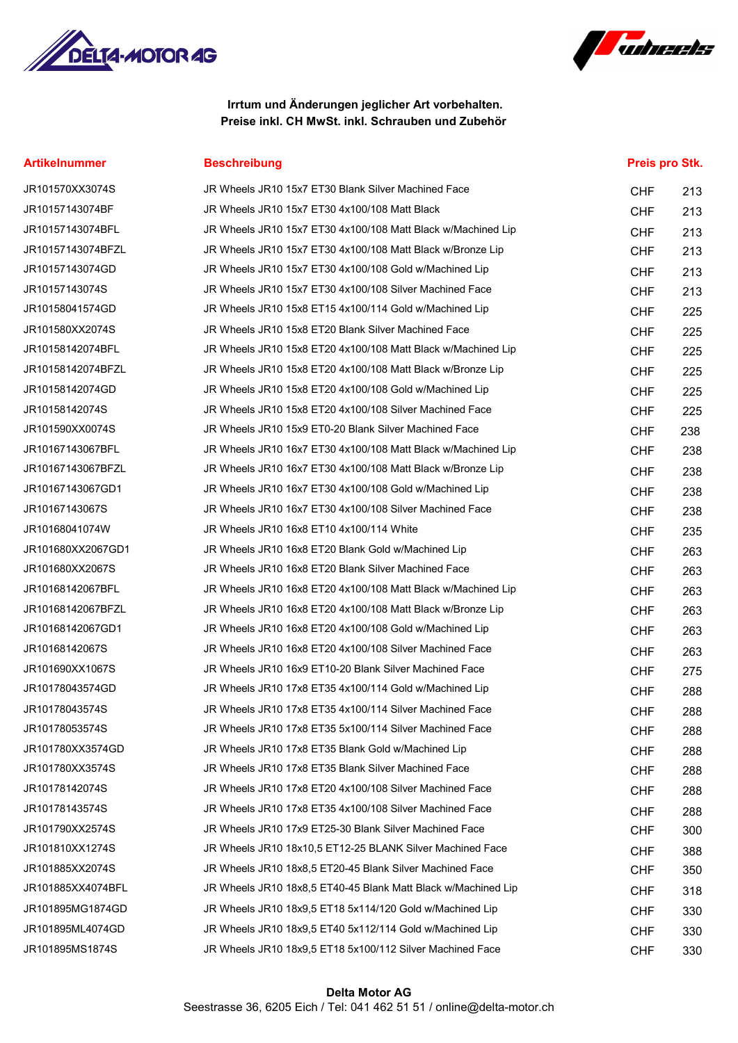**Irrtum und Änderungen jeglicher Art vorbehalten.**
**Preise inkl. CH MwSt. inkl. Schrauben und Zubehör**

| Artikelnummer | Beschreibung | Preis pro Stk. | |
|---|---|---|---|
| JR101570XX3074S | JR Wheels JR10 15x7 ET30 Blank Silver Machined Face | CHF | 213 |
| JR10157143074BF | JR Wheels JR10 15x7 ET30 4x100/108 Matt Black | CHF | 213 |
| JR10157143074BFL | JR Wheels JR10 15x7 ET30 4x100/108 Matt Black w/Machined Lip | CHF | 213 |
| JR10157143074BFZL | JR Wheels JR10 15x7 ET30 4x100/108 Matt Black w/Bronze Lip | CHF | 213 |
| JR10157143074GD | JR Wheels JR10 15x7 ET30 4x100/108 Gold w/Machined Lip | CHF | 213 |
| JR10157143074S | JR Wheels JR10 15x7 ET30 4x100/108 Silver Machined Face | CHF | 213 |
| JR10158041574GD | JR Wheels JR10 15x8 ET15 4x100/114 Gold w/Machined Lip | CHF | 225 |
| JR101580XX2074S | JR Wheels JR10 15x8 ET20 Blank Silver Machined Face | CHF | 225 |
| JR10158142074BFL | JR Wheels JR10 15x8 ET20 4x100/108 Matt Black w/Machined Lip | CHF | 225 |
| JR10158142074BFZL | JR Wheels JR10 15x8 ET20 4x100/108 Matt Black w/Bronze Lip | CHF | 225 |
| JR10158142074GD | JR Wheels JR10 15x8 ET20 4x100/108 Gold w/Machined Lip | CHF | 225 |
| JR10158142074S | JR Wheels JR10 15x8 ET20 4x100/108 Silver Machined Face | CHF | 225 |
| JR101590XX0074S | JR Wheels JR10 15x9 ET0-20 Blank Silver Machined Face | CHF | 238 |
| JR10167143067BFL | JR Wheels JR10 16x7 ET30 4x100/108 Matt Black w/Machined Lip | CHF | 238 |
| JR10167143067BFZL | JR Wheels JR10 16x7 ET30 4x100/108 Matt Black w/Bronze Lip | CHF | 238 |
| JR10167143067GD1 | JR Wheels JR10 16x7 ET30 4x100/108 Gold w/Machined Lip | CHF | 238 |
| JR10167143067S | JR Wheels JR10 16x7 ET30 4x100/108 Silver Machined Face | CHF | 238 |
| JR10168041074W | JR Wheels JR10 16x8 ET10 4x100/114 White | CHF | 235 |
| JR101680XX2067GD1 | JR Wheels JR10 16x8 ET20 Blank Gold w/Machined Lip | CHF | 263 |
| JR101680XX2067S | JR Wheels JR10 16x8 ET20 Blank Silver Machined Face | CHF | 263 |
| JR10168142067BFL | JR Wheels JR10 16x8 ET20 4x100/108 Matt Black w/Machined Lip | CHF | 263 |
| JR10168142067BFZL | JR Wheels JR10 16x8 ET20 4x100/108 Matt Black w/Bronze Lip | CHF | 263 |
| JR10168142067GD1 | JR Wheels JR10 16x8 ET20 4x100/108 Gold w/Machined Lip | CHF | 263 |
| JR10168142067S | JR Wheels JR10 16x8 ET20 4x100/108 Silver Machined Face | CHF | 263 |
| JR101690XX1067S | JR Wheels JR10 16x9 ET10-20 Blank Silver Machined Face | CHF | 275 |
| JR10178043574GD | JR Wheels JR10 17x8 ET35 4x100/114 Gold w/Machined Lip | CHF | 288 |
| JR10178043574S | JR Wheels JR10 17x8 ET35 4x100/114 Silver Machined Face | CHF | 288 |
| JR10178053574S | JR Wheels JR10 17x8 ET35 5x100/114 Silver Machined Face | CHF | 288 |
| JR101780XX3574GD | JR Wheels JR10 17x8 ET35 Blank Gold w/Machined Lip | CHF | 288 |
| JR101780XX3574S | JR Wheels JR10 17x8 ET35 Blank Silver Machined Face | CHF | 288 |
| JR10178142074S | JR Wheels JR10 17x8 ET20 4x100/108 Silver Machined Face | CHF | 288 |
| JR10178143574S | JR Wheels JR10 17x8 ET35 4x100/108 Silver Machined Face | CHF | 288 |
| JR101790XX2574S | JR Wheels JR10 17x9 ET25-30 Blank Silver Machined Face | CHF | 300 |
| JR101810XX1274S | JR Wheels JR10 18x10,5 ET12-25 BLANK Silver Machined Face | CHF | 388 |
| JR101885XX2074S | JR Wheels JR10 18x8,5 ET20-45 Blank Silver Machined Face | CHF | 350 |
| JR101885XX4074BFL | JR Wheels JR10 18x8,5 ET40-45 Blank Matt Black w/Machined Lip | CHF | 318 |
| JR101895MG1874GD | JR Wheels JR10 18x9,5 ET18 5x114/120 Gold w/Machined Lip | CHF | 330 |
| JR101895ML4074GD | JR Wheels JR10 18x9,5 ET40 5x112/114 Gold w/Machined Lip | CHF | 330 |
| JR101895MS1874S | JR Wheels JR10 18x9,5 ET18 5x100/112 Silver Machined Face | CHF | 330 |

**Delta Motor AG**
Seestrasse 36, 6205 Eich / Tel: 041 462 51 51 / online@delta-motor.ch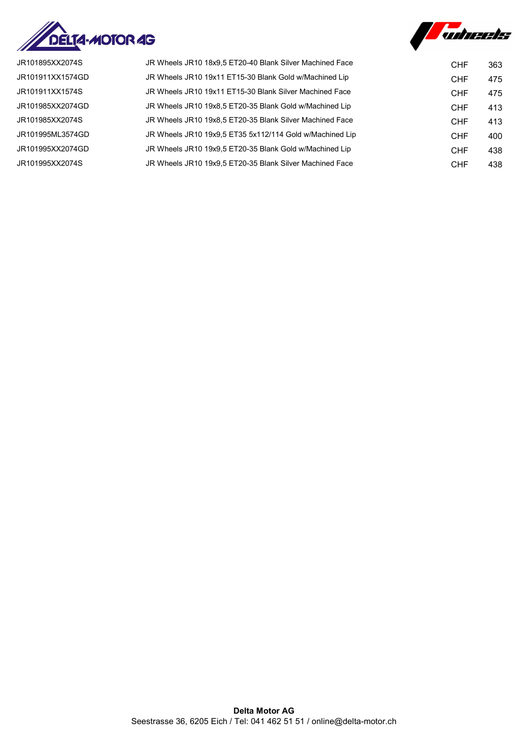| | | | |
|---|---|---|---|
| JR101895XX2074S | JR Wheels JR10 18x9,5 ET20-40 Blank Silver Machined Face | CHF | 363 |
| JR101911XX1574GD | JR Wheels JR10 19x11 ET15-30 Blank Gold w/Machined Lip | CHF | 475 |
| JR101911XX1574S | JR Wheels JR10 19x11 ET15-30 Blank Silver Machined Face | CHF | 475 |
| JR101985XX2074GD | JR Wheels JR10 19x8,5 ET20-35 Blank Gold w/Machined Lip | CHF | 413 |
| JR101985XX2074S | JR Wheels JR10 19x8,5 ET20-35 Blank Silver Machined Face | CHF | 413 |
| JR101995ML3574GD | JR Wheels JR10 19x9,5 ET35 5x112/114 Gold w/Machined Lip | CHF | 400 |
| JR101995XX2074GD | JR Wheels JR10 19x9,5 ET20-35 Blank Gold w/Machined Lip | CHF | 438 |
| JR101995XX2074S | JR Wheels JR10 19x9,5 ET20-35 Blank Silver Machined Face | CHF | 438 |

**Delta Motor AG**
Seestrasse 36, 6205 Eich / Tel: 041 462 51 51 / online@delta-motor.ch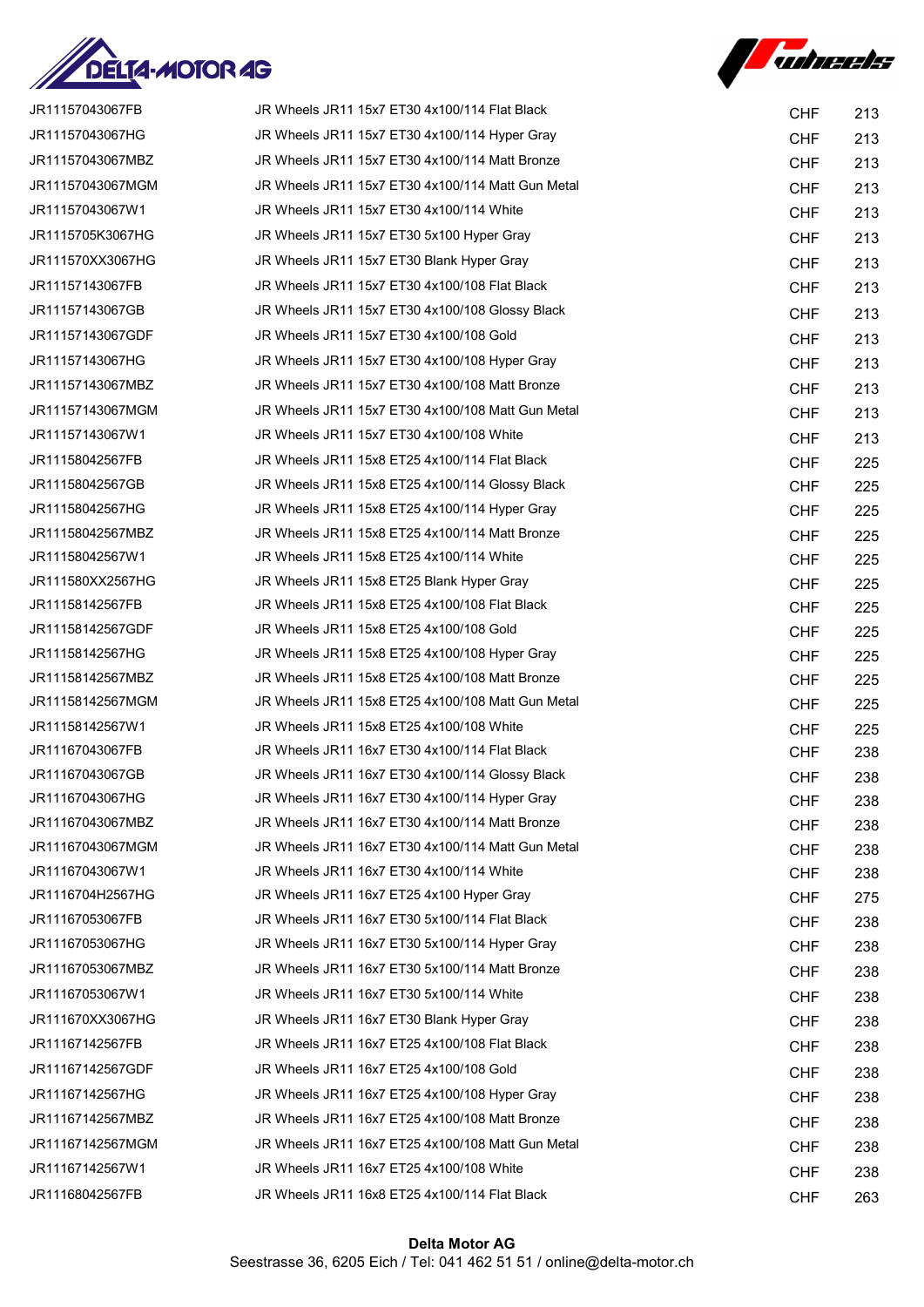| | | | |
|---|---|---|---|
| JR11157043067FB | JR Wheels JR11 15x7 ET30 4x100/114 Flat Black | CHF | 213 |
| JR11157043067HG | JR Wheels JR11 15x7 ET30 4x100/114 Hyper Gray | CHF | 213 |
| JR11157043067MBZ | JR Wheels JR11 15x7 ET30 4x100/114 Matt Bronze | CHF | 213 |
| JR11157043067MGM | JR Wheels JR11 15x7 ET30 4x100/114 Matt Gun Metal | CHF | 213 |
| JR11157043067W1 | JR Wheels JR11 15x7 ET30 4x100/114 White | CHF | 213 |
| JR1115705K3067HG | JR Wheels JR11 15x7 ET30 5x100 Hyper Gray | CHF | 213 |
| JR111570XX3067HG | JR Wheels JR11 15x7 ET30 Blank Hyper Gray | CHF | 213 |
| JR11157143067FB | JR Wheels JR11 15x7 ET30 4x100/108 Flat Black | CHF | 213 |
| JR11157143067GB | JR Wheels JR11 15x7 ET30 4x100/108 Glossy Black | CHF | 213 |
| JR11157143067GDF | JR Wheels JR11 15x7 ET30 4x100/108 Gold | CHF | 213 |
| JR11157143067HG | JR Wheels JR11 15x7 ET30 4x100/108 Hyper Gray | CHF | 213 |
| JR11157143067MBZ | JR Wheels JR11 15x7 ET30 4x100/108 Matt Bronze | CHF | 213 |
| JR11157143067MGM | JR Wheels JR11 15x7 ET30 4x100/108 Matt Gun Metal | CHF | 213 |
| JR11157143067W1 | JR Wheels JR11 15x7 ET30 4x100/108 White | CHF | 213 |
| JR11158042567FB | JR Wheels JR11 15x8 ET25 4x100/114 Flat Black | CHF | 225 |
| JR11158042567GB | JR Wheels JR11 15x8 ET25 4x100/114 Glossy Black | CHF | 225 |
| JR11158042567HG | JR Wheels JR11 15x8 ET25 4x100/114 Hyper Gray | CHF | 225 |
| JR11158042567MBZ | JR Wheels JR11 15x8 ET25 4x100/114 Matt Bronze | CHF | 225 |
| JR11158042567W1 | JR Wheels JR11 15x8 ET25 4x100/114 White | CHF | 225 |
| JR111580XX2567HG | JR Wheels JR11 15x8 ET25 Blank Hyper Gray | CHF | 225 |
| JR11158142567FB | JR Wheels JR11 15x8 ET25 4x100/108 Flat Black | CHF | 225 |
| JR11158142567GDF | JR Wheels JR11 15x8 ET25 4x100/108 Gold | CHF | 225 |
| JR11158142567HG | JR Wheels JR11 15x8 ET25 4x100/108 Hyper Gray | CHF | 225 |
| JR11158142567MBZ | JR Wheels JR11 15x8 ET25 4x100/108 Matt Bronze | CHF | 225 |
| JR11158142567MGM | JR Wheels JR11 15x8 ET25 4x100/108 Matt Gun Metal | CHF | 225 |
| JR11158142567W1 | JR Wheels JR11 15x8 ET25 4x100/108 White | CHF | 225 |
| JR11167043067FB | JR Wheels JR11 16x7 ET30 4x100/114 Flat Black | CHF | 238 |
| JR11167043067GB | JR Wheels JR11 16x7 ET30 4x100/114 Glossy Black | CHF | 238 |
| JR11167043067HG | JR Wheels JR11 16x7 ET30 4x100/114 Hyper Gray | CHF | 238 |
| JR11167043067MBZ | JR Wheels JR11 16x7 ET30 4x100/114 Matt Bronze | CHF | 238 |
| JR11167043067MGM | JR Wheels JR11 16x7 ET30 4x100/114 Matt Gun Metal | CHF | 238 |
| JR11167043067W1 | JR Wheels JR11 16x7 ET30 4x100/114 White | CHF | 238 |
| JR1116704H2567HG | JR Wheels JR11 16x7 ET25 4x100 Hyper Gray | CHF | 275 |
| JR11167053067FB | JR Wheels JR11 16x7 ET30 5x100/114 Flat Black | CHF | 238 |
| JR11167053067HG | JR Wheels JR11 16x7 ET30 5x100/114 Hyper Gray | CHF | 238 |
| JR11167053067MBZ | JR Wheels JR11 16x7 ET30 5x100/114 Matt Bronze | CHF | 238 |
| JR11167053067W1 | JR Wheels JR11 16x7 ET30 5x100/114 White | CHF | 238 |
| JR111670XX3067HG | JR Wheels JR11 16x7 ET30 Blank Hyper Gray | CHF | 238 |
| JR11167142567FB | JR Wheels JR11 16x7 ET25 4x100/108 Flat Black | CHF | 238 |
| JR11167142567GDF | JR Wheels JR11 16x7 ET25 4x100/108 Gold | CHF | 238 |
| JR11167142567HG | JR Wheels JR11 16x7 ET25 4x100/108 Hyper Gray | CHF | 238 |
| JR11167142567MBZ | JR Wheels JR11 16x7 ET25 4x100/108 Matt Bronze | CHF | 238 |
| JR11167142567MGM | JR Wheels JR11 16x7 ET25 4x100/108 Matt Gun Metal | CHF | 238 |
| JR11167142567W1 | JR Wheels JR11 16x7 ET25 4x100/108 White | CHF | 238 |
| JR11168042567FB | JR Wheels JR11 16x8 ET25 4x100/114 Flat Black | CHF | 263 |

**Delta Motor AG**
Seestrasse 36, 6205 Eich / Tel: 041 462 51 51 / online@delta-motor.ch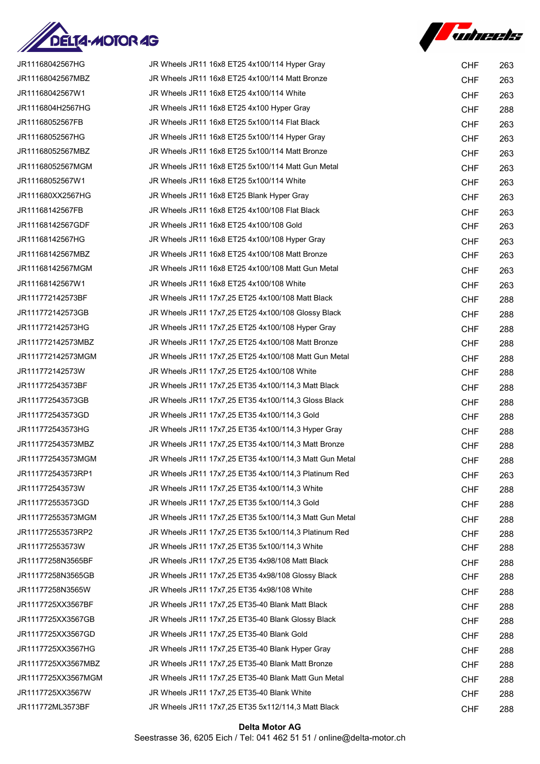| | | | |
|---|---|---|---|
| JR11168042567HG | JR Wheels JR11 16x8 ET25 4x100/114 Hyper Gray | CHF | 263 |
| JR11168042567MBZ | JR Wheels JR11 16x8 ET25 4x100/114 Matt Bronze | CHF | 263 |
| JR11168042567W1 | JR Wheels JR11 16x8 ET25 4x100/114 White | CHF | 263 |
| JR1116804H2567HG | JR Wheels JR11 16x8 ET25 4x100 Hyper Gray | CHF | 288 |
| JR11168052567FB | JR Wheels JR11 16x8 ET25 5x100/114 Flat Black | CHF | 263 |
| JR11168052567HG | JR Wheels JR11 16x8 ET25 5x100/114 Hyper Gray | CHF | 263 |
| JR11168052567MBZ | JR Wheels JR11 16x8 ET25 5x100/114 Matt Bronze | CHF | 263 |
| JR11168052567MGM | JR Wheels JR11 16x8 ET25 5x100/114 Matt Gun Metal | CHF | 263 |
| JR11168052567W1 | JR Wheels JR11 16x8 ET25 5x100/114 White | CHF | 263 |
| JR111680XX2567HG | JR Wheels JR11 16x8 ET25 Blank Hyper Gray | CHF | 263 |
| JR11168142567FB | JR Wheels JR11 16x8 ET25 4x100/108 Flat Black | CHF | 263 |
| JR11168142567GDF | JR Wheels JR11 16x8 ET25 4x100/108 Gold | CHF | 263 |
| JR11168142567HG | JR Wheels JR11 16x8 ET25 4x100/108 Hyper Gray | CHF | 263 |
| JR11168142567MBZ | JR Wheels JR11 16x8 ET25 4x100/108 Matt Bronze | CHF | 263 |
| JR11168142567MGM | JR Wheels JR11 16x8 ET25 4x100/108 Matt Gun Metal | CHF | 263 |
| JR11168142567W1 | JR Wheels JR11 16x8 ET25 4x100/108 White | CHF | 263 |
| JR111772142573BF | JR Wheels JR11 17x7,25 ET25 4x100/108 Matt Black | CHF | 288 |
| JR111772142573GB | JR Wheels JR11 17x7,25 ET25 4x100/108 Glossy Black | CHF | 288 |
| JR111772142573HG | JR Wheels JR11 17x7,25 ET25 4x100/108 Hyper Gray | CHF | 288 |
| JR111772142573MBZ | JR Wheels JR11 17x7,25 ET25 4x100/108 Matt Bronze | CHF | 288 |
| JR111772142573MGM | JR Wheels JR11 17x7,25 ET25 4x100/108 Matt Gun Metal | CHF | 288 |
| JR111772142573W | JR Wheels JR11 17x7,25 ET25 4x100/108 White | CHF | 288 |
| JR111772543573BF | JR Wheels JR11 17x7,25 ET35 4x100/114,3 Matt Black | CHF | 288 |
| JR111772543573GB | JR Wheels JR11 17x7,25 ET35 4x100/114,3 Gloss Black | CHF | 288 |
| JR111772543573GD | JR Wheels JR11 17x7,25 ET35 4x100/114,3 Gold | CHF | 288 |
| JR111772543573HG | JR Wheels JR11 17x7,25 ET35 4x100/114,3 Hyper Gray | CHF | 288 |
| JR111772543573MBZ | JR Wheels JR11 17x7,25 ET35 4x100/114,3 Matt Bronze | CHF | 288 |
| JR111772543573MGM | JR Wheels JR11 17x7,25 ET35 4x100/114,3 Matt Gun Metal | CHF | 288 |
| JR111772543573RP1 | JR Wheels JR11 17x7,25 ET35 4x100/114,3 Platinum Red | CHF | 263 |
| JR111772543573W | JR Wheels JR11 17x7,25 ET35 4x100/114,3 White | CHF | 288 |
| JR111772553573GD | JR Wheels JR11 17x7,25 ET35 5x100/114,3 Gold | CHF | 288 |
| JR111772553573MGM | JR Wheels JR11 17x7,25 ET35 5x100/114,3 Matt Gun Metal | CHF | 288 |
| JR111772553573RP2 | JR Wheels JR11 17x7,25 ET35 5x100/114,3 Platinum Red | CHF | 288 |
| JR111772553573W | JR Wheels JR11 17x7,25 ET35 5x100/114,3 White | CHF | 288 |
| JR11177258N3565BF | JR Wheels JR11 17x7,25 ET35 4x98/108 Matt Black | CHF | 288 |
| JR11177258N3565GB | JR Wheels JR11 17x7,25 ET35 4x98/108 Glossy Black | CHF | 288 |
| JR11177258N3565W | JR Wheels JR11 17x7,25 ET35 4x98/108 White | CHF | 288 |
| JR1117725XX3567BF | JR Wheels JR11 17x7,25 ET35-40 Blank Matt Black | CHF | 288 |
| JR1117725XX3567GB | JR Wheels JR11 17x7,25 ET35-40 Blank Glossy Black | CHF | 288 |
| JR1117725XX3567GD | JR Wheels JR11 17x7,25 ET35-40 Blank Gold | CHF | 288 |
| JR1117725XX3567HG | JR Wheels JR11 17x7,25 ET35-40 Blank Hyper Gray | CHF | 288 |
| JR1117725XX3567MBZ | JR Wheels JR11 17x7,25 ET35-40 Blank Matt Bronze | CHF | 288 |
| JR1117725XX3567MGM | JR Wheels JR11 17x7,25 ET35-40 Blank Matt Gun Metal | CHF | 288 |
| JR1117725XX3567W | JR Wheels JR11 17x7,25 ET35-40 Blank White | CHF | 288 |
| JR111772ML3573BF | JR Wheels JR11 17x7,25 ET35 5x112/114,3 Matt Black | CHF | 288 |

**Delta Motor AG**
Seestrasse 36, 6205 Eich / Tel: 041 462 51 51 / online@delta-motor.ch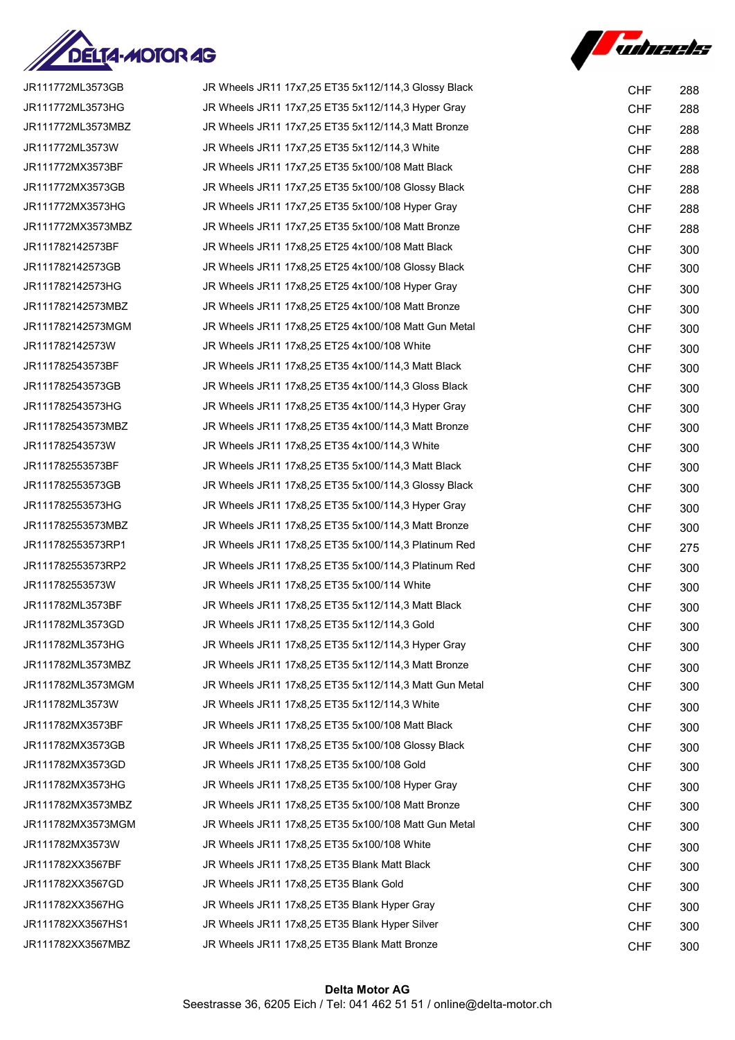| | | | |
|---|---|---|---|
| JR111772ML3573GB | JR Wheels JR11 17x7,25 ET35 5x112/114,3 Glossy Black | CHF | 288 |
| JR111772ML3573HG | JR Wheels JR11 17x7,25 ET35 5x112/114,3 Hyper Gray | CHF | 288 |
| JR111772ML3573MBZ | JR Wheels JR11 17x7,25 ET35 5x112/114,3 Matt Bronze | CHF | 288 |
| JR111772ML3573W | JR Wheels JR11 17x7,25 ET35 5x112/114,3 White | CHF | 288 |
| JR111772MX3573BF | JR Wheels JR11 17x7,25 ET35 5x100/108 Matt Black | CHF | 288 |
| JR111772MX3573GB | JR Wheels JR11 17x7,25 ET35 5x100/108 Glossy Black | CHF | 288 |
| JR111772MX3573HG | JR Wheels JR11 17x7,25 ET35 5x100/108 Hyper Gray | CHF | 288 |
| JR111772MX3573MBZ | JR Wheels JR11 17x7,25 ET35 5x100/108 Matt Bronze | CHF | 288 |
| JR111782142573BF | JR Wheels JR11 17x8,25 ET25 4x100/108 Matt Black | CHF | 300 |
| JR111782142573GB | JR Wheels JR11 17x8,25 ET25 4x100/108 Glossy Black | CHF | 300 |
| JR111782142573HG | JR Wheels JR11 17x8,25 ET25 4x100/108 Hyper Gray | CHF | 300 |
| JR111782142573MBZ | JR Wheels JR11 17x8,25 ET25 4x100/108 Matt Bronze | CHF | 300 |
| JR111782142573MGM | JR Wheels JR11 17x8,25 ET25 4x100/108 Matt Gun Metal | CHF | 300 |
| JR111782142573W | JR Wheels JR11 17x8,25 ET25 4x100/108 White | CHF | 300 |
| JR111782543573BF | JR Wheels JR11 17x8,25 ET35 4x100/114,3 Matt Black | CHF | 300 |
| JR111782543573GB | JR Wheels JR11 17x8,25 ET35 4x100/114,3 Gloss Black | CHF | 300 |
| JR111782543573HG | JR Wheels JR11 17x8,25 ET35 4x100/114,3 Hyper Gray | CHF | 300 |
| JR111782543573MBZ | JR Wheels JR11 17x8,25 ET35 4x100/114,3 Matt Bronze | CHF | 300 |
| JR111782543573W | JR Wheels JR11 17x8,25 ET35 4x100/114,3 White | CHF | 300 |
| JR111782553573BF | JR Wheels JR11 17x8,25 ET35 5x100/114,3 Matt Black | CHF | 300 |
| JR111782553573GB | JR Wheels JR11 17x8,25 ET35 5x100/114,3 Glossy Black | CHF | 300 |
| JR111782553573HG | JR Wheels JR11 17x8,25 ET35 5x100/114,3 Hyper Gray | CHF | 300 |
| JR111782553573MBZ | JR Wheels JR11 17x8,25 ET35 5x100/114,3 Matt Bronze | CHF | 300 |
| JR111782553573RP1 | JR Wheels JR11 17x8,25 ET35 5x100/114,3 Platinum Red | CHF | 275 |
| JR111782553573RP2 | JR Wheels JR11 17x8,25 ET35 5x100/114,3 Platinum Red | CHF | 300 |
| JR111782553573W | JR Wheels JR11 17x8,25 ET35 5x100/114 White | CHF | 300 |
| JR111782ML3573BF | JR Wheels JR11 17x8,25 ET35 5x112/114,3 Matt Black | CHF | 300 |
| JR111782ML3573GD | JR Wheels JR11 17x8,25 ET35 5x112/114,3 Gold | CHF | 300 |
| JR111782ML3573HG | JR Wheels JR11 17x8,25 ET35 5x112/114,3 Hyper Gray | CHF | 300 |
| JR111782ML3573MBZ | JR Wheels JR11 17x8,25 ET35 5x112/114,3 Matt Bronze | CHF | 300 |
| JR111782ML3573MGM | JR Wheels JR11 17x8,25 ET35 5x112/114,3 Matt Gun Metal | CHF | 300 |
| JR111782ML3573W | JR Wheels JR11 17x8,25 ET35 5x112/114,3 White | CHF | 300 |
| JR111782MX3573BF | JR Wheels JR11 17x8,25 ET35 5x100/108 Matt Black | CHF | 300 |
| JR111782MX3573GB | JR Wheels JR11 17x8,25 ET35 5x100/108 Glossy Black | CHF | 300 |
| JR111782MX3573GD | JR Wheels JR11 17x8,25 ET35 5x100/108 Gold | CHF | 300 |
| JR111782MX3573HG | JR Wheels JR11 17x8,25 ET35 5x100/108 Hyper Gray | CHF | 300 |
| JR111782MX3573MBZ | JR Wheels JR11 17x8,25 ET35 5x100/108 Matt Bronze | CHF | 300 |
| JR111782MX3573MGM | JR Wheels JR11 17x8,25 ET35 5x100/108 Matt Gun Metal | CHF | 300 |
| JR111782MX3573W | JR Wheels JR11 17x8,25 ET35 5x100/108 White | CHF | 300 |
| JR111782XX3567BF | JR Wheels JR11 17x8,25 ET35 Blank Matt Black | CHF | 300 |
| JR111782XX3567GD | JR Wheels JR11 17x8,25 ET35 Blank Gold | CHF | 300 |
| JR111782XX3567HG | JR Wheels JR11 17x8,25 ET35 Blank Hyper Gray | CHF | 300 |
| JR111782XX3567HS1 | JR Wheels JR11 17x8,25 ET35 Blank Hyper Silver | CHF | 300 |
| JR111782XX3567MBZ | JR Wheels JR11 17x8,25 ET35 Blank Matt Bronze | CHF | 300 |

**Delta Motor AG**
Seestrasse 36, 6205 Eich / Tel: 041 462 51 51 / online@delta-motor.ch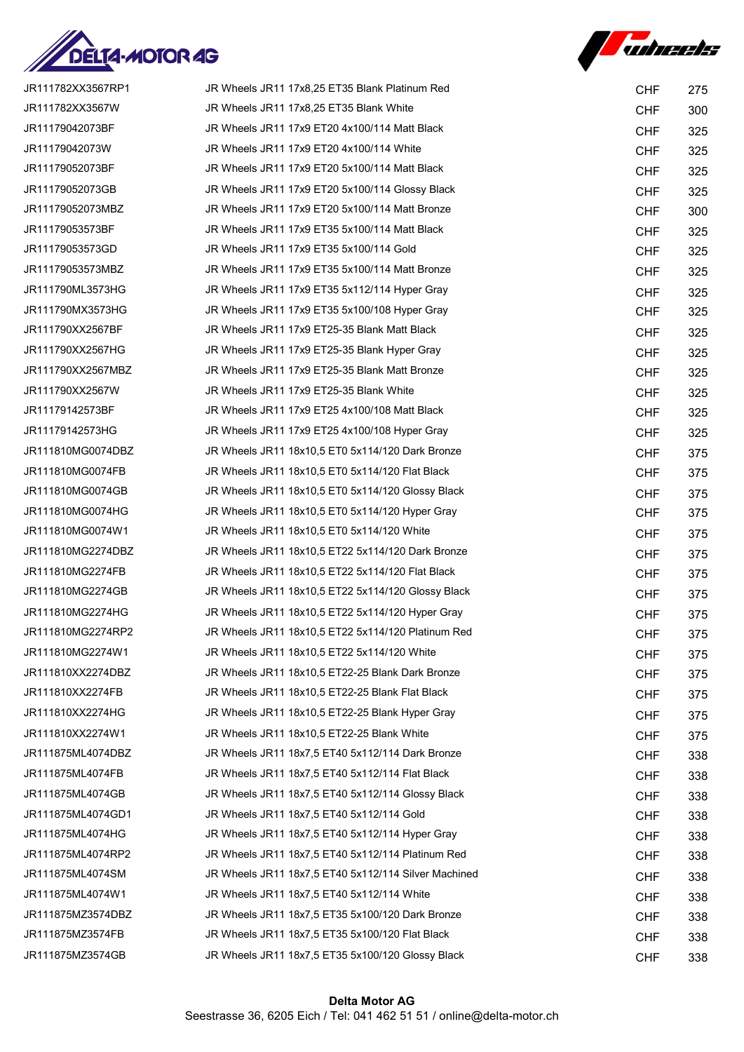| | | | |
|---|---|---|---|
| JR111782XX3567RP1 | JR Wheels JR11 17x8,25 ET35 Blank Platinum Red | CHF | 275 |
| JR111782XX3567W | JR Wheels JR11 17x8,25 ET35 Blank White | CHF | 300 |
| JR11179042073BF | JR Wheels JR11 17x9 ET20 4x100/114 Matt Black | CHF | 325 |
| JR11179042073W | JR Wheels JR11 17x9 ET20 4x100/114 White | CHF | 325 |
| JR11179052073BF | JR Wheels JR11 17x9 ET20 5x100/114 Matt Black | CHF | 325 |
| JR11179052073GB | JR Wheels JR11 17x9 ET20 5x100/114 Glossy Black | CHF | 325 |
| JR11179052073MBZ | JR Wheels JR11 17x9 ET20 5x100/114 Matt Bronze | CHF | 300 |
| JR11179053573BF | JR Wheels JR11 17x9 ET35 5x100/114 Matt Black | CHF | 325 |
| JR11179053573GD | JR Wheels JR11 17x9 ET35 5x100/114 Gold | CHF | 325 |
| JR11179053573MBZ | JR Wheels JR11 17x9 ET35 5x100/114 Matt Bronze | CHF | 325 |
| JR111790ML3573HG | JR Wheels JR11 17x9 ET35 5x112/114 Hyper Gray | CHF | 325 |
| JR111790MX3573HG | JR Wheels JR11 17x9 ET35 5x100/108 Hyper Gray | CHF | 325 |
| JR111790XX2567BF | JR Wheels JR11 17x9 ET25-35 Blank Matt Black | CHF | 325 |
| JR111790XX2567HG | JR Wheels JR11 17x9 ET25-35 Blank Hyper Gray | CHF | 325 |
| JR111790XX2567MBZ | JR Wheels JR11 17x9 ET25-35 Blank Matt Bronze | CHF | 325 |
| JR111790XX2567W | JR Wheels JR11 17x9 ET25-35 Blank White | CHF | 325 |
| JR11179142573BF | JR Wheels JR11 17x9 ET25 4x100/108 Matt Black | CHF | 325 |
| JR11179142573HG | JR Wheels JR11 17x9 ET25 4x100/108 Hyper Gray | CHF | 325 |
| JR111810MG0074DBZ | JR Wheels JR11 18x10,5 ET0 5x114/120 Dark Bronze | CHF | 375 |
| JR111810MG0074FB | JR Wheels JR11 18x10,5 ET0 5x114/120 Flat Black | CHF | 375 |
| JR111810MG0074GB | JR Wheels JR11 18x10,5 ET0 5x114/120 Glossy Black | CHF | 375 |
| JR111810MG0074HG | JR Wheels JR11 18x10,5 ET0 5x114/120 Hyper Gray | CHF | 375 |
| JR111810MG0074W1 | JR Wheels JR11 18x10,5 ET0 5x114/120 White | CHF | 375 |
| JR111810MG2274DBZ | JR Wheels JR11 18x10,5 ET22 5x114/120 Dark Bronze | CHF | 375 |
| JR111810MG2274FB | JR Wheels JR11 18x10,5 ET22 5x114/120 Flat Black | CHF | 375 |
| JR111810MG2274GB | JR Wheels JR11 18x10,5 ET22 5x114/120 Glossy Black | CHF | 375 |
| JR111810MG2274HG | JR Wheels JR11 18x10,5 ET22 5x114/120 Hyper Gray | CHF | 375 |
| JR111810MG2274RP2 | JR Wheels JR11 18x10,5 ET22 5x114/120 Platinum Red | CHF | 375 |
| JR111810MG2274W1 | JR Wheels JR11 18x10,5 ET22 5x114/120 White | CHF | 375 |
| JR111810XX2274DBZ | JR Wheels JR11 18x10,5 ET22-25 Blank Dark Bronze | CHF | 375 |
| JR111810XX2274FB | JR Wheels JR11 18x10,5 ET22-25 Blank Flat Black | CHF | 375 |
| JR111810XX2274HG | JR Wheels JR11 18x10,5 ET22-25 Blank Hyper Gray | CHF | 375 |
| JR111810XX2274W1 | JR Wheels JR11 18x10,5 ET22-25 Blank White | CHF | 375 |
| JR111875ML4074DBZ | JR Wheels JR11 18x7,5 ET40 5x112/114 Dark Bronze | CHF | 338 |
| JR111875ML4074FB | JR Wheels JR11 18x7,5 ET40 5x112/114 Flat Black | CHF | 338 |
| JR111875ML4074GB | JR Wheels JR11 18x7,5 ET40 5x112/114 Glossy Black | CHF | 338 |
| JR111875ML4074GD1 | JR Wheels JR11 18x7,5 ET40 5x112/114 Gold | CHF | 338 |
| JR111875ML4074HG | JR Wheels JR11 18x7,5 ET40 5x112/114 Hyper Gray | CHF | 338 |
| JR111875ML4074RP2 | JR Wheels JR11 18x7,5 ET40 5x112/114 Platinum Red | CHF | 338 |
| JR111875ML4074SM | JR Wheels JR11 18x7,5 ET40 5x112/114 Silver Machined | CHF | 338 |
| JR111875ML4074W1 | JR Wheels JR11 18x7,5 ET40 5x112/114 White | CHF | 338 |
| JR111875MZ3574DBZ | JR Wheels JR11 18x7,5 ET35 5x100/120 Dark Bronze | CHF | 338 |
| JR111875MZ3574FB | JR Wheels JR11 18x7,5 ET35 5x100/120 Flat Black | CHF | 338 |
| JR111875MZ3574GB | JR Wheels JR11 18x7,5 ET35 5x100/120 Glossy Black | CHF | 338 |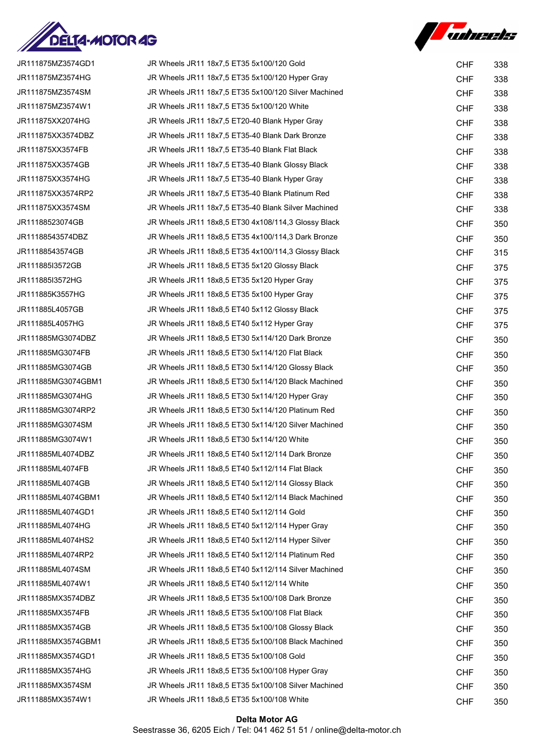| | | | |
|---|---|---|---|
| JR111875MZ3574GD1 | JR Wheels JR11 18x7,5 ET35 5x100/120 Gold | CHF | 338 |
| JR111875MZ3574HG | JR Wheels JR11 18x7,5 ET35 5x100/120 Hyper Gray | CHF | 338 |
| JR111875MZ3574SM | JR Wheels JR11 18x7,5 ET35 5x100/120 Silver Machined | CHF | 338 |
| JR111875MZ3574W1 | JR Wheels JR11 18x7,5 ET35 5x100/120 White | CHF | 338 |
| JR111875XX2074HG | JR Wheels JR11 18x7,5 ET20-40 Blank Hyper Gray | CHF | 338 |
| JR111875XX3574DBZ | JR Wheels JR11 18x7,5 ET35-40 Blank Dark Bronze | CHF | 338 |
| JR111875XX3574FB | JR Wheels JR11 18x7,5 ET35-40 Blank Flat Black | CHF | 338 |
| JR111875XX3574GB | JR Wheels JR11 18x7,5 ET35-40 Blank Glossy Black | CHF | 338 |
| JR111875XX3574HG | JR Wheels JR11 18x7,5 ET35-40 Blank Hyper Gray | CHF | 338 |
| JR111875XX3574RP2 | JR Wheels JR11 18x7,5 ET35-40 Blank Platinum Red | CHF | 338 |
| JR111875XX3574SM | JR Wheels JR11 18x7,5 ET35-40 Blank Silver Machined | CHF | 338 |
| JR11188523074GB | JR Wheels JR11 18x8,5 ET30 4x108/114,3 Glossy Black | CHF | 350 |
| JR11188543574DBZ | JR Wheels JR11 18x8,5 ET35 4x100/114,3 Dark Bronze | CHF | 350 |
| JR11188543574GB | JR Wheels JR11 18x8,5 ET35 4x100/114,3 Glossy Black | CHF | 315 |
| JR111885I3572GB | JR Wheels JR11 18x8,5 ET35 5x120 Glossy Black | CHF | 375 |
| JR111885I3572HG | JR Wheels JR11 18x8,5 ET35 5x120 Hyper Gray | CHF | 375 |
| JR111885K3557HG | JR Wheels JR11 18x8,5 ET35 5x100 Hyper Gray | CHF | 375 |
| JR111885L4057GB | JR Wheels JR11 18x8,5 ET40 5x112 Glossy Black | CHF | 375 |
| JR111885L4057HG | JR Wheels JR11 18x8,5 ET40 5x112 Hyper Gray | CHF | 375 |
| JR111885MG3074DBZ | JR Wheels JR11 18x8,5 ET30 5x114/120 Dark Bronze | CHF | 350 |
| JR111885MG3074FB | JR Wheels JR11 18x8,5 ET30 5x114/120 Flat Black | CHF | 350 |
| JR111885MG3074GB | JR Wheels JR11 18x8,5 ET30 5x114/120 Glossy Black | CHF | 350 |
| JR111885MG3074GBM1 | JR Wheels JR11 18x8,5 ET30 5x114/120 Black Machined | CHF | 350 |
| JR111885MG3074HG | JR Wheels JR11 18x8,5 ET30 5x114/120 Hyper Gray | CHF | 350 |
| JR111885MG3074RP2 | JR Wheels JR11 18x8,5 ET30 5x114/120 Platinum Red | CHF | 350 |
| JR111885MG3074SM | JR Wheels JR11 18x8,5 ET30 5x114/120 Silver Machined | CHF | 350 |
| JR111885MG3074W1 | JR Wheels JR11 18x8,5 ET30 5x114/120 White | CHF | 350 |
| JR111885ML4074DBZ | JR Wheels JR11 18x8,5 ET40 5x112/114 Dark Bronze | CHF | 350 |
| JR111885ML4074FB | JR Wheels JR11 18x8,5 ET40 5x112/114 Flat Black | CHF | 350 |
| JR111885ML4074GB | JR Wheels JR11 18x8,5 ET40 5x112/114 Glossy Black | CHF | 350 |
| JR111885ML4074GBM1 | JR Wheels JR11 18x8,5 ET40 5x112/114 Black Machined | CHF | 350 |
| JR111885ML4074GD1 | JR Wheels JR11 18x8,5 ET40 5x112/114 Gold | CHF | 350 |
| JR111885ML4074HG | JR Wheels JR11 18x8,5 ET40 5x112/114 Hyper Gray | CHF | 350 |
| JR111885ML4074HS2 | JR Wheels JR11 18x8,5 ET40 5x112/114 Hyper Silver | CHF | 350 |
| JR111885ML4074RP2 | JR Wheels JR11 18x8,5 ET40 5x112/114 Platinum Red | CHF | 350 |
| JR111885ML4074SM | JR Wheels JR11 18x8,5 ET40 5x112/114 Silver Machined | CHF | 350 |
| JR111885ML4074W1 | JR Wheels JR11 18x8,5 ET40 5x112/114 White | CHF | 350 |
| JR111885MX3574DBZ | JR Wheels JR11 18x8,5 ET35 5x100/108 Dark Bronze | CHF | 350 |
| JR111885MX3574FB | JR Wheels JR11 18x8,5 ET35 5x100/108 Flat Black | CHF | 350 |
| JR111885MX3574GB | JR Wheels JR11 18x8,5 ET35 5x100/108 Glossy Black | CHF | 350 |
| JR111885MX3574GBM1 | JR Wheels JR11 18x8,5 ET35 5x100/108 Black Machined | CHF | 350 |
| JR111885MX3574GD1 | JR Wheels JR11 18x8,5 ET35 5x100/108 Gold | CHF | 350 |
| JR111885MX3574HG | JR Wheels JR11 18x8,5 ET35 5x100/108 Hyper Gray | CHF | 350 |
| JR111885MX3574SM | JR Wheels JR11 18x8,5 ET35 5x100/108 Silver Machined | CHF | 350 |
| JR111885MX3574W1 | JR Wheels JR11 18x8,5 ET35 5x100/108 White | CHF | 350 |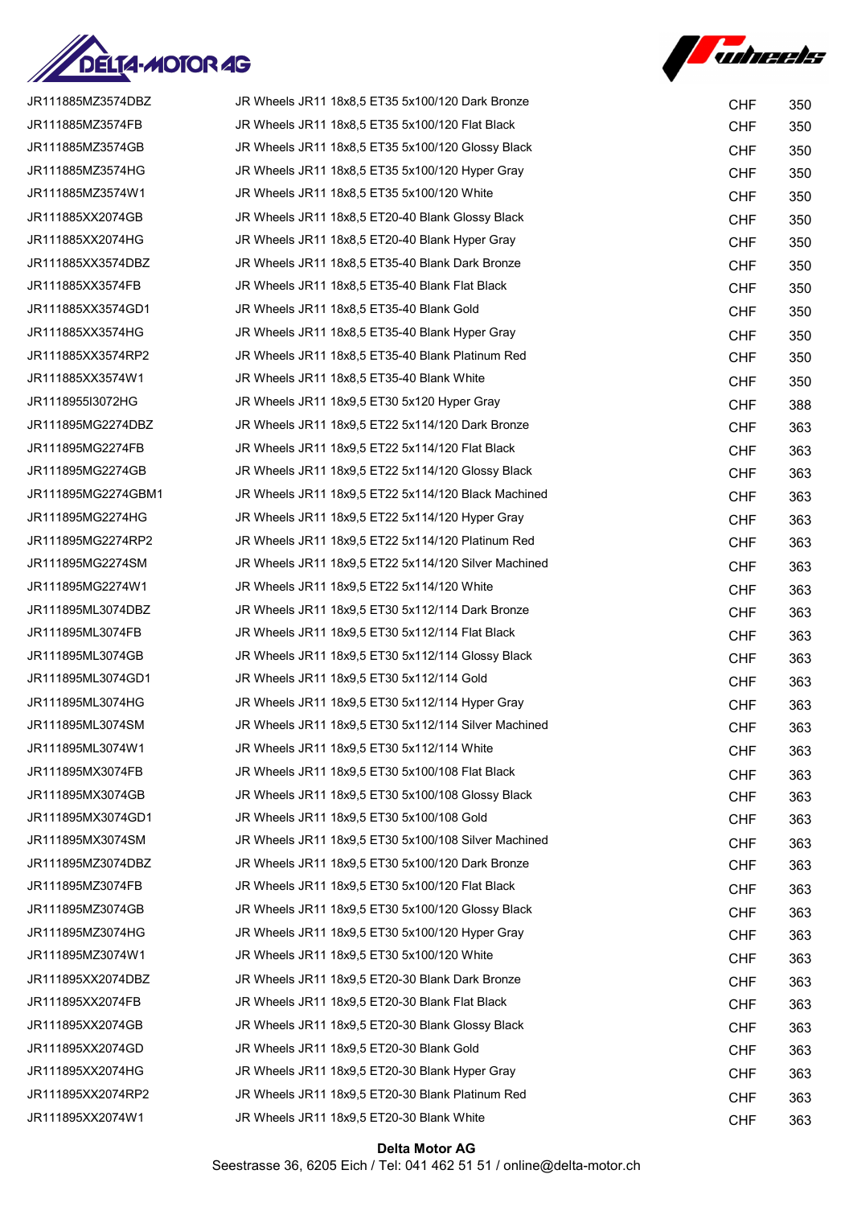| | | | |
|---|---|---|---|
| JR111885MZ3574DBZ | JR Wheels JR11 18x8,5 ET35 5x100/120 Dark Bronze | CHF | 350 |
| JR111885MZ3574FB | JR Wheels JR11 18x8,5 ET35 5x100/120 Flat Black | CHF | 350 |
| JR111885MZ3574GB | JR Wheels JR11 18x8,5 ET35 5x100/120 Glossy Black | CHF | 350 |
| JR111885MZ3574HG | JR Wheels JR11 18x8,5 ET35 5x100/120 Hyper Gray | CHF | 350 |
| JR111885MZ3574W1 | JR Wheels JR11 18x8,5 ET35 5x100/120 White | CHF | 350 |
| JR111885XX2074GB | JR Wheels JR11 18x8,5 ET20-40 Blank Glossy Black | CHF | 350 |
| JR111885XX2074HG | JR Wheels JR11 18x8,5 ET20-40 Blank Hyper Gray | CHF | 350 |
| JR111885XX3574DBZ | JR Wheels JR11 18x8,5 ET35-40 Blank Dark Bronze | CHF | 350 |
| JR111885XX3574FB | JR Wheels JR11 18x8,5 ET35-40 Blank Flat Black | CHF | 350 |
| JR111885XX3574GD1 | JR Wheels JR11 18x8,5 ET35-40 Blank Gold | CHF | 350 |
| JR111885XX3574HG | JR Wheels JR11 18x8,5 ET35-40 Blank Hyper Gray | CHF | 350 |
| JR111885XX3574RP2 | JR Wheels JR11 18x8,5 ET35-40 Blank Platinum Red | CHF | 350 |
| JR111885XX3574W1 | JR Wheels JR11 18x8,5 ET35-40 Blank White | CHF | 350 |
| JR11189551307 2HG | JR Wheels JR11 18x9,5 ET30 5x120 Hyper Gray | CHF | 388 |
| JR111895MG2274DBZ | JR Wheels JR11 18x9,5 ET22 5x114/120 Dark Bronze | CHF | 363 |
| JR111895MG2274FB | JR Wheels JR11 18x9,5 ET22 5x114/120 Flat Black | CHF | 363 |
| JR111895MG2274GB | JR Wheels JR11 18x9,5 ET22 5x114/120 Glossy Black | CHF | 363 |
| JR111895MG2274GBM1 | JR Wheels JR11 18x9,5 ET22 5x114/120 Black Machined | CHF | 363 |
| JR111895MG2274HG | JR Wheels JR11 18x9,5 ET22 5x114/120 Hyper Gray | CHF | 363 |
| JR111895MG2274RP2 | JR Wheels JR11 18x9,5 ET22 5x114/120 Platinum Red | CHF | 363 |
| JR111895MG2274SM | JR Wheels JR11 18x9,5 ET22 5x114/120 Silver Machined | CHF | 363 |
| JR111895MG2274W1 | JR Wheels JR11 18x9,5 ET22 5x114/120 White | CHF | 363 |
| JR111895ML3074DBZ | JR Wheels JR11 18x9,5 ET30 5x112/114 Dark Bronze | CHF | 363 |
| JR111895ML3074FB | JR Wheels JR11 18x9,5 ET30 5x112/114 Flat Black | CHF | 363 |
| JR111895ML3074GB | JR Wheels JR11 18x9,5 ET30 5x112/114 Glossy Black | CHF | 363 |
| JR111895ML3074GD1 | JR Wheels JR11 18x9,5 ET30 5x112/114 Gold | CHF | 363 |
| JR111895ML3074HG | JR Wheels JR11 18x9,5 ET30 5x112/114 Hyper Gray | CHF | 363 |
| JR111895ML3074SM | JR Wheels JR11 18x9,5 ET30 5x112/114 Silver Machined | CHF | 363 |
| JR111895ML3074W1 | JR Wheels JR11 18x9,5 ET30 5x112/114 White | CHF | 363 |
| JR111895MX3074FB | JR Wheels JR11 18x9,5 ET30 5x100/108 Flat Black | CHF | 363 |
| JR111895MX3074GB | JR Wheels JR11 18x9,5 ET30 5x100/108 Glossy Black | CHF | 363 |
| JR111895MX3074GD1 | JR Wheels JR11 18x9,5 ET30 5x100/108 Gold | CHF | 363 |
| JR111895MX3074SM | JR Wheels JR11 18x9,5 ET30 5x100/108 Silver Machined | CHF | 363 |
| JR111895MZ3074DBZ | JR Wheels JR11 18x9,5 ET30 5x100/120 Dark Bronze | CHF | 363 |
| JR111895MZ3074FB | JR Wheels JR11 18x9,5 ET30 5x100/120 Flat Black | CHF | 363 |
| JR111895MZ3074GB | JR Wheels JR11 18x9,5 ET30 5x100/120 Glossy Black | CHF | 363 |
| JR111895MZ3074HG | JR Wheels JR11 18x9,5 ET30 5x100/120 Hyper Gray | CHF | 363 |
| JR111895MZ3074W1 | JR Wheels JR11 18x9,5 ET30 5x100/120 White | CHF | 363 |
| JR111895XX2074DBZ | JR Wheels JR11 18x9,5 ET20-30 Blank Dark Bronze | CHF | 363 |
| JR111895XX2074FB | JR Wheels JR11 18x9,5 ET20-30 Blank Flat Black | CHF | 363 |
| JR111895XX2074GB | JR Wheels JR11 18x9,5 ET20-30 Blank Glossy Black | CHF | 363 |
| JR111895XX2074GD | JR Wheels JR11 18x9,5 ET20-30 Blank Gold | CHF | 363 |
| JR111895XX2074HG | JR Wheels JR11 18x9,5 ET20-30 Blank Hyper Gray | CHF | 363 |
| JR111895XX2074RP2 | JR Wheels JR11 18x9,5 ET20-30 Blank Platinum Red | CHF | 363 |
| JR111895XX2074W1 | JR Wheels JR11 18x9,5 ET20-30 Blank White | CHF | 363 |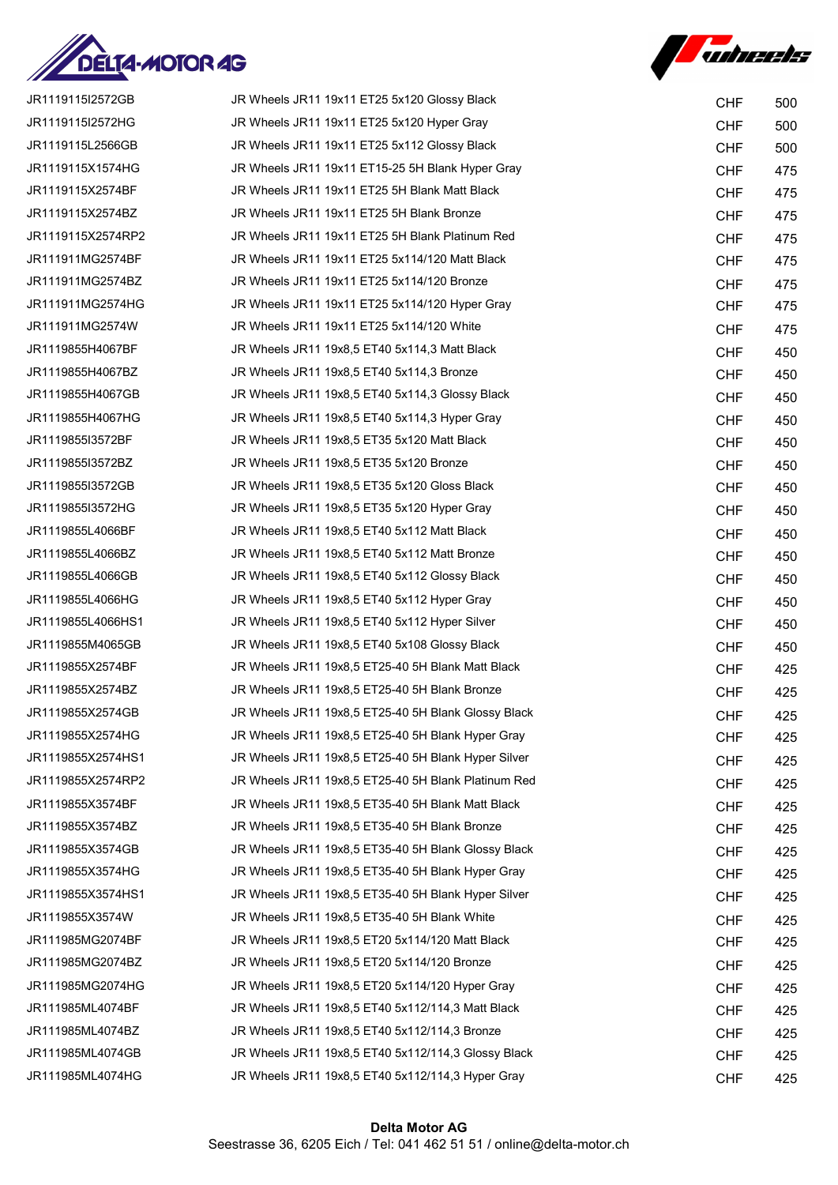| | | | |
|---|---|---|---|
| JR1119115I2572GB | JR Wheels JR11 19x11 ET25 5x120 Glossy Black | CHF | 500 |
| JR1119115I2572HG | JR Wheels JR11 19x11 ET25 5x120 Hyper Gray | CHF | 500 |
| JR1119115L2566GB | JR Wheels JR11 19x11 ET25 5x112 Glossy Black | CHF | 500 |
| JR1119115X1574HG | JR Wheels JR11 19x11 ET15-25 5H Blank Hyper Gray | CHF | 475 |
| JR1119115X2574BF | JR Wheels JR11 19x11 ET25 5H Blank Matt Black | CHF | 475 |
| JR1119115X2574BZ | JR Wheels JR11 19x11 ET25 5H Blank Bronze | CHF | 475 |
| JR1119115X2574RP2 | JR Wheels JR11 19x11 ET25 5H Blank Platinum Red | CHF | 475 |
| JR111911MG2574BF | JR Wheels JR11 19x11 ET25 5x114/120 Matt Black | CHF | 475 |
| JR111911MG2574BZ | JR Wheels JR11 19x11 ET25 5x114/120 Bronze | CHF | 475 |
| JR111911MG2574HG | JR Wheels JR11 19x11 ET25 5x114/120 Hyper Gray | CHF | 475 |
| JR111911MG2574W | JR Wheels JR11 19x11 ET25 5x114/120 White | CHF | 475 |
| JR1119855H4067BF | JR Wheels JR11 19x8,5 ET40 5x114,3 Matt Black | CHF | 450 |
| JR1119855H4067BZ | JR Wheels JR11 19x8,5 ET40 5x114,3 Bronze | CHF | 450 |
| JR1119855H4067GB | JR Wheels JR11 19x8,5 ET40 5x114,3 Glossy Black | CHF | 450 |
| JR1119855H4067HG | JR Wheels JR11 19x8,5 ET40 5x114,3 Hyper Gray | CHF | 450 |
| JR1119855I3572BF | JR Wheels JR11 19x8,5 ET35 5x120 Matt Black | CHF | 450 |
| JR1119855I3572BZ | JR Wheels JR11 19x8,5 ET35 5x120 Bronze | CHF | 450 |
| JR1119855I3572GB | JR Wheels JR11 19x8,5 ET35 5x120 Gloss Black | CHF | 450 |
| JR1119855I3572HG | JR Wheels JR11 19x8,5 ET35 5x120 Hyper Gray | CHF | 450 |
| JR1119855L4066BF | JR Wheels JR11 19x8,5 ET40 5x112 Matt Black | CHF | 450 |
| JR1119855L4066BZ | JR Wheels JR11 19x8,5 ET40 5x112 Matt Bronze | CHF | 450 |
| JR1119855L4066GB | JR Wheels JR11 19x8,5 ET40 5x112 Glossy Black | CHF | 450 |
| JR1119855L4066HG | JR Wheels JR11 19x8,5 ET40 5x112 Hyper Gray | CHF | 450 |
| JR1119855L4066HS1 | JR Wheels JR11 19x8,5 ET40 5x112 Hyper Silver | CHF | 450 |
| JR1119855M4065GB | JR Wheels JR11 19x8,5 ET40 5x108 Glossy Black | CHF | 450 |
| JR1119855X2574BF | JR Wheels JR11 19x8,5 ET25-40 5H Blank Matt Black | CHF | 425 |
| JR1119855X2574BZ | JR Wheels JR11 19x8,5 ET25-40 5H Blank Bronze | CHF | 425 |
| JR1119855X2574GB | JR Wheels JR11 19x8,5 ET25-40 5H Blank Glossy Black | CHF | 425 |
| JR1119855X2574HG | JR Wheels JR11 19x8,5 ET25-40 5H Blank Hyper Gray | CHF | 425 |
| JR1119855X2574HS1 | JR Wheels JR11 19x8,5 ET25-40 5H Blank Hyper Silver | CHF | 425 |
| JR1119855X2574RP2 | JR Wheels JR11 19x8,5 ET25-40 5H Blank Platinum Red | CHF | 425 |
| JR1119855X3574BF | JR Wheels JR11 19x8,5 ET35-40 5H Blank Matt Black | CHF | 425 |
| JR1119855X3574BZ | JR Wheels JR11 19x8,5 ET35-40 5H Blank Bronze | CHF | 425 |
| JR1119855X3574GB | JR Wheels JR11 19x8,5 ET35-40 5H Blank Glossy Black | CHF | 425 |
| JR1119855X3574HG | JR Wheels JR11 19x8,5 ET35-40 5H Blank Hyper Gray | CHF | 425 |
| JR1119855X3574HS1 | JR Wheels JR11 19x8,5 ET35-40 5H Blank Hyper Silver | CHF | 425 |
| JR1119855X3574W | JR Wheels JR11 19x8,5 ET35-40 5H Blank White | CHF | 425 |
| JR111985MG2074BF | JR Wheels JR11 19x8,5 ET20 5x114/120 Matt Black | CHF | 425 |
| JR111985MG2074BZ | JR Wheels JR11 19x8,5 ET20 5x114/120 Bronze | CHF | 425 |
| JR111985MG2074HG | JR Wheels JR11 19x8,5 ET20 5x114/120 Hyper Gray | CHF | 425 |
| JR111985ML4074BF | JR Wheels JR11 19x8,5 ET40 5x112/114,3 Matt Black | CHF | 425 |
| JR111985ML4074BZ | JR Wheels JR11 19x8,5 ET40 5x112/114,3 Bronze | CHF | 425 |
| JR111985ML4074GB | JR Wheels JR11 19x8,5 ET40 5x112/114,3 Glossy Black | CHF | 425 |
| JR111985ML4074HG | JR Wheels JR11 19x8,5 ET40 5x112/114,3 Hyper Gray | CHF | 425 |

**Delta Motor AG**
Seestrasse 36, 6205 Eich / Tel: 041 462 51 51 / online@delta-motor.ch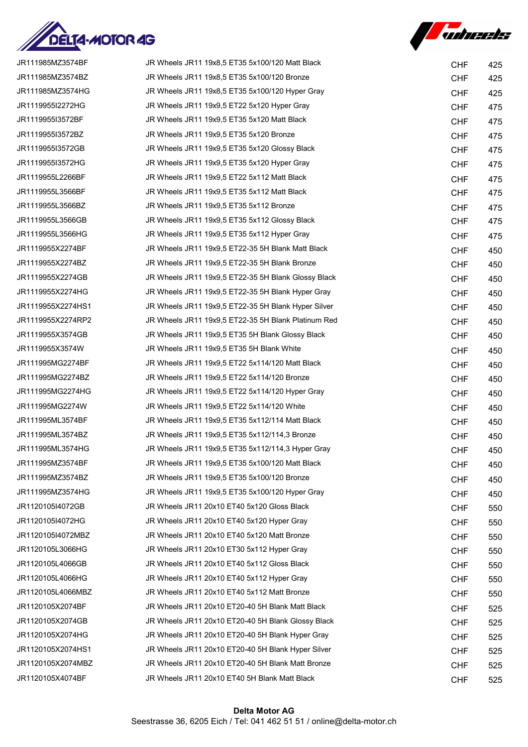| | | | |
|---|---|---|---|
| JR111985MZ3574BF | JR Wheels JR11 19x8,5 ET35 5x100/120 Matt Black | CHF | 425 |
| JR111985MZ3574BZ | JR Wheels JR11 19x8,5 ET35 5x100/120 Bronze | CHF | 425 |
| JR111985MZ3574HG | JR Wheels JR11 19x8,5 ET35 5x100/120 Hyper Gray | CHF | 425 |
| JR1119955I2272HG | JR Wheels JR11 19x9,5 ET22 5x120 Hyper Gray | CHF | 475 |
| JR1119955I3572BF | JR Wheels JR11 19x9,5 ET35 5x120 Matt Black | CHF | 475 |
| JR1119955I3572BZ | JR Wheels JR11 19x9,5 ET35 5x120 Bronze | CHF | 475 |
| JR1119955I3572GB | JR Wheels JR11 19x9,5 ET35 5x120 Glossy Black | CHF | 475 |
| JR1119955I3572HG | JR Wheels JR11 19x9,5 ET35 5x120 Hyper Gray | CHF | 475 |
| JR1119955L2266BF | JR Wheels JR11 19x9,5 ET22 5x112 Matt Black | CHF | 475 |
| JR1119955L3566BF | JR Wheels JR11 19x9,5 ET35 5x112 Matt Black | CHF | 475 |
| JR1119955L3566BZ | JR Wheels JR11 19x9,5 ET35 5x112 Bronze | CHF | 475 |
| JR1119955L3566GB | JR Wheels JR11 19x9,5 ET35 5x112 Glossy Black | CHF | 475 |
| JR1119955L3566HG | JR Wheels JR11 19x9,5 ET35 5x112 Hyper Gray | CHF | 475 |
| JR1119955X2274BF | JR Wheels JR11 19x9,5 ET22-35 5H Blank Matt Black | CHF | 450 |
| JR1119955X2274BZ | JR Wheels JR11 19x9,5 ET22-35 5H Blank Bronze | CHF | 450 |
| JR1119955X2274GB | JR Wheels JR11 19x9,5 ET22-35 5H Blank Glossy Black | CHF | 450 |
| JR1119955X2274HG | JR Wheels JR11 19x9,5 ET22-35 5H Blank Hyper Gray | CHF | 450 |
| JR1119955X2274HS1 | JR Wheels JR11 19x9,5 ET22-35 5H Blank Hyper Silver | CHF | 450 |
| JR1119955X2274RP2 | JR Wheels JR11 19x9,5 ET22-35 5H Blank Platinum Red | CHF | 450 |
| JR1119955X3574GB | JR Wheels JR11 19x9,5 ET35 5H Blank Glossy Black | CHF | 450 |
| JR1119955X3574W | JR Wheels JR11 19x9,5 ET35 5H Blank White | CHF | 450 |
| JR111995MG2274BF | JR Wheels JR11 19x9,5 ET22 5x114/120 Matt Black | CHF | 450 |
| JR111995MG2274BZ | JR Wheels JR11 19x9,5 ET22 5x114/120 Bronze | CHF | 450 |
| JR111995MG2274HG | JR Wheels JR11 19x9,5 ET22 5x114/120 Hyper Gray | CHF | 450 |
| JR111995MG2274W | JR Wheels JR11 19x9,5 ET22 5x114/120 White | CHF | 450 |
| JR111995ML3574BF | JR Wheels JR11 19x9,5 ET35 5x112/114 Matt Black | CHF | 450 |
| JR111995ML3574BZ | JR Wheels JR11 19x9,5 ET35 5x112/114,3 Bronze | CHF | 450 |
| JR111995ML3574HG | JR Wheels JR11 19x9,5 ET35 5x112/114,3 Hyper Gray | CHF | 450 |
| JR111995MZ3574BF | JR Wheels JR11 19x9,5 ET35 5x100/120 Matt Black | CHF | 450 |
| JR111995MZ3574BZ | JR Wheels JR11 19x9,5 ET35 5x100/120 Bronze | CHF | 450 |
| JR111995MZ3574HG | JR Wheels JR11 19x9,5 ET35 5x100/120 Hyper Gray | CHF | 450 |
| JR1120105I4072GB | JR Wheels JR11 20x10 ET40 5x120 Gloss Black | CHF | 550 |
| JR1120105I4072HG | JR Wheels JR11 20x10 ET40 5x120 Hyper Gray | CHF | 550 |
| JR1120105I4072MBZ | JR Wheels JR11 20x10 ET40 5x120 Matt Bronze | CHF | 550 |
| JR1120105L3066HG | JR Wheels JR11 20x10 ET30 5x112 Hyper Gray | CHF | 550 |
| JR1120105L4066GB | JR Wheels JR11 20x10 ET40 5x112 Gloss Black | CHF | 550 |
| JR1120105L4066HG | JR Wheels JR11 20x10 ET40 5x112 Hyper Gray | CHF | 550 |
| JR1120105L4066MBZ | JR Wheels JR11 20x10 ET40 5x112 Matt Bronze | CHF | 550 |
| JR1120105X2074BF | JR Wheels JR11 20x10 ET20-40 5H Blank Matt Black | CHF | 525 |
| JR1120105X2074GB | JR Wheels JR11 20x10 ET20-40 5H Blank Glossy Black | CHF | 525 |
| JR1120105X2074HG | JR Wheels JR11 20x10 ET20-40 5H Blank Hyper Gray | CHF | 525 |
| JR1120105X2074HS1 | JR Wheels JR11 20x10 ET20-40 5H Blank Hyper Silver | CHF | 525 |
| JR1120105X2074MBZ | JR Wheels JR11 20x10 ET20-40 5H Blank Matt Bronze | CHF | 525 |
| JR1120105X4074BF | JR Wheels JR11 20x10 ET40 5H Blank Matt Black | CHF | 525 |

**Delta Motor AG**
Seestrasse 36, 6205 Eich / Tel: 041 462 51 51 / online@delta-motor.ch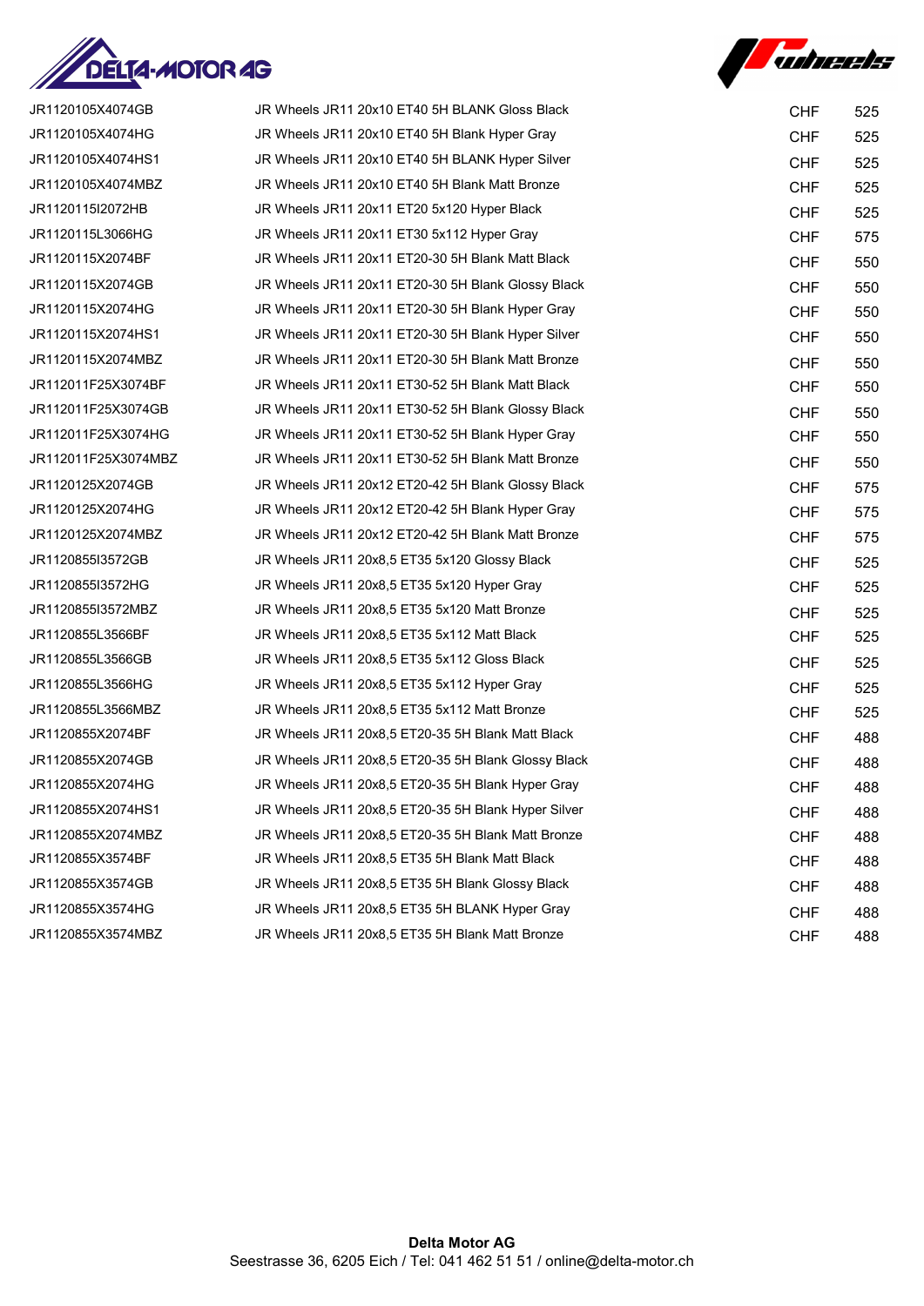| | | | |
|---|---|---|---|
| JR1120105X4074GB | JR Wheels JR11 20x10 ET40 5H BLANK Gloss Black | CHF | 525 |
| JR1120105X4074HG | JR Wheels JR11 20x10 ET40 5H Blank Hyper Gray | CHF | 525 |
| JR1120105X4074HS1 | JR Wheels JR11 20x10 ET40 5H BLANK Hyper Silver | CHF | 525 |
| JR1120105X4074MBZ | JR Wheels JR11 20x10 ET40 5H Blank Matt Bronze | CHF | 525 |
| JR1120115I2072HB | JR Wheels JR11 20x11 ET20 5x120 Hyper Black | CHF | 525 |
| JR1120115L3066HG | JR Wheels JR11 20x11 ET30 5x112 Hyper Gray | CHF | 575 |
| JR1120115X2074BF | JR Wheels JR11 20x11 ET20-30 5H Blank Matt Black | CHF | 550 |
| JR1120115X2074GB | JR Wheels JR11 20x11 ET20-30 5H Blank Glossy Black | CHF | 550 |
| JR1120115X2074HG | JR Wheels JR11 20x11 ET20-30 5H Blank Hyper Gray | CHF | 550 |
| JR1120115X2074HS1 | JR Wheels JR11 20x11 ET20-30 5H Blank Hyper Silver | CHF | 550 |
| JR1120115X2074MBZ | JR Wheels JR11 20x11 ET20-30 5H Blank Matt Bronze | CHF | 550 |
| JR112011F25X3074BF | JR Wheels JR11 20x11 ET30-52 5H Blank Matt Black | CHF | 550 |
| JR112011F25X3074GB | JR Wheels JR11 20x11 ET30-52 5H Blank Glossy Black | CHF | 550 |
| JR112011F25X3074HG | JR Wheels JR11 20x11 ET30-52 5H Blank Hyper Gray | CHF | 550 |
| JR112011F25X3074MBZ | JR Wheels JR11 20x11 ET30-52 5H Blank Matt Bronze | CHF | 550 |
| JR1120125X2074GB | JR Wheels JR11 20x12 ET20-42 5H Blank Glossy Black | CHF | 575 |
| JR1120125X2074HG | JR Wheels JR11 20x12 ET20-42 5H Blank Hyper Gray | CHF | 575 |
| JR1120125X2074MBZ | JR Wheels JR11 20x12 ET20-42 5H Blank Matt Bronze | CHF | 575 |
| JR1120855I3572GB | JR Wheels JR11 20x8,5 ET35 5x120 Glossy Black | CHF | 525 |
| JR1120855I3572HG | JR Wheels JR11 20x8,5 ET35 5x120 Hyper Gray | CHF | 525 |
| JR1120855I3572MBZ | JR Wheels JR11 20x8,5 ET35 5x120 Matt Bronze | CHF | 525 |
| JR1120855L3566BF | JR Wheels JR11 20x8,5 ET35 5x112 Matt Black | CHF | 525 |
| JR1120855L3566GB | JR Wheels JR11 20x8,5 ET35 5x112 Gloss Black | CHF | 525 |
| JR1120855L3566HG | JR Wheels JR11 20x8,5 ET35 5x112 Hyper Gray | CHF | 525 |
| JR1120855L3566MBZ | JR Wheels JR11 20x8,5 ET35 5x112 Matt Bronze | CHF | 525 |
| JR1120855X2074BF | JR Wheels JR11 20x8,5 ET20-35 5H Blank Matt Black | CHF | 488 |
| JR1120855X2074GB | JR Wheels JR11 20x8,5 ET20-35 5H Blank Glossy Black | CHF | 488 |
| JR1120855X2074HG | JR Wheels JR11 20x8,5 ET20-35 5H Blank Hyper Gray | CHF | 488 |
| JR1120855X2074HS1 | JR Wheels JR11 20x8,5 ET20-35 5H Blank Hyper Silver | CHF | 488 |
| JR1120855X2074MBZ | JR Wheels JR11 20x8,5 ET20-35 5H Blank Matt Bronze | CHF | 488 |
| JR1120855X3574BF | JR Wheels JR11 20x8,5 ET35 5H Blank Matt Black | CHF | 488 |
| JR1120855X3574GB | JR Wheels JR11 20x8,5 ET35 5H Blank Glossy Black | CHF | 488 |
| JR1120855X3574HG | JR Wheels JR11 20x8,5 ET35 5H BLANK Hyper Gray | CHF | 488 |
| JR1120855X3574MBZ | JR Wheels JR11 20x8,5 ET35 5H Blank Matt Bronze | CHF | 488 |

**Delta Motor AG**
Seestrasse 36, 6205 Eich / Tel: 041 462 51 51 / online@delta-motor.ch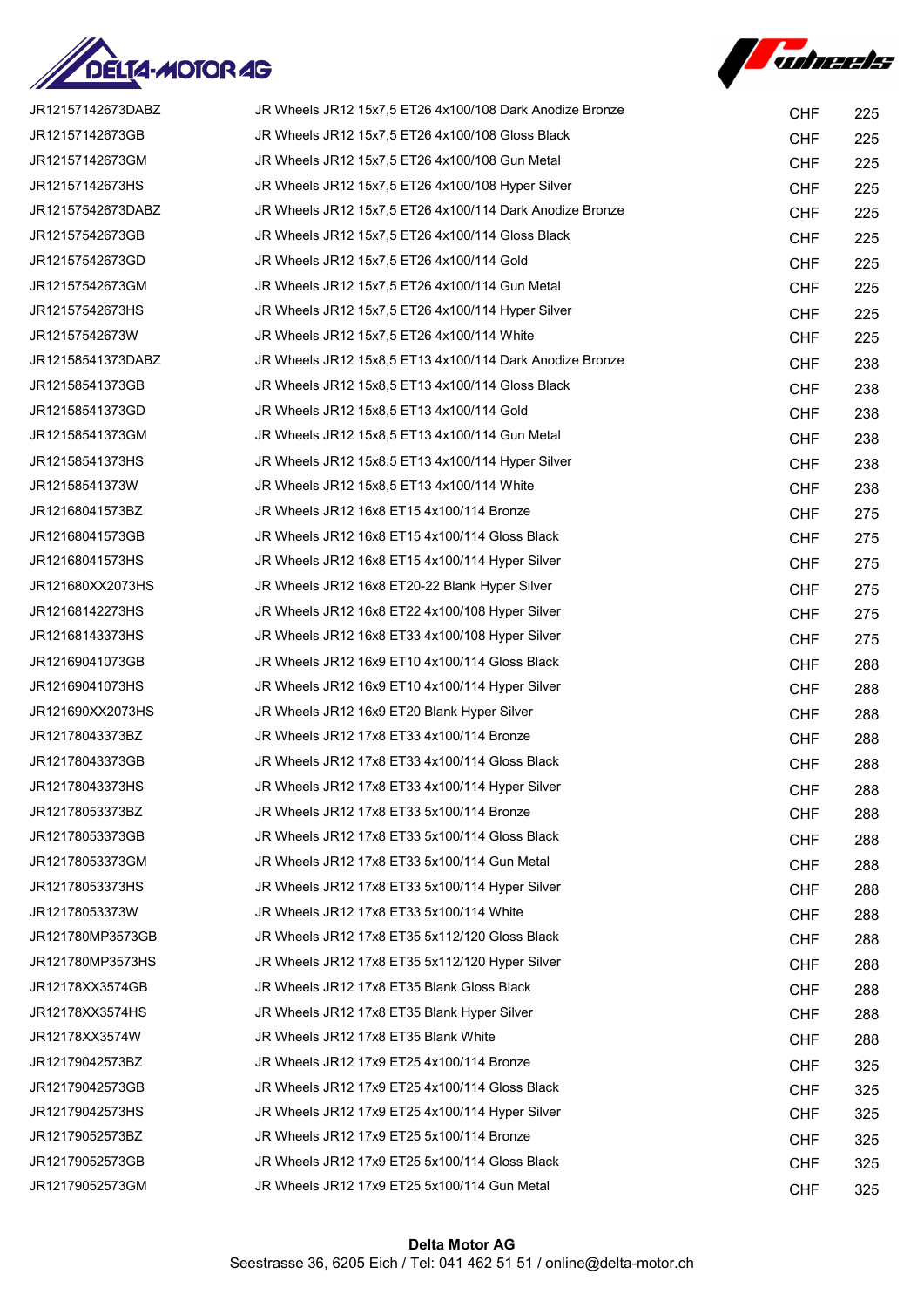| | | | |
|---|---|---|---|
| JR12157142673DABZ | JR Wheels JR12 15x7,5 ET26 4x100/108 Dark Anodize Bronze | CHF | 225 |
| JR12157142673GB | JR Wheels JR12 15x7,5 ET26 4x100/108 Gloss Black | CHF | 225 |
| JR12157142673GM | JR Wheels JR12 15x7,5 ET26 4x100/108 Gun Metal | CHF | 225 |
| JR12157142673HS | JR Wheels JR12 15x7,5 ET26 4x100/108 Hyper Silver | CHF | 225 |
| JR12157542673DABZ | JR Wheels JR12 15x7,5 ET26 4x100/114 Dark Anodize Bronze | CHF | 225 |
| JR12157542673GB | JR Wheels JR12 15x7,5 ET26 4x100/114 Gloss Black | CHF | 225 |
| JR12157542673GD | JR Wheels JR12 15x7,5 ET26 4x100/114 Gold | CHF | 225 |
| JR12157542673GM | JR Wheels JR12 15x7,5 ET26 4x100/114 Gun Metal | CHF | 225 |
| JR12157542673HS | JR Wheels JR12 15x7,5 ET26 4x100/114 Hyper Silver | CHF | 225 |
| JR12157542673W | JR Wheels JR12 15x7,5 ET26 4x100/114 White | CHF | 225 |
| JR12158541373DABZ | JR Wheels JR12 15x8,5 ET13 4x100/114 Dark Anodize Bronze | CHF | 238 |
| JR12158541373GB | JR Wheels JR12 15x8,5 ET13 4x100/114 Gloss Black | CHF | 238 |
| JR12158541373GD | JR Wheels JR12 15x8,5 ET13 4x100/114 Gold | CHF | 238 |
| JR12158541373GM | JR Wheels JR12 15x8,5 ET13 4x100/114 Gun Metal | CHF | 238 |
| JR12158541373HS | JR Wheels JR12 15x8,5 ET13 4x100/114 Hyper Silver | CHF | 238 |
| JR12158541373W | JR Wheels JR12 15x8,5 ET13 4x100/114 White | CHF | 238 |
| JR12168041573BZ | JR Wheels JR12 16x8 ET15 4x100/114 Bronze | CHF | 275 |
| JR12168041573GB | JR Wheels JR12 16x8 ET15 4x100/114 Gloss Black | CHF | 275 |
| JR12168041573HS | JR Wheels JR12 16x8 ET15 4x100/114 Hyper Silver | CHF | 275 |
| JR121680XX2073HS | JR Wheels JR12 16x8 ET20-22 Blank Hyper Silver | CHF | 275 |
| JR12168142273HS | JR Wheels JR12 16x8 ET22 4x100/108 Hyper Silver | CHF | 275 |
| JR12168143373HS | JR Wheels JR12 16x8 ET33 4x100/108 Hyper Silver | CHF | 275 |
| JR12169041073GB | JR Wheels JR12 16x9 ET10 4x100/114 Gloss Black | CHF | 288 |
| JR12169041073HS | JR Wheels JR12 16x9 ET10 4x100/114 Hyper Silver | CHF | 288 |
| JR121690XX2073HS | JR Wheels JR12 16x9 ET20 Blank Hyper Silver | CHF | 288 |
| JR12178043373BZ | JR Wheels JR12 17x8 ET33 4x100/114 Bronze | CHF | 288 |
| JR12178043373GB | JR Wheels JR12 17x8 ET33 4x100/114 Gloss Black | CHF | 288 |
| JR12178043373HS | JR Wheels JR12 17x8 ET33 4x100/114 Hyper Silver | CHF | 288 |
| JR12178053373BZ | JR Wheels JR12 17x8 ET33 5x100/114 Bronze | CHF | 288 |
| JR12178053373GB | JR Wheels JR12 17x8 ET33 5x100/114 Gloss Black | CHF | 288 |
| JR12178053373GM | JR Wheels JR12 17x8 ET33 5x100/114 Gun Metal | CHF | 288 |
| JR12178053373HS | JR Wheels JR12 17x8 ET33 5x100/114 Hyper Silver | CHF | 288 |
| JR12178053373W | JR Wheels JR12 17x8 ET33 5x100/114 White | CHF | 288 |
| JR121780MP3573GB | JR Wheels JR12 17x8 ET35 5x112/120 Gloss Black | CHF | 288 |
| JR121780MP3573HS | JR Wheels JR12 17x8 ET35 5x112/120 Hyper Silver | CHF | 288 |
| JR12178XX3574GB | JR Wheels JR12 17x8 ET35 Blank Gloss Black | CHF | 288 |
| JR12178XX3574HS | JR Wheels JR12 17x8 ET35 Blank Hyper Silver | CHF | 288 |
| JR12178XX3574W | JR Wheels JR12 17x8 ET35 Blank White | CHF | 288 |
| JR12179042573BZ | JR Wheels JR12 17x9 ET25 4x100/114 Bronze | CHF | 325 |
| JR12179042573GB | JR Wheels JR12 17x9 ET25 4x100/114 Gloss Black | CHF | 325 |
| JR12179042573HS | JR Wheels JR12 17x9 ET25 4x100/114 Hyper Silver | CHF | 325 |
| JR12179052573BZ | JR Wheels JR12 17x9 ET25 5x100/114 Bronze | CHF | 325 |
| JR12179052573GB | JR Wheels JR12 17x9 ET25 5x100/114 Gloss Black | CHF | 325 |
| JR12179052573GM | JR Wheels JR12 17x9 ET25 5x100/114 Gun Metal | CHF | 325 |

**Delta Motor AG**
Seestrasse 36, 6205 Eich / Tel: 041 462 51 51 / online@delta-motor.ch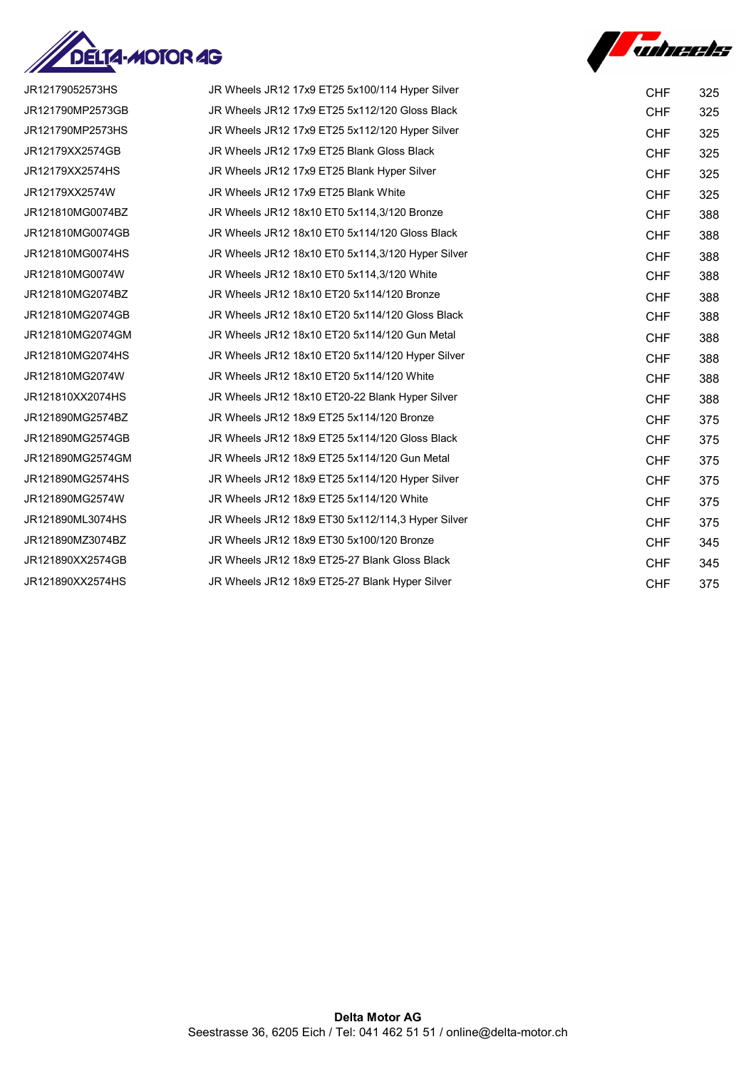| | | | |
|---|---|---|---|
| JR12179052573HS | JR Wheels JR12 17x9 ET25 5x100/114 Hyper Silver | CHF | 325 |
| JR121790MP2573GB | JR Wheels JR12 17x9 ET25 5x112/120 Gloss Black | CHF | 325 |
| JR121790MP2573HS | JR Wheels JR12 17x9 ET25 5x112/120 Hyper Silver | CHF | 325 |
| JR12179XX2574GB | JR Wheels JR12 17x9 ET25 Blank Gloss Black | CHF | 325 |
| JR12179XX2574HS | JR Wheels JR12 17x9 ET25 Blank Hyper Silver | CHF | 325 |
| JR12179XX2574W | JR Wheels JR12 17x9 ET25 Blank White | CHF | 325 |
| JR121810MG0074BZ | JR Wheels JR12 18x10 ET0 5x114,3/120 Bronze | CHF | 388 |
| JR121810MG0074GB | JR Wheels JR12 18x10 ET0 5x114/120 Gloss Black | CHF | 388 |
| JR121810MG0074HS | JR Wheels JR12 18x10 ET0 5x114,3/120 Hyper Silver | CHF | 388 |
| JR121810MG0074W | JR Wheels JR12 18x10 ET0 5x114,3/120 White | CHF | 388 |
| JR121810MG2074BZ | JR Wheels JR12 18x10 ET20 5x114/120 Bronze | CHF | 388 |
| JR121810MG2074GB | JR Wheels JR12 18x10 ET20 5x114/120 Gloss Black | CHF | 388 |
| JR121810MG2074GM | JR Wheels JR12 18x10 ET20 5x114/120 Gun Metal | CHF | 388 |
| JR121810MG2074HS | JR Wheels JR12 18x10 ET20 5x114/120 Hyper Silver | CHF | 388 |
| JR121810MG2074W | JR Wheels JR12 18x10 ET20 5x114/120 White | CHF | 388 |
| JR121810XX2074HS | JR Wheels JR12 18x10 ET20-22 Blank Hyper Silver | CHF | 388 |
| JR121890MG2574BZ | JR Wheels JR12 18x9 ET25 5x114/120 Bronze | CHF | 375 |
| JR121890MG2574GB | JR Wheels JR12 18x9 ET25 5x114/120 Gloss Black | CHF | 375 |
| JR121890MG2574GM | JR Wheels JR12 18x9 ET25 5x114/120 Gun Metal | CHF | 375 |
| JR121890MG2574HS | JR Wheels JR12 18x9 ET25 5x114/120 Hyper Silver | CHF | 375 |
| JR121890MG2574W | JR Wheels JR12 18x9 ET25 5x114/120 White | CHF | 375 |
| JR121890ML3074HS | JR Wheels JR12 18x9 ET30 5x112/114,3 Hyper Silver | CHF | 375 |
| JR121890MZ3074BZ | JR Wheels JR12 18x9 ET30 5x100/120 Bronze | CHF | 345 |
| JR121890XX2574GB | JR Wheels JR12 18x9 ET25-27 Blank Gloss Black | CHF | 345 |
| JR121890XX2574HS | JR Wheels JR12 18x9 ET25-27 Blank Hyper Silver | CHF | 375 |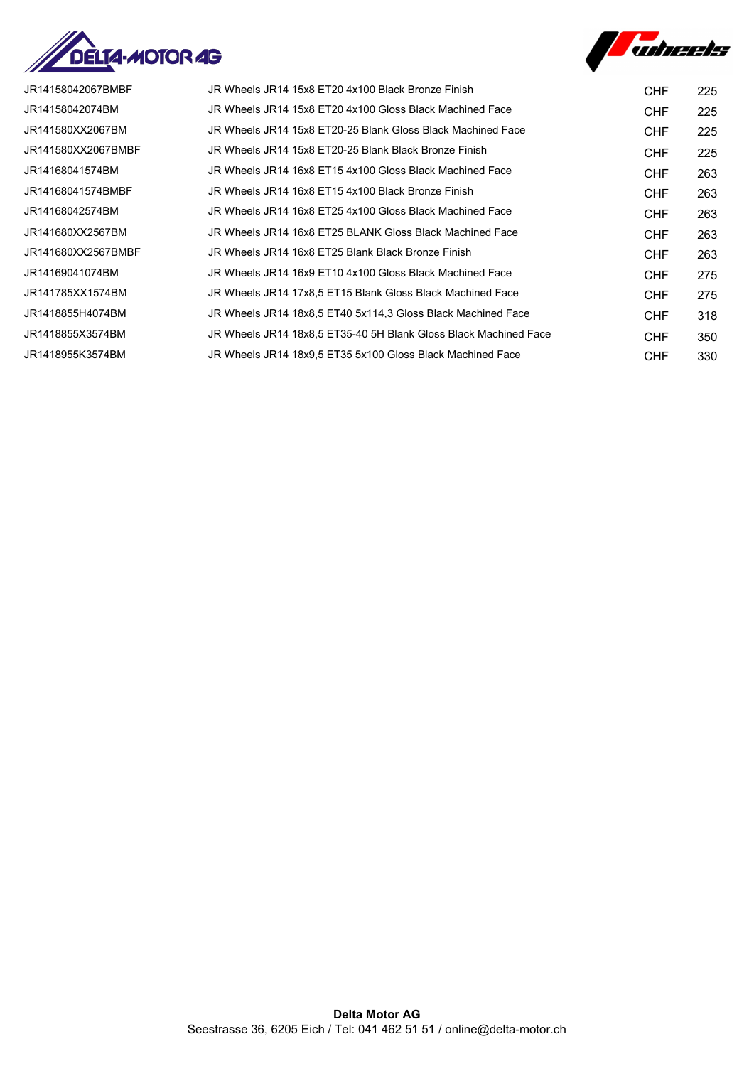| | | | |
|---|---|---|---|
| JR14158042067BMBF | JR Wheels JR14 15x8 ET20 4x100 Black Bronze Finish | CHF | 225 |
| JR14158042074BM | JR Wheels JR14 15x8 ET20 4x100 Gloss Black Machined Face | CHF | 225 |
| JR141580XX2067BM | JR Wheels JR14 15x8 ET20-25 Blank Gloss Black Machined Face | CHF | 225 |
| JR141580XX2067BMBF | JR Wheels JR14 15x8 ET20-25 Blank Black Bronze Finish | CHF | 225 |
| JR14168041574BM | JR Wheels JR14 16x8 ET15 4x100 Gloss Black Machined Face | CHF | 263 |
| JR14168041574BMBF | JR Wheels JR14 16x8 ET15 4x100 Black Bronze Finish | CHF | 263 |
| JR14168042574BM | JR Wheels JR14 16x8 ET25 4x100 Gloss Black Machined Face | CHF | 263 |
| JR141680XX2567BM | JR Wheels JR14 16x8 ET25 BLANK Gloss Black Machined Face | CHF | 263 |
| JR141680XX2567BMBF | JR Wheels JR14 16x8 ET25 Blank Black Bronze Finish | CHF | 263 |
| JR14169041074BM | JR Wheels JR14 16x9 ET10 4x100 Gloss Black Machined Face | CHF | 275 |
| JR141785XX1574BM | JR Wheels JR14 17x8,5 ET15 Blank Gloss Black Machined Face | CHF | 275 |
| JR1418855H4074BM | JR Wheels JR14 18x8,5 ET40 5x114,3 Gloss Black Machined Face | CHF | 318 |
| JR1418855X3574BM | JR Wheels JR14 18x8,5 ET35-40 5H Blank Gloss Black Machined Face | CHF | 350 |
| JR1418955K3574BM | JR Wheels JR14 18x9,5 ET35 5x100 Gloss Black Machined Face | CHF | 330 |

**Delta Motor AG**
Seestrasse 36, 6205 Eich / Tel: 041 462 51 51 / online@delta-motor.ch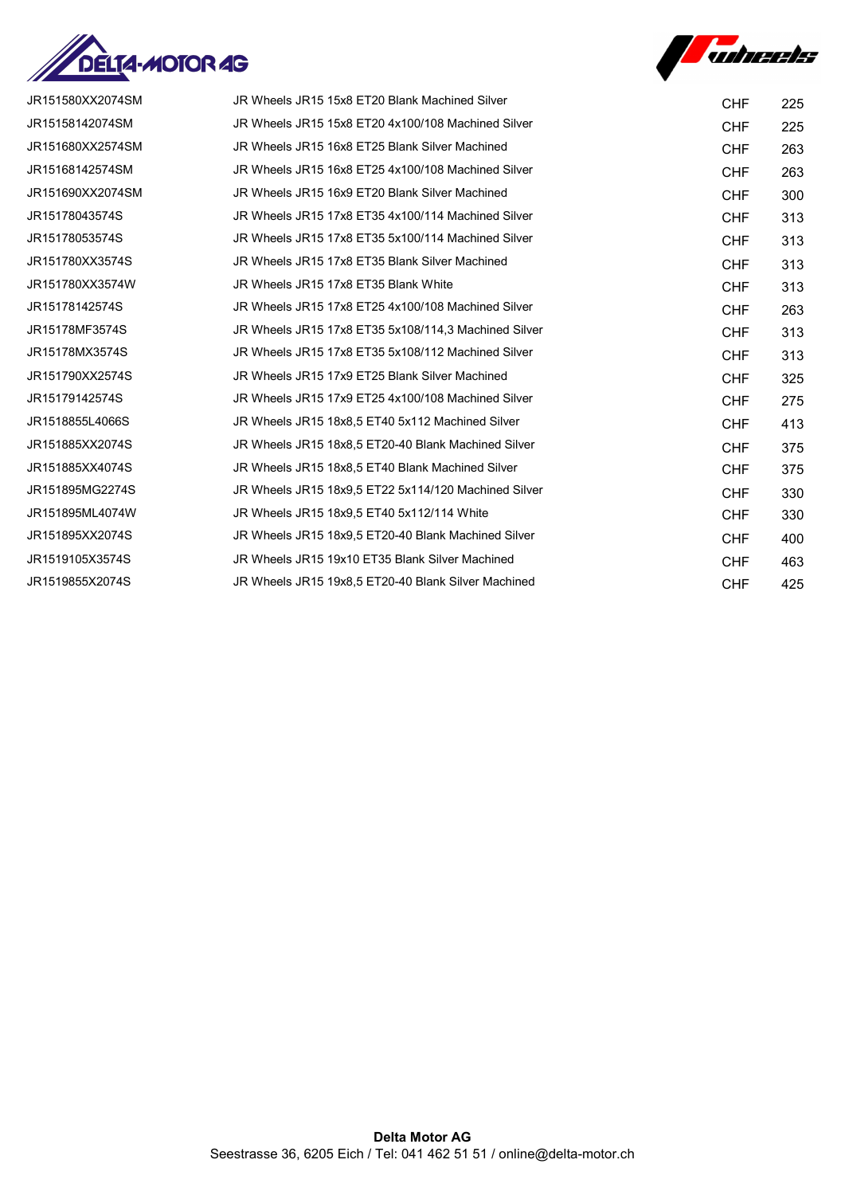| | | | |
|---|---|---|---|
| JR151580XX2074SM | JR Wheels JR15 15x8 ET20 Blank Machined Silver | CHF | 225 |
| JR15158142074SM | JR Wheels JR15 15x8 ET20 4x100/108 Machined Silver | CHF | 225 |
| JR151680XX2574SM | JR Wheels JR15 16x8 ET25 Blank Silver Machined | CHF | 263 |
| JR15168142574SM | JR Wheels JR15 16x8 ET25 4x100/108 Machined Silver | CHF | 263 |
| JR151690XX2074SM | JR Wheels JR15 16x9 ET20 Blank Silver Machined | CHF | 300 |
| JR15178043574S | JR Wheels JR15 17x8 ET35 4x100/114 Machined Silver | CHF | 313 |
| JR15178053574S | JR Wheels JR15 17x8 ET35 5x100/114 Machined Silver | CHF | 313 |
| JR151780XX3574S | JR Wheels JR15 17x8 ET35 Blank Silver Machined | CHF | 313 |
| JR151780XX3574W | JR Wheels JR15 17x8 ET35 Blank White | CHF | 313 |
| JR15178142574S | JR Wheels JR15 17x8 ET25 4x100/108 Machined Silver | CHF | 263 |
| JR15178MF3574S | JR Wheels JR15 17x8 ET35 5x108/114,3 Machined Silver | CHF | 313 |
| JR15178MX3574S | JR Wheels JR15 17x8 ET35 5x108/112 Machined Silver | CHF | 313 |
| JR151790XX2574S | JR Wheels JR15 17x9 ET25 Blank Silver Machined | CHF | 325 |
| JR15179142574S | JR Wheels JR15 17x9 ET25 4x100/108 Machined Silver | CHF | 275 |
| JR1518855L4066S | JR Wheels JR15 18x8,5 ET40 5x112 Machined Silver | CHF | 413 |
| JR151885XX2074S | JR Wheels JR15 18x8,5 ET20-40 Blank Machined Silver | CHF | 375 |
| JR151885XX4074S | JR Wheels JR15 18x8,5 ET40 Blank Machined Silver | CHF | 375 |
| JR151895MG2274S | JR Wheels JR15 18x9,5 ET22 5x114/120 Machined Silver | CHF | 330 |
| JR151895ML4074W | JR Wheels JR15 18x9,5 ET40 5x112/114 White | CHF | 330 |
| JR151895XX2074S | JR Wheels JR15 18x9,5 ET20-40 Blank Machined Silver | CHF | 400 |
| JR1519105X3574S | JR Wheels JR15 19x10 ET35 Blank Silver Machined | CHF | 463 |
| JR1519855X2074S | JR Wheels JR15 19x8,5 ET20-40 Blank Silver Machined | CHF | 425 |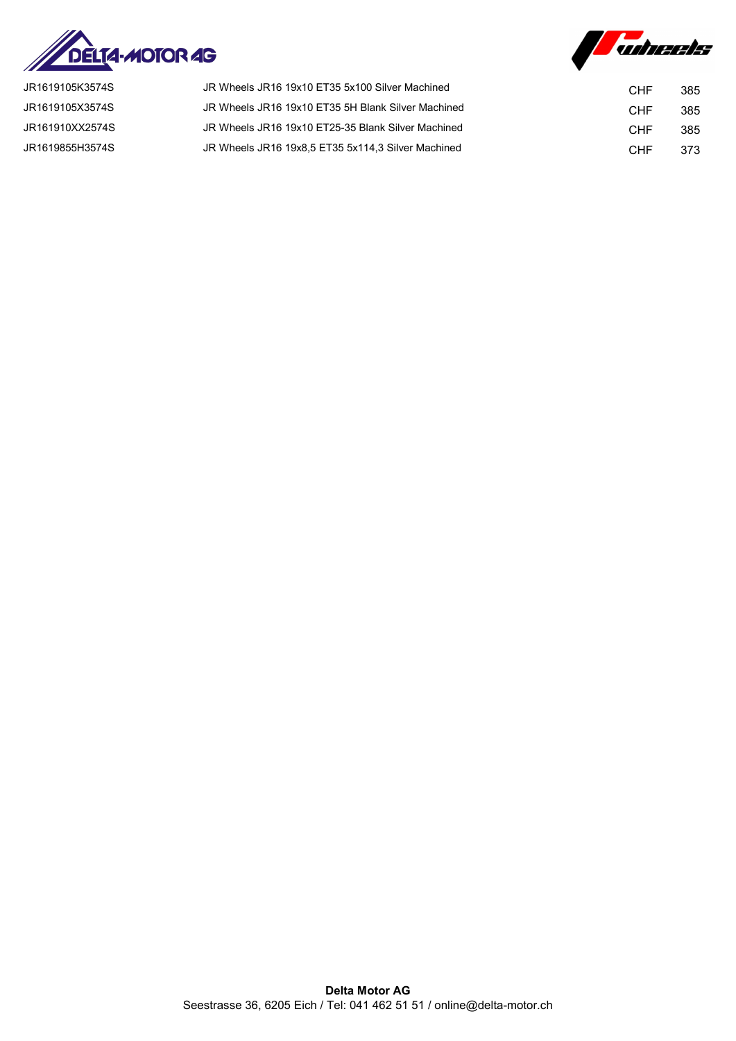| | | | |
|---|---|---|---|
| JR1619105K3574S | JR Wheels JR16 19x10 ET35 5x100 Silver Machined | CHF | 385 |
| JR1619105X3574S | JR Wheels JR16 19x10 ET35 5H Blank Silver Machined | CHF | 385 |
| JR161910XX2574S | JR Wheels JR16 19x10 ET25-35 Blank Silver Machined | CHF | 385 |
| JR1619855H3574S | JR Wheels JR16 19x8,5 ET35 5x114,3 Silver Machined | CHF | 373 |

**Delta Motor AG**
Seestrasse 36, 6205 Eich / Tel: 041 462 51 51 / online@delta-motor.ch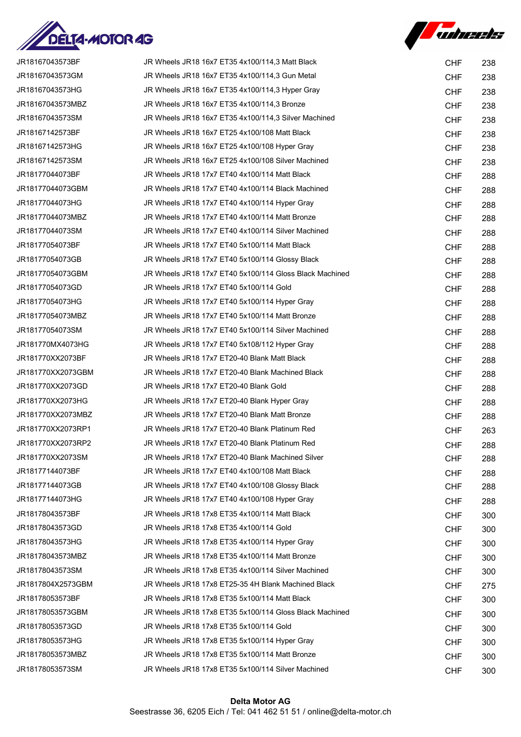| | | | |
|---|---|---|---|
| JR18167043573BF | JR Wheels JR18 16x7 ET35 4x100/114,3 Matt Black | CHF | 238 |
| JR18167043573GM | JR Wheels JR18 16x7 ET35 4x100/114,3 Gun Metal | CHF | 238 |
| JR18167043573HG | JR Wheels JR18 16x7 ET35 4x100/114,3 Hyper Gray | CHF | 238 |
| JR18167043573MBZ | JR Wheels JR18 16x7 ET35 4x100/114,3 Bronze | CHF | 238 |
| JR18167043573SM | JR Wheels JR18 16x7 ET35 4x100/114,3 Silver Machined | CHF | 238 |
| JR18167142573BF | JR Wheels JR18 16x7 ET25 4x100/108 Matt Black | CHF | 238 |
| JR18167142573HG | JR Wheels JR18 16x7 ET25 4x100/108 Hyper Gray | CHF | 238 |
| JR18167142573SM | JR Wheels JR18 16x7 ET25 4x100/108 Silver Machined | CHF | 238 |
| JR18177044073BF | JR Wheels JR18 17x7 ET40 4x100/114 Matt Black | CHF | 288 |
| JR18177044073GBM | JR Wheels JR18 17x7 ET40 4x100/114 Black Machined | CHF | 288 |
| JR18177044073HG | JR Wheels JR18 17x7 ET40 4x100/114 Hyper Gray | CHF | 288 |
| JR18177044073MBZ | JR Wheels JR18 17x7 ET40 4x100/114 Matt Bronze | CHF | 288 |
| JR18177044073SM | JR Wheels JR18 17x7 ET40 4x100/114 Silver Machined | CHF | 288 |
| JR18177054073BF | JR Wheels JR18 17x7 ET40 5x100/114 Matt Black | CHF | 288 |
| JR18177054073GB | JR Wheels JR18 17x7 ET40 5x100/114 Glossy Black | CHF | 288 |
| JR18177054073GBM | JR Wheels JR18 17x7 ET40 5x100/114 Gloss Black Machined | CHF | 288 |
| JR18177054073GD | JR Wheels JR18 17x7 ET40 5x100/114 Gold | CHF | 288 |
| JR18177054073HG | JR Wheels JR18 17x7 ET40 5x100/114 Hyper Gray | CHF | 288 |
| JR18177054073MBZ | JR Wheels JR18 17x7 ET40 5x100/114 Matt Bronze | CHF | 288 |
| JR18177054073SM | JR Wheels JR18 17x7 ET40 5x100/114 Silver Machined | CHF | 288 |
| JR181770MX4073HG | JR Wheels JR18 17x7 ET40 5x108/112 Hyper Gray | CHF | 288 |
| JR181770XX2073BF | JR Wheels JR18 17x7 ET20-40 Blank Matt Black | CHF | 288 |
| JR181770XX2073GBM | JR Wheels JR18 17x7 ET20-40 Blank Machined Black | CHF | 288 |
| JR181770XX2073GD | JR Wheels JR18 17x7 ET20-40 Blank Gold | CHF | 288 |
| JR181770XX2073HG | JR Wheels JR18 17x7 ET20-40 Blank Hyper Gray | CHF | 288 |
| JR181770XX2073MBZ | JR Wheels JR18 17x7 ET20-40 Blank Matt Bronze | CHF | 288 |
| JR181770XX2073RP1 | JR Wheels JR18 17x7 ET20-40 Blank Platinum Red | CHF | 263 |
| JR181770XX2073RP2 | JR Wheels JR18 17x7 ET20-40 Blank Platinum Red | CHF | 288 |
| JR181770XX2073SM | JR Wheels JR18 17x7 ET20-40 Blank Machined Silver | CHF | 288 |
| JR18177144073BF | JR Wheels JR18 17x7 ET40 4x100/108 Matt Black | CHF | 288 |
| JR18177144073GB | JR Wheels JR18 17x7 ET40 4x100/108 Glossy Black | CHF | 288 |
| JR18177144073HG | JR Wheels JR18 17x7 ET40 4x100/108 Hyper Gray | CHF | 288 |
| JR18178043573BF | JR Wheels JR18 17x8 ET35 4x100/114 Matt Black | CHF | 300 |
| JR18178043573GD | JR Wheels JR18 17x8 ET35 4x100/114 Gold | CHF | 300 |
| JR18178043573HG | JR Wheels JR18 17x8 ET35 4x100/114 Hyper Gray | CHF | 300 |
| JR18178043573MBZ | JR Wheels JR18 17x8 ET35 4x100/114 Matt Bronze | CHF | 300 |
| JR18178043573SM | JR Wheels JR18 17x8 ET35 4x100/114 Silver Machined | CHF | 300 |
| JR1817804X2573GBM | JR Wheels JR18 17x8 ET25-35 4H Blank Machined Black | CHF | 275 |
| JR18178053573BF | JR Wheels JR18 17x8 ET35 5x100/114 Matt Black | CHF | 300 |
| JR18178053573GBM | JR Wheels JR18 17x8 ET35 5x100/114 Gloss Black Machined | CHF | 300 |
| JR18178053573GD | JR Wheels JR18 17x8 ET35 5x100/114 Gold | CHF | 300 |
| JR18178053573HG | JR Wheels JR18 17x8 ET35 5x100/114 Hyper Gray | CHF | 300 |
| JR18178053573MBZ | JR Wheels JR18 17x8 ET35 5x100/114 Matt Bronze | CHF | 300 |
| JR18178053573SM | JR Wheels JR18 17x8 ET35 5x100/114 Silver Machined | CHF | 300 |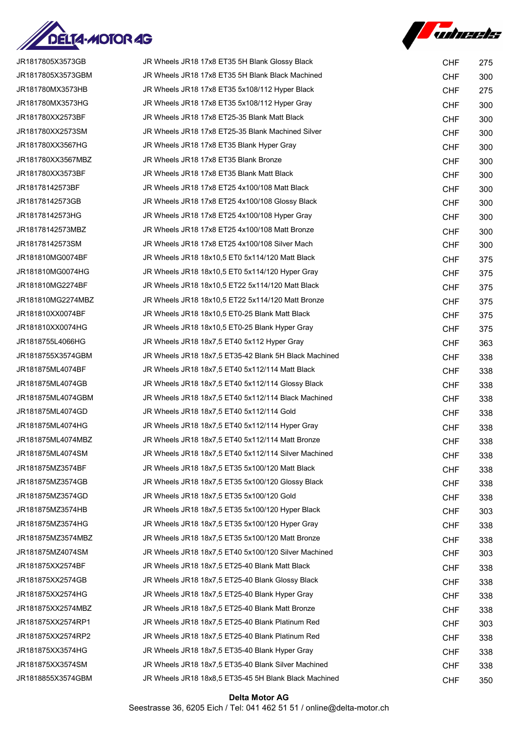| | | | |
|---|---|---|---|
| JR1817805X3573GB | JR Wheels JR18 17x8 ET35 5H Blank Glossy Black | CHF | 275 |
| JR1817805X3573GBM | JR Wheels JR18 17x8 ET35 5H Blank Black Machined | CHF | 300 |
| JR181780MX3573HB | JR Wheels JR18 17x8 ET35 5x108/112 Hyper Black | CHF | 275 |
| JR181780MX3573HG | JR Wheels JR18 17x8 ET35 5x108/112 Hyper Gray | CHF | 300 |
| JR181780XX2573BF | JR Wheels JR18 17x8 ET25-35 Blank Matt Black | CHF | 300 |
| JR181780XX2573SM | JR Wheels JR18 17x8 ET25-35 Blank Machined Silver | CHF | 300 |
| JR181780XX3567HG | JR Wheels JR18 17x8 ET35 Blank Hyper Gray | CHF | 300 |
| JR181780XX3567MBZ | JR Wheels JR18 17x8 ET35 Blank Bronze | CHF | 300 |
| JR181780XX3573BF | JR Wheels JR18 17x8 ET35 Blank Matt Black | CHF | 300 |
| JR18178142573BF | JR Wheels JR18 17x8 ET25 4x100/108 Matt Black | CHF | 300 |
| JR18178142573GB | JR Wheels JR18 17x8 ET25 4x100/108 Glossy Black | CHF | 300 |
| JR18178142573HG | JR Wheels JR18 17x8 ET25 4x100/108 Hyper Gray | CHF | 300 |
| JR18178142573MBZ | JR Wheels JR18 17x8 ET25 4x100/108 Matt Bronze | CHF | 300 |
| JR18178142573SM | JR Wheels JR18 17x8 ET25 4x100/108 Silver Mach | CHF | 300 |
| JR181810MG0074BF | JR Wheels JR18 18x10,5 ET0 5x114/120 Matt Black | CHF | 375 |
| JR181810MG0074HG | JR Wheels JR18 18x10,5 ET0 5x114/120 Hyper Gray | CHF | 375 |
| JR181810MG2274BF | JR Wheels JR18 18x10,5 ET22 5x114/120 Matt Black | CHF | 375 |
| JR181810MG2274MBZ | JR Wheels JR18 18x10,5 ET22 5x114/120 Matt Bronze | CHF | 375 |
| JR181810XX0074BF | JR Wheels JR18 18x10,5 ET0-25 Blank Matt Black | CHF | 375 |
| JR181810XX0074HG | JR Wheels JR18 18x10,5 ET0-25 Blank Hyper Gray | CHF | 375 |
| JR1818755L4066HG | JR Wheels JR18 18x7,5 ET40 5x112 Hyper Gray | CHF | 363 |
| JR1818755X3574GBM | JR Wheels JR18 18x7,5 ET35-42 Blank 5H Black Machined | CHF | 338 |
| JR181875ML4074BF | JR Wheels JR18 18x7,5 ET40 5x112/114 Matt Black | CHF | 338 |
| JR181875ML4074GB | JR Wheels JR18 18x7,5 ET40 5x112/114 Glossy Black | CHF | 338 |
| JR181875ML4074GBM | JR Wheels JR18 18x7,5 ET40 5x112/114 Black Machined | CHF | 338 |
| JR181875ML4074GD | JR Wheels JR18 18x7,5 ET40 5x112/114 Gold | CHF | 338 |
| JR181875ML4074HG | JR Wheels JR18 18x7,5 ET40 5x112/114 Hyper Gray | CHF | 338 |
| JR181875ML4074MBZ | JR Wheels JR18 18x7,5 ET40 5x112/114 Matt Bronze | CHF | 338 |
| JR181875ML4074SM | JR Wheels JR18 18x7,5 ET40 5x112/114 Silver Machined | CHF | 338 |
| JR181875MZ3574BF | JR Wheels JR18 18x7,5 ET35 5x100/120 Matt Black | CHF | 338 |
| JR181875MZ3574GB | JR Wheels JR18 18x7,5 ET35 5x100/120 Glossy Black | CHF | 338 |
| JR181875MZ3574GD | JR Wheels JR18 18x7,5 ET35 5x100/120 Gold | CHF | 338 |
| JR181875MZ3574HB | JR Wheels JR18 18x7,5 ET35 5x100/120 Hyper Black | CHF | 303 |
| JR181875MZ3574HG | JR Wheels JR18 18x7,5 ET35 5x100/120 Hyper Gray | CHF | 338 |
| JR181875MZ3574MBZ | JR Wheels JR18 18x7,5 ET35 5x100/120 Matt Bronze | CHF | 338 |
| JR181875MZ4074SM | JR Wheels JR18 18x7,5 ET40 5x100/120 Silver Machined | CHF | 303 |
| JR181875XX2574BF | JR Wheels JR18 18x7,5 ET25-40 Blank Matt Black | CHF | 338 |
| JR181875XX2574GB | JR Wheels JR18 18x7,5 ET25-40 Blank Glossy Black | CHF | 338 |
| JR181875XX2574HG | JR Wheels JR18 18x7,5 ET25-40 Blank Hyper Gray | CHF | 338 |
| JR181875XX2574MBZ | JR Wheels JR18 18x7,5 ET25-40 Blank Matt Bronze | CHF | 338 |
| JR181875XX2574RP1 | JR Wheels JR18 18x7,5 ET25-40 Blank Platinum Red | CHF | 303 |
| JR181875XX2574RP2 | JR Wheels JR18 18x7,5 ET25-40 Blank Platinum Red | CHF | 338 |
| JR181875XX3574HG | JR Wheels JR18 18x7,5 ET35-40 Blank Hyper Gray | CHF | 338 |
| JR181875XX3574SM | JR Wheels JR18 18x7,5 ET35-40 Blank Silver Machined | CHF | 338 |
| JR1818855X3574GBM | JR Wheels JR18 18x8,5 ET35-45 5H Blank Black Machined | CHF | 350 |

**Delta Motor AG**
Seestrasse 36, 6205 Eich / Tel: 041 462 51 51 / online@delta-motor.ch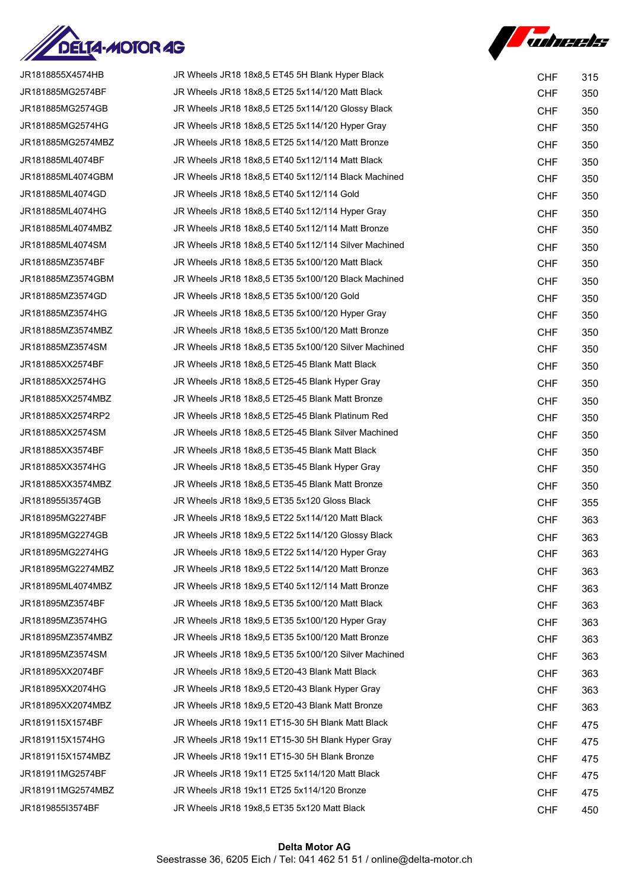| | | | |
|---|---|---|---|
| JR1818855X4574HB | JR Wheels JR18 18x8,5 ET45 5H Blank Hyper Black | CHF | 315 |
| JR181885MG2574BF | JR Wheels JR18 18x8,5 ET25 5x114/120 Matt Black | CHF | 350 |
| JR181885MG2574GB | JR Wheels JR18 18x8,5 ET25 5x114/120 Glossy Black | CHF | 350 |
| JR181885MG2574HG | JR Wheels JR18 18x8,5 ET25 5x114/120 Hyper Gray | CHF | 350 |
| JR181885MG2574MBZ | JR Wheels JR18 18x8,5 ET25 5x114/120 Matt Bronze | CHF | 350 |
| JR181885ML4074BF | JR Wheels JR18 18x8,5 ET40 5x112/114 Matt Black | CHF | 350 |
| JR181885ML4074GBM | JR Wheels JR18 18x8,5 ET40 5x112/114 Black Machined | CHF | 350 |
| JR181885ML4074GD | JR Wheels JR18 18x8,5 ET40 5x112/114 Gold | CHF | 350 |
| JR181885ML4074HG | JR Wheels JR18 18x8,5 ET40 5x112/114 Hyper Gray | CHF | 350 |
| JR181885ML4074MBZ | JR Wheels JR18 18x8,5 ET40 5x112/114 Matt Bronze | CHF | 350 |
| JR181885ML4074SM | JR Wheels JR18 18x8,5 ET40 5x112/114 Silver Machined | CHF | 350 |
| JR181885MZ3574BF | JR Wheels JR18 18x8,5 ET35 5x100/120 Matt Black | CHF | 350 |
| JR181885MZ3574GBM | JR Wheels JR18 18x8,5 ET35 5x100/120 Black Machined | CHF | 350 |
| JR181885MZ3574GD | JR Wheels JR18 18x8,5 ET35 5x100/120 Gold | CHF | 350 |
| JR181885MZ3574HG | JR Wheels JR18 18x8,5 ET35 5x100/120 Hyper Gray | CHF | 350 |
| JR181885MZ3574MBZ | JR Wheels JR18 18x8,5 ET35 5x100/120 Matt Bronze | CHF | 350 |
| JR181885MZ3574SM | JR Wheels JR18 18x8,5 ET35 5x100/120 Silver Machined | CHF | 350 |
| JR181885XX2574BF | JR Wheels JR18 18x8,5 ET25-45 Blank Matt Black | CHF | 350 |
| JR181885XX2574HG | JR Wheels JR18 18x8,5 ET25-45 Blank Hyper Gray | CHF | 350 |
| JR181885XX2574MBZ | JR Wheels JR18 18x8,5 ET25-45 Blank Matt Bronze | CHF | 350 |
| JR181885XX2574RP2 | JR Wheels JR18 18x8,5 ET25-45 Blank Platinum Red | CHF | 350 |
| JR181885XX2574SM | JR Wheels JR18 18x8,5 ET25-45 Blank Silver Machined | CHF | 350 |
| JR181885XX3574BF | JR Wheels JR18 18x8,5 ET35-45 Blank Matt Black | CHF | 350 |
| JR181885XX3574HG | JR Wheels JR18 18x8,5 ET35-45 Blank Hyper Gray | CHF | 350 |
| JR181885XX3574MBZ | JR Wheels JR18 18x8,5 ET35-45 Blank Matt Bronze | CHF | 350 |
| JR1818955I3574GB | JR Wheels JR18 18x9,5 ET35 5x120 Gloss Black | CHF | 355 |
| JR181895MG2274BF | JR Wheels JR18 18x9,5 ET22 5x114/120 Matt Black | CHF | 363 |
| JR181895MG2274GB | JR Wheels JR18 18x9,5 ET22 5x114/120 Glossy Black | CHF | 363 |
| JR181895MG2274HG | JR Wheels JR18 18x9,5 ET22 5x114/120 Hyper Gray | CHF | 363 |
| JR181895MG2274MBZ | JR Wheels JR18 18x9,5 ET22 5x114/120 Matt Bronze | CHF | 363 |
| JR181895ML4074MBZ | JR Wheels JR18 18x9,5 ET40 5x112/114 Matt Bronze | CHF | 363 |
| JR181895MZ3574BF | JR Wheels JR18 18x9,5 ET35 5x100/120 Matt Black | CHF | 363 |
| JR181895MZ3574HG | JR Wheels JR18 18x9,5 ET35 5x100/120 Hyper Gray | CHF | 363 |
| JR181895MZ3574MBZ | JR Wheels JR18 18x9,5 ET35 5x100/120 Matt Bronze | CHF | 363 |
| JR181895MZ3574SM | JR Wheels JR18 18x9,5 ET35 5x100/120 Silver Machined | CHF | 363 |
| JR181895XX2074BF | JR Wheels JR18 18x9,5 ET20-43 Blank Matt Black | CHF | 363 |
| JR181895XX2074HG | JR Wheels JR18 18x9,5 ET20-43 Blank Hyper Gray | CHF | 363 |
| JR181895XX2074MBZ | JR Wheels JR18 18x9,5 ET20-43 Blank Matt Bronze | CHF | 363 |
| JR1819115X1574BF | JR Wheels JR18 19x11 ET15-30 5H Blank Matt Black | CHF | 475 |
| JR1819115X1574HG | JR Wheels JR18 19x11 ET15-30 5H Blank Hyper Gray | CHF | 475 |
| JR1819115X1574MBZ | JR Wheels JR18 19x11 ET15-30 5H Blank Bronze | CHF | 475 |
| JR181911MG2574BF | JR Wheels JR18 19x11 ET25 5x114/120 Matt Black | CHF | 475 |
| JR181911MG2574MBZ | JR Wheels JR18 19x11 ET25 5x114/120 Bronze | CHF | 475 |
| JR1819855I3574BF | JR Wheels JR18 19x8,5 ET35 5x120 Matt Black | CHF | 450 |

**Delta Motor AG**
Seestrasse 36, 6205 Eich / Tel: 041 462 51 51 / online@delta-motor.ch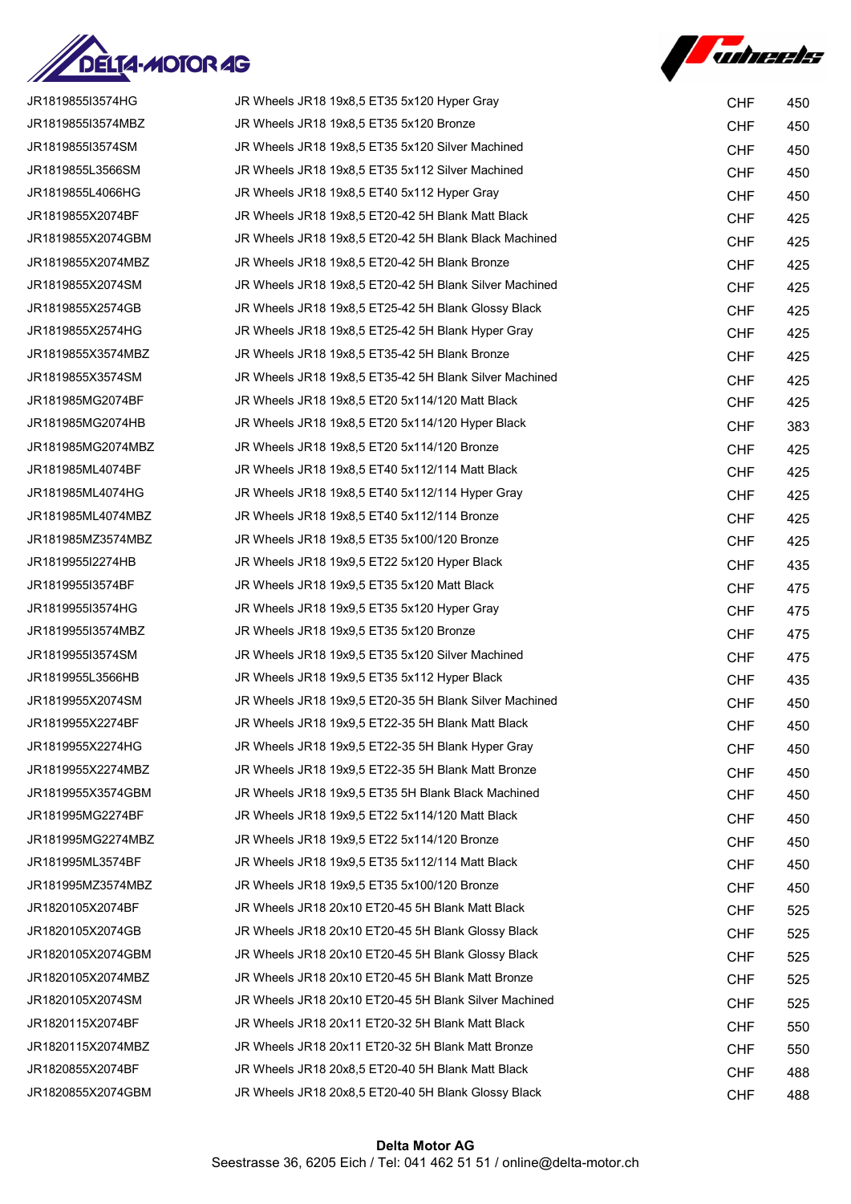| | | | |
|---|---|---|---|
| JR1819855I3574HG | JR Wheels JR18 19x8,5 ET35 5x120 Hyper Gray | CHF | 450 |
| JR1819855I3574MBZ | JR Wheels JR18 19x8,5 ET35 5x120 Bronze | CHF | 450 |
| JR1819855I3574SM | JR Wheels JR18 19x8,5 ET35 5x120 Silver Machined | CHF | 450 |
| JR1819855L3566SM | JR Wheels JR18 19x8,5 ET35 5x112 Silver Machined | CHF | 450 |
| JR1819855L4066HG | JR Wheels JR18 19x8,5 ET40 5x112 Hyper Gray | CHF | 450 |
| JR1819855X2074BF | JR Wheels JR18 19x8,5 ET20-42 5H Blank Matt Black | CHF | 425 |
| JR1819855X2074GBM | JR Wheels JR18 19x8,5 ET20-42 5H Blank Black Machined | CHF | 425 |
| JR1819855X2074MBZ | JR Wheels JR18 19x8,5 ET20-42 5H Blank Bronze | CHF | 425 |
| JR1819855X2074SM | JR Wheels JR18 19x8,5 ET20-42 5H Blank Silver Machined | CHF | 425 |
| JR1819855X2574GB | JR Wheels JR18 19x8,5 ET25-42 5H Blank Glossy Black | CHF | 425 |
| JR1819855X2574HG | JR Wheels JR18 19x8,5 ET25-42 5H Blank Hyper Gray | CHF | 425 |
| JR1819855X3574MBZ | JR Wheels JR18 19x8,5 ET35-42 5H Blank Bronze | CHF | 425 |
| JR1819855X3574SM | JR Wheels JR18 19x8,5 ET35-42 5H Blank Silver Machined | CHF | 425 |
| JR181985MG2074BF | JR Wheels JR18 19x8,5 ET20 5x114/120 Matt Black | CHF | 425 |
| JR181985MG2074HB | JR Wheels JR18 19x8,5 ET20 5x114/120 Hyper Black | CHF | 383 |
| JR181985MG2074MBZ | JR Wheels JR18 19x8,5 ET20 5x114/120 Bronze | CHF | 425 |
| JR181985ML4074BF | JR Wheels JR18 19x8,5 ET40 5x112/114 Matt Black | CHF | 425 |
| JR181985ML4074HG | JR Wheels JR18 19x8,5 ET40 5x112/114 Hyper Gray | CHF | 425 |
| JR181985ML4074MBZ | JR Wheels JR18 19x8,5 ET40 5x112/114 Bronze | CHF | 425 |
| JR181985MZ3574MBZ | JR Wheels JR18 19x8,5 ET35 5x100/120 Bronze | CHF | 425 |
| JR1819955I2274HB | JR Wheels JR18 19x9,5 ET22 5x120 Hyper Black | CHF | 435 |
| JR1819955I3574BF | JR Wheels JR18 19x9,5 ET35 5x120 Matt Black | CHF | 475 |
| JR1819955I3574HG | JR Wheels JR18 19x9,5 ET35 5x120 Hyper Gray | CHF | 475 |
| JR1819955I3574MBZ | JR Wheels JR18 19x9,5 ET35 5x120 Bronze | CHF | 475 |
| JR1819955I3574SM | JR Wheels JR18 19x9,5 ET35 5x120 Silver Machined | CHF | 475 |
| JR1819955L3566HB | JR Wheels JR18 19x9,5 ET35 5x112 Hyper Black | CHF | 435 |
| JR1819955X2074SM | JR Wheels JR18 19x9,5 ET20-35 5H Blank Silver Machined | CHF | 450 |
| JR1819955X2274BF | JR Wheels JR18 19x9,5 ET22-35 5H Blank Matt Black | CHF | 450 |
| JR1819955X2274HG | JR Wheels JR18 19x9,5 ET22-35 5H Blank Hyper Gray | CHF | 450 |
| JR1819955X2274MBZ | JR Wheels JR18 19x9,5 ET22-35 5H Blank Matt Bronze | CHF | 450 |
| JR1819955X3574GBM | JR Wheels JR18 19x9,5 ET35 5H Blank Black Machined | CHF | 450 |
| JR181995MG2274BF | JR Wheels JR18 19x9,5 ET22 5x114/120 Matt Black | CHF | 450 |
| JR181995MG2274MBZ | JR Wheels JR18 19x9,5 ET22 5x114/120 Bronze | CHF | 450 |
| JR181995ML3574BF | JR Wheels JR18 19x9,5 ET35 5x112/114 Matt Black | CHF | 450 |
| JR181995MZ3574MBZ | JR Wheels JR18 19x9,5 ET35 5x100/120 Bronze | CHF | 450 |
| JR1820105X2074BF | JR Wheels JR18 20x10 ET20-45 5H Blank Matt Black | CHF | 525 |
| JR1820105X2074GB | JR Wheels JR18 20x10 ET20-45 5H Blank Glossy Black | CHF | 525 |
| JR1820105X2074GBM | JR Wheels JR18 20x10 ET20-45 5H Blank Glossy Black | CHF | 525 |
| JR1820105X2074MBZ | JR Wheels JR18 20x10 ET20-45 5H Blank Matt Bronze | CHF | 525 |
| JR1820105X2074SM | JR Wheels JR18 20x10 ET20-45 5H Blank Silver Machined | CHF | 525 |
| JR1820115X2074BF | JR Wheels JR18 20x11 ET20-32 5H Blank Matt Black | CHF | 550 |
| JR1820115X2074MBZ | JR Wheels JR18 20x11 ET20-32 5H Blank Matt Bronze | CHF | 550 |
| JR1820855X2074BF | JR Wheels JR18 20x8,5 ET20-40 5H Blank Matt Black | CHF | 488 |
| JR1820855X2074GBM | JR Wheels JR18 20x8,5 ET20-40 5H Blank Glossy Black | CHF | 488 |

**Delta Motor AG**
Seestrasse 36, 6205 Eich / Tel: 041 462 51 51 / online@delta-motor.ch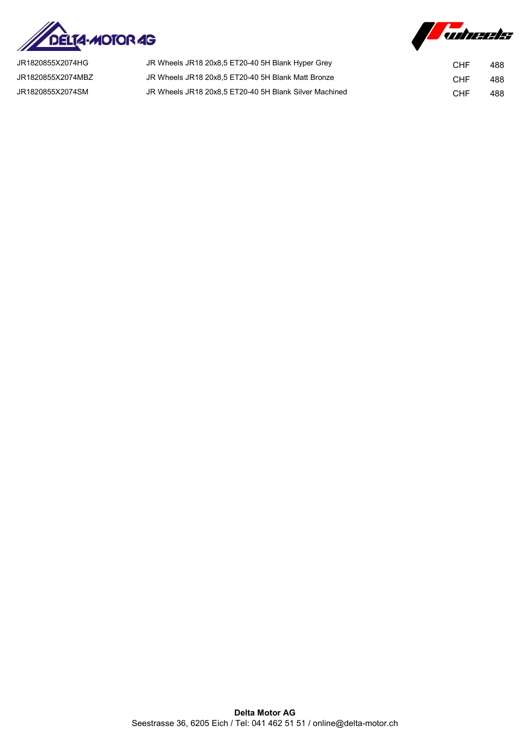| | | | |
|---|---|---|---|
| JR1820855X2074HG | JR Wheels JR18 20x8,5 ET20-40 5H Blank Hyper Grey | CHF | 488 |
| JR1820855X2074MBZ | JR Wheels JR18 20x8,5 ET20-40 5H Blank Matt Bronze | CHF | 488 |
| JR1820855X2074SM | JR Wheels JR18 20x8,5 ET20-40 5H Blank Silver Machined | CHF | 488 |

**Delta Motor AG**
Seestrasse 36, 6205 Eich / Tel: 041 462 51 51 / online@delta-motor.ch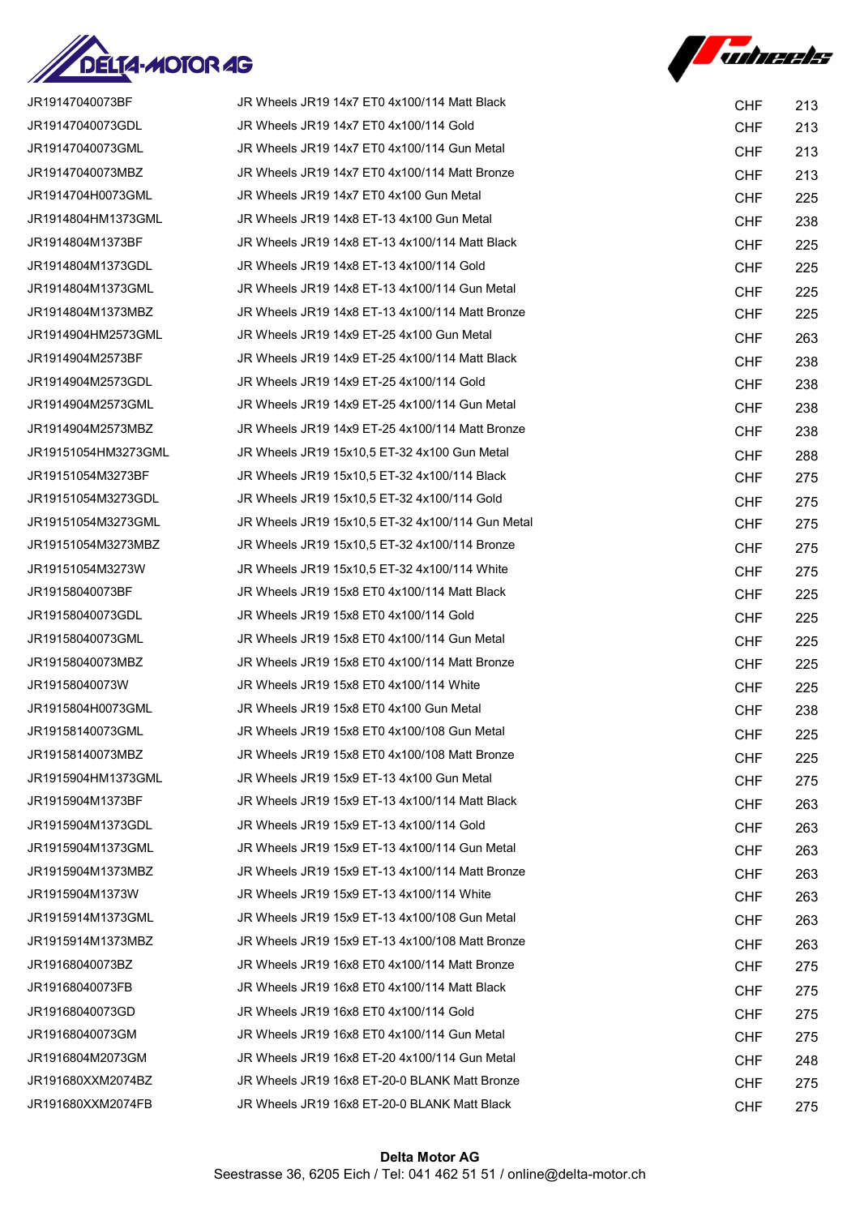| | | | |
|---|---|---|---|
| JR19147040073BF | JR Wheels JR19 14x7 ET0 4x100/114 Matt Black | CHF | 213 |
| JR19147040073GDL | JR Wheels JR19 14x7 ET0 4x100/114 Gold | CHF | 213 |
| JR19147040073GML | JR Wheels JR19 14x7 ET0 4x100/114 Gun Metal | CHF | 213 |
| JR19147040073MBZ | JR Wheels JR19 14x7 ET0 4x100/114 Matt Bronze | CHF | 213 |
| JR1914704H0073GML | JR Wheels JR19 14x7 ET0 4x100 Gun Metal | CHF | 225 |
| JR1914804HM1373GML | JR Wheels JR19 14x8 ET-13 4x100 Gun Metal | CHF | 238 |
| JR1914804M1373BF | JR Wheels JR19 14x8 ET-13 4x100/114 Matt Black | CHF | 225 |
| JR1914804M1373GDL | JR Wheels JR19 14x8 ET-13 4x100/114 Gold | CHF | 225 |
| JR1914804M1373GML | JR Wheels JR19 14x8 ET-13 4x100/114 Gun Metal | CHF | 225 |
| JR1914804M1373MBZ | JR Wheels JR19 14x8 ET-13 4x100/114 Matt Bronze | CHF | 225 |
| JR1914904HM2573GML | JR Wheels JR19 14x9 ET-25 4x100 Gun Metal | CHF | 263 |
| JR1914904M2573BF | JR Wheels JR19 14x9 ET-25 4x100/114 Matt Black | CHF | 238 |
| JR1914904M2573GDL | JR Wheels JR19 14x9 ET-25 4x100/114 Gold | CHF | 238 |
| JR1914904M2573GML | JR Wheels JR19 14x9 ET-25 4x100/114 Gun Metal | CHF | 238 |
| JR1914904M2573MBZ | JR Wheels JR19 14x9 ET-25 4x100/114 Matt Bronze | CHF | 238 |
| JR19151054HM3273GML | JR Wheels JR19 15x10,5 ET-32 4x100 Gun Metal | CHF | 288 |
| JR19151054M3273BF | JR Wheels JR19 15x10,5 ET-32 4x100/114 Black | CHF | 275 |
| JR19151054M3273GDL | JR Wheels JR19 15x10,5 ET-32 4x100/114 Gold | CHF | 275 |
| JR19151054M3273GML | JR Wheels JR19 15x10,5 ET-32 4x100/114 Gun Metal | CHF | 275 |
| JR19151054M3273MBZ | JR Wheels JR19 15x10,5 ET-32 4x100/114 Bronze | CHF | 275 |
| JR19151054M3273W | JR Wheels JR19 15x10,5 ET-32 4x100/114 White | CHF | 275 |
| JR19158040073BF | JR Wheels JR19 15x8 ET0 4x100/114 Matt Black | CHF | 225 |
| JR19158040073GDL | JR Wheels JR19 15x8 ET0 4x100/114 Gold | CHF | 225 |
| JR19158040073GML | JR Wheels JR19 15x8 ET0 4x100/114 Gun Metal | CHF | 225 |
| JR19158040073MBZ | JR Wheels JR19 15x8 ET0 4x100/114 Matt Bronze | CHF | 225 |
| JR19158040073W | JR Wheels JR19 15x8 ET0 4x100/114 White | CHF | 225 |
| JR1915804H0073GML | JR Wheels JR19 15x8 ET0 4x100 Gun Metal | CHF | 238 |
| JR19158140073GML | JR Wheels JR19 15x8 ET0 4x100/108 Gun Metal | CHF | 225 |
| JR19158140073MBZ | JR Wheels JR19 15x8 ET0 4x100/108 Matt Bronze | CHF | 225 |
| JR1915904HM1373GML | JR Wheels JR19 15x9 ET-13 4x100 Gun Metal | CHF | 275 |
| JR1915904M1373BF | JR Wheels JR19 15x9 ET-13 4x100/114 Matt Black | CHF | 263 |
| JR1915904M1373GDL | JR Wheels JR19 15x9 ET-13 4x100/114 Gold | CHF | 263 |
| JR1915904M1373GML | JR Wheels JR19 15x9 ET-13 4x100/114 Gun Metal | CHF | 263 |
| JR1915904M1373MBZ | JR Wheels JR19 15x9 ET-13 4x100/114 Matt Bronze | CHF | 263 |
| JR1915904M1373W | JR Wheels JR19 15x9 ET-13 4x100/114 White | CHF | 263 |
| JR1915914M1373GML | JR Wheels JR19 15x9 ET-13 4x100/108 Gun Metal | CHF | 263 |
| JR1915914M1373MBZ | JR Wheels JR19 15x9 ET-13 4x100/108 Matt Bronze | CHF | 263 |
| JR19168040073BZ | JR Wheels JR19 16x8 ET0 4x100/114 Matt Bronze | CHF | 275 |
| JR19168040073FB | JR Wheels JR19 16x8 ET0 4x100/114 Matt Black | CHF | 275 |
| JR19168040073GD | JR Wheels JR19 16x8 ET0 4x100/114 Gold | CHF | 275 |
| JR19168040073GM | JR Wheels JR19 16x8 ET0 4x100/114 Gun Metal | CHF | 275 |
| JR1916804M2073GM | JR Wheels JR19 16x8 ET-20 4x100/114 Gun Metal | CHF | 248 |
| JR191680XXM2074BZ | JR Wheels JR19 16x8 ET-20-0 BLANK Matt Bronze | CHF | 275 |
| JR191680XXM2074FB | JR Wheels JR19 16x8 ET-20-0 BLANK Matt Black | CHF | 275 |

**Delta Motor AG**
Seestrasse 36, 6205 Eich / Tel: 041 462 51 51 / online@delta-motor.ch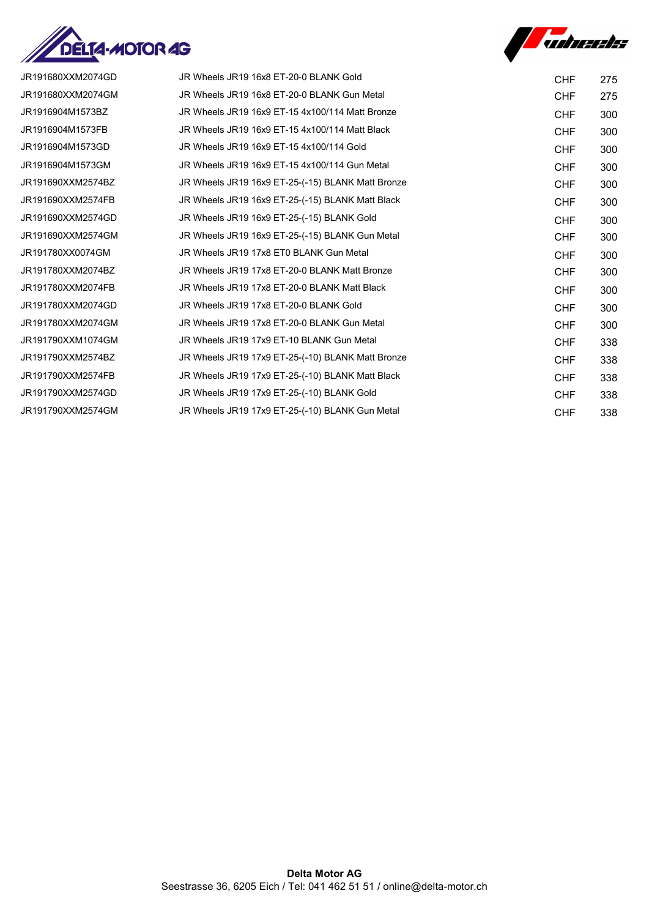| | | | |
|---|---|---|---|
| JR191680XXM2074GD | JR Wheels JR19 16x8 ET-20-0 BLANK Gold | CHF | 275 |
| JR191680XXM2074GM | JR Wheels JR19 16x8 ET-20-0 BLANK Gun Metal | CHF | 275 |
| JR1916904M1573BZ | JR Wheels JR19 16x9 ET-15 4x100/114 Matt Bronze | CHF | 300 |
| JR1916904M1573FB | JR Wheels JR19 16x9 ET-15 4x100/114 Matt Black | CHF | 300 |
| JR1916904M1573GD | JR Wheels JR19 16x9 ET-15 4x100/114 Gold | CHF | 300 |
| JR1916904M1573GM | JR Wheels JR19 16x9 ET-15 4x100/114 Gun Metal | CHF | 300 |
| JR191690XXM2574BZ | JR Wheels JR19 16x9 ET-25-(-15) BLANK Matt Bronze | CHF | 300 |
| JR191690XXM2574FB | JR Wheels JR19 16x9 ET-25-(-15) BLANK Matt Black | CHF | 300 |
| JR191690XXM2574GD | JR Wheels JR19 16x9 ET-25-(-15) BLANK Gold | CHF | 300 |
| JR191690XXM2574GM | JR Wheels JR19 16x9 ET-25-(-15) BLANK Gun Metal | CHF | 300 |
| JR191780XX0074GM | JR Wheels JR19 17x8 ET0 BLANK Gun Metal | CHF | 300 |
| JR191780XXM2074BZ | JR Wheels JR19 17x8 ET-20-0 BLANK Matt Bronze | CHF | 300 |
| JR191780XXM2074FB | JR Wheels JR19 17x8 ET-20-0 BLANK Matt Black | CHF | 300 |
| JR191780XXM2074GD | JR Wheels JR19 17x8 ET-20-0 BLANK Gold | CHF | 300 |
| JR191780XXM2074GM | JR Wheels JR19 17x8 ET-20-0 BLANK Gun Metal | CHF | 300 |
| JR191790XXM1074GM | JR Wheels JR19 17x9 ET-10 BLANK Gun Metal | CHF | 338 |
| JR191790XXM2574BZ | JR Wheels JR19 17x9 ET-25-(-10) BLANK Matt Bronze | CHF | 338 |
| JR191790XXM2574FB | JR Wheels JR19 17x9 ET-25-(-10) BLANK Matt Black | CHF | 338 |
| JR191790XXM2574GD | JR Wheels JR19 17x9 ET-25-(-10) BLANK Gold | CHF | 338 |
| JR191790XXM2574GM | JR Wheels JR19 17x9 ET-25-(-10) BLANK Gun Metal | CHF | 338 |

**Delta Motor AG**
Seestrasse 36, 6205 Eich / Tel: 041 462 51 51 / online@delta-motor.ch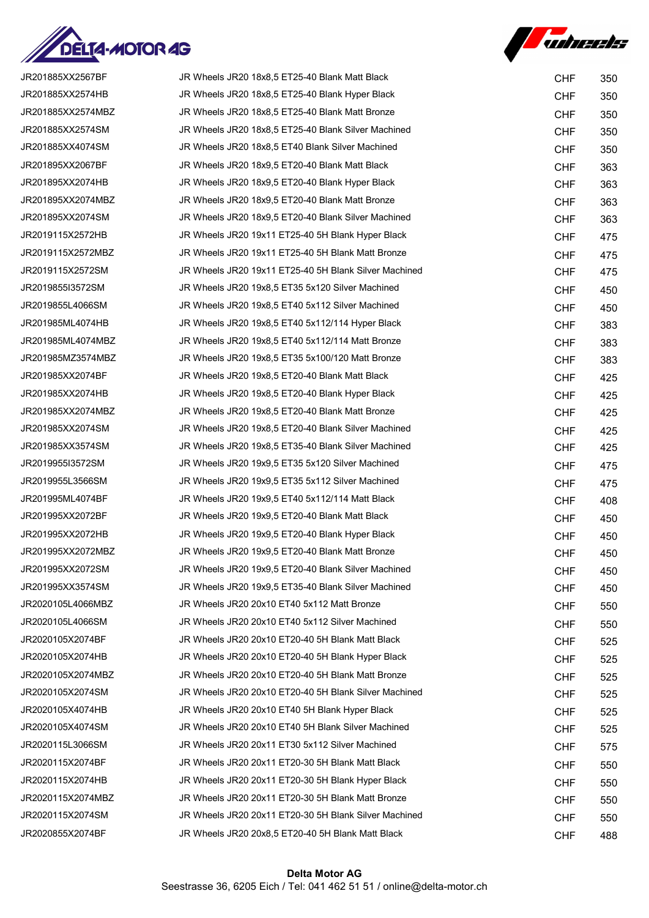| | | | |
|---|---|---|---|
| JR201885XX2567BF | JR Wheels JR20 18x8,5 ET25-40 Blank Matt Black | CHF | 350 |
| JR201885XX2574HB | JR Wheels JR20 18x8,5 ET25-40 Blank Hyper Black | CHF | 350 |
| JR201885XX2574MBZ | JR Wheels JR20 18x8,5 ET25-40 Blank Matt Bronze | CHF | 350 |
| JR201885XX2574SM | JR Wheels JR20 18x8,5 ET25-40 Blank Silver Machined | CHF | 350 |
| JR201885XX4074SM | JR Wheels JR20 18x8,5 ET40 Blank Silver Machined | CHF | 350 |
| JR201895XX2067BF | JR Wheels JR20 18x9,5 ET20-40 Blank Matt Black | CHF | 363 |
| JR201895XX2074HB | JR Wheels JR20 18x9,5 ET20-40 Blank Hyper Black | CHF | 363 |
| JR201895XX2074MBZ | JR Wheels JR20 18x9,5 ET20-40 Blank Matt Bronze | CHF | 363 |
| JR201895XX2074SM | JR Wheels JR20 18x9,5 ET20-40 Blank Silver Machined | CHF | 363 |
| JR2019115X2572HB | JR Wheels JR20 19x11 ET25-40 5H Blank Hyper Black | CHF | 475 |
| JR2019115X2572MBZ | JR Wheels JR20 19x11 ET25-40 5H Blank Matt Bronze | CHF | 475 |
| JR2019115X2572SM | JR Wheels JR20 19x11 ET25-40 5H Blank Silver Machined | CHF | 475 |
| JR2019855I3572SM | JR Wheels JR20 19x8,5 ET35 5x120 Silver Machined | CHF | 450 |
| JR2019855L4066SM | JR Wheels JR20 19x8,5 ET40 5x112 Silver Machined | CHF | 450 |
| JR201985ML4074HB | JR Wheels JR20 19x8,5 ET40 5x112/114 Hyper Black | CHF | 383 |
| JR201985ML4074MBZ | JR Wheels JR20 19x8,5 ET40 5x112/114 Matt Bronze | CHF | 383 |
| JR201985MZ3574MBZ | JR Wheels JR20 19x8,5 ET35 5x100/120 Matt Bronze | CHF | 383 |
| JR201985XX2074BF | JR Wheels JR20 19x8,5 ET20-40 Blank Matt Black | CHF | 425 |
| JR201985XX2074HB | JR Wheels JR20 19x8,5 ET20-40 Blank Hyper Black | CHF | 425 |
| JR201985XX2074MBZ | JR Wheels JR20 19x8,5 ET20-40 Blank Matt Bronze | CHF | 425 |
| JR201985XX2074SM | JR Wheels JR20 19x8,5 ET20-40 Blank Silver Machined | CHF | 425 |
| JR201985XX3574SM | JR Wheels JR20 19x8,5 ET35-40 Blank Silver Machined | CHF | 425 |
| JR2019955I3572SM | JR Wheels JR20 19x9,5 ET35 5x120 Silver Machined | CHF | 475 |
| JR2019955L3566SM | JR Wheels JR20 19x9,5 ET35 5x112 Silver Machined | CHF | 475 |
| JR201995ML4074BF | JR Wheels JR20 19x9,5 ET40 5x112/114 Matt Black | CHF | 408 |
| JR201995XX2072BF | JR Wheels JR20 19x9,5 ET20-40 Blank Matt Black | CHF | 450 |
| JR201995XX2072HB | JR Wheels JR20 19x9,5 ET20-40 Blank Hyper Black | CHF | 450 |
| JR201995XX2072MBZ | JR Wheels JR20 19x9,5 ET20-40 Blank Matt Bronze | CHF | 450 |
| JR201995XX2072SM | JR Wheels JR20 19x9,5 ET20-40 Blank Silver Machined | CHF | 450 |
| JR201995XX3574SM | JR Wheels JR20 19x9,5 ET35-40 Blank Silver Machined | CHF | 450 |
| JR2020105L4066MBZ | JR Wheels JR20 20x10 ET40 5x112 Matt Bronze | CHF | 550 |
| JR2020105L4066SM | JR Wheels JR20 20x10 ET40 5x112 Silver Machined | CHF | 550 |
| JR2020105X2074BF | JR Wheels JR20 20x10 ET20-40 5H Blank Matt Black | CHF | 525 |
| JR2020105X2074HB | JR Wheels JR20 20x10 ET20-40 5H Blank Hyper Black | CHF | 525 |
| JR2020105X2074MBZ | JR Wheels JR20 20x10 ET20-40 5H Blank Matt Bronze | CHF | 525 |
| JR2020105X2074SM | JR Wheels JR20 20x10 ET20-40 5H Blank Silver Machined | CHF | 525 |
| JR2020105X4074HB | JR Wheels JR20 20x10 ET40 5H Blank Hyper Black | CHF | 525 |
| JR2020105X4074SM | JR Wheels JR20 20x10 ET40 5H Blank Silver Machined | CHF | 525 |
| JR2020115L3066SM | JR Wheels JR20 20x11 ET30 5x112 Silver Machined | CHF | 575 |
| JR2020115X2074BF | JR Wheels JR20 20x11 ET20-30 5H Blank Matt Black | CHF | 550 |
| JR2020115X2074HB | JR Wheels JR20 20x11 ET20-30 5H Blank Hyper Black | CHF | 550 |
| JR2020115X2074MBZ | JR Wheels JR20 20x11 ET20-30 5H Blank Matt Bronze | CHF | 550 |
| JR2020115X2074SM | JR Wheels JR20 20x11 ET20-30 5H Blank Silver Machined | CHF | 550 |
| JR2020855X2074BF | JR Wheels JR20 20x8,5 ET20-40 5H Blank Matt Black | CHF | 488 |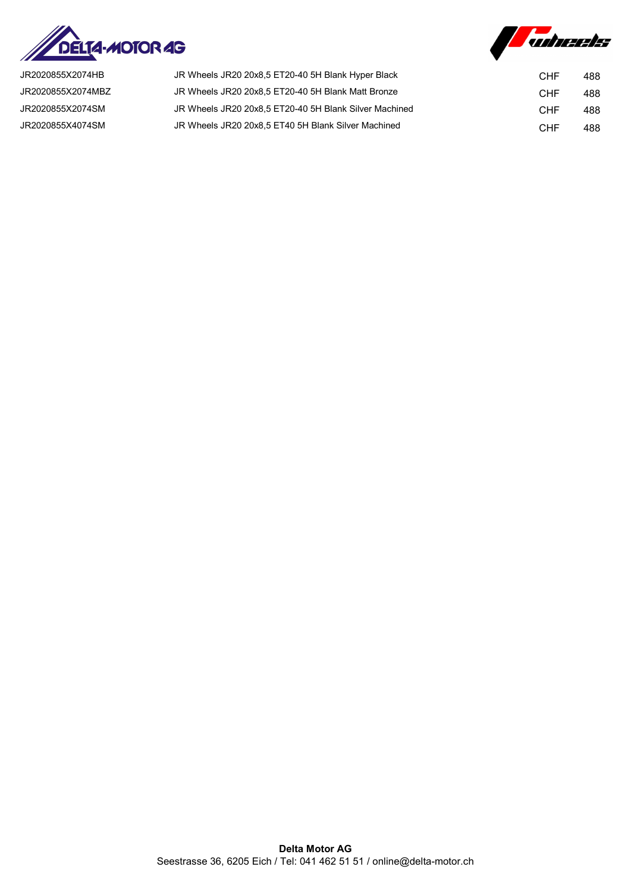| | | | |
|---|---|---|---|
| JR2020855X2074HB | JR Wheels JR20 20x8,5 ET20-40 5H Blank Hyper Black | CHF | 488 |
| JR2020855X2074MBZ | JR Wheels JR20 20x8,5 ET20-40 5H Blank Matt Bronze | CHF | 488 |
| JR2020855X2074SM | JR Wheels JR20 20x8,5 ET20-40 5H Blank Silver Machined | CHF | 488 |
| JR2020855X4074SM | JR Wheels JR20 20x8,5 ET40 5H Blank Silver Machined | CHF | 488 |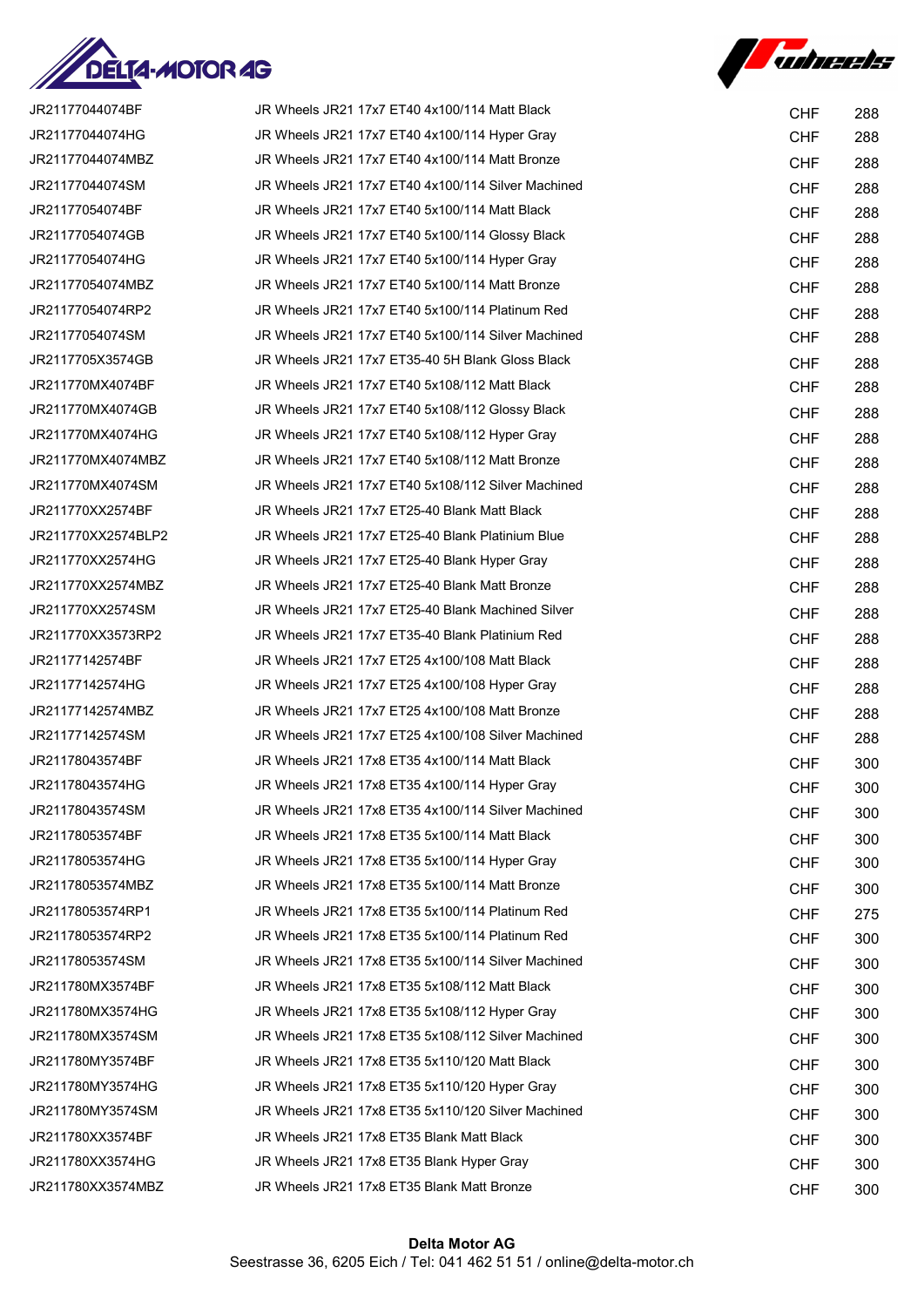| | | | |
|---|---|---|---|
| JR21177044074BF | JR Wheels JR21 17x7 ET40 4x100/114 Matt Black | CHF | 288 |
| JR21177044074HG | JR Wheels JR21 17x7 ET40 4x100/114 Hyper Gray | CHF | 288 |
| JR21177044074MBZ | JR Wheels JR21 17x7 ET40 4x100/114 Matt Bronze | CHF | 288 |
| JR21177044074SM | JR Wheels JR21 17x7 ET40 4x100/114 Silver Machined | CHF | 288 |
| JR21177054074BF | JR Wheels JR21 17x7 ET40 5x100/114 Matt Black | CHF | 288 |
| JR21177054074GB | JR Wheels JR21 17x7 ET40 5x100/114 Glossy Black | CHF | 288 |
| JR21177054074HG | JR Wheels JR21 17x7 ET40 5x100/114 Hyper Gray | CHF | 288 |
| JR21177054074MBZ | JR Wheels JR21 17x7 ET40 5x100/114 Matt Bronze | CHF | 288 |
| JR21177054074RP2 | JR Wheels JR21 17x7 ET40 5x100/114 Platinum Red | CHF | 288 |
| JR21177054074SM | JR Wheels JR21 17x7 ET40 5x100/114 Silver Machined | CHF | 288 |
| JR2117705X3574GB | JR Wheels JR21 17x7 ET35-40 5H Blank Gloss Black | CHF | 288 |
| JR211770MX4074BF | JR Wheels JR21 17x7 ET40 5x108/112 Matt Black | CHF | 288 |
| JR211770MX4074GB | JR Wheels JR21 17x7 ET40 5x108/112 Glossy Black | CHF | 288 |
| JR211770MX4074HG | JR Wheels JR21 17x7 ET40 5x108/112 Hyper Gray | CHF | 288 |
| JR211770MX4074MBZ | JR Wheels JR21 17x7 ET40 5x108/112 Matt Bronze | CHF | 288 |
| JR211770MX4074SM | JR Wheels JR21 17x7 ET40 5x108/112 Silver Machined | CHF | 288 |
| JR211770XX2574BF | JR Wheels JR21 17x7 ET25-40 Blank Matt Black | CHF | 288 |
| JR211770XX2574BLP2 | JR Wheels JR21 17x7 ET25-40 Blank Platinium Blue | CHF | 288 |
| JR211770XX2574HG | JR Wheels JR21 17x7 ET25-40 Blank Hyper Gray | CHF | 288 |
| JR211770XX2574MBZ | JR Wheels JR21 17x7 ET25-40 Blank Matt Bronze | CHF | 288 |
| JR211770XX2574SM | JR Wheels JR21 17x7 ET25-40 Blank Machined Silver | CHF | 288 |
| JR211770XX3573RP2 | JR Wheels JR21 17x7 ET35-40 Blank Platinium Red | CHF | 288 |
| JR21177142574BF | JR Wheels JR21 17x7 ET25 4x100/108 Matt Black | CHF | 288 |
| JR21177142574HG | JR Wheels JR21 17x7 ET25 4x100/108 Hyper Gray | CHF | 288 |
| JR21177142574MBZ | JR Wheels JR21 17x7 ET25 4x100/108 Matt Bronze | CHF | 288 |
| JR21177142574SM | JR Wheels JR21 17x7 ET25 4x100/108 Silver Machined | CHF | 288 |
| JR21178043574BF | JR Wheels JR21 17x8 ET35 4x100/114 Matt Black | CHF | 300 |
| JR21178043574HG | JR Wheels JR21 17x8 ET35 4x100/114 Hyper Gray | CHF | 300 |
| JR21178043574SM | JR Wheels JR21 17x8 ET35 4x100/114 Silver Machined | CHF | 300 |
| JR21178053574BF | JR Wheels JR21 17x8 ET35 5x100/114 Matt Black | CHF | 300 |
| JR21178053574HG | JR Wheels JR21 17x8 ET35 5x100/114 Hyper Gray | CHF | 300 |
| JR21178053574MBZ | JR Wheels JR21 17x8 ET35 5x100/114 Matt Bronze | CHF | 300 |
| JR21178053574RP1 | JR Wheels JR21 17x8 ET35 5x100/114 Platinum Red | CHF | 275 |
| JR21178053574RP2 | JR Wheels JR21 17x8 ET35 5x100/114 Platinum Red | CHF | 300 |
| JR21178053574SM | JR Wheels JR21 17x8 ET35 5x100/114 Silver Machined | CHF | 300 |
| JR211780MX3574BF | JR Wheels JR21 17x8 ET35 5x108/112 Matt Black | CHF | 300 |
| JR211780MX3574HG | JR Wheels JR21 17x8 ET35 5x108/112 Hyper Gray | CHF | 300 |
| JR211780MX3574SM | JR Wheels JR21 17x8 ET35 5x108/112 Silver Machined | CHF | 300 |
| JR211780MY3574BF | JR Wheels JR21 17x8 ET35 5x110/120 Matt Black | CHF | 300 |
| JR211780MY3574HG | JR Wheels JR21 17x8 ET35 5x110/120 Hyper Gray | CHF | 300 |
| JR211780MY3574SM | JR Wheels JR21 17x8 ET35 5x110/120 Silver Machined | CHF | 300 |
| JR211780XX3574BF | JR Wheels JR21 17x8 ET35 Blank Matt Black | CHF | 300 |
| JR211780XX3574HG | JR Wheels JR21 17x8 ET35 Blank Hyper Gray | CHF | 300 |
| JR211780XX3574MBZ | JR Wheels JR21 17x8 ET35 Blank Matt Bronze | CHF | 300 |

**Delta Motor AG**
Seestrasse 36, 6205 Eich / Tel: 041 462 51 51 / online@delta-motor.ch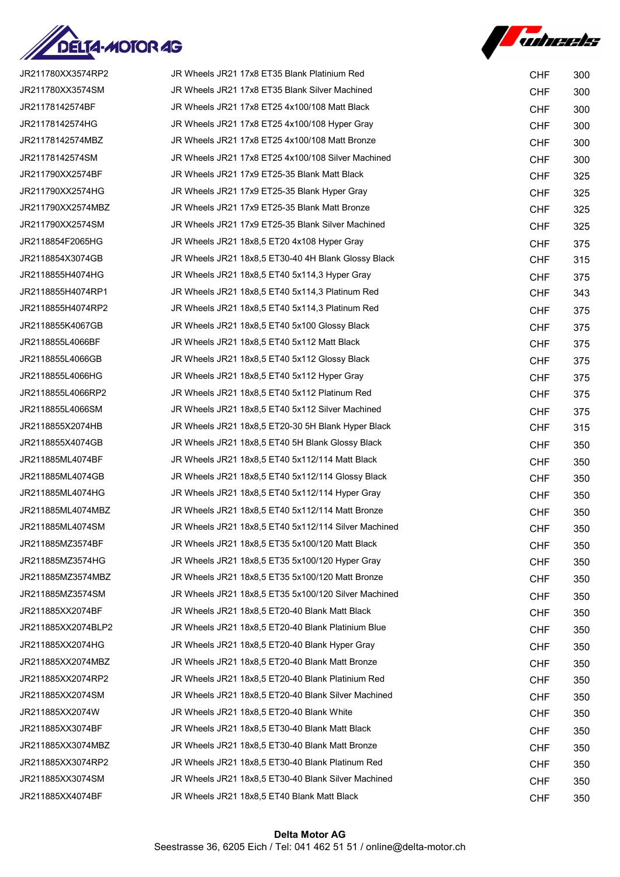| | | | |
|---|---|---|---|
| JR211780XX3574RP2 | JR Wheels JR21 17x8 ET35 Blank Platinium Red | CHF | 300 |
| JR211780XX3574SM | JR Wheels JR21 17x8 ET35 Blank Silver Machined | CHF | 300 |
| JR21178142574BF | JR Wheels JR21 17x8 ET25 4x100/108 Matt Black | CHF | 300 |
| JR21178142574HG | JR Wheels JR21 17x8 ET25 4x100/108 Hyper Gray | CHF | 300 |
| JR21178142574MBZ | JR Wheels JR21 17x8 ET25 4x100/108 Matt Bronze | CHF | 300 |
| JR21178142574SM | JR Wheels JR21 17x8 ET25 4x100/108 Silver Machined | CHF | 300 |
| JR211790XX2574BF | JR Wheels JR21 17x9 ET25-35 Blank Matt Black | CHF | 325 |
| JR211790XX2574HG | JR Wheels JR21 17x9 ET25-35 Blank Hyper Gray | CHF | 325 |
| JR211790XX2574MBZ | JR Wheels JR21 17x9 ET25-35 Blank Matt Bronze | CHF | 325 |
| JR211790XX2574SM | JR Wheels JR21 17x9 ET25-35 Blank Silver Machined | CHF | 325 |
| JR2118854F2065HG | JR Wheels JR21 18x8,5 ET20 4x108 Hyper Gray | CHF | 375 |
| JR2118854X3074GB | JR Wheels JR21 18x8,5 ET30-40 4H Blank Glossy Black | CHF | 315 |
| JR2118855H4074HG | JR Wheels JR21 18x8,5 ET40 5x114,3 Hyper Gray | CHF | 375 |
| JR2118855H4074RP1 | JR Wheels JR21 18x8,5 ET40 5x114,3 Platinum Red | CHF | 343 |
| JR2118855H4074RP2 | JR Wheels JR21 18x8,5 ET40 5x114,3 Platinum Red | CHF | 375 |
| JR2118855K4067GB | JR Wheels JR21 18x8,5 ET40 5x100 Glossy Black | CHF | 375 |
| JR2118855L4066BF | JR Wheels JR21 18x8,5 ET40 5x112 Matt Black | CHF | 375 |
| JR2118855L4066GB | JR Wheels JR21 18x8,5 ET40 5x112 Glossy Black | CHF | 375 |
| JR2118855L4066HG | JR Wheels JR21 18x8,5 ET40 5x112 Hyper Gray | CHF | 375 |
| JR2118855L4066RP2 | JR Wheels JR21 18x8,5 ET40 5x112 Platinum Red | CHF | 375 |
| JR2118855L4066SM | JR Wheels JR21 18x8,5 ET40 5x112 Silver Machined | CHF | 375 |
| JR2118855X2074HB | JR Wheels JR21 18x8,5 ET20-30 5H Blank Hyper Black | CHF | 315 |
| JR2118855X4074GB | JR Wheels JR21 18x8,5 ET40 5H Blank Glossy Black | CHF | 350 |
| JR211885ML4074BF | JR Wheels JR21 18x8,5 ET40 5x112/114 Matt Black | CHF | 350 |
| JR211885ML4074GB | JR Wheels JR21 18x8,5 ET40 5x112/114 Glossy Black | CHF | 350 |
| JR211885ML4074HG | JR Wheels JR21 18x8,5 ET40 5x112/114 Hyper Gray | CHF | 350 |
| JR211885ML4074MBZ | JR Wheels JR21 18x8,5 ET40 5x112/114 Matt Bronze | CHF | 350 |
| JR211885ML4074SM | JR Wheels JR21 18x8,5 ET40 5x112/114 Silver Machined | CHF | 350 |
| JR211885MZ3574BF | JR Wheels JR21 18x8,5 ET35 5x100/120 Matt Black | CHF | 350 |
| JR211885MZ3574HG | JR Wheels JR21 18x8,5 ET35 5x100/120 Hyper Gray | CHF | 350 |
| JR211885MZ3574MBZ | JR Wheels JR21 18x8,5 ET35 5x100/120 Matt Bronze | CHF | 350 |
| JR211885MZ3574SM | JR Wheels JR21 18x8,5 ET35 5x100/120 Silver Machined | CHF | 350 |
| JR211885XX2074BF | JR Wheels JR21 18x8,5 ET20-40 Blank Matt Black | CHF | 350 |
| JR211885XX2074BLP2 | JR Wheels JR21 18x8,5 ET20-40 Blank Platinium Blue | CHF | 350 |
| JR211885XX2074HG | JR Wheels JR21 18x8,5 ET20-40 Blank Hyper Gray | CHF | 350 |
| JR211885XX2074MBZ | JR Wheels JR21 18x8,5 ET20-40 Blank Matt Bronze | CHF | 350 |
| JR211885XX2074RP2 | JR Wheels JR21 18x8,5 ET20-40 Blank Platinium Red | CHF | 350 |
| JR211885XX2074SM | JR Wheels JR21 18x8,5 ET20-40 Blank Silver Machined | CHF | 350 |
| JR211885XX2074W | JR Wheels JR21 18x8,5 ET20-40 Blank White | CHF | 350 |
| JR211885XX3074BF | JR Wheels JR21 18x8,5 ET30-40 Blank Matt Black | CHF | 350 |
| JR211885XX3074MBZ | JR Wheels JR21 18x8,5 ET30-40 Blank Matt Bronze | CHF | 350 |
| JR211885XX3074RP2 | JR Wheels JR21 18x8,5 ET30-40 Blank Platinum Red | CHF | 350 |
| JR211885XX3074SM | JR Wheels JR21 18x8,5 ET30-40 Blank Silver Machined | CHF | 350 |
| JR211885XX4074BF | JR Wheels JR21 18x8,5 ET40 Blank Matt Black | CHF | 350 |

**Delta Motor AG**
Seestrasse 36, 6205 Eich / Tel: 041 462 51 51 / online@delta-motor.ch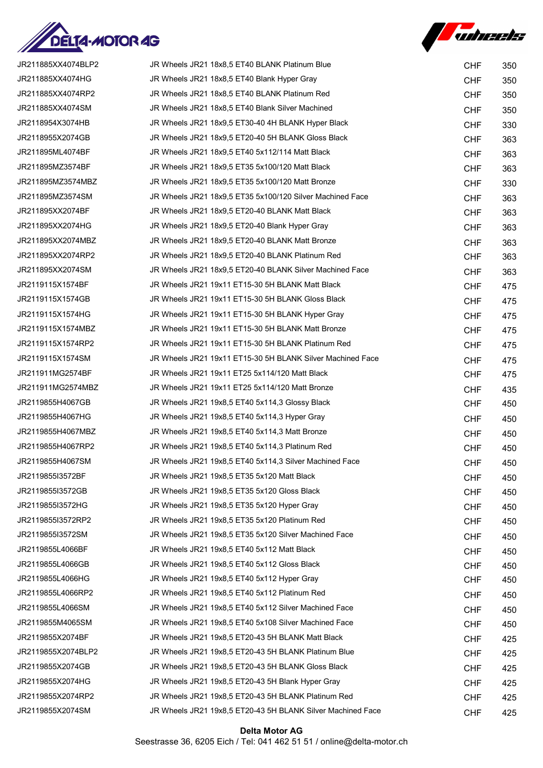| | | | |
|---|---|---|---|
| JR211885XX4074BLP2 | JR Wheels JR21 18x8,5 ET40 BLANK Platinum Blue | CHF | 350 |
| JR211885XX4074HG | JR Wheels JR21 18x8,5 ET40 Blank Hyper Gray | CHF | 350 |
| JR211885XX4074RP2 | JR Wheels JR21 18x8,5 ET40 BLANK Platinum Red | CHF | 350 |
| JR211885XX4074SM | JR Wheels JR21 18x8,5 ET40 Blank Silver Machined | CHF | 350 |
| JR2118954X3074HB | JR Wheels JR21 18x9,5 ET30-40 4H BLANK Hyper Black | CHF | 330 |
| JR2118955X2074GB | JR Wheels JR21 18x9,5 ET20-40 5H BLANK Gloss Black | CHF | 363 |
| JR211895ML4074BF | JR Wheels JR21 18x9,5 ET40 5x112/114 Matt Black | CHF | 363 |
| JR211895MZ3574BF | JR Wheels JR21 18x9,5 ET35 5x100/120 Matt Black | CHF | 363 |
| JR211895MZ3574MBZ | JR Wheels JR21 18x9,5 ET35 5x100/120 Matt Bronze | CHF | 330 |
| JR211895MZ3574SM | JR Wheels JR21 18x9,5 ET35 5x100/120 Silver Machined Face | CHF | 363 |
| JR211895XX2074BF | JR Wheels JR21 18x9,5 ET20-40 BLANK Matt Black | CHF | 363 |
| JR211895XX2074HG | JR Wheels JR21 18x9,5 ET20-40 Blank Hyper Gray | CHF | 363 |
| JR211895XX2074MBZ | JR Wheels JR21 18x9,5 ET20-40 BLANK Matt Bronze | CHF | 363 |
| JR211895XX2074RP2 | JR Wheels JR21 18x9,5 ET20-40 BLANK Platinum Red | CHF | 363 |
| JR211895XX2074SM | JR Wheels JR21 18x9,5 ET20-40 BLANK Silver Machined Face | CHF | 363 |
| JR2119115X1574BF | JR Wheels JR21 19x11 ET15-30 5H BLANK Matt Black | CHF | 475 |
| JR2119115X1574GB | JR Wheels JR21 19x11 ET15-30 5H BLANK Gloss Black | CHF | 475 |
| JR2119115X1574HG | JR Wheels JR21 19x11 ET15-30 5H BLANK Hyper Gray | CHF | 475 |
| JR2119115X1574MBZ | JR Wheels JR21 19x11 ET15-30 5H BLANK Matt Bronze | CHF | 475 |
| JR2119115X1574RP2 | JR Wheels JR21 19x11 ET15-30 5H BLANK Platinum Red | CHF | 475 |
| JR2119115X1574SM | JR Wheels JR21 19x11 ET15-30 5H BLANK Silver Machined Face | CHF | 475 |
| JR211911MG2574BF | JR Wheels JR21 19x11 ET25 5x114/120 Matt Black | CHF | 475 |
| JR211911MG2574MBZ | JR Wheels JR21 19x11 ET25 5x114/120 Matt Bronze | CHF | 435 |
| JR2119855H4067GB | JR Wheels JR21 19x8,5 ET40 5x114,3 Glossy Black | CHF | 450 |
| JR2119855H4067HG | JR Wheels JR21 19x8,5 ET40 5x114,3 Hyper Gray | CHF | 450 |
| JR2119855H4067MBZ | JR Wheels JR21 19x8,5 ET40 5x114,3 Matt Bronze | CHF | 450 |
| JR2119855H4067RP2 | JR Wheels JR21 19x8,5 ET40 5x114,3 Platinum Red | CHF | 450 |
| JR2119855H4067SM | JR Wheels JR21 19x8,5 ET40 5x114,3 Silver Machined Face | CHF | 450 |
| JR2119855I3572BF | JR Wheels JR21 19x8,5 ET35 5x120 Matt Black | CHF | 450 |
| JR2119855I3572GB | JR Wheels JR21 19x8,5 ET35 5x120 Gloss Black | CHF | 450 |
| JR2119855I3572HG | JR Wheels JR21 19x8,5 ET35 5x120 Hyper Gray | CHF | 450 |
| JR2119855I3572RP2 | JR Wheels JR21 19x8,5 ET35 5x120 Platinum Red | CHF | 450 |
| JR2119855I3572SM | JR Wheels JR21 19x8,5 ET35 5x120 Silver Machined Face | CHF | 450 |
| JR2119855L4066BF | JR Wheels JR21 19x8,5 ET40 5x112 Matt Black | CHF | 450 |
| JR2119855L4066GB | JR Wheels JR21 19x8,5 ET40 5x112 Gloss Black | CHF | 450 |
| JR2119855L4066HG | JR Wheels JR21 19x8,5 ET40 5x112 Hyper Gray | CHF | 450 |
| JR2119855L4066RP2 | JR Wheels JR21 19x8,5 ET40 5x112 Platinum Red | CHF | 450 |
| JR2119855L4066SM | JR Wheels JR21 19x8,5 ET40 5x112 Silver Machined Face | CHF | 450 |
| JR2119855M4065SM | JR Wheels JR21 19x8,5 ET40 5x108 Silver Machined Face | CHF | 450 |
| JR2119855X2074BF | JR Wheels JR21 19x8,5 ET20-43 5H BLANK Matt Black | CHF | 425 |
| JR2119855X2074BLP2 | JR Wheels JR21 19x8,5 ET20-43 5H BLANK Platinum Blue | CHF | 425 |
| JR2119855X2074GB | JR Wheels JR21 19x8,5 ET20-43 5H BLANK Gloss Black | CHF | 425 |
| JR2119855X2074HG | JR Wheels JR21 19x8,5 ET20-43 5H Blank Hyper Gray | CHF | 425 |
| JR2119855X2074RP2 | JR Wheels JR21 19x8,5 ET20-43 5H BLANK Platinum Red | CHF | 425 |
| JR2119855X2074SM | JR Wheels JR21 19x8,5 ET20-43 5H BLANK Silver Machined Face | CHF | 425 |

**Delta Motor AG**
Seestrasse 36, 6205 Eich / Tel: 041 462 51 51 / online@delta-motor.ch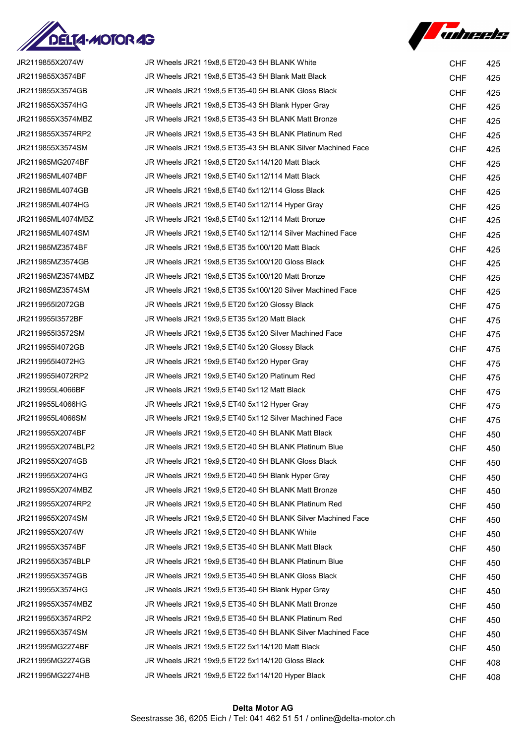| | | | |
|---|---|---|---|
| JR2119855X2074W | JR Wheels JR21 19x8,5 ET20-43 5H BLANK White | CHF | 425 |
| JR2119855X3574BF | JR Wheels JR21 19x8,5 ET35-43 5H Blank Matt Black | CHF | 425 |
| JR2119855X3574GB | JR Wheels JR21 19x8,5 ET35-40 5H BLANK Gloss Black | CHF | 425 |
| JR2119855X3574HG | JR Wheels JR21 19x8,5 ET35-43 5H Blank Hyper Gray | CHF | 425 |
| JR2119855X3574MBZ | JR Wheels JR21 19x8,5 ET35-43 5H BLANK Matt Bronze | CHF | 425 |
| JR2119855X3574RP2 | JR Wheels JR21 19x8,5 ET35-43 5H BLANK Platinum Red | CHF | 425 |
| JR2119855X3574SM | JR Wheels JR21 19x8,5 ET35-43 5H BLANK Silver Machined Face | CHF | 425 |
| JR211985MG2074BF | JR Wheels JR21 19x8,5 ET20 5x114/120 Matt Black | CHF | 425 |
| JR211985ML4074BF | JR Wheels JR21 19x8,5 ET40 5x112/114 Matt Black | CHF | 425 |
| JR211985ML4074GB | JR Wheels JR21 19x8,5 ET40 5x112/114 Gloss Black | CHF | 425 |
| JR211985ML4074HG | JR Wheels JR21 19x8,5 ET40 5x112/114 Hyper Gray | CHF | 425 |
| JR211985ML4074MBZ | JR Wheels JR21 19x8,5 ET40 5x112/114 Matt Bronze | CHF | 425 |
| JR211985ML4074SM | JR Wheels JR21 19x8,5 ET40 5x112/114 Silver Machined Face | CHF | 425 |
| JR211985MZ3574BF | JR Wheels JR21 19x8,5 ET35 5x100/120 Matt Black | CHF | 425 |
| JR211985MZ3574GB | JR Wheels JR21 19x8,5 ET35 5x100/120 Gloss Black | CHF | 425 |
| JR211985MZ3574MBZ | JR Wheels JR21 19x8,5 ET35 5x100/120 Matt Bronze | CHF | 425 |
| JR211985MZ3574SM | JR Wheels JR21 19x8,5 ET35 5x100/120 Silver Machined Face | CHF | 425 |
| JR2119955I2072GB | JR Wheels JR21 19x9,5 ET20 5x120 Glossy Black | CHF | 475 |
| JR2119955I3572BF | JR Wheels JR21 19x9,5 ET35 5x120 Matt Black | CHF | 475 |
| JR2119955I3572SM | JR Wheels JR21 19x9,5 ET35 5x120 Silver Machined Face | CHF | 475 |
| JR2119955I4072GB | JR Wheels JR21 19x9,5 ET40 5x120 Glossy Black | CHF | 475 |
| JR2119955I4072HG | JR Wheels JR21 19x9,5 ET40 5x120 Hyper Gray | CHF | 475 |
| JR2119955I4072RP2 | JR Wheels JR21 19x9,5 ET40 5x120 Platinum Red | CHF | 475 |
| JR2119955L4066BF | JR Wheels JR21 19x9,5 ET40 5x112 Matt Black | CHF | 475 |
| JR2119955L4066HG | JR Wheels JR21 19x9,5 ET40 5x112 Hyper Gray | CHF | 475 |
| JR2119955L4066SM | JR Wheels JR21 19x9,5 ET40 5x112 Silver Machined Face | CHF | 475 |
| JR2119955X2074BF | JR Wheels JR21 19x9,5 ET20-40 5H BLANK Matt Black | CHF | 450 |
| JR2119955X2074BLP2 | JR Wheels JR21 19x9,5 ET20-40 5H BLANK Platinum Blue | CHF | 450 |
| JR2119955X2074GB | JR Wheels JR21 19x9,5 ET20-40 5H BLANK Gloss Black | CHF | 450 |
| JR2119955X2074HG | JR Wheels JR21 19x9,5 ET20-40 5H Blank Hyper Gray | CHF | 450 |
| JR2119955X2074MBZ | JR Wheels JR21 19x9,5 ET20-40 5H BLANK Matt Bronze | CHF | 450 |
| JR2119955X2074RP2 | JR Wheels JR21 19x9,5 ET20-40 5H BLANK Platinum Red | CHF | 450 |
| JR2119955X2074SM | JR Wheels JR21 19x9,5 ET20-40 5H BLANK Silver Machined Face | CHF | 450 |
| JR2119955X2074W | JR Wheels JR21 19x9,5 ET20-40 5H BLANK White | CHF | 450 |
| JR2119955X3574BF | JR Wheels JR21 19x9,5 ET35-40 5H BLANK Matt Black | CHF | 450 |
| JR2119955X3574BLP | JR Wheels JR21 19x9,5 ET35-40 5H BLANK Platinum Blue | CHF | 450 |
| JR2119955X3574GB | JR Wheels JR21 19x9,5 ET35-40 5H BLANK Gloss Black | CHF | 450 |
| JR2119955X3574HG | JR Wheels JR21 19x9,5 ET35-40 5H Blank Hyper Gray | CHF | 450 |
| JR2119955X3574MBZ | JR Wheels JR21 19x9,5 ET35-40 5H BLANK Matt Bronze | CHF | 450 |
| JR2119955X3574RP2 | JR Wheels JR21 19x9,5 ET35-40 5H BLANK Platinum Red | CHF | 450 |
| JR2119955X3574SM | JR Wheels JR21 19x9,5 ET35-40 5H BLANK Silver Machined Face | CHF | 450 |
| JR211995MG2274BF | JR Wheels JR21 19x9,5 ET22 5x114/120 Matt Black | CHF | 450 |
| JR211995MG2274GB | JR Wheels JR21 19x9,5 ET22 5x114/120 Gloss Black | CHF | 408 |
| JR211995MG2274HB | JR Wheels JR21 19x9,5 ET22 5x114/120 Hyper Black | CHF | 408 |

**Delta Motor AG**
Seestrasse 36, 6205 Eich / Tel: 041 462 51 51 / online@delta-motor.ch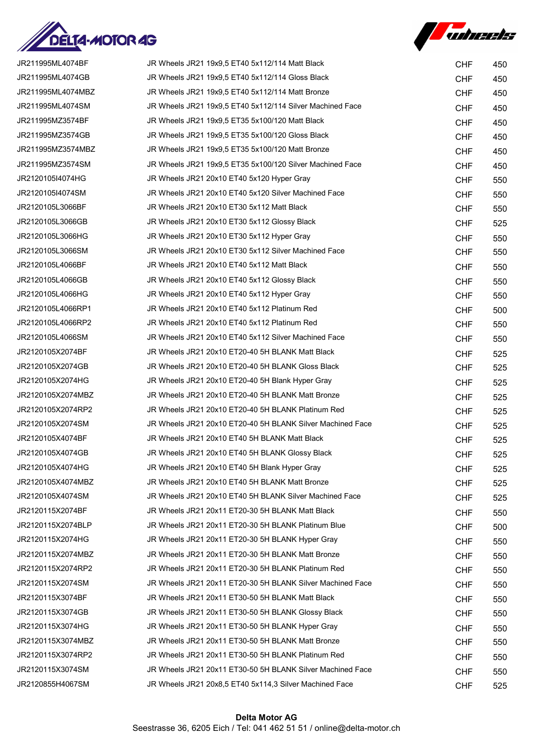| | | | |
|---|---|---|---|
| JR211995ML4074BF | JR Wheels JR21 19x9,5 ET40 5x112/114 Matt Black | CHF | 450 |
| JR211995ML4074GB | JR Wheels JR21 19x9,5 ET40 5x112/114 Gloss Black | CHF | 450 |
| JR211995ML4074MBZ | JR Wheels JR21 19x9,5 ET40 5x112/114 Matt Bronze | CHF | 450 |
| JR211995ML4074SM | JR Wheels JR21 19x9,5 ET40 5x112/114 Silver Machined Face | CHF | 450 |
| JR211995MZ3574BF | JR Wheels JR21 19x9,5 ET35 5x100/120 Matt Black | CHF | 450 |
| JR211995MZ3574GB | JR Wheels JR21 19x9,5 ET35 5x100/120 Gloss Black | CHF | 450 |
| JR211995MZ3574MBZ | JR Wheels JR21 19x9,5 ET35 5x100/120 Matt Bronze | CHF | 450 |
| JR211995MZ3574SM | JR Wheels JR21 19x9,5 ET35 5x100/120 Silver Machined Face | CHF | 450 |
| JR2120105I4074HG | JR Wheels JR21 20x10 ET40 5x120 Hyper Gray | CHF | 550 |
| JR2120105I4074SM | JR Wheels JR21 20x10 ET40 5x120 Silver Machined Face | CHF | 550 |
| JR2120105L3066BF | JR Wheels JR21 20x10 ET30 5x112 Matt Black | CHF | 550 |
| JR2120105L3066GB | JR Wheels JR21 20x10 ET30 5x112 Glossy Black | CHF | 525 |
| JR2120105L3066HG | JR Wheels JR21 20x10 ET30 5x112 Hyper Gray | CHF | 550 |
| JR2120105L3066SM | JR Wheels JR21 20x10 ET30 5x112 Silver Machined Face | CHF | 550 |
| JR2120105L4066BF | JR Wheels JR21 20x10 ET40 5x112 Matt Black | CHF | 550 |
| JR2120105L4066GB | JR Wheels JR21 20x10 ET40 5x112 Glossy Black | CHF | 550 |
| JR2120105L4066HG | JR Wheels JR21 20x10 ET40 5x112 Hyper Gray | CHF | 550 |
| JR2120105L4066RP1 | JR Wheels JR21 20x10 ET40 5x112 Platinum Red | CHF | 500 |
| JR2120105L4066RP2 | JR Wheels JR21 20x10 ET40 5x112 Platinum Red | CHF | 550 |
| JR2120105L4066SM | JR Wheels JR21 20x10 ET40 5x112 Silver Machined Face | CHF | 550 |
| JR2120105X2074BF | JR Wheels JR21 20x10 ET20-40 5H BLANK Matt Black | CHF | 525 |
| JR2120105X2074GB | JR Wheels JR21 20x10 ET20-40 5H BLANK Gloss Black | CHF | 525 |
| JR2120105X2074HG | JR Wheels JR21 20x10 ET20-40 5H Blank Hyper Gray | CHF | 525 |
| JR2120105X2074MBZ | JR Wheels JR21 20x10 ET20-40 5H BLANK Matt Bronze | CHF | 525 |
| JR2120105X2074RP2 | JR Wheels JR21 20x10 ET20-40 5H BLANK Platinum Red | CHF | 525 |
| JR2120105X2074SM | JR Wheels JR21 20x10 ET20-40 5H BLANK Silver Machined Face | CHF | 525 |
| JR2120105X4074BF | JR Wheels JR21 20x10 ET40 5H BLANK Matt Black | CHF | 525 |
| JR2120105X4074GB | JR Wheels JR21 20x10 ET40 5H BLANK Glossy Black | CHF | 525 |
| JR2120105X4074HG | JR Wheels JR21 20x10 ET40 5H Blank Hyper Gray | CHF | 525 |
| JR2120105X4074MBZ | JR Wheels JR21 20x10 ET40 5H BLANK Matt Bronze | CHF | 525 |
| JR2120105X4074SM | JR Wheels JR21 20x10 ET40 5H BLANK Silver Machined Face | CHF | 525 |
| JR2120115X2074BF | JR Wheels JR21 20x11 ET20-30 5H BLANK Matt Black | CHF | 550 |
| JR2120115X2074BLP | JR Wheels JR21 20x11 ET20-30 5H BLANK Platinum Blue | CHF | 500 |
| JR2120115X2074HG | JR Wheels JR21 20x11 ET20-30 5H BLANK Hyper Gray | CHF | 550 |
| JR2120115X2074MBZ | JR Wheels JR21 20x11 ET20-30 5H BLANK Matt Bronze | CHF | 550 |
| JR2120115X2074RP2 | JR Wheels JR21 20x11 ET20-30 5H BLANK Platinum Red | CHF | 550 |
| JR2120115X2074SM | JR Wheels JR21 20x11 ET20-30 5H BLANK Silver Machined Face | CHF | 550 |
| JR2120115X3074BF | JR Wheels JR21 20x11 ET30-50 5H BLANK Matt Black | CHF | 550 |
| JR2120115X3074GB | JR Wheels JR21 20x11 ET30-50 5H BLANK Glossy Black | CHF | 550 |
| JR2120115X3074HG | JR Wheels JR21 20x11 ET30-50 5H BLANK Hyper Gray | CHF | 550 |
| JR2120115X3074MBZ | JR Wheels JR21 20x11 ET30-50 5H BLANK Matt Bronze | CHF | 550 |
| JR2120115X3074RP2 | JR Wheels JR21 20x11 ET30-50 5H BLANK Platinum Red | CHF | 550 |
| JR2120115X3074SM | JR Wheels JR21 20x11 ET30-50 5H BLANK Silver Machined Face | CHF | 550 |
| JR2120855H4067SM | JR Wheels JR21 20x8,5 ET40 5x114,3 Silver Machined Face | CHF | 525 |

**Delta Motor AG**
Seestrasse 36, 6205 Eich / Tel: 041 462 51 51 / online@delta-motor.ch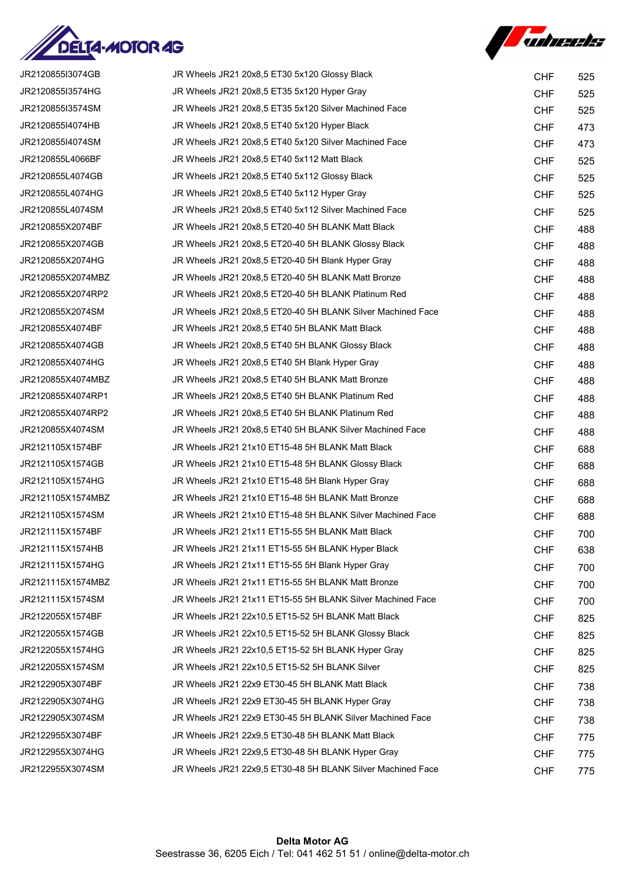| | | | |
|---|---|---|---|
| JR2120855I3074GB | JR Wheels JR21 20x8,5 ET30 5x120 Glossy Black | CHF | 525 |
| JR2120855I3574HG | JR Wheels JR21 20x8,5 ET35 5x120 Hyper Gray | CHF | 525 |
| JR2120855I3574SM | JR Wheels JR21 20x8,5 ET35 5x120 Silver Machined Face | CHF | 525 |
| JR2120855I4074HB | JR Wheels JR21 20x8,5 ET40 5x120 Hyper Black | CHF | 473 |
| JR2120855I4074SM | JR Wheels JR21 20x8,5 ET40 5x120 Silver Machined Face | CHF | 473 |
| JR2120855L4066BF | JR Wheels JR21 20x8,5 ET40 5x112 Matt Black | CHF | 525 |
| JR2120855L4074GB | JR Wheels JR21 20x8,5 ET40 5x112 Glossy Black | CHF | 525 |
| JR2120855L4074HG | JR Wheels JR21 20x8,5 ET40 5x112 Hyper Gray | CHF | 525 |
| JR2120855L4074SM | JR Wheels JR21 20x8,5 ET40 5x112 Silver Machined Face | CHF | 525 |
| JR2120855X2074BF | JR Wheels JR21 20x8,5 ET20-40 5H BLANK Matt Black | CHF | 488 |
| JR2120855X2074GB | JR Wheels JR21 20x8,5 ET20-40 5H BLANK Glossy Black | CHF | 488 |
| JR2120855X2074HG | JR Wheels JR21 20x8,5 ET20-40 5H Blank Hyper Gray | CHF | 488 |
| JR2120855X2074MBZ | JR Wheels JR21 20x8,5 ET20-40 5H BLANK Matt Bronze | CHF | 488 |
| JR2120855X2074RP2 | JR Wheels JR21 20x8,5 ET20-40 5H BLANK Platinum Red | CHF | 488 |
| JR2120855X2074SM | JR Wheels JR21 20x8,5 ET20-40 5H BLANK Silver Machined Face | CHF | 488 |
| JR2120855X4074BF | JR Wheels JR21 20x8,5 ET40 5H BLANK Matt Black | CHF | 488 |
| JR2120855X4074GB | JR Wheels JR21 20x8,5 ET40 5H BLANK Glossy Black | CHF | 488 |
| JR2120855X4074HG | JR Wheels JR21 20x8,5 ET40 5H Blank Hyper Gray | CHF | 488 |
| JR2120855X4074MBZ | JR Wheels JR21 20x8,5 ET40 5H BLANK Matt Bronze | CHF | 488 |
| JR2120855X4074RP1 | JR Wheels JR21 20x8,5 ET40 5H BLANK Platinum Red | CHF | 488 |
| JR2120855X4074RP2 | JR Wheels JR21 20x8,5 ET40 5H BLANK Platinum Red | CHF | 488 |
| JR2120855X4074SM | JR Wheels JR21 20x8,5 ET40 5H BLANK Silver Machined Face | CHF | 488 |
| JR2121105X1574BF | JR Wheels JR21 21x10 ET15-48 5H BLANK Matt Black | CHF | 688 |
| JR2121105X1574GB | JR Wheels JR21 21x10 ET15-48 5H BLANK Glossy Black | CHF | 688 |
| JR2121105X1574HG | JR Wheels JR21 21x10 ET15-48 5H Blank Hyper Gray | CHF | 688 |
| JR2121105X1574MBZ | JR Wheels JR21 21x10 ET15-48 5H BLANK Matt Bronze | CHF | 688 |
| JR2121105X1574SM | JR Wheels JR21 21x10 ET15-48 5H BLANK Silver Machined Face | CHF | 688 |
| JR2121115X1574BF | JR Wheels JR21 21x11 ET15-55 5H BLANK Matt Black | CHF | 700 |
| JR2121115X1574HB | JR Wheels JR21 21x11 ET15-55 5H BLANK Hyper Black | CHF | 638 |
| JR2121115X1574HG | JR Wheels JR21 21x11 ET15-55 5H Blank Hyper Gray | CHF | 700 |
| JR2121115X1574MBZ | JR Wheels JR21 21x11 ET15-55 5H BLANK Matt Bronze | CHF | 700 |
| JR2121115X1574SM | JR Wheels JR21 21x11 ET15-55 5H BLANK Silver Machined Face | CHF | 700 |
| JR2122055X1574BF | JR Wheels JR21 22x10,5 ET15-52 5H BLANK Matt Black | CHF | 825 |
| JR2122055X1574GB | JR Wheels JR21 22x10,5 ET15-52 5H BLANK Glossy Black | CHF | 825 |
| JR2122055X1574HG | JR Wheels JR21 22x10,5 ET15-52 5H BLANK Hyper Gray | CHF | 825 |
| JR2122055X1574SM | JR Wheels JR21 22x10,5 ET15-52 5H BLANK Silver | CHF | 825 |
| JR2122905X3074BF | JR Wheels JR21 22x9 ET30-45 5H BLANK Matt Black | CHF | 738 |
| JR2122905X3074HG | JR Wheels JR21 22x9 ET30-45 5H BLANK Hyper Gray | CHF | 738 |
| JR2122905X3074SM | JR Wheels JR21 22x9 ET30-45 5H BLANK Silver Machined Face | CHF | 738 |
| JR2122955X3074BF | JR Wheels JR21 22x9,5 ET30-48 5H BLANK Matt Black | CHF | 775 |
| JR2122955X3074HG | JR Wheels JR21 22x9,5 ET30-48 5H BLANK Hyper Gray | CHF | 775 |
| JR2122955X3074SM | JR Wheels JR21 22x9,5 ET30-48 5H BLANK Silver Machined Face | CHF | 775 |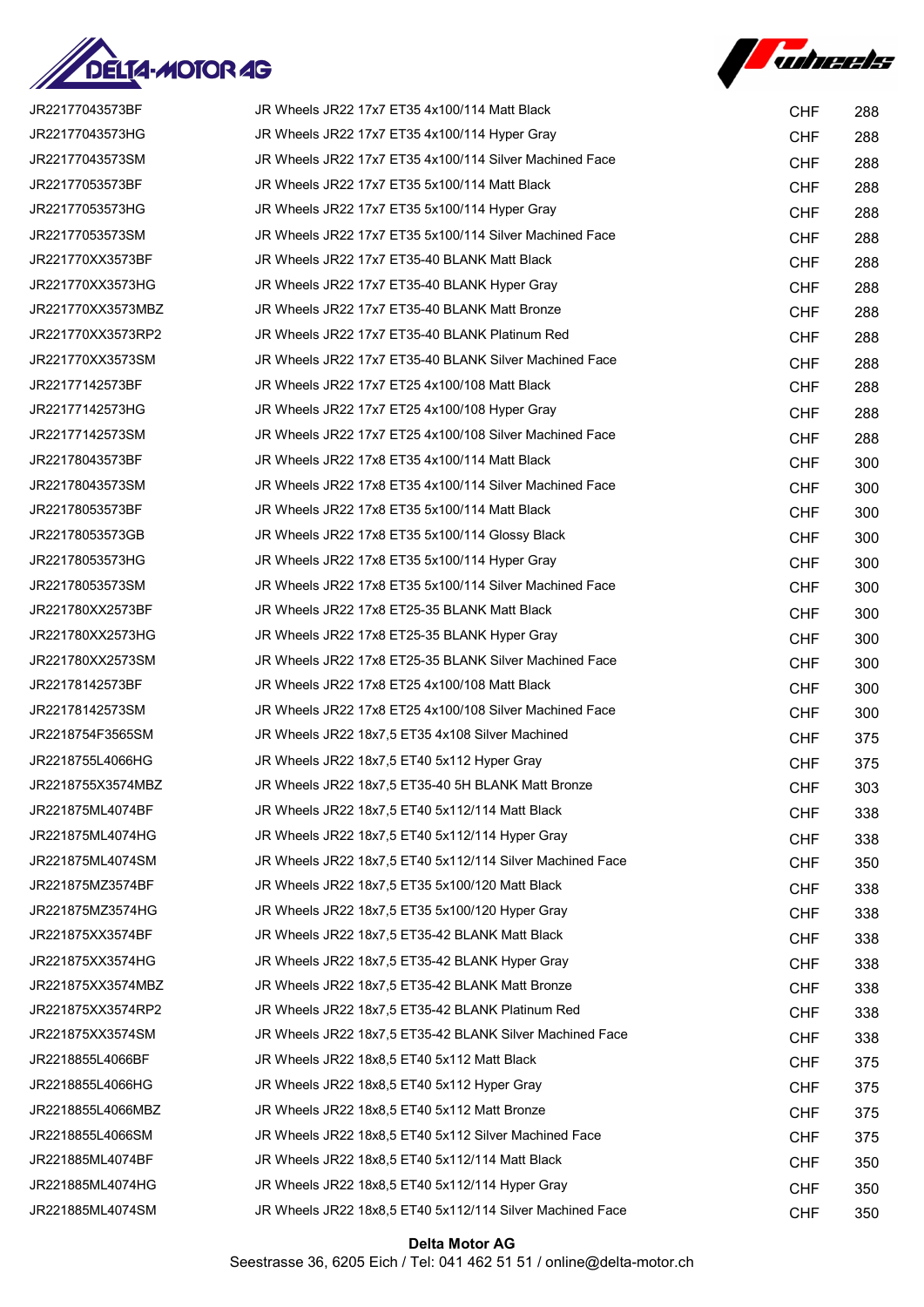| | | | |
|---|---|---|---|
| JR22177043573BF | JR Wheels JR22 17x7 ET35 4x100/114 Matt Black | CHF | 288 |
| JR22177043573HG | JR Wheels JR22 17x7 ET35 4x100/114 Hyper Gray | CHF | 288 |
| JR22177043573SM | JR Wheels JR22 17x7 ET35 4x100/114 Silver Machined Face | CHF | 288 |
| JR22177053573BF | JR Wheels JR22 17x7 ET35 5x100/114 Matt Black | CHF | 288 |
| JR22177053573HG | JR Wheels JR22 17x7 ET35 5x100/114 Hyper Gray | CHF | 288 |
| JR22177053573SM | JR Wheels JR22 17x7 ET35 5x100/114 Silver Machined Face | CHF | 288 |
| JR221770XX3573BF | JR Wheels JR22 17x7 ET35-40 BLANK Matt Black | CHF | 288 |
| JR221770XX3573HG | JR Wheels JR22 17x7 ET35-40 BLANK Hyper Gray | CHF | 288 |
| JR221770XX3573MBZ | JR Wheels JR22 17x7 ET35-40 BLANK Matt Bronze | CHF | 288 |
| JR221770XX3573RP2 | JR Wheels JR22 17x7 ET35-40 BLANK Platinum Red | CHF | 288 |
| JR221770XX3573SM | JR Wheels JR22 17x7 ET35-40 BLANK Silver Machined Face | CHF | 288 |
| JR22177142573BF | JR Wheels JR22 17x7 ET25 4x100/108 Matt Black | CHF | 288 |
| JR22177142573HG | JR Wheels JR22 17x7 ET25 4x100/108 Hyper Gray | CHF | 288 |
| JR22177142573SM | JR Wheels JR22 17x7 ET25 4x100/108 Silver Machined Face | CHF | 288 |
| JR22178043573BF | JR Wheels JR22 17x8 ET35 4x100/114 Matt Black | CHF | 300 |
| JR22178043573SM | JR Wheels JR22 17x8 ET35 4x100/114 Silver Machined Face | CHF | 300 |
| JR22178053573BF | JR Wheels JR22 17x8 ET35 5x100/114 Matt Black | CHF | 300 |
| JR22178053573GB | JR Wheels JR22 17x8 ET35 5x100/114 Glossy Black | CHF | 300 |
| JR22178053573HG | JR Wheels JR22 17x8 ET35 5x100/114 Hyper Gray | CHF | 300 |
| JR22178053573SM | JR Wheels JR22 17x8 ET35 5x100/114 Silver Machined Face | CHF | 300 |
| JR221780XX2573BF | JR Wheels JR22 17x8 ET25-35 BLANK Matt Black | CHF | 300 |
| JR221780XX2573HG | JR Wheels JR22 17x8 ET25-35 BLANK Hyper Gray | CHF | 300 |
| JR221780XX2573SM | JR Wheels JR22 17x8 ET25-35 BLANK Silver Machined Face | CHF | 300 |
| JR22178142573BF | JR Wheels JR22 17x8 ET25 4x100/108 Matt Black | CHF | 300 |
| JR22178142573SM | JR Wheels JR22 17x8 ET25 4x100/108 Silver Machined Face | CHF | 300 |
| JR2218754F3565SM | JR Wheels JR22 18x7,5 ET35 4x108 Silver Machined | CHF | 375 |
| JR2218755L4066HG | JR Wheels JR22 18x7,5 ET40 5x112 Hyper Gray | CHF | 375 |
| JR2218755X3574MBZ | JR Wheels JR22 18x7,5 ET35-40 5H BLANK Matt Bronze | CHF | 303 |
| JR221875ML4074BF | JR Wheels JR22 18x7,5 ET40 5x112/114 Matt Black | CHF | 338 |
| JR221875ML4074HG | JR Wheels JR22 18x7,5 ET40 5x112/114 Hyper Gray | CHF | 338 |
| JR221875ML4074SM | JR Wheels JR22 18x7,5 ET40 5x112/114 Silver Machined Face | CHF | 350 |
| JR221875MZ3574BF | JR Wheels JR22 18x7,5 ET35 5x100/120 Matt Black | CHF | 338 |
| JR221875MZ3574HG | JR Wheels JR22 18x7,5 ET35 5x100/120 Hyper Gray | CHF | 338 |
| JR221875XX3574BF | JR Wheels JR22 18x7,5 ET35-42 BLANK Matt Black | CHF | 338 |
| JR221875XX3574HG | JR Wheels JR22 18x7,5 ET35-42 BLANK Hyper Gray | CHF | 338 |
| JR221875XX3574MBZ | JR Wheels JR22 18x7,5 ET35-42 BLANK Matt Bronze | CHF | 338 |
| JR221875XX3574RP2 | JR Wheels JR22 18x7,5 ET35-42 BLANK Platinum Red | CHF | 338 |
| JR221875XX3574SM | JR Wheels JR22 18x7,5 ET35-42 BLANK Silver Machined Face | CHF | 338 |
| JR2218855L4066BF | JR Wheels JR22 18x8,5 ET40 5x112 Matt Black | CHF | 375 |
| JR2218855L4066HG | JR Wheels JR22 18x8,5 ET40 5x112 Hyper Gray | CHF | 375 |
| JR2218855L4066MBZ | JR Wheels JR22 18x8,5 ET40 5x112 Matt Bronze | CHF | 375 |
| JR2218855L4066SM | JR Wheels JR22 18x8,5 ET40 5x112 Silver Machined Face | CHF | 375 |
| JR221885ML4074BF | JR Wheels JR22 18x8,5 ET40 5x112/114 Matt Black | CHF | 350 |
| JR221885ML4074HG | JR Wheels JR22 18x8,5 ET40 5x112/114 Hyper Gray | CHF | 350 |
| JR221885ML4074SM | JR Wheels JR22 18x8,5 ET40 5x112/114 Silver Machined Face | CHF | 350 |

**Delta Motor AG**
Seestrasse 36, 6205 Eich / Tel: 041 462 51 51 / online@delta-motor.ch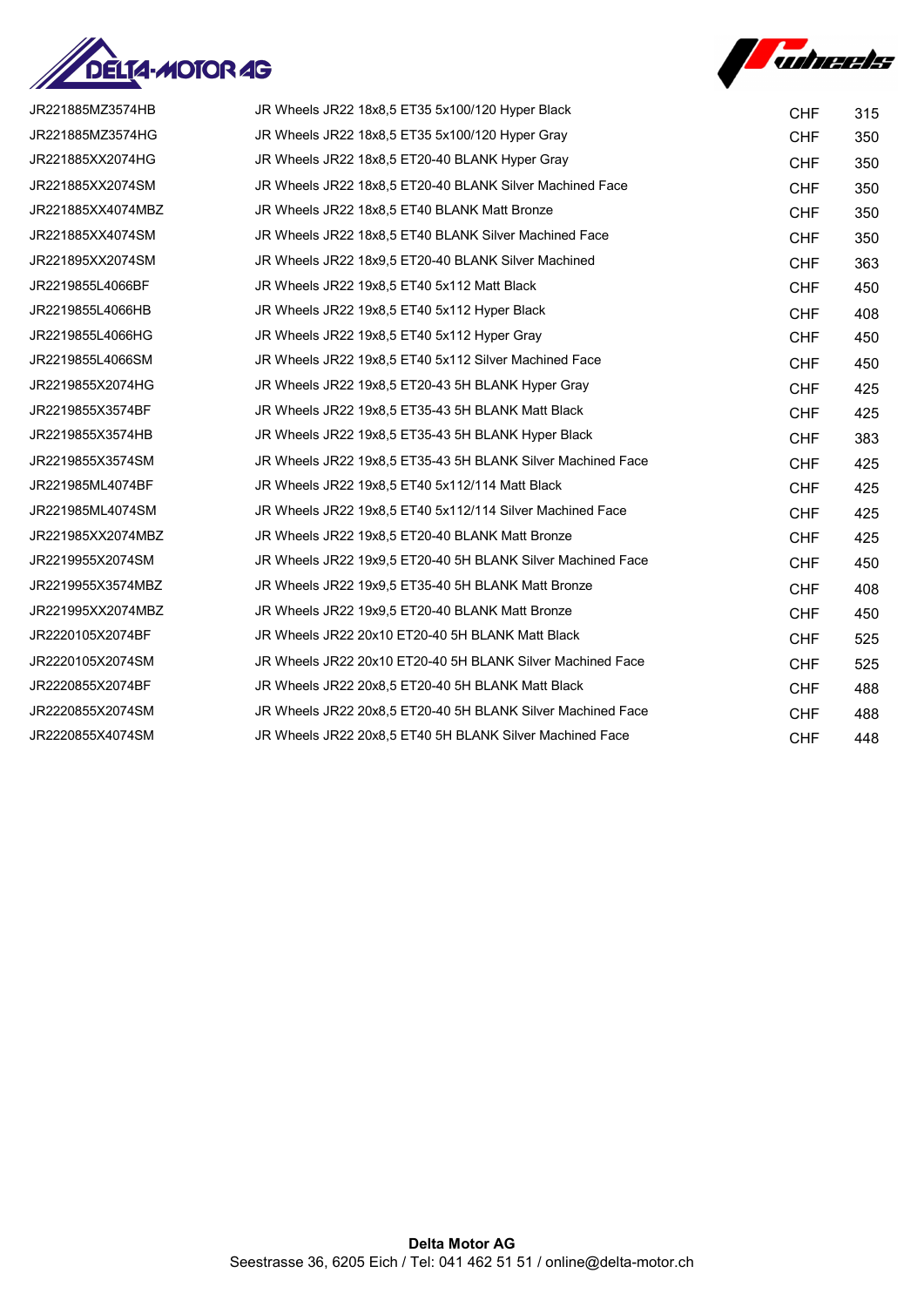| | | | |
|---|---|---|---|
| JR221885MZ3574HB | JR Wheels JR22 18x8,5 ET35 5x100/120 Hyper Black | CHF | 315 |
| JR221885MZ3574HG | JR Wheels JR22 18x8,5 ET35 5x100/120 Hyper Gray | CHF | 350 |
| JR221885XX2074HG | JR Wheels JR22 18x8,5 ET20-40 BLANK Hyper Gray | CHF | 350 |
| JR221885XX2074SM | JR Wheels JR22 18x8,5 ET20-40 BLANK Silver Machined Face | CHF | 350 |
| JR221885XX4074MBZ | JR Wheels JR22 18x8,5 ET40 BLANK Matt Bronze | CHF | 350 |
| JR221885XX4074SM | JR Wheels JR22 18x8,5 ET40 BLANK Silver Machined Face | CHF | 350 |
| JR221895XX2074SM | JR Wheels JR22 18x9,5 ET20-40 BLANK Silver Machined | CHF | 363 |
| JR2219855L4066BF | JR Wheels JR22 19x8,5 ET40 5x112 Matt Black | CHF | 450 |
| JR2219855L4066HB | JR Wheels JR22 19x8,5 ET40 5x112 Hyper Black | CHF | 408 |
| JR2219855L4066HG | JR Wheels JR22 19x8,5 ET40 5x112 Hyper Gray | CHF | 450 |
| JR2219855L4066SM | JR Wheels JR22 19x8,5 ET40 5x112 Silver Machined Face | CHF | 450 |
| JR2219855X2074HG | JR Wheels JR22 19x8,5 ET20-43 5H BLANK Hyper Gray | CHF | 425 |
| JR2219855X3574BF | JR Wheels JR22 19x8,5 ET35-43 5H BLANK Matt Black | CHF | 425 |
| JR2219855X3574HB | JR Wheels JR22 19x8,5 ET35-43 5H BLANK Hyper Black | CHF | 383 |
| JR2219855X3574SM | JR Wheels JR22 19x8,5 ET35-43 5H BLANK Silver Machined Face | CHF | 425 |
| JR221985ML4074BF | JR Wheels JR22 19x8,5 ET40 5x112/114 Matt Black | CHF | 425 |
| JR221985ML4074SM | JR Wheels JR22 19x8,5 ET40 5x112/114 Silver Machined Face | CHF | 425 |
| JR221985XX2074MBZ | JR Wheels JR22 19x8,5 ET20-40 BLANK Matt Bronze | CHF | 425 |
| JR2219955X2074SM | JR Wheels JR22 19x9,5 ET20-40 5H BLANK Silver Machined Face | CHF | 450 |
| JR2219955X3574MBZ | JR Wheels JR22 19x9,5 ET35-40 5H BLANK Matt Bronze | CHF | 408 |
| JR221995XX2074MBZ | JR Wheels JR22 19x9,5 ET20-40 BLANK Matt Bronze | CHF | 450 |
| JR2220105X2074BF | JR Wheels JR22 20x10 ET20-40 5H BLANK Matt Black | CHF | 525 |
| JR2220105X2074SM | JR Wheels JR22 20x10 ET20-40 5H BLANK Silver Machined Face | CHF | 525 |
| JR2220855X2074BF | JR Wheels JR22 20x8,5 ET20-40 5H BLANK Matt Black | CHF | 488 |
| JR2220855X2074SM | JR Wheels JR22 20x8,5 ET20-40 5H BLANK Silver Machined Face | CHF | 488 |
| JR2220855X4074SM | JR Wheels JR22 20x8,5 ET40 5H BLANK Silver Machined Face | CHF | 448 |

**Delta Motor AG**
Seestrasse 36, 6205 Eich / Tel: 041 462 51 51 / online@delta-motor.ch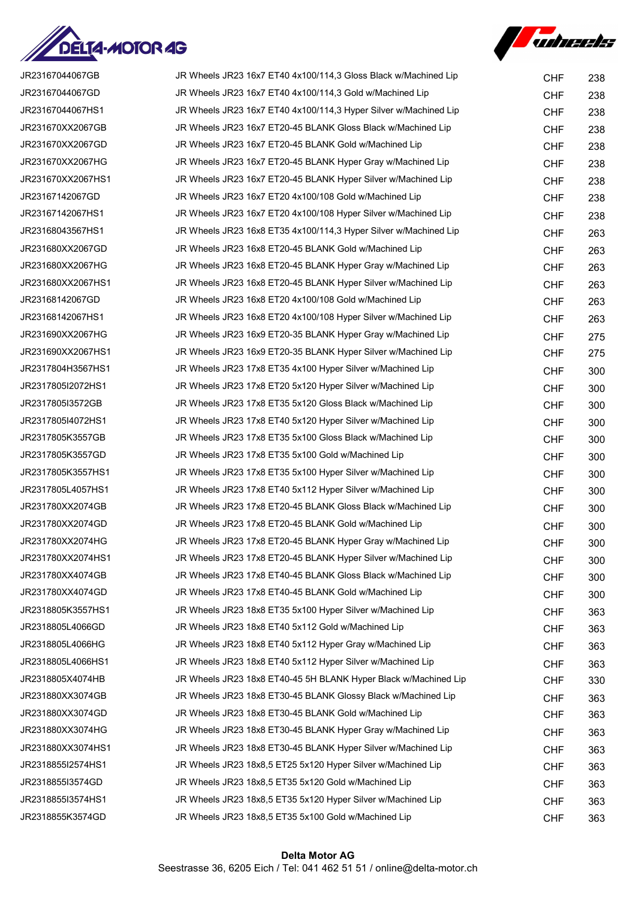| | | | |
|---|---|---|---|
| JR23167044067GB | JR Wheels JR23 16x7 ET40 4x100/114,3 Gloss Black w/Machined Lip | CHF | 238 |
| JR23167044067GD | JR Wheels JR23 16x7 ET40 4x100/114,3 Gold w/Machined Lip | CHF | 238 |
| JR23167044067HS1 | JR Wheels JR23 16x7 ET40 4x100/114,3 Hyper Silver w/Machined Lip | CHF | 238 |
| JR231670XX2067GB | JR Wheels JR23 16x7 ET20-45 BLANK Gloss Black w/Machined Lip | CHF | 238 |
| JR231670XX2067GD | JR Wheels JR23 16x7 ET20-45 BLANK Gold w/Machined Lip | CHF | 238 |
| JR231670XX2067HG | JR Wheels JR23 16x7 ET20-45 BLANK Hyper Gray w/Machined Lip | CHF | 238 |
| JR231670XX2067HS1 | JR Wheels JR23 16x7 ET20-45 BLANK Hyper Silver w/Machined Lip | CHF | 238 |
| JR23167142067GD | JR Wheels JR23 16x7 ET20 4x100/108 Gold w/Machined Lip | CHF | 238 |
| JR23167142067HS1 | JR Wheels JR23 16x7 ET20 4x100/108 Hyper Silver w/Machined Lip | CHF | 238 |
| JR23168043567HS1 | JR Wheels JR23 16x8 ET35 4x100/114,3 Hyper Silver w/Machined Lip | CHF | 263 |
| JR231680XX2067GD | JR Wheels JR23 16x8 ET20-45 BLANK Gold w/Machined Lip | CHF | 263 |
| JR231680XX2067HG | JR Wheels JR23 16x8 ET20-45 BLANK Hyper Gray w/Machined Lip | CHF | 263 |
| JR231680XX2067HS1 | JR Wheels JR23 16x8 ET20-45 BLANK Hyper Silver w/Machined Lip | CHF | 263 |
| JR23168142067GD | JR Wheels JR23 16x8 ET20 4x100/108 Gold w/Machined Lip | CHF | 263 |
| JR23168142067HS1 | JR Wheels JR23 16x8 ET20 4x100/108 Hyper Silver w/Machined Lip | CHF | 263 |
| JR231690XX2067HG | JR Wheels JR23 16x9 ET20-35 BLANK Hyper Gray w/Machined Lip | CHF | 275 |
| JR231690XX2067HS1 | JR Wheels JR23 16x9 ET20-35 BLANK Hyper Silver w/Machined Lip | CHF | 275 |
| JR2317804H3567HS1 | JR Wheels JR23 17x8 ET35 4x100 Hyper Silver w/Machined Lip | CHF | 300 |
| JR2317805I2072HS1 | JR Wheels JR23 17x8 ET20 5x120 Hyper Silver w/Machined Lip | CHF | 300 |
| JR2317805I3572GB | JR Wheels JR23 17x8 ET35 5x120 Gloss Black w/Machined Lip | CHF | 300 |
| JR2317805I4072HS1 | JR Wheels JR23 17x8 ET40 5x120 Hyper Silver w/Machined Lip | CHF | 300 |
| JR2317805K3557GB | JR Wheels JR23 17x8 ET35 5x100 Gloss Black w/Machined Lip | CHF | 300 |
| JR2317805K3557GD | JR Wheels JR23 17x8 ET35 5x100 Gold w/Machined Lip | CHF | 300 |
| JR2317805K3557HS1 | JR Wheels JR23 17x8 ET35 5x100 Hyper Silver w/Machined Lip | CHF | 300 |
| JR2317805L4057HS1 | JR Wheels JR23 17x8 ET40 5x112 Hyper Silver w/Machined Lip | CHF | 300 |
| JR231780XX2074GB | JR Wheels JR23 17x8 ET20-45 BLANK Gloss Black w/Machined Lip | CHF | 300 |
| JR231780XX2074GD | JR Wheels JR23 17x8 ET20-45 BLANK Gold w/Machined Lip | CHF | 300 |
| JR231780XX2074HG | JR Wheels JR23 17x8 ET20-45 BLANK Hyper Gray w/Machined Lip | CHF | 300 |
| JR231780XX2074HS1 | JR Wheels JR23 17x8 ET20-45 BLANK Hyper Silver w/Machined Lip | CHF | 300 |
| JR231780XX4074GB | JR Wheels JR23 17x8 ET40-45 BLANK Gloss Black w/Machined Lip | CHF | 300 |
| JR231780XX4074GD | JR Wheels JR23 17x8 ET40-45 BLANK Gold w/Machined Lip | CHF | 300 |
| JR2318805K3557HS1 | JR Wheels JR23 18x8 ET35 5x100 Hyper Silver w/Machined Lip | CHF | 363 |
| JR2318805L4066GD | JR Wheels JR23 18x8 ET40 5x112 Gold w/Machined Lip | CHF | 363 |
| JR2318805L4066HG | JR Wheels JR23 18x8 ET40 5x112 Hyper Gray w/Machined Lip | CHF | 363 |
| JR2318805L4066HS1 | JR Wheels JR23 18x8 ET40 5x112 Hyper Silver w/Machined Lip | CHF | 363 |
| JR2318805X4074HB | JR Wheels JR23 18x8 ET40-45 5H BLANK Hyper Black w/Machined Lip | CHF | 330 |
| JR231880XX3074GB | JR Wheels JR23 18x8 ET30-45 BLANK Glossy Black w/Machined Lip | CHF | 363 |
| JR231880XX3074GD | JR Wheels JR23 18x8 ET30-45 BLANK Gold w/Machined Lip | CHF | 363 |
| JR231880XX3074HG | JR Wheels JR23 18x8 ET30-45 BLANK Hyper Gray w/Machined Lip | CHF | 363 |
| JR231880XX3074HS1 | JR Wheels JR23 18x8 ET30-45 BLANK Hyper Silver w/Machined Lip | CHF | 363 |
| JR2318855I2574HS1 | JR Wheels JR23 18x8,5 ET25 5x120 Hyper Silver w/Machined Lip | CHF | 363 |
| JR2318855I3574GD | JR Wheels JR23 18x8,5 ET35 5x120 Gold w/Machined Lip | CHF | 363 |
| JR2318855I3574HS1 | JR Wheels JR23 18x8,5 ET35 5x120 Hyper Silver w/Machined Lip | CHF | 363 |
| JR2318855K3574GD | JR Wheels JR23 18x8,5 ET35 5x100 Gold w/Machined Lip | CHF | 363 |

**Delta Motor AG**
Seestrasse 36, 6205 Eich / Tel: 041 462 51 51 / online@delta-motor.ch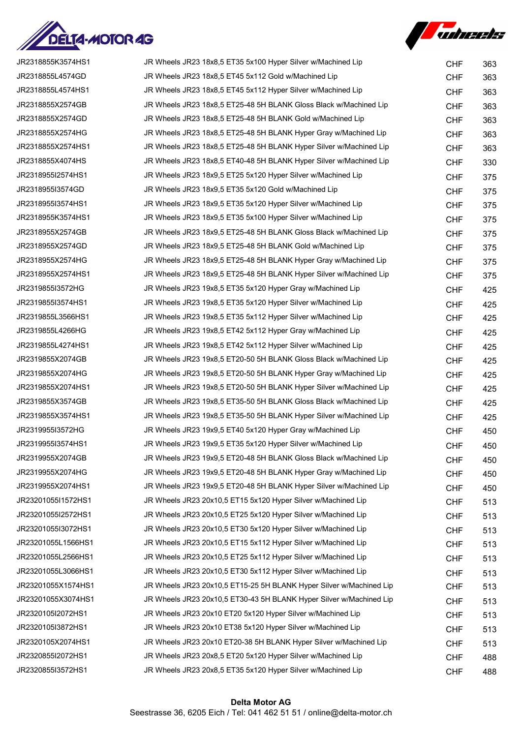| | | | |
|---|---|---|---|
| JR2318855K3574HS1 | JR Wheels JR23 18x8,5 ET35 5x100 Hyper Silver w/Machined Lip | CHF | 363 |
| JR2318855L4574GD | JR Wheels JR23 18x8,5 ET45 5x112 Gold w/Machined Lip | CHF | 363 |
| JR2318855L4574HS1 | JR Wheels JR23 18x8,5 ET45 5x112 Hyper Silver w/Machined Lip | CHF | 363 |
| JR2318855X2574GB | JR Wheels JR23 18x8,5 ET25-48 5H BLANK Gloss Black w/Machined Lip | CHF | 363 |
| JR2318855X2574GD | JR Wheels JR23 18x8,5 ET25-48 5H BLANK Gold w/Machined Lip | CHF | 363 |
| JR2318855X2574HG | JR Wheels JR23 18x8,5 ET25-48 5H BLANK Hyper Gray w/Machined Lip | CHF | 363 |
| JR2318855X2574HS1 | JR Wheels JR23 18x8,5 ET25-48 5H BLANK Hyper Silver w/Machined Lip | CHF | 363 |
| JR2318855X4074HS | JR Wheels JR23 18x8,5 ET40-48 5H BLANK Hyper Silver w/Machined Lip | CHF | 330 |
| JR2318955I2574HS1 | JR Wheels JR23 18x9,5 ET25 5x120 Hyper Silver w/Machined Lip | CHF | 375 |
| JR2318955I3574GD | JR Wheels JR23 18x9,5 ET35 5x120 Gold w/Machined Lip | CHF | 375 |
| JR2318955I3574HS1 | JR Wheels JR23 18x9,5 ET35 5x120 Hyper Silver w/Machined Lip | CHF | 375 |
| JR2318955K3574HS1 | JR Wheels JR23 18x9,5 ET35 5x100 Hyper Silver w/Machined Lip | CHF | 375 |
| JR2318955X2574GB | JR Wheels JR23 18x9,5 ET25-48 5H BLANK Gloss Black w/Machined Lip | CHF | 375 |
| JR2318955X2574GD | JR Wheels JR23 18x9,5 ET25-48 5H BLANK Gold w/Machined Lip | CHF | 375 |
| JR2318955X2574HG | JR Wheels JR23 18x9,5 ET25-48 5H BLANK Hyper Gray w/Machined Lip | CHF | 375 |
| JR2318955X2574HS1 | JR Wheels JR23 18x9,5 ET25-48 5H BLANK Hyper Silver w/Machined Lip | CHF | 375 |
| JR2319855I3572HG | JR Wheels JR23 19x8,5 ET35 5x120 Hyper Gray w/Machined Lip | CHF | 425 |
| JR2319855I3574HS1 | JR Wheels JR23 19x8,5 ET35 5x120 Hyper Silver w/Machined Lip | CHF | 425 |
| JR2319855L3566HS1 | JR Wheels JR23 19x8,5 ET35 5x112 Hyper Silver w/Machined Lip | CHF | 425 |
| JR2319855L4266HG | JR Wheels JR23 19x8,5 ET42 5x112 Hyper Gray w/Machined Lip | CHF | 425 |
| JR2319855L4274HS1 | JR Wheels JR23 19x8,5 ET42 5x112 Hyper Silver w/Machined Lip | CHF | 425 |
| JR2319855X2074GB | JR Wheels JR23 19x8,5 ET20-50 5H BLANK Gloss Black w/Machined Lip | CHF | 425 |
| JR2319855X2074HG | JR Wheels JR23 19x8,5 ET20-50 5H BLANK Hyper Gray w/Machined Lip | CHF | 425 |
| JR2319855X2074HS1 | JR Wheels JR23 19x8,5 ET20-50 5H BLANK Hyper Silver w/Machined Lip | CHF | 425 |
| JR2319855X3574GB | JR Wheels JR23 19x8,5 ET35-50 5H BLANK Gloss Black w/Machined Lip | CHF | 425 |
| JR2319855X3574HS1 | JR Wheels JR23 19x8,5 ET35-50 5H BLANK Hyper Silver w/Machined Lip | CHF | 425 |
| JR2319955I3572HG | JR Wheels JR23 19x9,5 ET40 5x120 Hyper Gray w/Machined Lip | CHF | 450 |
| JR2319955I3574HS1 | JR Wheels JR23 19x9,5 ET35 5x120 Hyper Silver w/Machined Lip | CHF | 450 |
| JR2319955X2074GB | JR Wheels JR23 19x9,5 ET20-48 5H BLANK Gloss Black w/Machined Lip | CHF | 450 |
| JR2319955X2074HG | JR Wheels JR23 19x9,5 ET20-48 5H BLANK Hyper Gray w/Machined Lip | CHF | 450 |
| JR2319955X2074HS1 | JR Wheels JR23 19x9,5 ET20-48 5H BLANK Hyper Silver w/Machined Lip | CHF | 450 |
| JR23201055I1572HS1 | JR Wheels JR23 20x10,5 ET15 5x120 Hyper Silver w/Machined Lip | CHF | 513 |
| JR23201055I2572HS1 | JR Wheels JR23 20x10,5 ET25 5x120 Hyper Silver w/Machined Lip | CHF | 513 |
| JR23201055I3072HS1 | JR Wheels JR23 20x10,5 ET30 5x120 Hyper Silver w/Machined Lip | CHF | 513 |
| JR23201055L1566HS1 | JR Wheels JR23 20x10,5 ET15 5x112 Hyper Silver w/Machined Lip | CHF | 513 |
| JR23201055L2566HS1 | JR Wheels JR23 20x10,5 ET25 5x112 Hyper Silver w/Machined Lip | CHF | 513 |
| JR23201055L3066HS1 | JR Wheels JR23 20x10,5 ET30 5x112 Hyper Silver w/Machined Lip | CHF | 513 |
| JR23201055X1574HS1 | JR Wheels JR23 20x10,5 ET15-25 5H BLANK Hyper Silver w/Machined Lip | CHF | 513 |
| JR23201055X3074HS1 | JR Wheels JR23 20x10,5 ET30-43 5H BLANK Hyper Silver w/Machined Lip | CHF | 513 |
| JR2320105I2072HS1 | JR Wheels JR23 20x10 ET20 5x120 Hyper Silver w/Machined Lip | CHF | 513 |
| JR2320105I3872HS1 | JR Wheels JR23 20x10 ET38 5x120 Hyper Silver w/Machined Lip | CHF | 513 |
| JR2320105X2074HS1 | JR Wheels JR23 20x10 ET20-38 5H BLANK Hyper Silver w/Machined Lip | CHF | 513 |
| JR2320855I2072HS1 | JR Wheels JR23 20x8,5 ET20 5x120 Hyper Silver w/Machined Lip | CHF | 488 |
| JR2320855I3572HS1 | JR Wheels JR23 20x8,5 ET35 5x120 Hyper Silver w/Machined Lip | CHF | 488 |

**Delta Motor AG**
Seestrasse 36, 6205 Eich / Tel: 041 462 51 51 / online@delta-motor.ch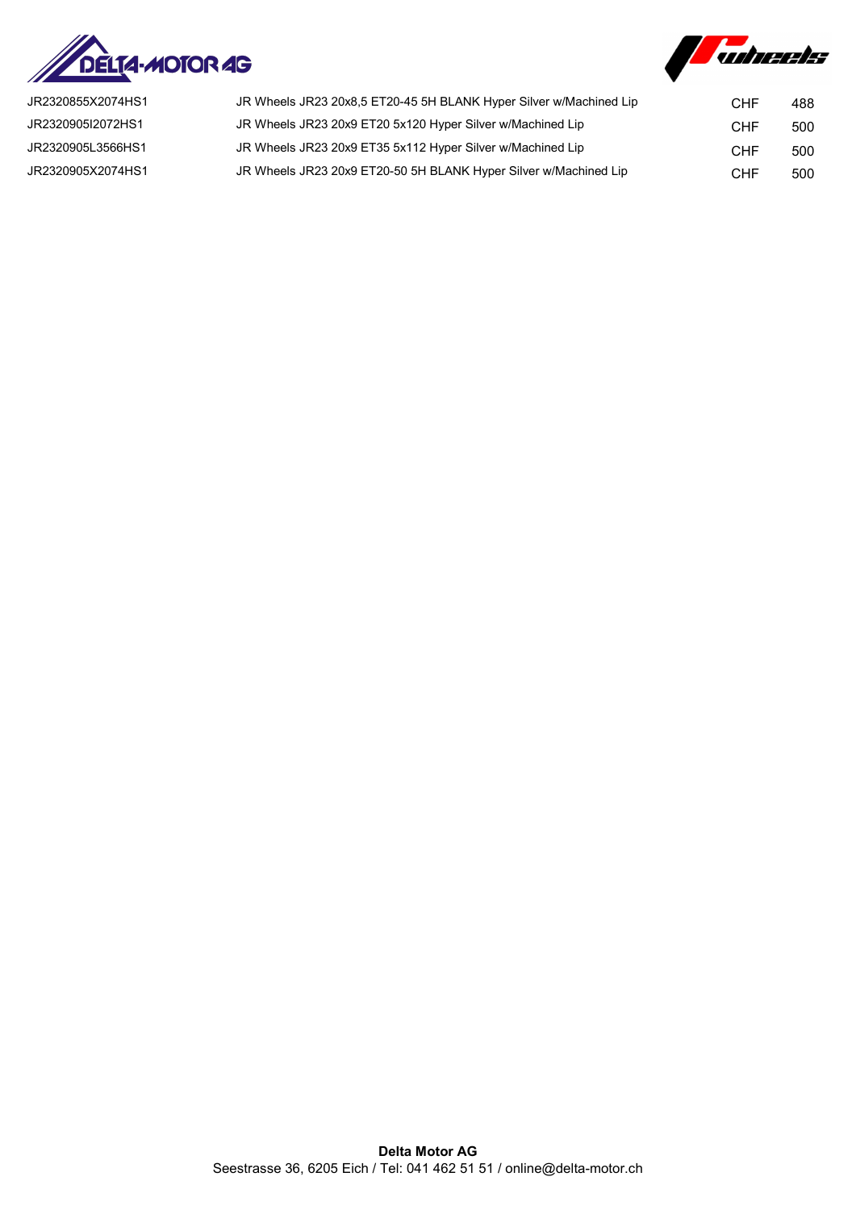| | | | |
|---|---|---|---|
| JR2320855X2074HS1 | JR Wheels JR23 20x8,5 ET20-45 5H BLANK Hyper Silver w/Machined Lip | CHF | 488 |
| JR2320905I2072HS1 | JR Wheels JR23 20x9 ET20 5x120 Hyper Silver w/Machined Lip | CHF | 500 |
| JR2320905L3566HS1 | JR Wheels JR23 20x9 ET35 5x112 Hyper Silver w/Machined Lip | CHF | 500 |
| JR2320905X2074HS1 | JR Wheels JR23 20x9 ET20-50 5H BLANK Hyper Silver w/Machined Lip | CHF | 500 |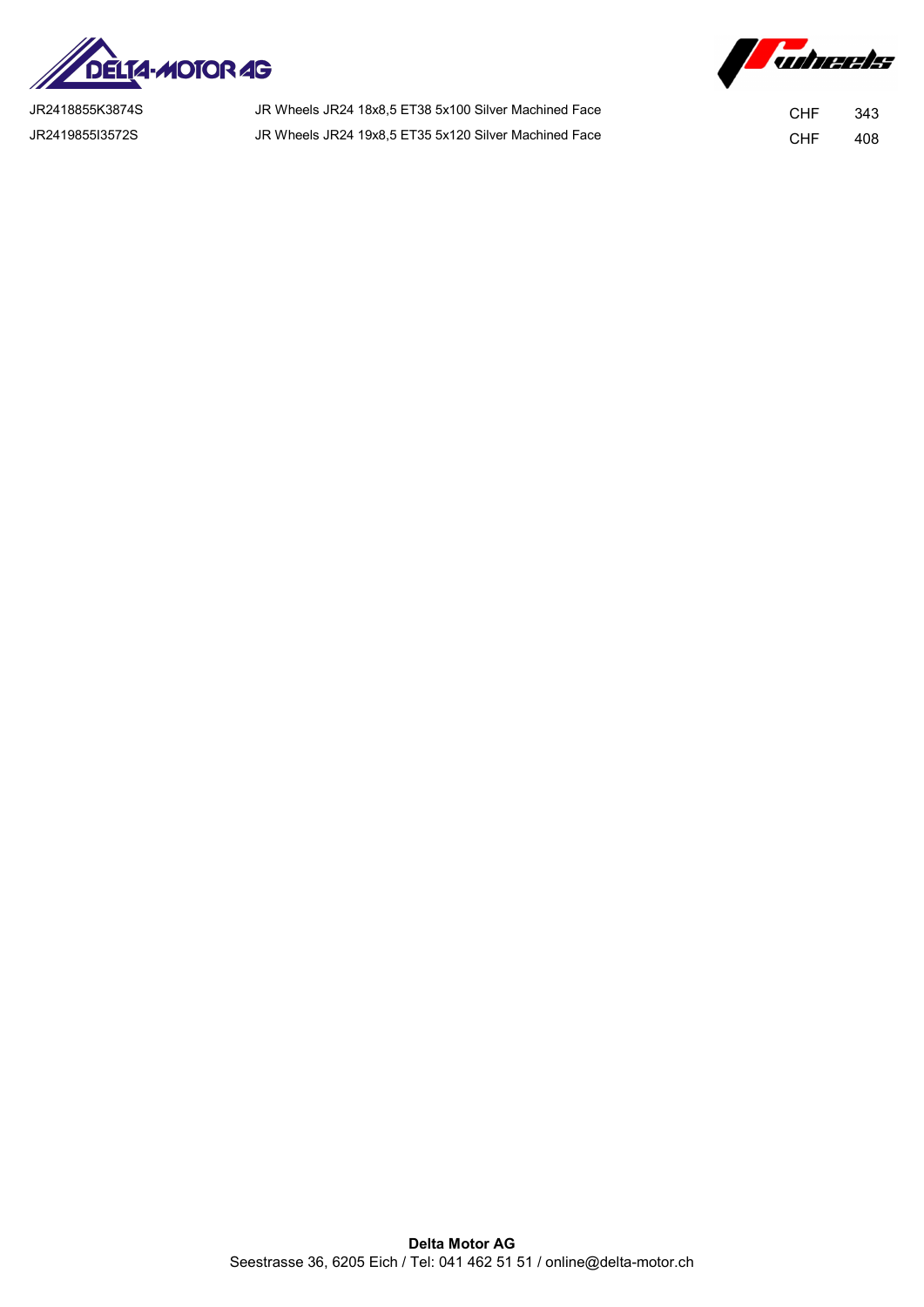| | | | |
|---|---|---|---|
| JR2418855K3874S | JR Wheels JR24 18x8,5 ET38 5x100 Silver Machined Face | CHF | 343 |
| JR2419855I3572S | JR Wheels JR24 19x8,5 ET35 5x120 Silver Machined Face | CHF | 408 |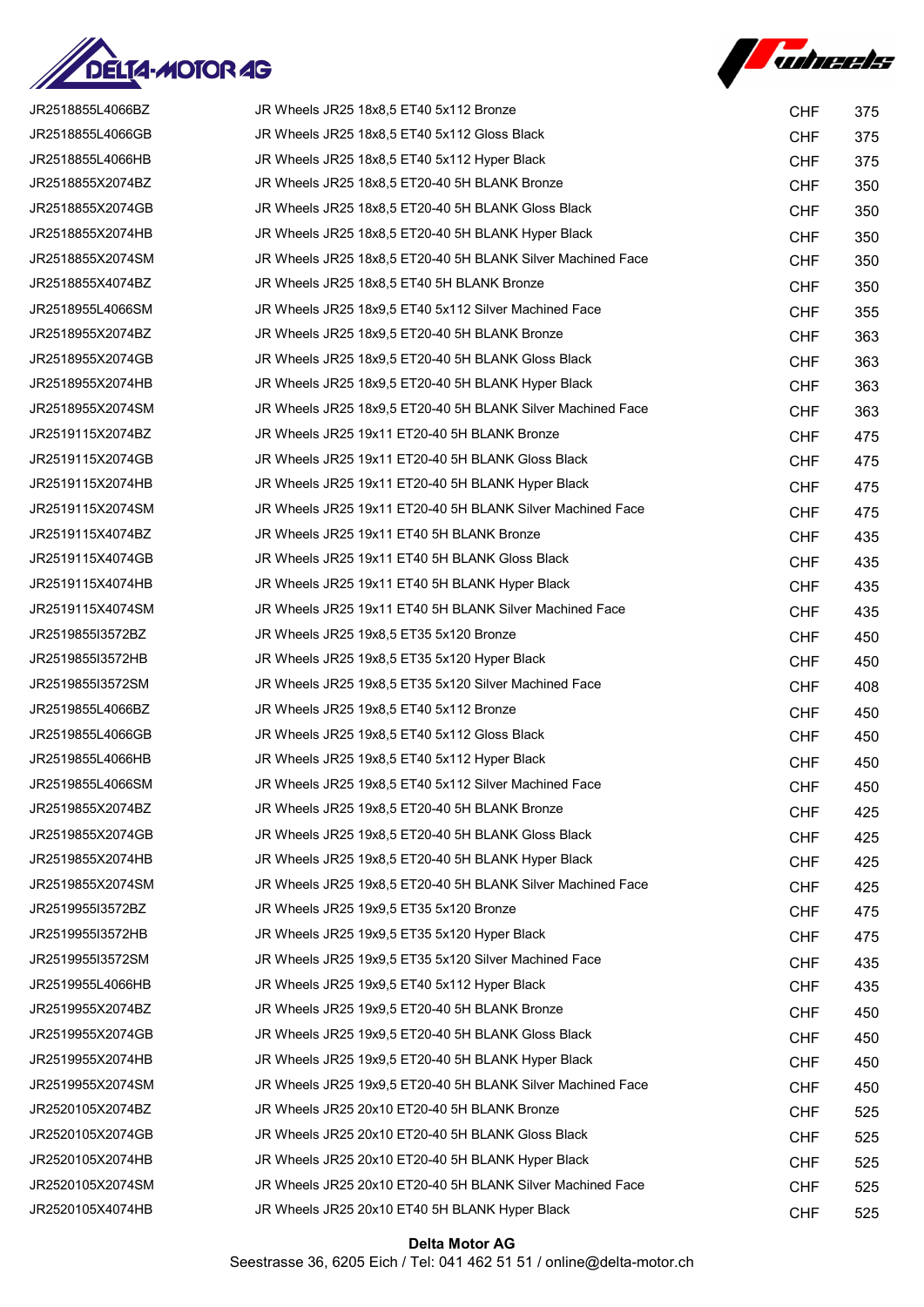| | | | |
|---|---|---|---|
| JR2518855L4066BZ | JR Wheels JR25 18x8,5 ET40 5x112 Bronze | CHF | 375 |
| JR2518855L4066GB | JR Wheels JR25 18x8,5 ET40 5x112 Gloss Black | CHF | 375 |
| JR2518855L4066HB | JR Wheels JR25 18x8,5 ET40 5x112 Hyper Black | CHF | 375 |
| JR2518855X2074BZ | JR Wheels JR25 18x8,5 ET20-40 5H BLANK Bronze | CHF | 350 |
| JR2518855X2074GB | JR Wheels JR25 18x8,5 ET20-40 5H BLANK Gloss Black | CHF | 350 |
| JR2518855X2074HB | JR Wheels JR25 18x8,5 ET20-40 5H BLANK Hyper Black | CHF | 350 |
| JR2518855X2074SM | JR Wheels JR25 18x8,5 ET20-40 5H BLANK Silver Machined Face | CHF | 350 |
| JR2518855X4074BZ | JR Wheels JR25 18x8,5 ET40 5H BLANK Bronze | CHF | 350 |
| JR2518955L4066SM | JR Wheels JR25 18x9,5 ET40 5x112 Silver Machined Face | CHF | 355 |
| JR2518955X2074BZ | JR Wheels JR25 18x9,5 ET20-40 5H BLANK Bronze | CHF | 363 |
| JR2518955X2074GB | JR Wheels JR25 18x9,5 ET20-40 5H BLANK Gloss Black | CHF | 363 |
| JR2518955X2074HB | JR Wheels JR25 18x9,5 ET20-40 5H BLANK Hyper Black | CHF | 363 |
| JR2518955X2074SM | JR Wheels JR25 18x9,5 ET20-40 5H BLANK Silver Machined Face | CHF | 363 |
| JR2519115X2074BZ | JR Wheels JR25 19x11 ET20-40 5H BLANK Bronze | CHF | 475 |
| JR2519115X2074GB | JR Wheels JR25 19x11 ET20-40 5H BLANK Gloss Black | CHF | 475 |
| JR2519115X2074HB | JR Wheels JR25 19x11 ET20-40 5H BLANK Hyper Black | CHF | 475 |
| JR2519115X2074SM | JR Wheels JR25 19x11 ET20-40 5H BLANK Silver Machined Face | CHF | 475 |
| JR2519115X4074BZ | JR Wheels JR25 19x11 ET40 5H BLANK Bronze | CHF | 435 |
| JR2519115X4074GB | JR Wheels JR25 19x11 ET40 5H BLANK Gloss Black | CHF | 435 |
| JR2519115X4074HB | JR Wheels JR25 19x11 ET40 5H BLANK Hyper Black | CHF | 435 |
| JR2519115X4074SM | JR Wheels JR25 19x11 ET40 5H BLANK Silver Machined Face | CHF | 435 |
| JR2519855I3572BZ | JR Wheels JR25 19x8,5 ET35 5x120 Bronze | CHF | 450 |
| JR2519855I3572HB | JR Wheels JR25 19x8,5 ET35 5x120 Hyper Black | CHF | 450 |
| JR2519855I3572SM | JR Wheels JR25 19x8,5 ET35 5x120 Silver Machined Face | CHF | 408 |
| JR2519855L4066BZ | JR Wheels JR25 19x8,5 ET40 5x112 Bronze | CHF | 450 |
| JR2519855L4066GB | JR Wheels JR25 19x8,5 ET40 5x112 Gloss Black | CHF | 450 |
| JR2519855L4066HB | JR Wheels JR25 19x8,5 ET40 5x112 Hyper Black | CHF | 450 |
| JR2519855L4066SM | JR Wheels JR25 19x8,5 ET40 5x112 Silver Machined Face | CHF | 450 |
| JR2519855X2074BZ | JR Wheels JR25 19x8,5 ET20-40 5H BLANK Bronze | CHF | 425 |
| JR2519855X2074GB | JR Wheels JR25 19x8,5 ET20-40 5H BLANK Gloss Black | CHF | 425 |
| JR2519855X2074HB | JR Wheels JR25 19x8,5 ET20-40 5H BLANK Hyper Black | CHF | 425 |
| JR2519855X2074SM | JR Wheels JR25 19x8,5 ET20-40 5H BLANK Silver Machined Face | CHF | 425 |
| JR2519955I3572BZ | JR Wheels JR25 19x9,5 ET35 5x120 Bronze | CHF | 475 |
| JR2519955I3572HB | JR Wheels JR25 19x9,5 ET35 5x120 Hyper Black | CHF | 475 |
| JR2519955I3572SM | JR Wheels JR25 19x9,5 ET35 5x120 Silver Machined Face | CHF | 435 |
| JR2519955L4066HB | JR Wheels JR25 19x9,5 ET40 5x112 Hyper Black | CHF | 435 |
| JR2519955X2074BZ | JR Wheels JR25 19x9,5 ET20-40 5H BLANK Bronze | CHF | 450 |
| JR2519955X2074GB | JR Wheels JR25 19x9,5 ET20-40 5H BLANK Gloss Black | CHF | 450 |
| JR2519955X2074HB | JR Wheels JR25 19x9,5 ET20-40 5H BLANK Hyper Black | CHF | 450 |
| JR2519955X2074SM | JR Wheels JR25 19x9,5 ET20-40 5H BLANK Silver Machined Face | CHF | 450 |
| JR2520105X2074BZ | JR Wheels JR25 20x10 ET20-40 5H BLANK Bronze | CHF | 525 |
| JR2520105X2074GB | JR Wheels JR25 20x10 ET20-40 5H BLANK Gloss Black | CHF | 525 |
| JR2520105X2074HB | JR Wheels JR25 20x10 ET20-40 5H BLANK Hyper Black | CHF | 525 |
| JR2520105X2074SM | JR Wheels JR25 20x10 ET20-40 5H BLANK Silver Machined Face | CHF | 525 |
| JR2520105X4074HB | JR Wheels JR25 20x10 ET40 5H BLANK Hyper Black | CHF | 525 |

**Delta Motor AG**
Seestrasse 36, 6205 Eich / Tel: 041 462 51 51 / online@delta-motor.ch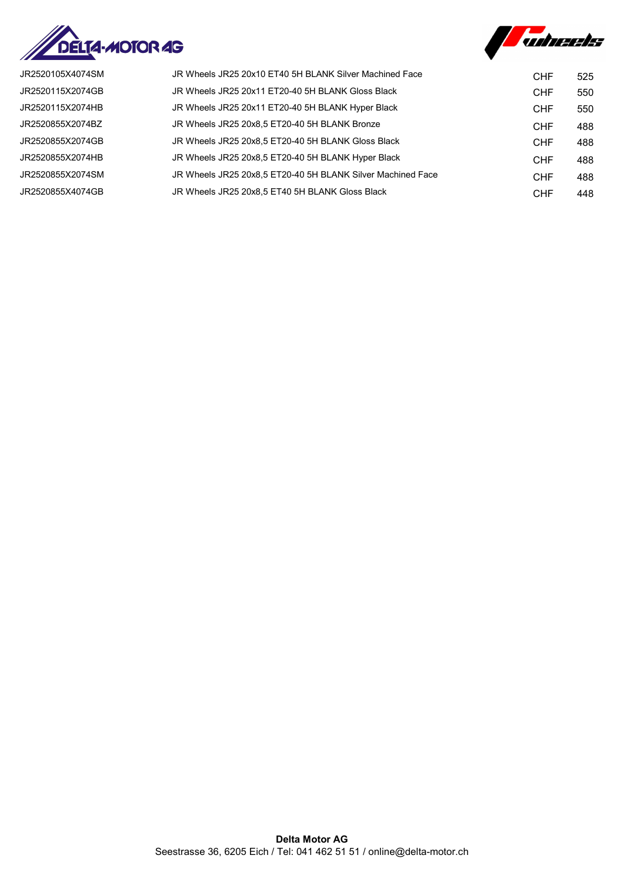| | | | |
|---|---|---|---|
| JR2520105X4074SM | JR Wheels JR25 20x10 ET40 5H BLANK Silver Machined Face | CHF | 525 |
| JR2520115X2074GB | JR Wheels JR25 20x11 ET20-40 5H BLANK Gloss Black | CHF | 550 |
| JR2520115X2074HB | JR Wheels JR25 20x11 ET20-40 5H BLANK Hyper Black | CHF | 550 |
| JR2520855X2074BZ | JR Wheels JR25 20x8,5 ET20-40 5H BLANK Bronze | CHF | 488 |
| JR2520855X2074GB | JR Wheels JR25 20x8,5 ET20-40 5H BLANK Gloss Black | CHF | 488 |
| JR2520855X2074HB | JR Wheels JR25 20x8,5 ET20-40 5H BLANK Hyper Black | CHF | 488 |
| JR2520855X2074SM | JR Wheels JR25 20x8,5 ET20-40 5H BLANK Silver Machined Face | CHF | 488 |
| JR2520855X4074GB | JR Wheels JR25 20x8,5 ET40 5H BLANK Gloss Black | CHF | 448 |

**Delta Motor AG**
Seestrasse 36, 6205 Eich / Tel: 041 462 51 51 / online@delta-motor.ch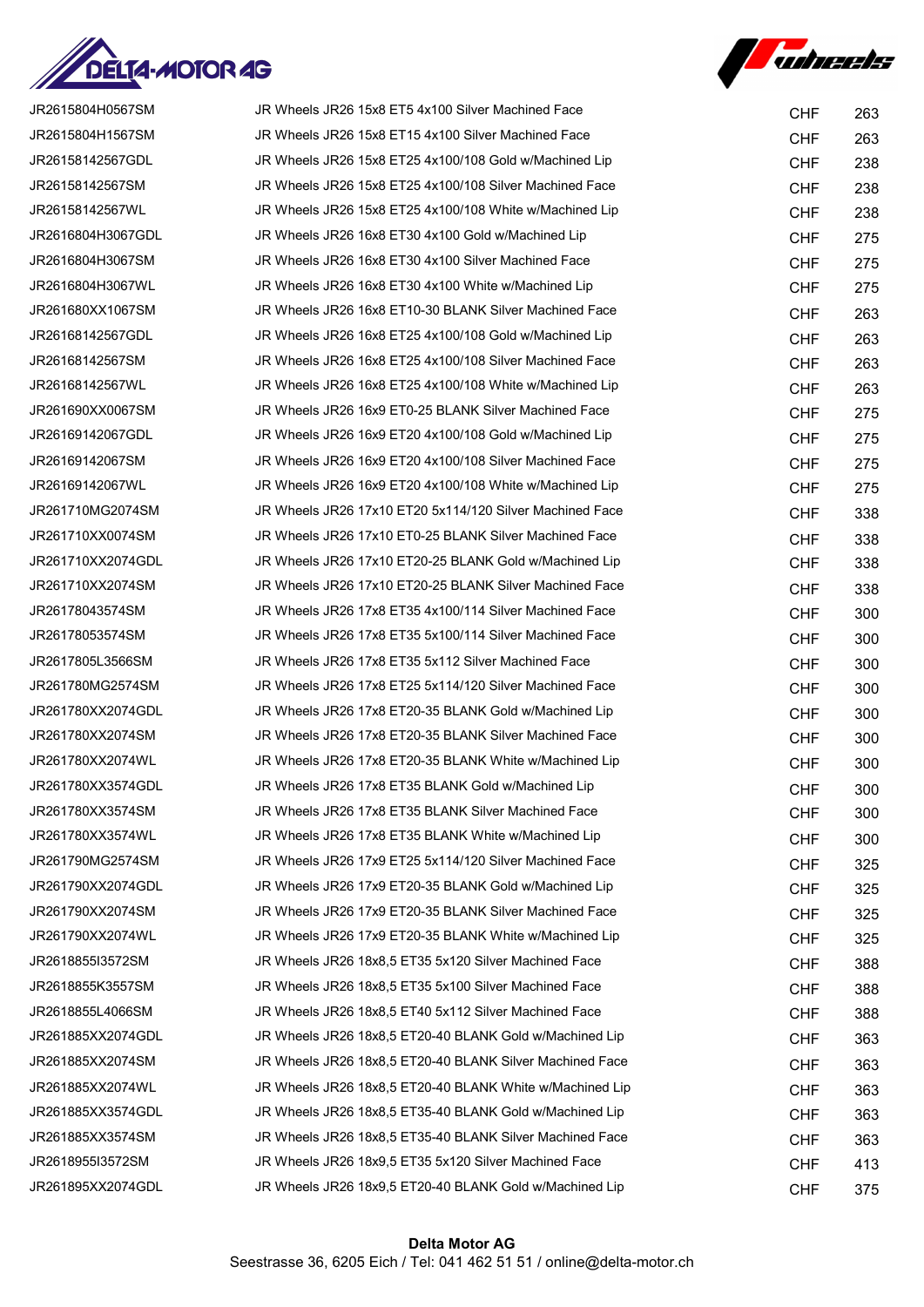| | | | |
|---|---|---|---|
| JR2615804H0567SM | JR Wheels JR26 15x8 ET5 4x100 Silver Machined Face | CHF | 263 |
| JR2615804H1567SM | JR Wheels JR26 15x8 ET15 4x100 Silver Machined Face | CHF | 263 |
| JR26158142567GDL | JR Wheels JR26 15x8 ET25 4x100/108 Gold w/Machined Lip | CHF | 238 |
| JR26158142567SM | JR Wheels JR26 15x8 ET25 4x100/108 Silver Machined Face | CHF | 238 |
| JR26158142567WL | JR Wheels JR26 15x8 ET25 4x100/108 White w/Machined Lip | CHF | 238 |
| JR2616804H3067GDL | JR Wheels JR26 16x8 ET30 4x100 Gold w/Machined Lip | CHF | 275 |
| JR2616804H3067SM | JR Wheels JR26 16x8 ET30 4x100 Silver Machined Face | CHF | 275 |
| JR2616804H3067WL | JR Wheels JR26 16x8 ET30 4x100 White w/Machined Lip | CHF | 275 |
| JR261680XX1067SM | JR Wheels JR26 16x8 ET10-30 BLANK Silver Machined Face | CHF | 263 |
| JR26168142567GDL | JR Wheels JR26 16x8 ET25 4x100/108 Gold w/Machined Lip | CHF | 263 |
| JR26168142567SM | JR Wheels JR26 16x8 ET25 4x100/108 Silver Machined Face | CHF | 263 |
| JR26168142567WL | JR Wheels JR26 16x8 ET25 4x100/108 White w/Machined Lip | CHF | 263 |
| JR261690XX0067SM | JR Wheels JR26 16x9 ET0-25 BLANK Silver Machined Face | CHF | 275 |
| JR26169142067GDL | JR Wheels JR26 16x9 ET20 4x100/108 Gold w/Machined Lip | CHF | 275 |
| JR26169142067SM | JR Wheels JR26 16x9 ET20 4x100/108 Silver Machined Face | CHF | 275 |
| JR26169142067WL | JR Wheels JR26 16x9 ET20 4x100/108 White w/Machined Lip | CHF | 275 |
| JR261710MG2074SM | JR Wheels JR26 17x10 ET20 5x114/120 Silver Machined Face | CHF | 338 |
| JR261710XX0074SM | JR Wheels JR26 17x10 ET0-25 BLANK Silver Machined Face | CHF | 338 |
| JR261710XX2074GDL | JR Wheels JR26 17x10 ET20-25 BLANK Gold w/Machined Lip | CHF | 338 |
| JR261710XX2074SM | JR Wheels JR26 17x10 ET20-25 BLANK Silver Machined Face | CHF | 338 |
| JR26178043574SM | JR Wheels JR26 17x8 ET35 4x100/114 Silver Machined Face | CHF | 300 |
| JR26178053574SM | JR Wheels JR26 17x8 ET35 5x100/114 Silver Machined Face | CHF | 300 |
| JR2617805L3566SM | JR Wheels JR26 17x8 ET35 5x112 Silver Machined Face | CHF | 300 |
| JR261780MG2574SM | JR Wheels JR26 17x8 ET25 5x114/120 Silver Machined Face | CHF | 300 |
| JR261780XX2074GDL | JR Wheels JR26 17x8 ET20-35 BLANK Gold w/Machined Lip | CHF | 300 |
| JR261780XX2074SM | JR Wheels JR26 17x8 ET20-35 BLANK Silver Machined Face | CHF | 300 |
| JR261780XX2074WL | JR Wheels JR26 17x8 ET20-35 BLANK White w/Machined Lip | CHF | 300 |
| JR261780XX3574GDL | JR Wheels JR26 17x8 ET35 BLANK Gold w/Machined Lip | CHF | 300 |
| JR261780XX3574SM | JR Wheels JR26 17x8 ET35 BLANK Silver Machined Face | CHF | 300 |
| JR261780XX3574WL | JR Wheels JR26 17x8 ET35 BLANK White w/Machined Lip | CHF | 300 |
| JR261790MG2574SM | JR Wheels JR26 17x9 ET25 5x114/120 Silver Machined Face | CHF | 325 |
| JR261790XX2074GDL | JR Wheels JR26 17x9 ET20-35 BLANK Gold w/Machined Lip | CHF | 325 |
| JR261790XX2074SM | JR Wheels JR26 17x9 ET20-35 BLANK Silver Machined Face | CHF | 325 |
| JR261790XX2074WL | JR Wheels JR26 17x9 ET20-35 BLANK White w/Machined Lip | CHF | 325 |
| JR2618855I3572SM | JR Wheels JR26 18x8,5 ET35 5x120 Silver Machined Face | CHF | 388 |
| JR2618855K3557SM | JR Wheels JR26 18x8,5 ET35 5x100 Silver Machined Face | CHF | 388 |
| JR2618855L4066SM | JR Wheels JR26 18x8,5 ET40 5x112 Silver Machined Face | CHF | 388 |
| JR261885XX2074GDL | JR Wheels JR26 18x8,5 ET20-40 BLANK Gold w/Machined Lip | CHF | 363 |
| JR261885XX2074SM | JR Wheels JR26 18x8,5 ET20-40 BLANK Silver Machined Face | CHF | 363 |
| JR261885XX2074WL | JR Wheels JR26 18x8,5 ET20-40 BLANK White w/Machined Lip | CHF | 363 |
| JR261885XX3574GDL | JR Wheels JR26 18x8,5 ET35-40 BLANK Gold w/Machined Lip | CHF | 363 |
| JR261885XX3574SM | JR Wheels JR26 18x8,5 ET35-40 BLANK Silver Machined Face | CHF | 363 |
| JR2618955I3572SM | JR Wheels JR26 18x9,5 ET35 5x120 Silver Machined Face | CHF | 413 |
| JR261895XX2074GDL | JR Wheels JR26 18x9,5 ET20-40 BLANK Gold w/Machined Lip | CHF | 375 |

**Delta Motor AG**
Seestrasse 36, 6205 Eich / Tel: 041 462 51 51 / online@delta-motor.ch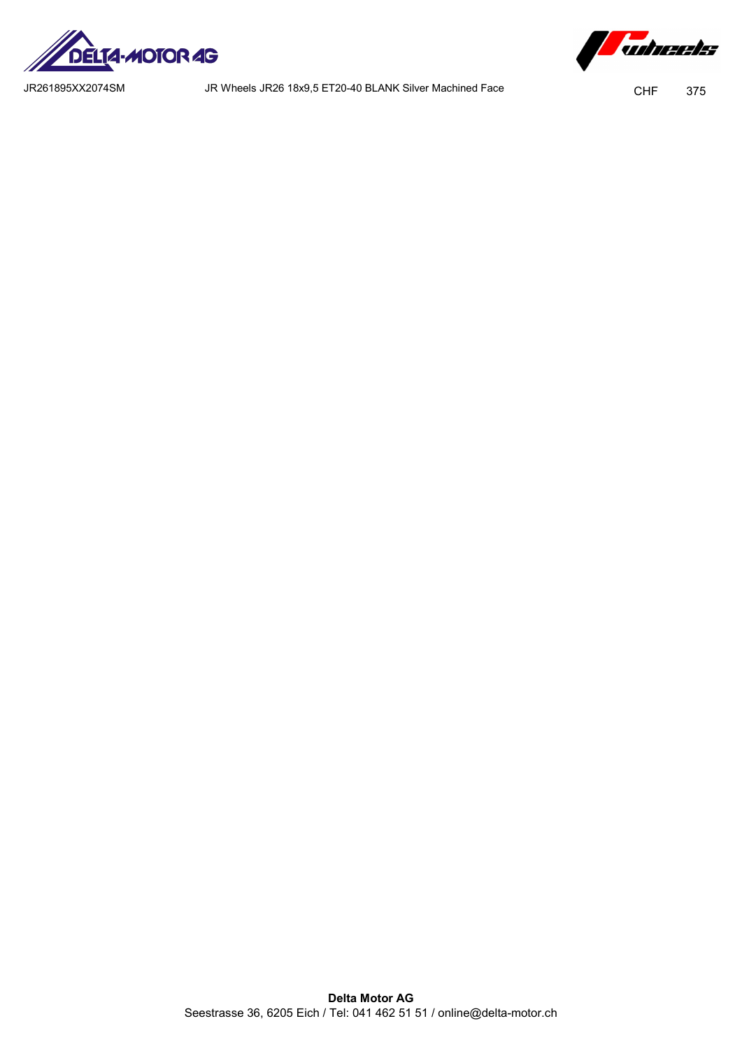| | | | |
|---|---|---|---|
| JR261895XX2074SM | JR Wheels JR26 18x9,5 ET20-40 BLANK Silver Machined Face | CHF | 375 |

**Delta Motor AG**
Seestrasse 36, 6205 Eich / Tel: 041 462 51 51 / online@delta-motor.ch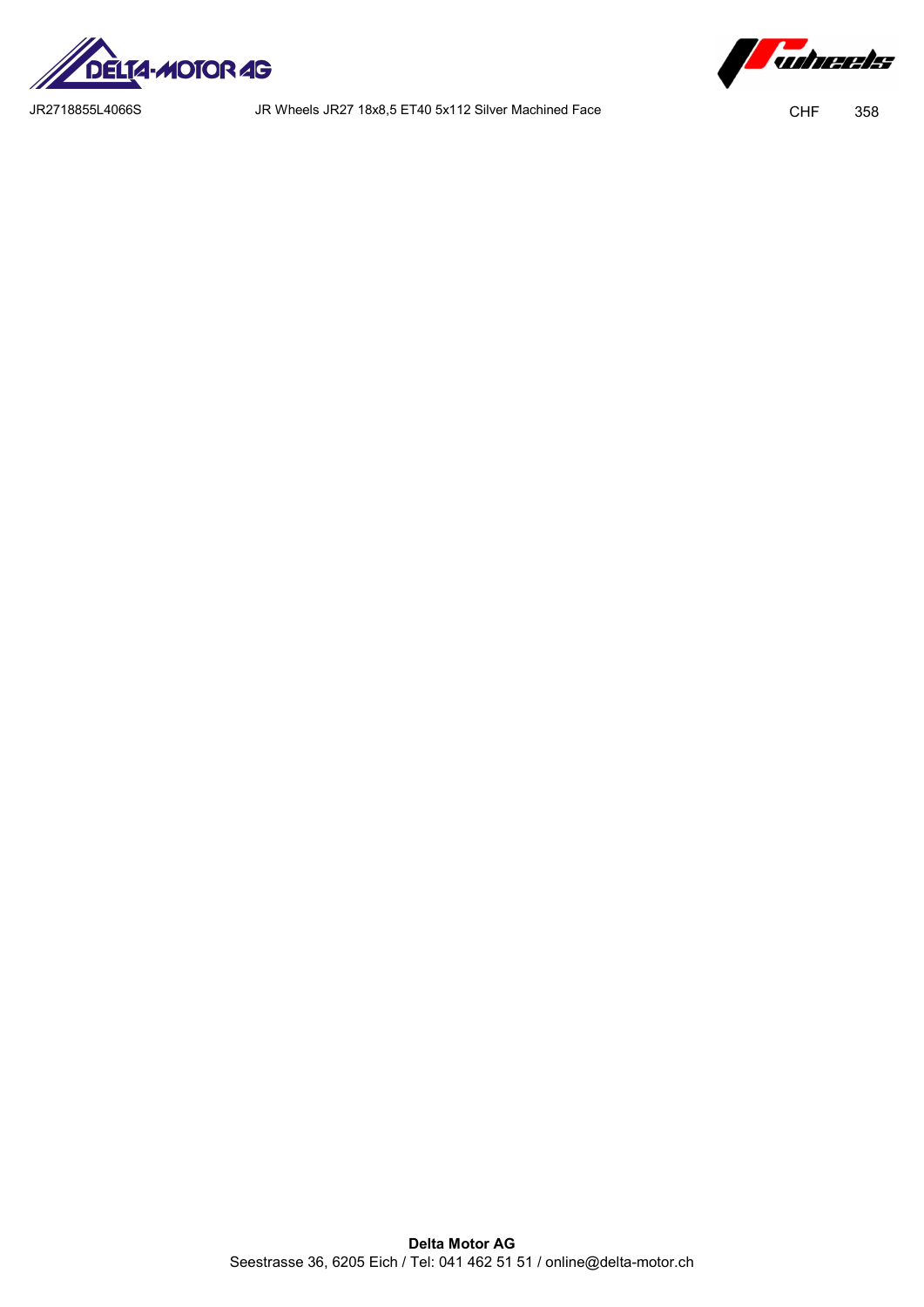| JR2718855L4066S | JR Wheels JR27 18x8,5 ET40 5x112 Silver Machined Face | CHF | 358 |
| --- | --- | --- | --- |

**Delta Motor AG**
Seestrasse 36, 6205 Eich / Tel: 041 462 51 51 / online@delta-motor.ch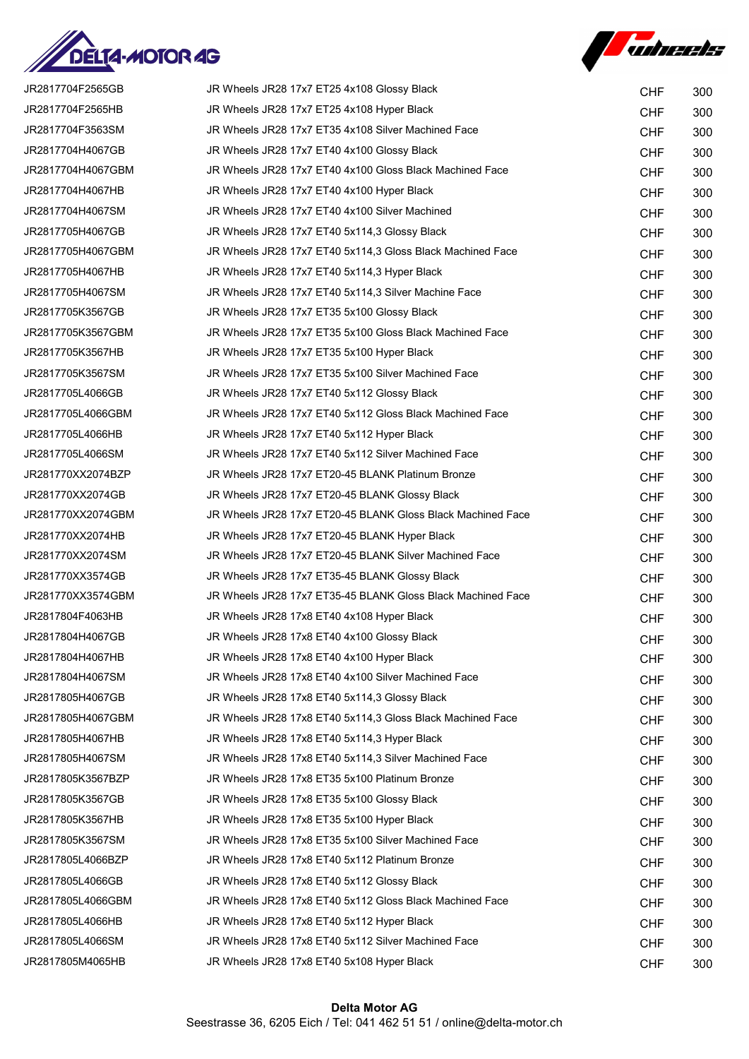| | | | |
|---|---|---|---|
| JR2817704F2565GB | JR Wheels JR28 17x7 ET25 4x108 Glossy Black | CHF | 300 |
| JR2817704F2565HB | JR Wheels JR28 17x7 ET25 4x108 Hyper Black | CHF | 300 |
| JR2817704F3563SM | JR Wheels JR28 17x7 ET35 4x108 Silver Machined Face | CHF | 300 |
| JR2817704H4067GB | JR Wheels JR28 17x7 ET40 4x100 Glossy Black | CHF | 300 |
| JR2817704H4067GBM | JR Wheels JR28 17x7 ET40 4x100 Gloss Black Machined Face | CHF | 300 |
| JR2817704H4067HB | JR Wheels JR28 17x7 ET40 4x100 Hyper Black | CHF | 300 |
| JR2817704H4067SM | JR Wheels JR28 17x7 ET40 4x100 Silver Machined | CHF | 300 |
| JR2817705H4067GB | JR Wheels JR28 17x7 ET40 5x114,3 Glossy Black | CHF | 300 |
| JR2817705H4067GBM | JR Wheels JR28 17x7 ET40 5x114,3 Gloss Black Machined Face | CHF | 300 |
| JR2817705H4067HB | JR Wheels JR28 17x7 ET40 5x114,3 Hyper Black | CHF | 300 |
| JR2817705H4067SM | JR Wheels JR28 17x7 ET40 5x114,3 Silver Machine Face | CHF | 300 |
| JR2817705K3567GB | JR Wheels JR28 17x7 ET35 5x100 Glossy Black | CHF | 300 |
| JR2817705K3567GBM | JR Wheels JR28 17x7 ET35 5x100 Gloss Black Machined Face | CHF | 300 |
| JR2817705K3567HB | JR Wheels JR28 17x7 ET35 5x100 Hyper Black | CHF | 300 |
| JR2817705K3567SM | JR Wheels JR28 17x7 ET35 5x100 Silver Machined Face | CHF | 300 |
| JR2817705L4066GB | JR Wheels JR28 17x7 ET40 5x112 Glossy Black | CHF | 300 |
| JR2817705L4066GBM | JR Wheels JR28 17x7 ET40 5x112 Gloss Black Machined Face | CHF | 300 |
| JR2817705L4066HB | JR Wheels JR28 17x7 ET40 5x112 Hyper Black | CHF | 300 |
| JR2817705L4066SM | JR Wheels JR28 17x7 ET40 5x112 Silver Machined Face | CHF | 300 |
| JR281770XX2074BZP | JR Wheels JR28 17x7 ET20-45 BLANK Platinum Bronze | CHF | 300 |
| JR281770XX2074GB | JR Wheels JR28 17x7 ET20-45 BLANK Glossy Black | CHF | 300 |
| JR281770XX2074GBM | JR Wheels JR28 17x7 ET20-45 BLANK Gloss Black Machined Face | CHF | 300 |
| JR281770XX2074HB | JR Wheels JR28 17x7 ET20-45 BLANK Hyper Black | CHF | 300 |
| JR281770XX2074SM | JR Wheels JR28 17x7 ET20-45 BLANK Silver Machined Face | CHF | 300 |
| JR281770XX3574GB | JR Wheels JR28 17x7 ET35-45 BLANK Glossy Black | CHF | 300 |
| JR281770XX3574GBM | JR Wheels JR28 17x7 ET35-45 BLANK Gloss Black Machined Face | CHF | 300 |
| JR2817804F4063HB | JR Wheels JR28 17x8 ET40 4x108 Hyper Black | CHF | 300 |
| JR2817804H4067GB | JR Wheels JR28 17x8 ET40 4x100 Glossy Black | CHF | 300 |
| JR2817804H4067HB | JR Wheels JR28 17x8 ET40 4x100 Hyper Black | CHF | 300 |
| JR2817804H4067SM | JR Wheels JR28 17x8 ET40 4x100 Silver Machined Face | CHF | 300 |
| JR2817805H4067GB | JR Wheels JR28 17x8 ET40 5x114,3 Glossy Black | CHF | 300 |
| JR2817805H4067GBM | JR Wheels JR28 17x8 ET40 5x114,3 Gloss Black Machined Face | CHF | 300 |
| JR2817805H4067HB | JR Wheels JR28 17x8 ET40 5x114,3 Hyper Black | CHF | 300 |
| JR2817805H4067SM | JR Wheels JR28 17x8 ET40 5x114,3 Silver Machined Face | CHF | 300 |
| JR2817805K3567BZP | JR Wheels JR28 17x8 ET35 5x100 Platinum Bronze | CHF | 300 |
| JR2817805K3567GB | JR Wheels JR28 17x8 ET35 5x100 Glossy Black | CHF | 300 |
| JR2817805K3567HB | JR Wheels JR28 17x8 ET35 5x100 Hyper Black | CHF | 300 |
| JR2817805K3567SM | JR Wheels JR28 17x8 ET35 5x100 Silver Machined Face | CHF | 300 |
| JR2817805L4066BZP | JR Wheels JR28 17x8 ET40 5x112 Platinum Bronze | CHF | 300 |
| JR2817805L4066GB | JR Wheels JR28 17x8 ET40 5x112 Glossy Black | CHF | 300 |
| JR2817805L4066GBM | JR Wheels JR28 17x8 ET40 5x112 Gloss Black Machined Face | CHF | 300 |
| JR2817805L4066HB | JR Wheels JR28 17x8 ET40 5x112 Hyper Black | CHF | 300 |
| JR2817805L4066SM | JR Wheels JR28 17x8 ET40 5x112 Silver Machined Face | CHF | 300 |
| JR2817805M4065HB | JR Wheels JR28 17x8 ET40 5x108 Hyper Black | CHF | 300 |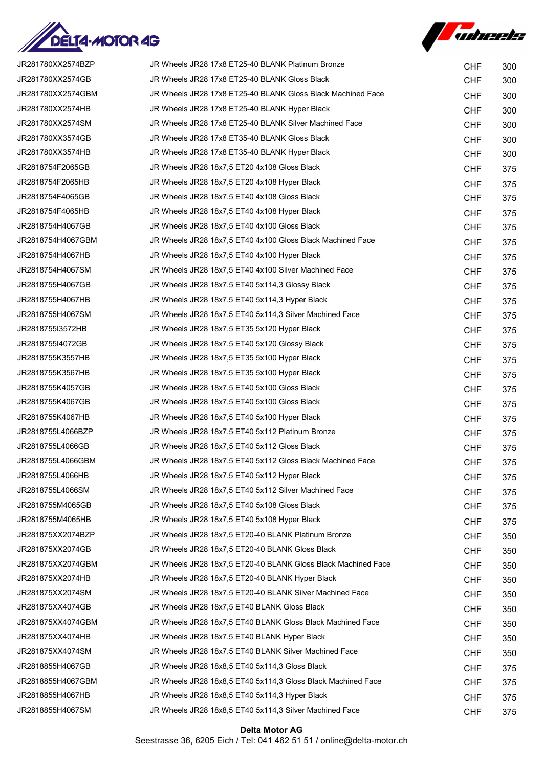| | | | |
|---|---|---|---|
| JR281780XX2574BZP | JR Wheels JR28 17x8 ET25-40 BLANK Platinum Bronze | CHF | 300 |
| JR281780XX2574GB | JR Wheels JR28 17x8 ET25-40 BLANK Gloss Black | CHF | 300 |
| JR281780XX2574GBM | JR Wheels JR28 17x8 ET25-40 BLANK Gloss Black Machined Face | CHF | 300 |
| JR281780XX2574HB | JR Wheels JR28 17x8 ET25-40 BLANK Hyper Black | CHF | 300 |
| JR281780XX2574SM | JR Wheels JR28 17x8 ET25-40 BLANK Silver Machined Face | CHF | 300 |
| JR281780XX3574GB | JR Wheels JR28 17x8 ET35-40 BLANK Gloss Black | CHF | 300 |
| JR281780XX3574HB | JR Wheels JR28 17x8 ET35-40 BLANK Hyper Black | CHF | 300 |
| JR2818754F2065GB | JR Wheels JR28 18x7,5 ET20 4x108 Gloss Black | CHF | 375 |
| JR2818754F2065HB | JR Wheels JR28 18x7,5 ET20 4x108 Hyper Black | CHF | 375 |
| JR2818754F4065GB | JR Wheels JR28 18x7,5 ET40 4x108 Gloss Black | CHF | 375 |
| JR2818754F4065HB | JR Wheels JR28 18x7,5 ET40 4x108 Hyper Black | CHF | 375 |
| JR2818754H4067GB | JR Wheels JR28 18x7,5 ET40 4x100 Gloss Black | CHF | 375 |
| JR2818754H4067GBM | JR Wheels JR28 18x7,5 ET40 4x100 Gloss Black Machined Face | CHF | 375 |
| JR2818754H4067HB | JR Wheels JR28 18x7,5 ET40 4x100 Hyper Black | CHF | 375 |
| JR2818754H4067SM | JR Wheels JR28 18x7,5 ET40 4x100 Silver Machined Face | CHF | 375 |
| JR2818755H4067GB | JR Wheels JR28 18x7,5 ET40 5x114,3 Glossy Black | CHF | 375 |
| JR2818755H4067HB | JR Wheels JR28 18x7,5 ET40 5x114,3 Hyper Black | CHF | 375 |
| JR2818755H4067SM | JR Wheels JR28 18x7,5 ET40 5x114,3 Silver Machined Face | CHF | 375 |
| JR2818755I3572HB | JR Wheels JR28 18x7,5 ET35 5x120 Hyper Black | CHF | 375 |
| JR2818755I4072GB | JR Wheels JR28 18x7,5 ET40 5x120 Glossy Black | CHF | 375 |
| JR2818755K3557HB | JR Wheels JR28 18x7,5 ET35 5x100 Hyper Black | CHF | 375 |
| JR2818755K3567HB | JR Wheels JR28 18x7,5 ET35 5x100 Hyper Black | CHF | 375 |
| JR2818755K4057GB | JR Wheels JR28 18x7,5 ET40 5x100 Gloss Black | CHF | 375 |
| JR2818755K4067GB | JR Wheels JR28 18x7,5 ET40 5x100 Gloss Black | CHF | 375 |
| JR2818755K4067HB | JR Wheels JR28 18x7,5 ET40 5x100 Hyper Black | CHF | 375 |
| JR2818755L4066BZP | JR Wheels JR28 18x7,5 ET40 5x112 Platinum Bronze | CHF | 375 |
| JR2818755L4066GB | JR Wheels JR28 18x7,5 ET40 5x112 Gloss Black | CHF | 375 |
| JR2818755L4066GBM | JR Wheels JR28 18x7,5 ET40 5x112 Gloss Black Machined Face | CHF | 375 |
| JR2818755L4066HB | JR Wheels JR28 18x7,5 ET40 5x112 Hyper Black | CHF | 375 |
| JR2818755L4066SM | JR Wheels JR28 18x7,5 ET40 5x112 Silver Machined Face | CHF | 375 |
| JR2818755M4065GB | JR Wheels JR28 18x7,5 ET40 5x108 Gloss Black | CHF | 375 |
| JR2818755M4065HB | JR Wheels JR28 18x7,5 ET40 5x108 Hyper Black | CHF | 375 |
| JR281875XX2074BZP | JR Wheels JR28 18x7,5 ET20-40 BLANK Platinum Bronze | CHF | 350 |
| JR281875XX2074GB | JR Wheels JR28 18x7,5 ET20-40 BLANK Gloss Black | CHF | 350 |
| JR281875XX2074GBM | JR Wheels JR28 18x7,5 ET20-40 BLANK Gloss Black Machined Face | CHF | 350 |
| JR281875XX2074HB | JR Wheels JR28 18x7,5 ET20-40 BLANK Hyper Black | CHF | 350 |
| JR281875XX2074SM | JR Wheels JR28 18x7,5 ET20-40 BLANK Silver Machined Face | CHF | 350 |
| JR281875XX4074GB | JR Wheels JR28 18x7,5 ET40 BLANK Gloss Black | CHF | 350 |
| JR281875XX4074GBM | JR Wheels JR28 18x7,5 ET40 BLANK Gloss Black Machined Face | CHF | 350 |
| JR281875XX4074HB | JR Wheels JR28 18x7,5 ET40 BLANK Hyper Black | CHF | 350 |
| JR281875XX4074SM | JR Wheels JR28 18x7,5 ET40 BLANK Silver Machined Face | CHF | 350 |
| JR2818855H4067GB | JR Wheels JR28 18x8,5 ET40 5x114,3 Gloss Black | CHF | 375 |
| JR2818855H4067GBM | JR Wheels JR28 18x8,5 ET40 5x114,3 Gloss Black Machined Face | CHF | 375 |
| JR2818855H4067HB | JR Wheels JR28 18x8,5 ET40 5x114,3 Hyper Black | CHF | 375 |
| JR2818855H4067SM | JR Wheels JR28 18x8,5 ET40 5x114,3 Silver Machined Face | CHF | 375 |

**Delta Motor AG**
Seestrasse 36, 6205 Eich / Tel: 041 462 51 51 / online@delta-motor.ch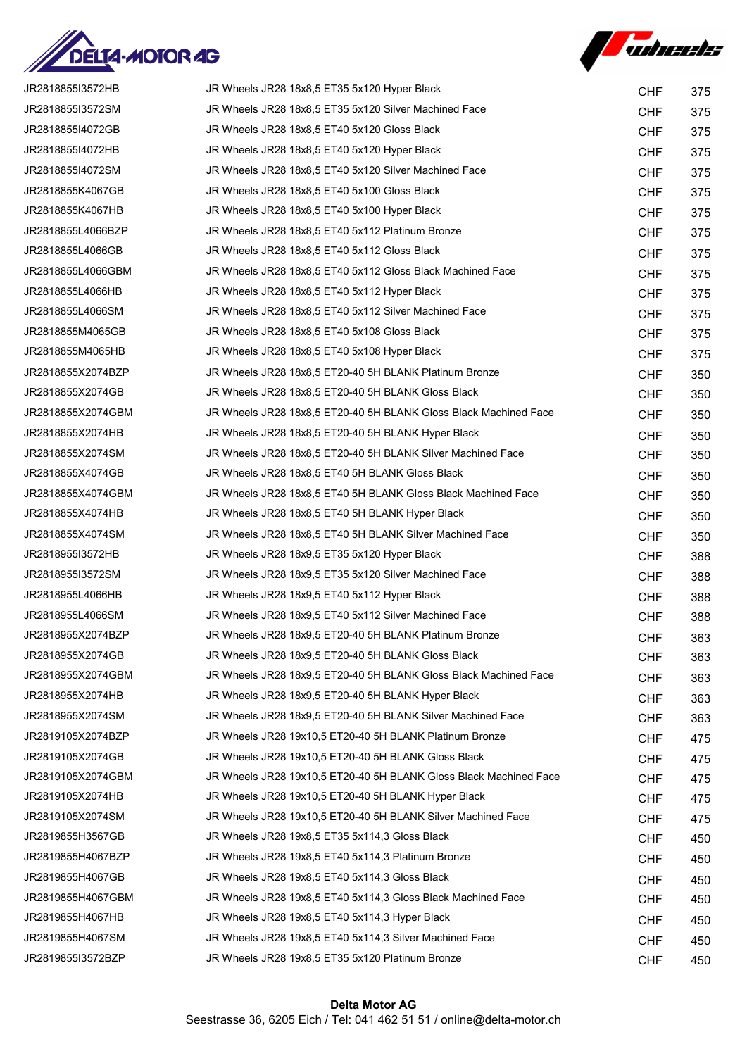| | | | |
|---|---|---|---|
| JR2818855I3572HB | JR Wheels JR28 18x8,5 ET35 5x120 Hyper Black | CHF | 375 |
| JR2818855I3572SM | JR Wheels JR28 18x8,5 ET35 5x120 Silver Machined Face | CHF | 375 |
| JR2818855I4072GB | JR Wheels JR28 18x8,5 ET40 5x120 Gloss Black | CHF | 375 |
| JR2818855I4072HB | JR Wheels JR28 18x8,5 ET40 5x120 Hyper Black | CHF | 375 |
| JR2818855I4072SM | JR Wheels JR28 18x8,5 ET40 5x120 Silver Machined Face | CHF | 375 |
| JR2818855K4067GB | JR Wheels JR28 18x8,5 ET40 5x100 Gloss Black | CHF | 375 |
| JR2818855K4067HB | JR Wheels JR28 18x8,5 ET40 5x100 Hyper Black | CHF | 375 |
| JR2818855L4066BZP | JR Wheels JR28 18x8,5 ET40 5x112 Platinum Bronze | CHF | 375 |
| JR2818855L4066GB | JR Wheels JR28 18x8,5 ET40 5x112 Gloss Black | CHF | 375 |
| JR2818855L4066GBM | JR Wheels JR28 18x8,5 ET40 5x112 Gloss Black Machined Face | CHF | 375 |
| JR2818855L4066HB | JR Wheels JR28 18x8,5 ET40 5x112 Hyper Black | CHF | 375 |
| JR2818855L4066SM | JR Wheels JR28 18x8,5 ET40 5x112 Silver Machined Face | CHF | 375 |
| JR2818855M4065GB | JR Wheels JR28 18x8,5 ET40 5x108 Gloss Black | CHF | 375 |
| JR2818855M4065HB | JR Wheels JR28 18x8,5 ET40 5x108 Hyper Black | CHF | 375 |
| JR2818855X2074BZP | JR Wheels JR28 18x8,5 ET20-40 5H BLANK Platinum Bronze | CHF | 350 |
| JR2818855X2074GB | JR Wheels JR28 18x8,5 ET20-40 5H BLANK Gloss Black | CHF | 350 |
| JR2818855X2074GBM | JR Wheels JR28 18x8,5 ET20-40 5H BLANK Gloss Black Machined Face | CHF | 350 |
| JR2818855X2074HB | JR Wheels JR28 18x8,5 ET20-40 5H BLANK Hyper Black | CHF | 350 |
| JR2818855X2074SM | JR Wheels JR28 18x8,5 ET20-40 5H BLANK Silver Machined Face | CHF | 350 |
| JR2818855X4074GB | JR Wheels JR28 18x8,5 ET40 5H BLANK Gloss Black | CHF | 350 |
| JR2818855X4074GBM | JR Wheels JR28 18x8,5 ET40 5H BLANK Gloss Black Machined Face | CHF | 350 |
| JR2818855X4074HB | JR Wheels JR28 18x8,5 ET40 5H BLANK Hyper Black | CHF | 350 |
| JR2818855X4074SM | JR Wheels JR28 18x8,5 ET40 5H BLANK Silver Machined Face | CHF | 350 |
| JR2818955I3572HB | JR Wheels JR28 18x9,5 ET35 5x120 Hyper Black | CHF | 388 |
| JR2818955I3572SM | JR Wheels JR28 18x9,5 ET35 5x120 Silver Machined Face | CHF | 388 |
| JR2818955L4066HB | JR Wheels JR28 18x9,5 ET40 5x112 Hyper Black | CHF | 388 |
| JR2818955L4066SM | JR Wheels JR28 18x9,5 ET40 5x112 Silver Machined Face | CHF | 388 |
| JR2818955X2074BZP | JR Wheels JR28 18x9,5 ET20-40 5H BLANK Platinum Bronze | CHF | 363 |
| JR2818955X2074GB | JR Wheels JR28 18x9,5 ET20-40 5H BLANK Gloss Black | CHF | 363 |
| JR2818955X2074GBM | JR Wheels JR28 18x9,5 ET20-40 5H BLANK Gloss Black Machined Face | CHF | 363 |
| JR2818955X2074HB | JR Wheels JR28 18x9,5 ET20-40 5H BLANK Hyper Black | CHF | 363 |
| JR2818955X2074SM | JR Wheels JR28 18x9,5 ET20-40 5H BLANK Silver Machined Face | CHF | 363 |
| JR2819105X2074BZP | JR Wheels JR28 19x10,5 ET20-40 5H BLANK Platinum Bronze | CHF | 475 |
| JR2819105X2074GB | JR Wheels JR28 19x10,5 ET20-40 5H BLANK Gloss Black | CHF | 475 |
| JR2819105X2074GBM | JR Wheels JR28 19x10,5 ET20-40 5H BLANK Gloss Black Machined Face | CHF | 475 |
| JR2819105X2074HB | JR Wheels JR28 19x10,5 ET20-40 5H BLANK Hyper Black | CHF | 475 |
| JR2819105X2074SM | JR Wheels JR28 19x10,5 ET20-40 5H BLANK Silver Machined Face | CHF | 475 |
| JR2819855H3567GB | JR Wheels JR28 19x8,5 ET35 5x114,3 Gloss Black | CHF | 450 |
| JR2819855H4067BZP | JR Wheels JR28 19x8,5 ET40 5x114,3 Platinum Bronze | CHF | 450 |
| JR2819855H4067GB | JR Wheels JR28 19x8,5 ET40 5x114,3 Gloss Black | CHF | 450 |
| JR2819855H4067GBM | JR Wheels JR28 19x8,5 ET40 5x114,3 Gloss Black Machined Face | CHF | 450 |
| JR2819855H4067HB | JR Wheels JR28 19x8,5 ET40 5x114,3 Hyper Black | CHF | 450 |
| JR2819855H4067SM | JR Wheels JR28 19x8,5 ET40 5x114,3 Silver Machined Face | CHF | 450 |
| JR2819855I3572BZP | JR Wheels JR28 19x8,5 ET35 5x120 Platinum Bronze | CHF | 450 |

**Delta Motor AG**
Seestrasse 36, 6205 Eich / Tel: 041 462 51 51 / online@delta-motor.ch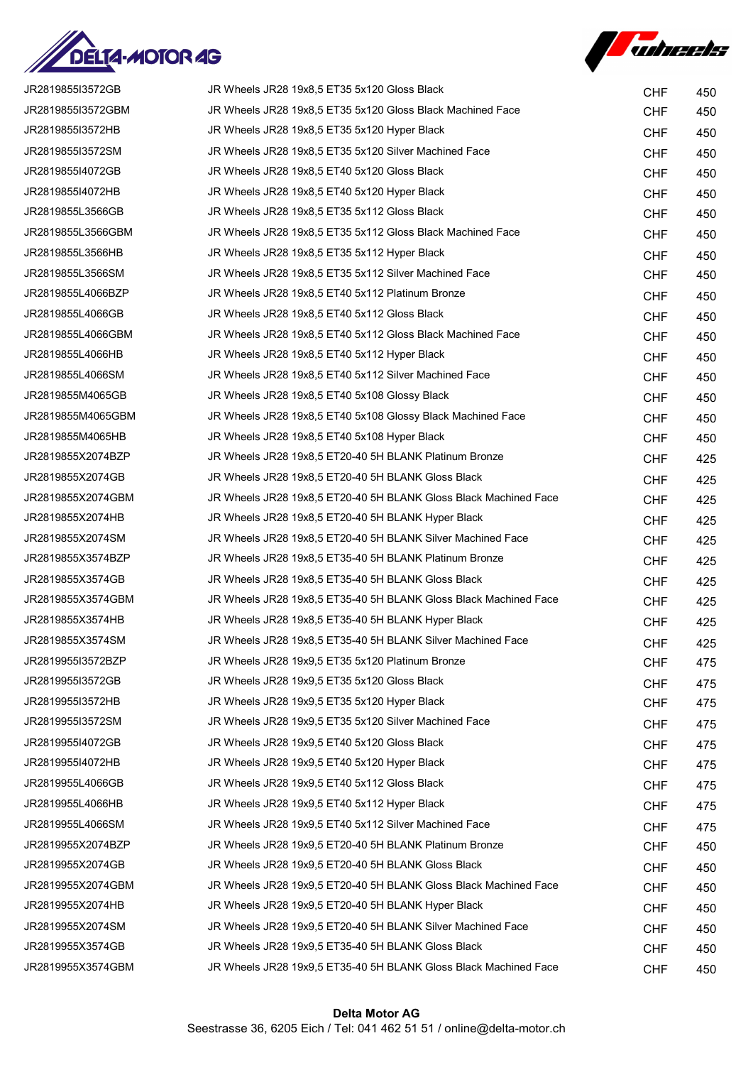| | | | |
|---|---|---|---|
| JR2819855I3572GB | JR Wheels JR28 19x8,5 ET35 5x120 Gloss Black | CHF | 450 |
| JR2819855I3572GBM | JR Wheels JR28 19x8,5 ET35 5x120 Gloss Black Machined Face | CHF | 450 |
| JR2819855I3572HB | JR Wheels JR28 19x8,5 ET35 5x120 Hyper Black | CHF | 450 |
| JR2819855I3572SM | JR Wheels JR28 19x8,5 ET35 5x120 Silver Machined Face | CHF | 450 |
| JR2819855I4072GB | JR Wheels JR28 19x8,5 ET40 5x120 Gloss Black | CHF | 450 |
| JR2819855I4072HB | JR Wheels JR28 19x8,5 ET40 5x120 Hyper Black | CHF | 450 |
| JR2819855L3566GB | JR Wheels JR28 19x8,5 ET35 5x112 Gloss Black | CHF | 450 |
| JR2819855L3566GBM | JR Wheels JR28 19x8,5 ET35 5x112 Gloss Black Machined Face | CHF | 450 |
| JR2819855L3566HB | JR Wheels JR28 19x8,5 ET35 5x112 Hyper Black | CHF | 450 |
| JR2819855L3566SM | JR Wheels JR28 19x8,5 ET35 5x112 Silver Machined Face | CHF | 450 |
| JR2819855L4066BZP | JR Wheels JR28 19x8,5 ET40 5x112 Platinum Bronze | CHF | 450 |
| JR2819855L4066GB | JR Wheels JR28 19x8,5 ET40 5x112 Gloss Black | CHF | 450 |
| JR2819855L4066GBM | JR Wheels JR28 19x8,5 ET40 5x112 Gloss Black Machined Face | CHF | 450 |
| JR2819855L4066HB | JR Wheels JR28 19x8,5 ET40 5x112 Hyper Black | CHF | 450 |
| JR2819855L4066SM | JR Wheels JR28 19x8,5 ET40 5x112 Silver Machined Face | CHF | 450 |
| JR2819855M4065GB | JR Wheels JR28 19x8,5 ET40 5x108 Glossy Black | CHF | 450 |
| JR2819855M4065GBM | JR Wheels JR28 19x8,5 ET40 5x108 Glossy Black Machined Face | CHF | 450 |
| JR2819855M4065HB | JR Wheels JR28 19x8,5 ET40 5x108 Hyper Black | CHF | 450 |
| JR2819855X2074BZP | JR Wheels JR28 19x8,5 ET20-40 5H BLANK Platinum Bronze | CHF | 425 |
| JR2819855X2074GB | JR Wheels JR28 19x8,5 ET20-40 5H BLANK Gloss Black | CHF | 425 |
| JR2819855X2074GBM | JR Wheels JR28 19x8,5 ET20-40 5H BLANK Gloss Black Machined Face | CHF | 425 |
| JR2819855X2074HB | JR Wheels JR28 19x8,5 ET20-40 5H BLANK Hyper Black | CHF | 425 |
| JR2819855X2074SM | JR Wheels JR28 19x8,5 ET20-40 5H BLANK Silver Machined Face | CHF | 425 |
| JR2819855X3574BZP | JR Wheels JR28 19x8,5 ET35-40 5H BLANK Platinum Bronze | CHF | 425 |
| JR2819855X3574GB | JR Wheels JR28 19x8,5 ET35-40 5H BLANK Gloss Black | CHF | 425 |
| JR2819855X3574GBM | JR Wheels JR28 19x8,5 ET35-40 5H BLANK Gloss Black Machined Face | CHF | 425 |
| JR2819855X3574HB | JR Wheels JR28 19x8,5 ET35-40 5H BLANK Hyper Black | CHF | 425 |
| JR2819855X3574SM | JR Wheels JR28 19x8,5 ET35-40 5H BLANK Silver Machined Face | CHF | 425 |
| JR2819955I3572BZP | JR Wheels JR28 19x9,5 ET35 5x120 Platinum Bronze | CHF | 475 |
| JR2819955I3572GB | JR Wheels JR28 19x9,5 ET35 5x120 Gloss Black | CHF | 475 |
| JR2819955I3572HB | JR Wheels JR28 19x9,5 ET35 5x120 Hyper Black | CHF | 475 |
| JR2819955I3572SM | JR Wheels JR28 19x9,5 ET35 5x120 Silver Machined Face | CHF | 475 |
| JR2819955I4072GB | JR Wheels JR28 19x9,5 ET40 5x120 Gloss Black | CHF | 475 |
| JR2819955I4072HB | JR Wheels JR28 19x9,5 ET40 5x120 Hyper Black | CHF | 475 |
| JR2819955L4066GB | JR Wheels JR28 19x9,5 ET40 5x112 Gloss Black | CHF | 475 |
| JR2819955L4066HB | JR Wheels JR28 19x9,5 ET40 5x112 Hyper Black | CHF | 475 |
| JR2819955L4066SM | JR Wheels JR28 19x9,5 ET40 5x112 Silver Machined Face | CHF | 475 |
| JR2819955X2074BZP | JR Wheels JR28 19x9,5 ET20-40 5H BLANK Platinum Bronze | CHF | 450 |
| JR2819955X2074GB | JR Wheels JR28 19x9,5 ET20-40 5H BLANK Gloss Black | CHF | 450 |
| JR2819955X2074GBM | JR Wheels JR28 19x9,5 ET20-40 5H BLANK Gloss Black Machined Face | CHF | 450 |
| JR2819955X2074HB | JR Wheels JR28 19x9,5 ET20-40 5H BLANK Hyper Black | CHF | 450 |
| JR2819955X2074SM | JR Wheels JR28 19x9,5 ET20-40 5H BLANK Silver Machined Face | CHF | 450 |
| JR2819955X3574GB | JR Wheels JR28 19x9,5 ET35-40 5H BLANK Gloss Black | CHF | 450 |
| JR2819955X3574GBM | JR Wheels JR28 19x9,5 ET35-40 5H BLANK Gloss Black Machined Face | CHF | 450 |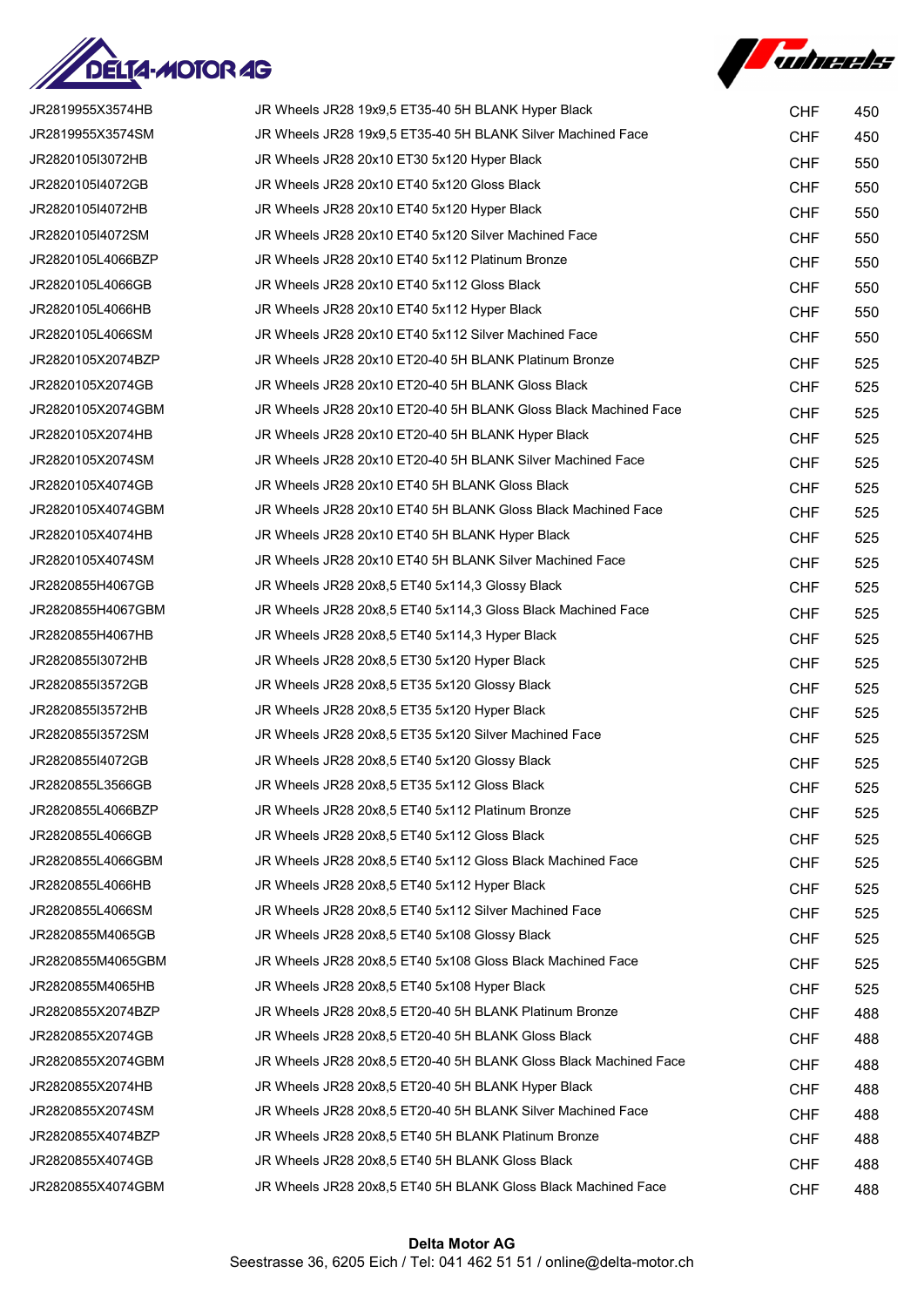| | | | |
|---|---|---|---|
| JR2819955X3574HB | JR Wheels JR28 19x9,5 ET35-40 5H BLANK Hyper Black | CHF | 450 |
| JR2819955X3574SM | JR Wheels JR28 19x9,5 ET35-40 5H BLANK Silver Machined Face | CHF | 450 |
| JR282010513072HB | JR Wheels JR28 20x10 ET30 5x120 Hyper Black | CHF | 550 |
| JR282010514072GB | JR Wheels JR28 20x10 ET40 5x120 Gloss Black | CHF | 550 |
| JR282010514072HB | JR Wheels JR28 20x10 ET40 5x120 Hyper Black | CHF | 550 |
| JR282010514072SM | JR Wheels JR28 20x10 ET40 5x120 Silver Machined Face | CHF | 550 |
| JR2820105L4066BZP | JR Wheels JR28 20x10 ET40 5x112 Platinum Bronze | CHF | 550 |
| JR2820105L4066GB | JR Wheels JR28 20x10 ET40 5x112 Gloss Black | CHF | 550 |
| JR2820105L4066HB | JR Wheels JR28 20x10 ET40 5x112 Hyper Black | CHF | 550 |
| JR2820105L4066SM | JR Wheels JR28 20x10 ET40 5x112 Silver Machined Face | CHF | 550 |
| JR2820105X2074BZP | JR Wheels JR28 20x10 ET20-40 5H BLANK Platinum Bronze | CHF | 525 |
| JR2820105X2074GB | JR Wheels JR28 20x10 ET20-40 5H BLANK Gloss Black | CHF | 525 |
| JR2820105X2074GBM | JR Wheels JR28 20x10 ET20-40 5H BLANK Gloss Black Machined Face | CHF | 525 |
| JR2820105X2074HB | JR Wheels JR28 20x10 ET20-40 5H BLANK Hyper Black | CHF | 525 |
| JR2820105X2074SM | JR Wheels JR28 20x10 ET20-40 5H BLANK Silver Machined Face | CHF | 525 |
| JR2820105X4074GB | JR Wheels JR28 20x10 ET40 5H BLANK Gloss Black | CHF | 525 |
| JR2820105X4074GBM | JR Wheels JR28 20x10 ET40 5H BLANK Gloss Black Machined Face | CHF | 525 |
| JR2820105X4074HB | JR Wheels JR28 20x10 ET40 5H BLANK Hyper Black | CHF | 525 |
| JR2820105X4074SM | JR Wheels JR28 20x10 ET40 5H BLANK Silver Machined Face | CHF | 525 |
| JR2820855H4067GB | JR Wheels JR28 20x8,5 ET40 5x114,3 Glossy Black | CHF | 525 |
| JR2820855H4067GBM | JR Wheels JR28 20x8,5 ET40 5x114,3 Gloss Black Machined Face | CHF | 525 |
| JR2820855H4067HB | JR Wheels JR28 20x8,5 ET40 5x114,3 Hyper Black | CHF | 525 |
| JR282085513072HB | JR Wheels JR28 20x8,5 ET30 5x120 Hyper Black | CHF | 525 |
| JR282085513572GB | JR Wheels JR28 20x8,5 ET35 5x120 Glossy Black | CHF | 525 |
| JR282085513572HB | JR Wheels JR28 20x8,5 ET35 5x120 Hyper Black | CHF | 525 |
| JR282085513572SM | JR Wheels JR28 20x8,5 ET35 5x120 Silver Machined Face | CHF | 525 |
| JR282085514072GB | JR Wheels JR28 20x8,5 ET40 5x120 Glossy Black | CHF | 525 |
| JR2820855L3566GB | JR Wheels JR28 20x8,5 ET35 5x112 Gloss Black | CHF | 525 |
| JR2820855L4066BZP | JR Wheels JR28 20x8,5 ET40 5x112 Platinum Bronze | CHF | 525 |
| JR2820855L4066GB | JR Wheels JR28 20x8,5 ET40 5x112 Gloss Black | CHF | 525 |
| JR2820855L4066GBM | JR Wheels JR28 20x8,5 ET40 5x112 Gloss Black Machined Face | CHF | 525 |
| JR2820855L4066HB | JR Wheels JR28 20x8,5 ET40 5x112 Hyper Black | CHF | 525 |
| JR2820855L4066SM | JR Wheels JR28 20x8,5 ET40 5x112 Silver Machined Face | CHF | 525 |
| JR2820855M4065GB | JR Wheels JR28 20x8,5 ET40 5x108 Glossy Black | CHF | 525 |
| JR2820855M4065GBM | JR Wheels JR28 20x8,5 ET40 5x108 Gloss Black Machined Face | CHF | 525 |
| JR2820855M4065HB | JR Wheels JR28 20x8,5 ET40 5x108 Hyper Black | CHF | 525 |
| JR2820855X2074BZP | JR Wheels JR28 20x8,5 ET20-40 5H BLANK Platinum Bronze | CHF | 488 |
| JR2820855X2074GB | JR Wheels JR28 20x8,5 ET20-40 5H BLANK Gloss Black | CHF | 488 |
| JR2820855X2074GBM | JR Wheels JR28 20x8,5 ET20-40 5H BLANK Gloss Black Machined Face | CHF | 488 |
| JR2820855X2074HB | JR Wheels JR28 20x8,5 ET20-40 5H BLANK Hyper Black | CHF | 488 |
| JR2820855X2074SM | JR Wheels JR28 20x8,5 ET20-40 5H BLANK Silver Machined Face | CHF | 488 |
| JR2820855X4074BZP | JR Wheels JR28 20x8,5 ET40 5H BLANK Platinum Bronze | CHF | 488 |
| JR2820855X4074GB | JR Wheels JR28 20x8,5 ET40 5H BLANK Gloss Black | CHF | 488 |
| JR2820855X4074GBM | JR Wheels JR28 20x8,5 ET40 5H BLANK Gloss Black Machined Face | CHF | 488 |

**Delta Motor AG**
Seestrasse 36, 6205 Eich / Tel: 041 462 51 51 / online@delta-motor.ch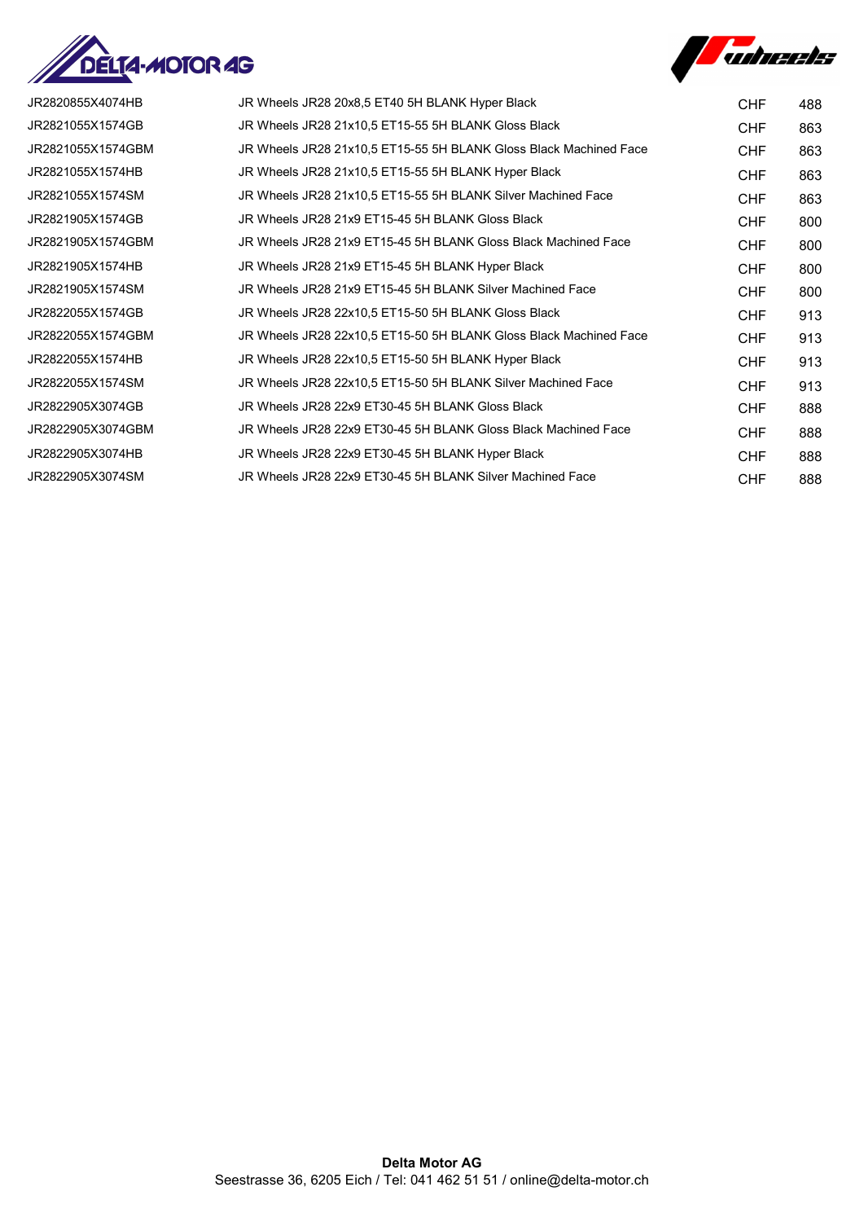| | | | |
|---|---|---|---|
| JR2820855X4074HB | JR Wheels JR28 20x8,5 ET40 5H BLANK Hyper Black | CHF | 488 |
| JR2821055X1574GB | JR Wheels JR28 21x10,5 ET15-55 5H BLANK Gloss Black | CHF | 863 |
| JR2821055X1574GBM | JR Wheels JR28 21x10,5 ET15-55 5H BLANK Gloss Black Machined Face | CHF | 863 |
| JR2821055X1574HB | JR Wheels JR28 21x10,5 ET15-55 5H BLANK Hyper Black | CHF | 863 |
| JR2821055X1574SM | JR Wheels JR28 21x10,5 ET15-55 5H BLANK Silver Machined Face | CHF | 863 |
| JR2821905X1574GB | JR Wheels JR28 21x9 ET15-45 5H BLANK Gloss Black | CHF | 800 |
| JR2821905X1574GBM | JR Wheels JR28 21x9 ET15-45 5H BLANK Gloss Black Machined Face | CHF | 800 |
| JR2821905X1574HB | JR Wheels JR28 21x9 ET15-45 5H BLANK Hyper Black | CHF | 800 |
| JR2821905X1574SM | JR Wheels JR28 21x9 ET15-45 5H BLANK Silver Machined Face | CHF | 800 |
| JR2822055X1574GB | JR Wheels JR28 22x10,5 ET15-50 5H BLANK Gloss Black | CHF | 913 |
| JR2822055X1574GBM | JR Wheels JR28 22x10,5 ET15-50 5H BLANK Gloss Black Machined Face | CHF | 913 |
| JR2822055X1574HB | JR Wheels JR28 22x10,5 ET15-50 5H BLANK Hyper Black | CHF | 913 |
| JR2822055X1574SM | JR Wheels JR28 22x10,5 ET15-50 5H BLANK Silver Machined Face | CHF | 913 |
| JR2822905X3074GB | JR Wheels JR28 22x9 ET30-45 5H BLANK Gloss Black | CHF | 888 |
| JR2822905X3074GBM | JR Wheels JR28 22x9 ET30-45 5H BLANK Gloss Black Machined Face | CHF | 888 |
| JR2822905X3074HB | JR Wheels JR28 22x9 ET30-45 5H BLANK Hyper Black | CHF | 888 |
| JR2822905X3074SM | JR Wheels JR28 22x9 ET30-45 5H BLANK Silver Machined Face | CHF | 888 |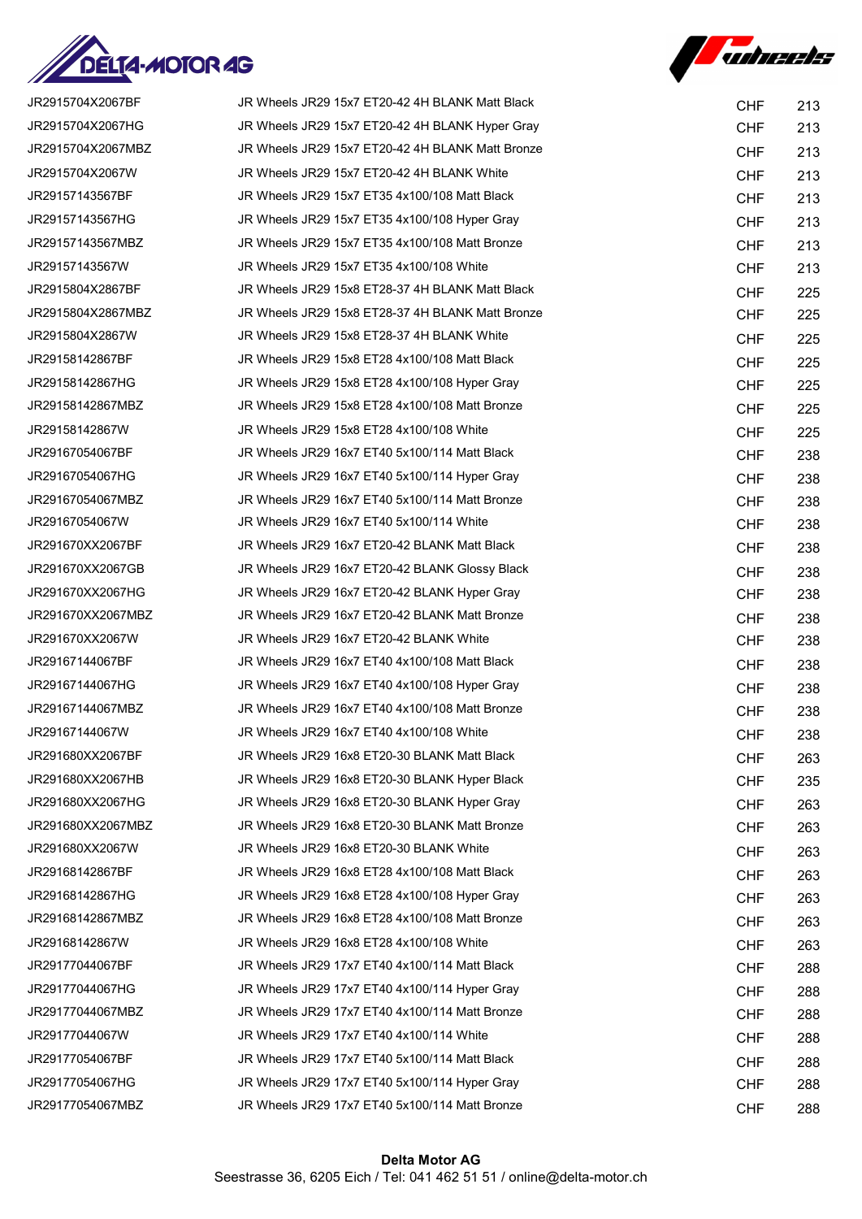| | | | |
|---|---|---|---|
| JR2915704X2067BF | JR Wheels JR29 15x7 ET20-42 4H BLANK Matt Black | CHF | 213 |
| JR2915704X2067HG | JR Wheels JR29 15x7 ET20-42 4H BLANK Hyper Gray | CHF | 213 |
| JR2915704X2067MBZ | JR Wheels JR29 15x7 ET20-42 4H BLANK Matt Bronze | CHF | 213 |
| JR2915704X2067W | JR Wheels JR29 15x7 ET20-42 4H BLANK White | CHF | 213 |
| JR29157143567BF | JR Wheels JR29 15x7 ET35 4x100/108 Matt Black | CHF | 213 |
| JR29157143567HG | JR Wheels JR29 15x7 ET35 4x100/108 Hyper Gray | CHF | 213 |
| JR29157143567MBZ | JR Wheels JR29 15x7 ET35 4x100/108 Matt Bronze | CHF | 213 |
| JR29157143567W | JR Wheels JR29 15x7 ET35 4x100/108 White | CHF | 213 |
| JR2915804X2867BF | JR Wheels JR29 15x8 ET28-37 4H BLANK Matt Black | CHF | 225 |
| JR2915804X2867MBZ | JR Wheels JR29 15x8 ET28-37 4H BLANK Matt Bronze | CHF | 225 |
| JR2915804X2867W | JR Wheels JR29 15x8 ET28-37 4H BLANK White | CHF | 225 |
| JR29158142867BF | JR Wheels JR29 15x8 ET28 4x100/108 Matt Black | CHF | 225 |
| JR29158142867HG | JR Wheels JR29 15x8 ET28 4x100/108 Hyper Gray | CHF | 225 |
| JR29158142867MBZ | JR Wheels JR29 15x8 ET28 4x100/108 Matt Bronze | CHF | 225 |
| JR29158142867W | JR Wheels JR29 15x8 ET28 4x100/108 White | CHF | 225 |
| JR29167054067BF | JR Wheels JR29 16x7 ET40 5x100/114 Matt Black | CHF | 238 |
| JR29167054067HG | JR Wheels JR29 16x7 ET40 5x100/114 Hyper Gray | CHF | 238 |
| JR29167054067MBZ | JR Wheels JR29 16x7 ET40 5x100/114 Matt Bronze | CHF | 238 |
| JR29167054067W | JR Wheels JR29 16x7 ET40 5x100/114 White | CHF | 238 |
| JR291670XX2067BF | JR Wheels JR29 16x7 ET20-42 BLANK Matt Black | CHF | 238 |
| JR291670XX2067GB | JR Wheels JR29 16x7 ET20-42 BLANK Glossy Black | CHF | 238 |
| JR291670XX2067HG | JR Wheels JR29 16x7 ET20-42 BLANK Hyper Gray | CHF | 238 |
| JR291670XX2067MBZ | JR Wheels JR29 16x7 ET20-42 BLANK Matt Bronze | CHF | 238 |
| JR291670XX2067W | JR Wheels JR29 16x7 ET20-42 BLANK White | CHF | 238 |
| JR29167144067BF | JR Wheels JR29 16x7 ET40 4x100/108 Matt Black | CHF | 238 |
| JR29167144067HG | JR Wheels JR29 16x7 ET40 4x100/108 Hyper Gray | CHF | 238 |
| JR29167144067MBZ | JR Wheels JR29 16x7 ET40 4x100/108 Matt Bronze | CHF | 238 |
| JR29167144067W | JR Wheels JR29 16x7 ET40 4x100/108 White | CHF | 238 |
| JR291680XX2067BF | JR Wheels JR29 16x8 ET20-30 BLANK Matt Black | CHF | 263 |
| JR291680XX2067HB | JR Wheels JR29 16x8 ET20-30 BLANK Hyper Black | CHF | 235 |
| JR291680XX2067HG | JR Wheels JR29 16x8 ET20-30 BLANK Hyper Gray | CHF | 263 |
| JR291680XX2067MBZ | JR Wheels JR29 16x8 ET20-30 BLANK Matt Bronze | CHF | 263 |
| JR291680XX2067W | JR Wheels JR29 16x8 ET20-30 BLANK White | CHF | 263 |
| JR29168142867BF | JR Wheels JR29 16x8 ET28 4x100/108 Matt Black | CHF | 263 |
| JR29168142867HG | JR Wheels JR29 16x8 ET28 4x100/108 Hyper Gray | CHF | 263 |
| JR29168142867MBZ | JR Wheels JR29 16x8 ET28 4x100/108 Matt Bronze | CHF | 263 |
| JR29168142867W | JR Wheels JR29 16x8 ET28 4x100/108 White | CHF | 263 |
| JR29177044067BF | JR Wheels JR29 17x7 ET40 4x100/114 Matt Black | CHF | 288 |
| JR29177044067HG | JR Wheels JR29 17x7 ET40 4x100/114 Hyper Gray | CHF | 288 |
| JR29177044067MBZ | JR Wheels JR29 17x7 ET40 4x100/114 Matt Bronze | CHF | 288 |
| JR29177044067W | JR Wheels JR29 17x7 ET40 4x100/114 White | CHF | 288 |
| JR29177054067BF | JR Wheels JR29 17x7 ET40 5x100/114 Matt Black | CHF | 288 |
| JR29177054067HG | JR Wheels JR29 17x7 ET40 5x100/114 Hyper Gray | CHF | 288 |
| JR29177054067MBZ | JR Wheels JR29 17x7 ET40 5x100/114 Matt Bronze | CHF | 288 |

**Delta Motor AG**
Seestrasse 36, 6205 Eich / Tel: 041 462 51 51 / online@delta-motor.ch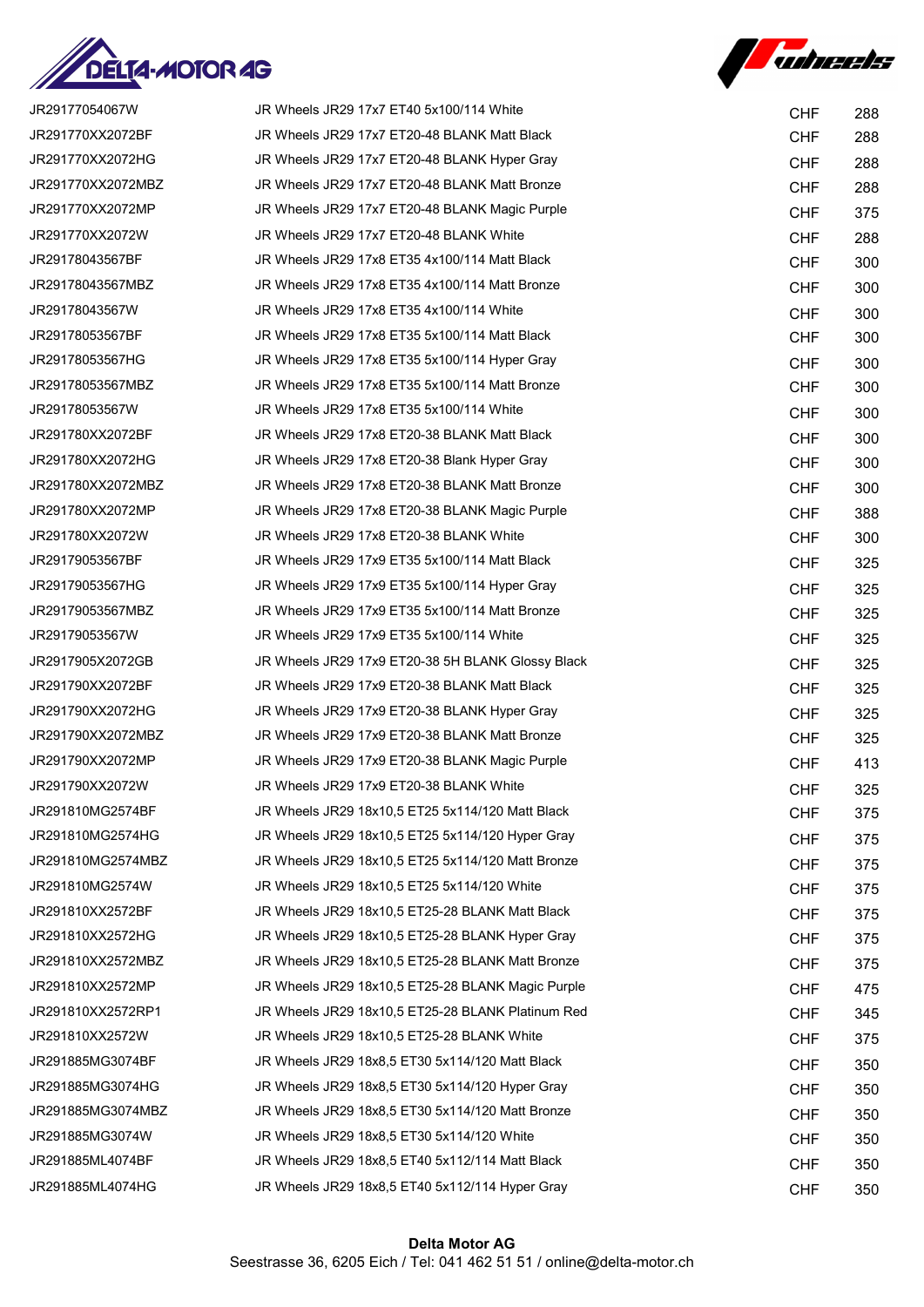| | | | |
|---|---|---|---|
| JR29177054067W | JR Wheels JR29 17x7 ET40 5x100/114 White | CHF | 288 |
| JR291770XX2072BF | JR Wheels JR29 17x7 ET20-48 BLANK Matt Black | CHF | 288 |
| JR291770XX2072HG | JR Wheels JR29 17x7 ET20-48 BLANK Hyper Gray | CHF | 288 |
| JR291770XX2072MBZ | JR Wheels JR29 17x7 ET20-48 BLANK Matt Bronze | CHF | 288 |
| JR291770XX2072MP | JR Wheels JR29 17x7 ET20-48 BLANK Magic Purple | CHF | 375 |
| JR291770XX2072W | JR Wheels JR29 17x7 ET20-48 BLANK White | CHF | 288 |
| JR29178043567BF | JR Wheels JR29 17x8 ET35 4x100/114 Matt Black | CHF | 300 |
| JR29178043567MBZ | JR Wheels JR29 17x8 ET35 4x100/114 Matt Bronze | CHF | 300 |
| JR29178043567W | JR Wheels JR29 17x8 ET35 4x100/114 White | CHF | 300 |
| JR29178053567BF | JR Wheels JR29 17x8 ET35 5x100/114 Matt Black | CHF | 300 |
| JR29178053567HG | JR Wheels JR29 17x8 ET35 5x100/114 Hyper Gray | CHF | 300 |
| JR29178053567MBZ | JR Wheels JR29 17x8 ET35 5x100/114 Matt Bronze | CHF | 300 |
| JR29178053567W | JR Wheels JR29 17x8 ET35 5x100/114 White | CHF | 300 |
| JR291780XX2072BF | JR Wheels JR29 17x8 ET20-38 BLANK Matt Black | CHF | 300 |
| JR291780XX2072HG | JR Wheels JR29 17x8 ET20-38 Blank Hyper Gray | CHF | 300 |
| JR291780XX2072MBZ | JR Wheels JR29 17x8 ET20-38 BLANK Matt Bronze | CHF | 300 |
| JR291780XX2072MP | JR Wheels JR29 17x8 ET20-38 BLANK Magic Purple | CHF | 388 |
| JR291780XX2072W | JR Wheels JR29 17x8 ET20-38 BLANK White | CHF | 300 |
| JR29179053567BF | JR Wheels JR29 17x9 ET35 5x100/114 Matt Black | CHF | 325 |
| JR29179053567HG | JR Wheels JR29 17x9 ET35 5x100/114 Hyper Gray | CHF | 325 |
| JR29179053567MBZ | JR Wheels JR29 17x9 ET35 5x100/114 Matt Bronze | CHF | 325 |
| JR29179053567W | JR Wheels JR29 17x9 ET35 5x100/114 White | CHF | 325 |
| JR2917905X2072GB | JR Wheels JR29 17x9 ET20-38 5H BLANK Glossy Black | CHF | 325 |
| JR291790XX2072BF | JR Wheels JR29 17x9 ET20-38 BLANK Matt Black | CHF | 325 |
| JR291790XX2072HG | JR Wheels JR29 17x9 ET20-38 BLANK Hyper Gray | CHF | 325 |
| JR291790XX2072MBZ | JR Wheels JR29 17x9 ET20-38 BLANK Matt Bronze | CHF | 325 |
| JR291790XX2072MP | JR Wheels JR29 17x9 ET20-38 BLANK Magic Purple | CHF | 413 |
| JR291790XX2072W | JR Wheels JR29 17x9 ET20-38 BLANK White | CHF | 325 |
| JR291810MG2574BF | JR Wheels JR29 18x10,5 ET25 5x114/120 Matt Black | CHF | 375 |
| JR291810MG2574HG | JR Wheels JR29 18x10,5 ET25 5x114/120 Hyper Gray | CHF | 375 |
| JR291810MG2574MBZ | JR Wheels JR29 18x10,5 ET25 5x114/120 Matt Bronze | CHF | 375 |
| JR291810MG2574W | JR Wheels JR29 18x10,5 ET25 5x114/120 White | CHF | 375 |
| JR291810XX2572BF | JR Wheels JR29 18x10,5 ET25-28 BLANK Matt Black | CHF | 375 |
| JR291810XX2572HG | JR Wheels JR29 18x10,5 ET25-28 BLANK Hyper Gray | CHF | 375 |
| JR291810XX2572MBZ | JR Wheels JR29 18x10,5 ET25-28 BLANK Matt Bronze | CHF | 375 |
| JR291810XX2572MP | JR Wheels JR29 18x10,5 ET25-28 BLANK Magic Purple | CHF | 475 |
| JR291810XX2572RP1 | JR Wheels JR29 18x10,5 ET25-28 BLANK Platinum Red | CHF | 345 |
| JR291810XX2572W | JR Wheels JR29 18x10,5 ET25-28 BLANK White | CHF | 375 |
| JR291885MG3074BF | JR Wheels JR29 18x8,5 ET30 5x114/120 Matt Black | CHF | 350 |
| JR291885MG3074HG | JR Wheels JR29 18x8,5 ET30 5x114/120 Hyper Gray | CHF | 350 |
| JR291885MG3074MBZ | JR Wheels JR29 18x8,5 ET30 5x114/120 Matt Bronze | CHF | 350 |
| JR291885MG3074W | JR Wheels JR29 18x8,5 ET30 5x114/120 White | CHF | 350 |
| JR291885ML4074BF | JR Wheels JR29 18x8,5 ET40 5x112/114 Matt Black | CHF | 350 |
| JR291885ML4074HG | JR Wheels JR29 18x8,5 ET40 5x112/114 Hyper Gray | CHF | 350 |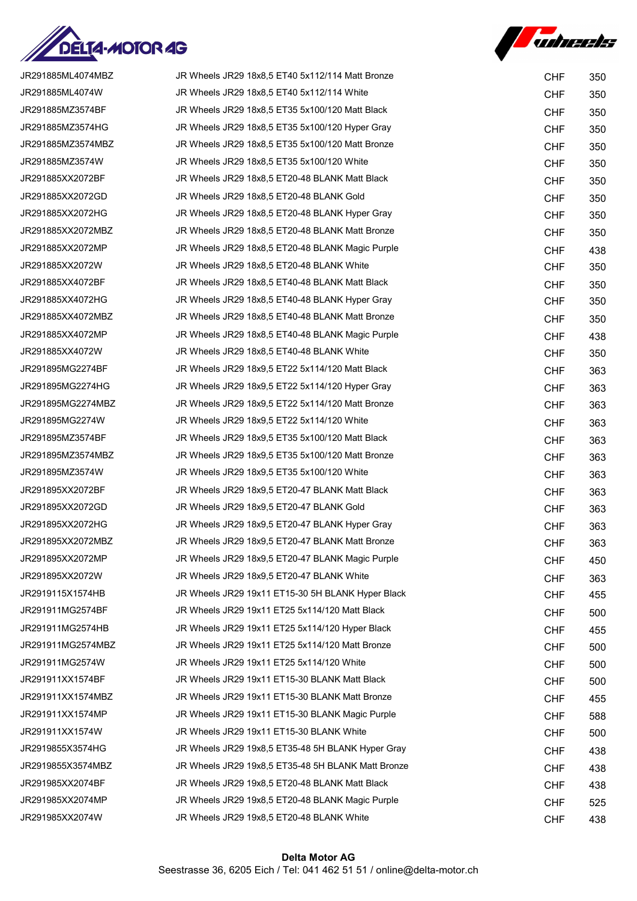| | | | |
|---|---|---|---|
| JR291885ML4074MBZ | JR Wheels JR29 18x8,5 ET40 5x112/114 Matt Bronze | CHF | 350 |
| JR291885ML4074W | JR Wheels JR29 18x8,5 ET40 5x112/114 White | CHF | 350 |
| JR291885MZ3574BF | JR Wheels JR29 18x8,5 ET35 5x100/120 Matt Black | CHF | 350 |
| JR291885MZ3574HG | JR Wheels JR29 18x8,5 ET35 5x100/120 Hyper Gray | CHF | 350 |
| JR291885MZ3574MBZ | JR Wheels JR29 18x8,5 ET35 5x100/120 Matt Bronze | CHF | 350 |
| JR291885MZ3574W | JR Wheels JR29 18x8,5 ET35 5x100/120 White | CHF | 350 |
| JR291885XX2072BF | JR Wheels JR29 18x8,5 ET20-48 BLANK Matt Black | CHF | 350 |
| JR291885XX2072GD | JR Wheels JR29 18x8,5 ET20-48 BLANK Gold | CHF | 350 |
| JR291885XX2072HG | JR Wheels JR29 18x8,5 ET20-48 BLANK Hyper Gray | CHF | 350 |
| JR291885XX2072MBZ | JR Wheels JR29 18x8,5 ET20-48 BLANK Matt Bronze | CHF | 350 |
| JR291885XX2072MP | JR Wheels JR29 18x8,5 ET20-48 BLANK Magic Purple | CHF | 438 |
| JR291885XX2072W | JR Wheels JR29 18x8,5 ET20-48 BLANK White | CHF | 350 |
| JR291885XX4072BF | JR Wheels JR29 18x8,5 ET40-48 BLANK Matt Black | CHF | 350 |
| JR291885XX4072HG | JR Wheels JR29 18x8,5 ET40-48 BLANK Hyper Gray | CHF | 350 |
| JR291885XX4072MBZ | JR Wheels JR29 18x8,5 ET40-48 BLANK Matt Bronze | CHF | 350 |
| JR291885XX4072MP | JR Wheels JR29 18x8,5 ET40-48 BLANK Magic Purple | CHF | 438 |
| JR291885XX4072W | JR Wheels JR29 18x8,5 ET40-48 BLANK White | CHF | 350 |
| JR291895MG2274BF | JR Wheels JR29 18x9,5 ET22 5x114/120 Matt Black | CHF | 363 |
| JR291895MG2274HG | JR Wheels JR29 18x9,5 ET22 5x114/120 Hyper Gray | CHF | 363 |
| JR291895MG2274MBZ | JR Wheels JR29 18x9,5 ET22 5x114/120 Matt Bronze | CHF | 363 |
| JR291895MG2274W | JR Wheels JR29 18x9,5 ET22 5x114/120 White | CHF | 363 |
| JR291895MZ3574BF | JR Wheels JR29 18x9,5 ET35 5x100/120 Matt Black | CHF | 363 |
| JR291895MZ3574MBZ | JR Wheels JR29 18x9,5 ET35 5x100/120 Matt Bronze | CHF | 363 |
| JR291895MZ3574W | JR Wheels JR29 18x9,5 ET35 5x100/120 White | CHF | 363 |
| JR291895XX2072BF | JR Wheels JR29 18x9,5 ET20-47 BLANK Matt Black | CHF | 363 |
| JR291895XX2072GD | JR Wheels JR29 18x9,5 ET20-47 BLANK Gold | CHF | 363 |
| JR291895XX2072HG | JR Wheels JR29 18x9,5 ET20-47 BLANK Hyper Gray | CHF | 363 |
| JR291895XX2072MBZ | JR Wheels JR29 18x9,5 ET20-47 BLANK Matt Bronze | CHF | 363 |
| JR291895XX2072MP | JR Wheels JR29 18x9,5 ET20-47 BLANK Magic Purple | CHF | 450 |
| JR291895XX2072W | JR Wheels JR29 18x9,5 ET20-47 BLANK White | CHF | 363 |
| JR2919115X1574HB | JR Wheels JR29 19x11 ET15-30 5H BLANK Hyper Black | CHF | 455 |
| JR291911MG2574BF | JR Wheels JR29 19x11 ET25 5x114/120 Matt Black | CHF | 500 |
| JR291911MG2574HB | JR Wheels JR29 19x11 ET25 5x114/120 Hyper Black | CHF | 455 |
| JR291911MG2574MBZ | JR Wheels JR29 19x11 ET25 5x114/120 Matt Bronze | CHF | 500 |
| JR291911MG2574W | JR Wheels JR29 19x11 ET25 5x114/120 White | CHF | 500 |
| JR291911XX1574BF | JR Wheels JR29 19x11 ET15-30 BLANK Matt Black | CHF | 500 |
| JR291911XX1574MBZ | JR Wheels JR29 19x11 ET15-30 BLANK Matt Bronze | CHF | 455 |
| JR291911XX1574MP | JR Wheels JR29 19x11 ET15-30 BLANK Magic Purple | CHF | 588 |
| JR291911XX1574W | JR Wheels JR29 19x11 ET15-30 BLANK White | CHF | 500 |
| JR2919855X3574HG | JR Wheels JR29 19x8,5 ET35-48 5H BLANK Hyper Gray | CHF | 438 |
| JR2919855X3574MBZ | JR Wheels JR29 19x8,5 ET35-48 5H BLANK Matt Bronze | CHF | 438 |
| JR291985XX2074BF | JR Wheels JR29 19x8,5 ET20-48 BLANK Matt Black | CHF | 438 |
| JR291985XX2074MP | JR Wheels JR29 19x8,5 ET20-48 BLANK Magic Purple | CHF | 525 |
| JR291985XX2074W | JR Wheels JR29 19x8,5 ET20-48 BLANK White | CHF | 438 |

**Delta Motor AG**
Seestrasse 36, 6205 Eich / Tel: 041 462 51 51 / online@delta-motor.ch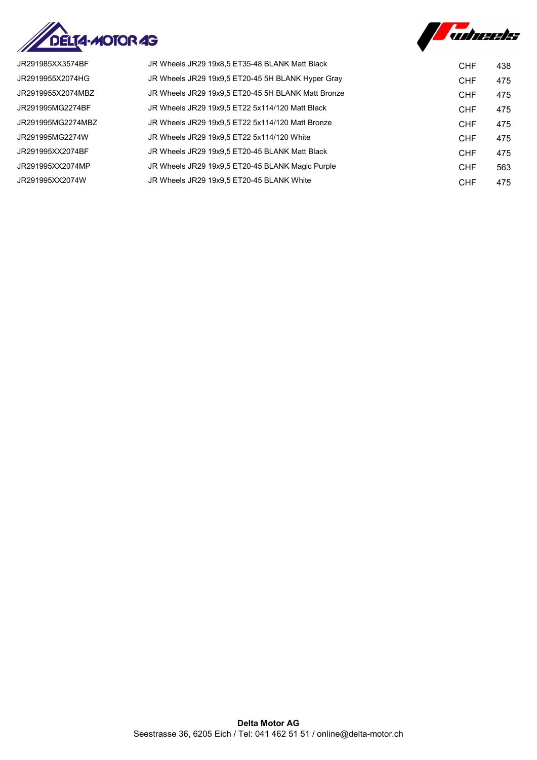| | | | |
|---|---|---|---|
| JR291985XX3574BF | JR Wheels JR29 19x8,5 ET35-48 BLANK Matt Black | CHF | 438 |
| JR2919955X2074HG | JR Wheels JR29 19x9,5 ET20-45 5H BLANK Hyper Gray | CHF | 475 |
| JR2919955X2074MBZ | JR Wheels JR29 19x9,5 ET20-45 5H BLANK Matt Bronze | CHF | 475 |
| JR291995MG2274BF | JR Wheels JR29 19x9,5 ET22 5x114/120 Matt Black | CHF | 475 |
| JR291995MG2274MBZ | JR Wheels JR29 19x9,5 ET22 5x114/120 Matt Bronze | CHF | 475 |
| JR291995MG2274W | JR Wheels JR29 19x9,5 ET22 5x114/120 White | CHF | 475 |
| JR291995XX2074BF | JR Wheels JR29 19x9,5 ET20-45 BLANK Matt Black | CHF | 475 |
| JR291995XX2074MP | JR Wheels JR29 19x9,5 ET20-45 BLANK Magic Purple | CHF | 563 |
| JR291995XX2074W | JR Wheels JR29 19x9,5 ET20-45 BLANK White | CHF | 475 |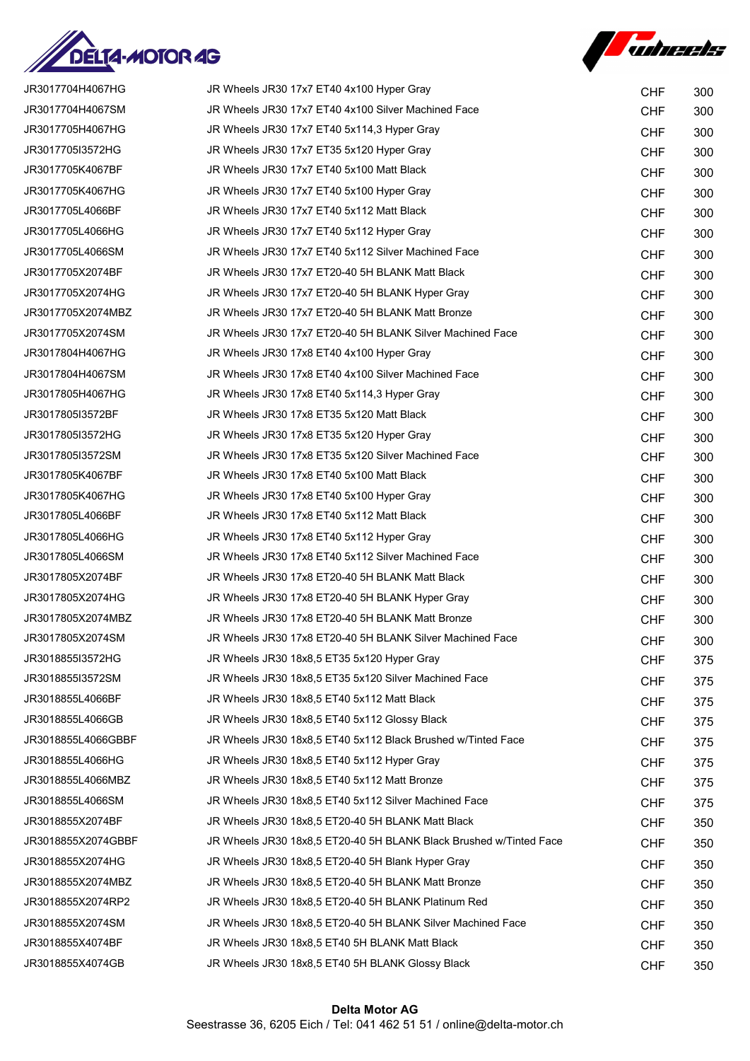| | | | |
|---|---|---|---|
| JR3017704H4067HG | JR Wheels JR30 17x7 ET40 4x100 Hyper Gray | CHF | 300 |
| JR3017704H4067SM | JR Wheels JR30 17x7 ET40 4x100 Silver Machined Face | CHF | 300 |
| JR3017705H4067HG | JR Wheels JR30 17x7 ET40 5x114,3 Hyper Gray | CHF | 300 |
| JR3017705I3572HG | JR Wheels JR30 17x7 ET35 5x120 Hyper Gray | CHF | 300 |
| JR3017705K4067BF | JR Wheels JR30 17x7 ET40 5x100 Matt Black | CHF | 300 |
| JR3017705K4067HG | JR Wheels JR30 17x7 ET40 5x100 Hyper Gray | CHF | 300 |
| JR3017705L4066BF | JR Wheels JR30 17x7 ET40 5x112 Matt Black | CHF | 300 |
| JR3017705L4066HG | JR Wheels JR30 17x7 ET40 5x112 Hyper Gray | CHF | 300 |
| JR3017705L4066SM | JR Wheels JR30 17x7 ET40 5x112 Silver Machined Face | CHF | 300 |
| JR3017705X2074BF | JR Wheels JR30 17x7 ET20-40 5H BLANK Matt Black | CHF | 300 |
| JR3017705X2074HG | JR Wheels JR30 17x7 ET20-40 5H BLANK Hyper Gray | CHF | 300 |
| JR3017705X2074MBZ | JR Wheels JR30 17x7 ET20-40 5H BLANK Matt Bronze | CHF | 300 |
| JR3017705X2074SM | JR Wheels JR30 17x7 ET20-40 5H BLANK Silver Machined Face | CHF | 300 |
| JR3017804H4067HG | JR Wheels JR30 17x8 ET40 4x100 Hyper Gray | CHF | 300 |
| JR3017804H4067SM | JR Wheels JR30 17x8 ET40 4x100 Silver Machined Face | CHF | 300 |
| JR3017805H4067HG | JR Wheels JR30 17x8 ET40 5x114,3 Hyper Gray | CHF | 300 |
| JR3017805I3572BF | JR Wheels JR30 17x8 ET35 5x120 Matt Black | CHF | 300 |
| JR3017805I3572HG | JR Wheels JR30 17x8 ET35 5x120 Hyper Gray | CHF | 300 |
| JR3017805I3572SM | JR Wheels JR30 17x8 ET35 5x120 Silver Machined Face | CHF | 300 |
| JR3017805K4067BF | JR Wheels JR30 17x8 ET40 5x100 Matt Black | CHF | 300 |
| JR3017805K4067HG | JR Wheels JR30 17x8 ET40 5x100 Hyper Gray | CHF | 300 |
| JR3017805L4066BF | JR Wheels JR30 17x8 ET40 5x112 Matt Black | CHF | 300 |
| JR3017805L4066HG | JR Wheels JR30 17x8 ET40 5x112 Hyper Gray | CHF | 300 |
| JR3017805L4066SM | JR Wheels JR30 17x8 ET40 5x112 Silver Machined Face | CHF | 300 |
| JR3017805X2074BF | JR Wheels JR30 17x8 ET20-40 5H BLANK Matt Black | CHF | 300 |
| JR3017805X2074HG | JR Wheels JR30 17x8 ET20-40 5H BLANK Hyper Gray | CHF | 300 |
| JR3017805X2074MBZ | JR Wheels JR30 17x8 ET20-40 5H BLANK Matt Bronze | CHF | 300 |
| JR3017805X2074SM | JR Wheels JR30 17x8 ET20-40 5H BLANK Silver Machined Face | CHF | 300 |
| JR3018855I3572HG | JR Wheels JR30 18x8,5 ET35 5x120 Hyper Gray | CHF | 375 |
| JR3018855I3572SM | JR Wheels JR30 18x8,5 ET35 5x120 Silver Machined Face | CHF | 375 |
| JR3018855L4066BF | JR Wheels JR30 18x8,5 ET40 5x112 Matt Black | CHF | 375 |
| JR3018855L4066GB | JR Wheels JR30 18x8,5 ET40 5x112 Glossy Black | CHF | 375 |
| JR3018855L4066GBBF | JR Wheels JR30 18x8,5 ET40 5x112 Black Brushed w/Tinted Face | CHF | 375 |
| JR3018855L4066HG | JR Wheels JR30 18x8,5 ET40 5x112 Hyper Gray | CHF | 375 |
| JR3018855L4066MBZ | JR Wheels JR30 18x8,5 ET40 5x112 Matt Bronze | CHF | 375 |
| JR3018855L4066SM | JR Wheels JR30 18x8,5 ET40 5x112 Silver Machined Face | CHF | 375 |
| JR3018855X2074BF | JR Wheels JR30 18x8,5 ET20-40 5H BLANK Matt Black | CHF | 350 |
| JR3018855X2074GBBF | JR Wheels JR30 18x8,5 ET20-40 5H BLANK Black Brushed w/Tinted Face | CHF | 350 |
| JR3018855X2074HG | JR Wheels JR30 18x8,5 ET20-40 5H Blank Hyper Gray | CHF | 350 |
| JR3018855X2074MBZ | JR Wheels JR30 18x8,5 ET20-40 5H BLANK Matt Bronze | CHF | 350 |
| JR3018855X2074RP2 | JR Wheels JR30 18x8,5 ET20-40 5H BLANK Platinum Red | CHF | 350 |
| JR3018855X2074SM | JR Wheels JR30 18x8,5 ET20-40 5H BLANK Silver Machined Face | CHF | 350 |
| JR3018855X4074BF | JR Wheels JR30 18x8,5 ET40 5H BLANK Matt Black | CHF | 350 |
| JR3018855X4074GB | JR Wheels JR30 18x8,5 ET40 5H BLANK Glossy Black | CHF | 350 |

**Delta Motor AG**
Seestrasse 36, 6205 Eich / Tel: 041 462 51 51 / online@delta-motor.ch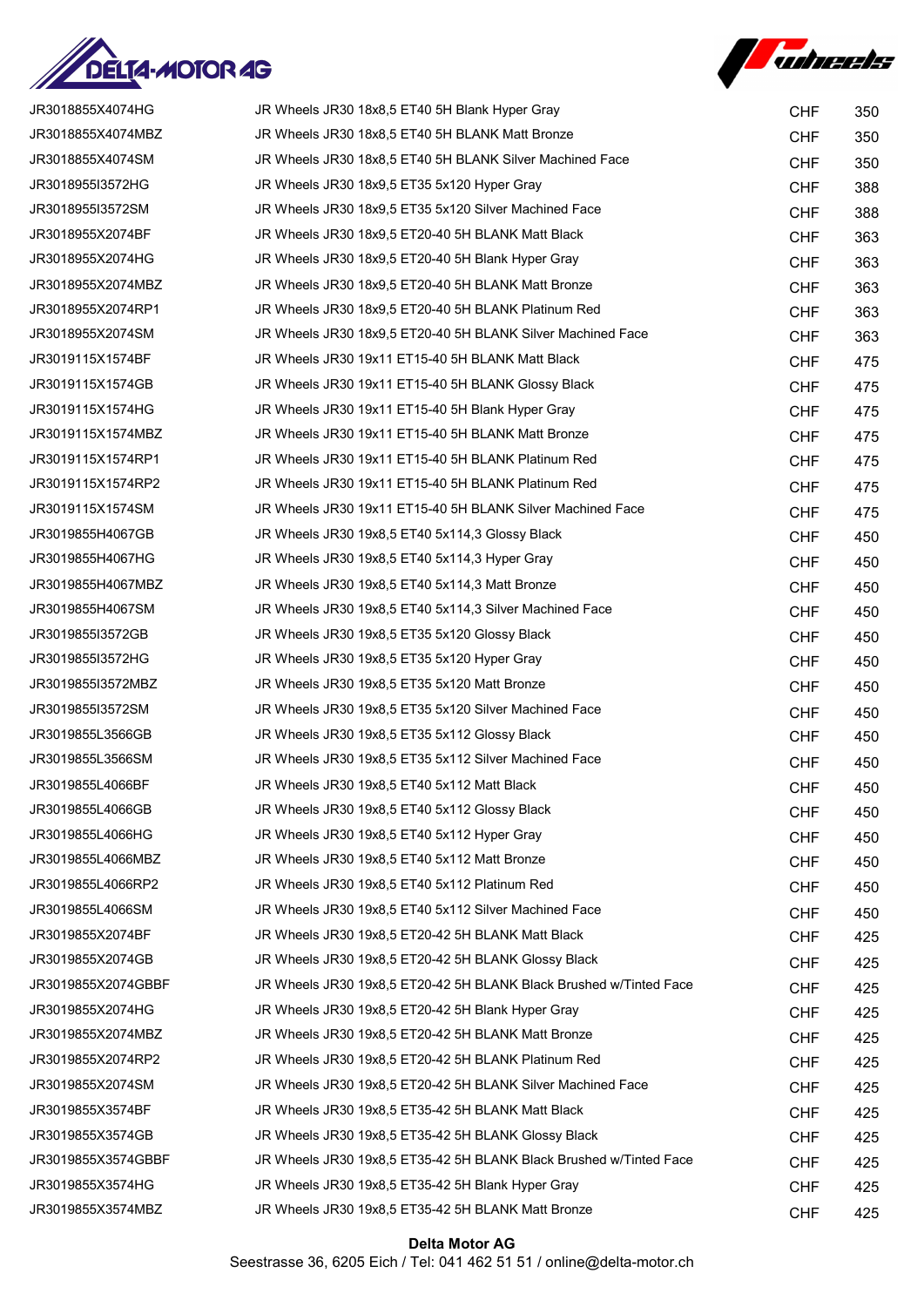| | | | |
|---|---|---|---|
| JR3018855X4074HG | JR Wheels JR30 18x8,5 ET40 5H Blank Hyper Gray | CHF | 350 |
| JR3018855X4074MBZ | JR Wheels JR30 18x8,5 ET40 5H BLANK Matt Bronze | CHF | 350 |
| JR3018855X4074SM | JR Wheels JR30 18x8,5 ET40 5H BLANK Silver Machined Face | CHF | 350 |
| JR3018955I3572HG | JR Wheels JR30 18x9,5 ET35 5x120 Hyper Gray | CHF | 388 |
| JR3018955I3572SM | JR Wheels JR30 18x9,5 ET35 5x120 Silver Machined Face | CHF | 388 |
| JR3018955X2074BF | JR Wheels JR30 18x9,5 ET20-40 5H BLANK Matt Black | CHF | 363 |
| JR3018955X2074HG | JR Wheels JR30 18x9,5 ET20-40 5H Blank Hyper Gray | CHF | 363 |
| JR3018955X2074MBZ | JR Wheels JR30 18x9,5 ET20-40 5H BLANK Matt Bronze | CHF | 363 |
| JR3018955X2074RP1 | JR Wheels JR30 18x9,5 ET20-40 5H BLANK Platinum Red | CHF | 363 |
| JR3018955X2074SM | JR Wheels JR30 18x9,5 ET20-40 5H BLANK Silver Machined Face | CHF | 363 |
| JR3019115X1574BF | JR Wheels JR30 19x11 ET15-40 5H BLANK Matt Black | CHF | 475 |
| JR3019115X1574GB | JR Wheels JR30 19x11 ET15-40 5H BLANK Glossy Black | CHF | 475 |
| JR3019115X1574HG | JR Wheels JR30 19x11 ET15-40 5H Blank Hyper Gray | CHF | 475 |
| JR3019115X1574MBZ | JR Wheels JR30 19x11 ET15-40 5H BLANK Matt Bronze | CHF | 475 |
| JR3019115X1574RP1 | JR Wheels JR30 19x11 ET15-40 5H BLANK Platinum Red | CHF | 475 |
| JR3019115X1574RP2 | JR Wheels JR30 19x11 ET15-40 5H BLANK Platinum Red | CHF | 475 |
| JR3019115X1574SM | JR Wheels JR30 19x11 ET15-40 5H BLANK Silver Machined Face | CHF | 475 |
| JR3019855H4067GB | JR Wheels JR30 19x8,5 ET40 5x114,3 Glossy Black | CHF | 450 |
| JR3019855H4067HG | JR Wheels JR30 19x8,5 ET40 5x114,3 Hyper Gray | CHF | 450 |
| JR3019855H4067MBZ | JR Wheels JR30 19x8,5 ET40 5x114,3 Matt Bronze | CHF | 450 |
| JR3019855H4067SM | JR Wheels JR30 19x8,5 ET40 5x114,3 Silver Machined Face | CHF | 450 |
| JR3019855I3572GB | JR Wheels JR30 19x8,5 ET35 5x120 Glossy Black | CHF | 450 |
| JR3019855I3572HG | JR Wheels JR30 19x8,5 ET35 5x120 Hyper Gray | CHF | 450 |
| JR3019855I3572MBZ | JR Wheels JR30 19x8,5 ET35 5x120 Matt Bronze | CHF | 450 |
| JR3019855I3572SM | JR Wheels JR30 19x8,5 ET35 5x120 Silver Machined Face | CHF | 450 |
| JR3019855L3566GB | JR Wheels JR30 19x8,5 ET35 5x112 Glossy Black | CHF | 450 |
| JR3019855L3566SM | JR Wheels JR30 19x8,5 ET35 5x112 Silver Machined Face | CHF | 450 |
| JR3019855L4066BF | JR Wheels JR30 19x8,5 ET40 5x112 Matt Black | CHF | 450 |
| JR3019855L4066GB | JR Wheels JR30 19x8,5 ET40 5x112 Glossy Black | CHF | 450 |
| JR3019855L4066HG | JR Wheels JR30 19x8,5 ET40 5x112 Hyper Gray | CHF | 450 |
| JR3019855L4066MBZ | JR Wheels JR30 19x8,5 ET40 5x112 Matt Bronze | CHF | 450 |
| JR3019855L4066RP2 | JR Wheels JR30 19x8,5 ET40 5x112 Platinum Red | CHF | 450 |
| JR3019855L4066SM | JR Wheels JR30 19x8,5 ET40 5x112 Silver Machined Face | CHF | 450 |
| JR3019855X2074BF | JR Wheels JR30 19x8,5 ET20-42 5H BLANK Matt Black | CHF | 425 |
| JR3019855X2074GB | JR Wheels JR30 19x8,5 ET20-42 5H BLANK Glossy Black | CHF | 425 |
| JR3019855X2074GBBF | JR Wheels JR30 19x8,5 ET20-42 5H BLANK Black Brushed w/Tinted Face | CHF | 425 |
| JR3019855X2074HG | JR Wheels JR30 19x8,5 ET20-42 5H Blank Hyper Gray | CHF | 425 |
| JR3019855X2074MBZ | JR Wheels JR30 19x8,5 ET20-42 5H BLANK Matt Bronze | CHF | 425 |
| JR3019855X2074RP2 | JR Wheels JR30 19x8,5 ET20-42 5H BLANK Platinum Red | CHF | 425 |
| JR3019855X2074SM | JR Wheels JR30 19x8,5 ET20-42 5H BLANK Silver Machined Face | CHF | 425 |
| JR3019855X3574BF | JR Wheels JR30 19x8,5 ET35-42 5H BLANK Matt Black | CHF | 425 |
| JR3019855X3574GB | JR Wheels JR30 19x8,5 ET35-42 5H BLANK Glossy Black | CHF | 425 |
| JR3019855X3574GBBF | JR Wheels JR30 19x8,5 ET35-42 5H BLANK Black Brushed w/Tinted Face | CHF | 425 |
| JR3019855X3574HG | JR Wheels JR30 19x8,5 ET35-42 5H Blank Hyper Gray | CHF | 425 |
| JR3019855X3574MBZ | JR Wheels JR30 19x8,5 ET35-42 5H BLANK Matt Bronze | CHF | 425 |

**Delta Motor AG**
Seestrasse 36, 6205 Eich / Tel: 041 462 51 51 / online@delta-motor.ch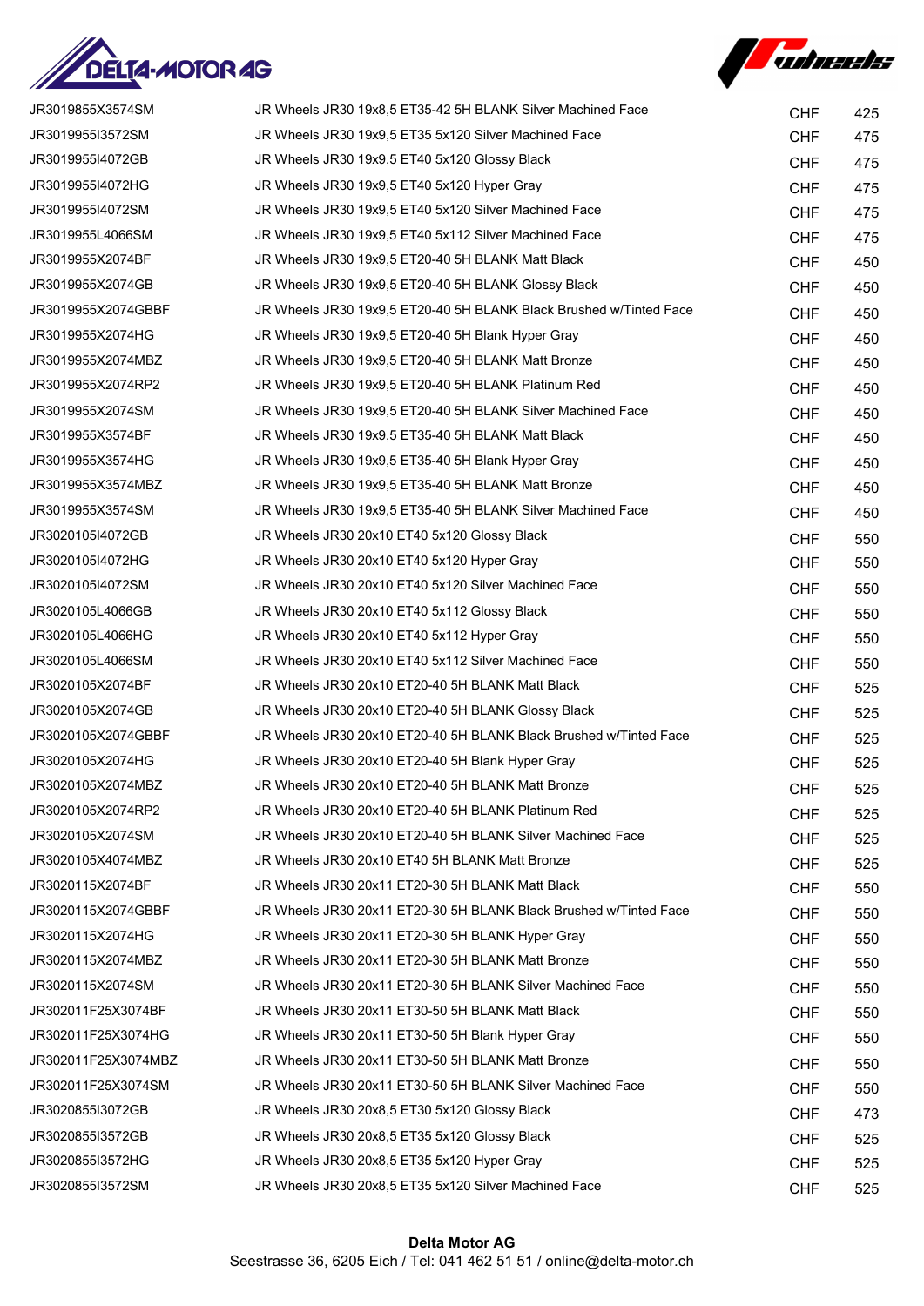| | | | |
|---|---|---|---|
| JR3019855X3574SM | JR Wheels JR30 19x8,5 ET35-42 5H BLANK Silver Machined Face | CHF | 425 |
| JR3019955I3572SM | JR Wheels JR30 19x9,5 ET35 5x120 Silver Machined Face | CHF | 475 |
| JR3019955I4072GB | JR Wheels JR30 19x9,5 ET40 5x120 Glossy Black | CHF | 475 |
| JR3019955I4072HG | JR Wheels JR30 19x9,5 ET40 5x120 Hyper Gray | CHF | 475 |
| JR3019955I4072SM | JR Wheels JR30 19x9,5 ET40 5x120 Silver Machined Face | CHF | 475 |
| JR3019955L4066SM | JR Wheels JR30 19x9,5 ET40 5x112 Silver Machined Face | CHF | 475 |
| JR3019955X2074BF | JR Wheels JR30 19x9,5 ET20-40 5H BLANK Matt Black | CHF | 450 |
| JR3019955X2074GB | JR Wheels JR30 19x9,5 ET20-40 5H BLANK Glossy Black | CHF | 450 |
| JR3019955X2074GBBF | JR Wheels JR30 19x9,5 ET20-40 5H BLANK Black Brushed w/Tinted Face | CHF | 450 |
| JR3019955X2074HG | JR Wheels JR30 19x9,5 ET20-40 5H Blank Hyper Gray | CHF | 450 |
| JR3019955X2074MBZ | JR Wheels JR30 19x9,5 ET20-40 5H BLANK Matt Bronze | CHF | 450 |
| JR3019955X2074RP2 | JR Wheels JR30 19x9,5 ET20-40 5H BLANK Platinum Red | CHF | 450 |
| JR3019955X2074SM | JR Wheels JR30 19x9,5 ET20-40 5H BLANK Silver Machined Face | CHF | 450 |
| JR3019955X3574BF | JR Wheels JR30 19x9,5 ET35-40 5H BLANK Matt Black | CHF | 450 |
| JR3019955X3574HG | JR Wheels JR30 19x9,5 ET35-40 5H Blank Hyper Gray | CHF | 450 |
| JR3019955X3574MBZ | JR Wheels JR30 19x9,5 ET35-40 5H BLANK Matt Bronze | CHF | 450 |
| JR3019955X3574SM | JR Wheels JR30 19x9,5 ET35-40 5H BLANK Silver Machined Face | CHF | 450 |
| JR3020105I4072GB | JR Wheels JR30 20x10 ET40 5x120 Glossy Black | CHF | 550 |
| JR3020105I4072HG | JR Wheels JR30 20x10 ET40 5x120 Hyper Gray | CHF | 550 |
| JR3020105I4072SM | JR Wheels JR30 20x10 ET40 5x120 Silver Machined Face | CHF | 550 |
| JR3020105L4066GB | JR Wheels JR30 20x10 ET40 5x112 Glossy Black | CHF | 550 |
| JR3020105L4066HG | JR Wheels JR30 20x10 ET40 5x112 Hyper Gray | CHF | 550 |
| JR3020105L4066SM | JR Wheels JR30 20x10 ET40 5x112 Silver Machined Face | CHF | 550 |
| JR3020105X2074BF | JR Wheels JR30 20x10 ET20-40 5H BLANK Matt Black | CHF | 525 |
| JR3020105X2074GB | JR Wheels JR30 20x10 ET20-40 5H BLANK Glossy Black | CHF | 525 |
| JR3020105X2074GBBF | JR Wheels JR30 20x10 ET20-40 5H BLANK Black Brushed w/Tinted Face | CHF | 525 |
| JR3020105X2074HG | JR Wheels JR30 20x10 ET20-40 5H Blank Hyper Gray | CHF | 525 |
| JR3020105X2074MBZ | JR Wheels JR30 20x10 ET20-40 5H BLANK Matt Bronze | CHF | 525 |
| JR3020105X2074RP2 | JR Wheels JR30 20x10 ET20-40 5H BLANK Platinum Red | CHF | 525 |
| JR3020105X2074SM | JR Wheels JR30 20x10 ET20-40 5H BLANK Silver Machined Face | CHF | 525 |
| JR3020105X4074MBZ | JR Wheels JR30 20x10 ET40 5H BLANK Matt Bronze | CHF | 525 |
| JR3020115X2074BF | JR Wheels JR30 20x11 ET20-30 5H BLANK Matt Black | CHF | 550 |
| JR3020115X2074GBBF | JR Wheels JR30 20x11 ET20-30 5H BLANK Black Brushed w/Tinted Face | CHF | 550 |
| JR3020115X2074HG | JR Wheels JR30 20x11 ET20-30 5H BLANK Hyper Gray | CHF | 550 |
| JR3020115X2074MBZ | JR Wheels JR30 20x11 ET20-30 5H BLANK Matt Bronze | CHF | 550 |
| JR3020115X2074SM | JR Wheels JR30 20x11 ET20-30 5H BLANK Silver Machined Face | CHF | 550 |
| JR302011F25X3074BF | JR Wheels JR30 20x11 ET30-50 5H BLANK Matt Black | CHF | 550 |
| JR302011F25X3074HG | JR Wheels JR30 20x11 ET30-50 5H Blank Hyper Gray | CHF | 550 |
| JR302011F25X3074MBZ | JR Wheels JR30 20x11 ET30-50 5H BLANK Matt Bronze | CHF | 550 |
| JR302011F25X3074SM | JR Wheels JR30 20x11 ET30-50 5H BLANK Silver Machined Face | CHF | 550 |
| JR3020855I3072GB | JR Wheels JR30 20x8,5 ET30 5x120 Glossy Black | CHF | 473 |
| JR3020855I3572GB | JR Wheels JR30 20x8,5 ET35 5x120 Glossy Black | CHF | 525 |
| JR3020855I3572HG | JR Wheels JR30 20x8,5 ET35 5x120 Hyper Gray | CHF | 525 |
| JR3020855I3572SM | JR Wheels JR30 20x8,5 ET35 5x120 Silver Machined Face | CHF | 525 |

**Delta Motor AG**
Seestrasse 36, 6205 Eich / Tel: 041 462 51 51 / online@delta-motor.ch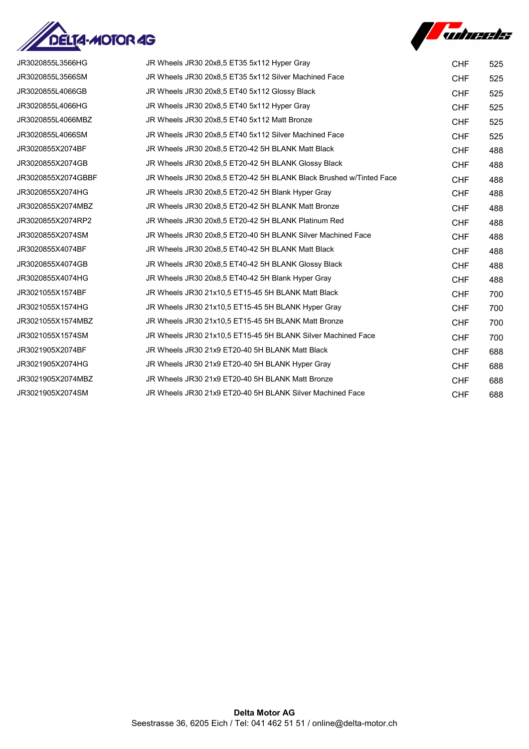| | | | |
|---|---|---|---|
| JR3020855L3566HG | JR Wheels JR30 20x8,5 ET35 5x112 Hyper Gray | CHF | 525 |
| JR3020855L3566SM | JR Wheels JR30 20x8,5 ET35 5x112 Silver Machined Face | CHF | 525 |
| JR3020855L4066GB | JR Wheels JR30 20x8,5 ET40 5x112 Glossy Black | CHF | 525 |
| JR3020855L4066HG | JR Wheels JR30 20x8,5 ET40 5x112 Hyper Gray | CHF | 525 |
| JR3020855L4066MBZ | JR Wheels JR30 20x8,5 ET40 5x112 Matt Bronze | CHF | 525 |
| JR3020855L4066SM | JR Wheels JR30 20x8,5 ET40 5x112 Silver Machined Face | CHF | 525 |
| JR3020855X2074BF | JR Wheels JR30 20x8,5 ET20-42 5H BLANK Matt Black | CHF | 488 |
| JR3020855X2074GB | JR Wheels JR30 20x8,5 ET20-42 5H BLANK Glossy Black | CHF | 488 |
| JR3020855X2074GBBF | JR Wheels JR30 20x8,5 ET20-42 5H BLANK Black Brushed w/Tinted Face | CHF | 488 |
| JR3020855X2074HG | JR Wheels JR30 20x8,5 ET20-42 5H Blank Hyper Gray | CHF | 488 |
| JR3020855X2074MBZ | JR Wheels JR30 20x8,5 ET20-42 5H BLANK Matt Bronze | CHF | 488 |
| JR3020855X2074RP2 | JR Wheels JR30 20x8,5 ET20-42 5H BLANK Platinum Red | CHF | 488 |
| JR3020855X2074SM | JR Wheels JR30 20x8,5 ET20-40 5H BLANK Silver Machined Face | CHF | 488 |
| JR3020855X4074BF | JR Wheels JR30 20x8,5 ET40-42 5H BLANK Matt Black | CHF | 488 |
| JR3020855X4074GB | JR Wheels JR30 20x8,5 ET40-42 5H BLANK Glossy Black | CHF | 488 |
| JR3020855X4074HG | JR Wheels JR30 20x8,5 ET40-42 5H Blank Hyper Gray | CHF | 488 |
| JR3021055X1574BF | JR Wheels JR30 21x10,5 ET15-45 5H BLANK Matt Black | CHF | 700 |
| JR3021055X1574HG | JR Wheels JR30 21x10,5 ET15-45 5H BLANK Hyper Gray | CHF | 700 |
| JR3021055X1574MBZ | JR Wheels JR30 21x10,5 ET15-45 5H BLANK Matt Bronze | CHF | 700 |
| JR3021055X1574SM | JR Wheels JR30 21x10,5 ET15-45 5H BLANK Silver Machined Face | CHF | 700 |
| JR3021905X2074BF | JR Wheels JR30 21x9 ET20-40 5H BLANK Matt Black | CHF | 688 |
| JR3021905X2074HG | JR Wheels JR30 21x9 ET20-40 5H BLANK Hyper Gray | CHF | 688 |
| JR3021905X2074MBZ | JR Wheels JR30 21x9 ET20-40 5H BLANK Matt Bronze | CHF | 688 |
| JR3021905X2074SM | JR Wheels JR30 21x9 ET20-40 5H BLANK Silver Machined Face | CHF | 688 |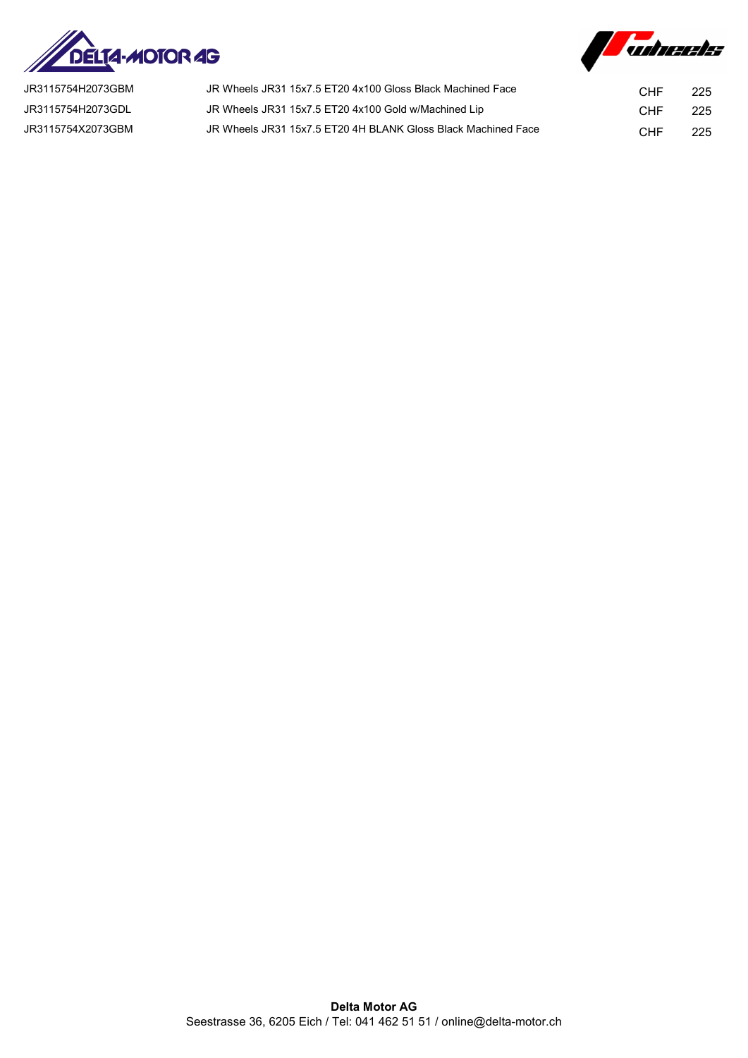| | | | |
|---|---|---|---|
| JR3115754H2073GBM | JR Wheels JR31 15x7.5 ET20 4x100 Gloss Black Machined Face | CHF | 225 |
| JR3115754H2073GDL | JR Wheels JR31 15x7.5 ET20 4x100 Gold w/Machined Lip | CHF | 225 |
| JR3115754X2073GBM | JR Wheels JR31 15x7.5 ET20 4H BLANK Gloss Black Machined Face | CHF | 225 |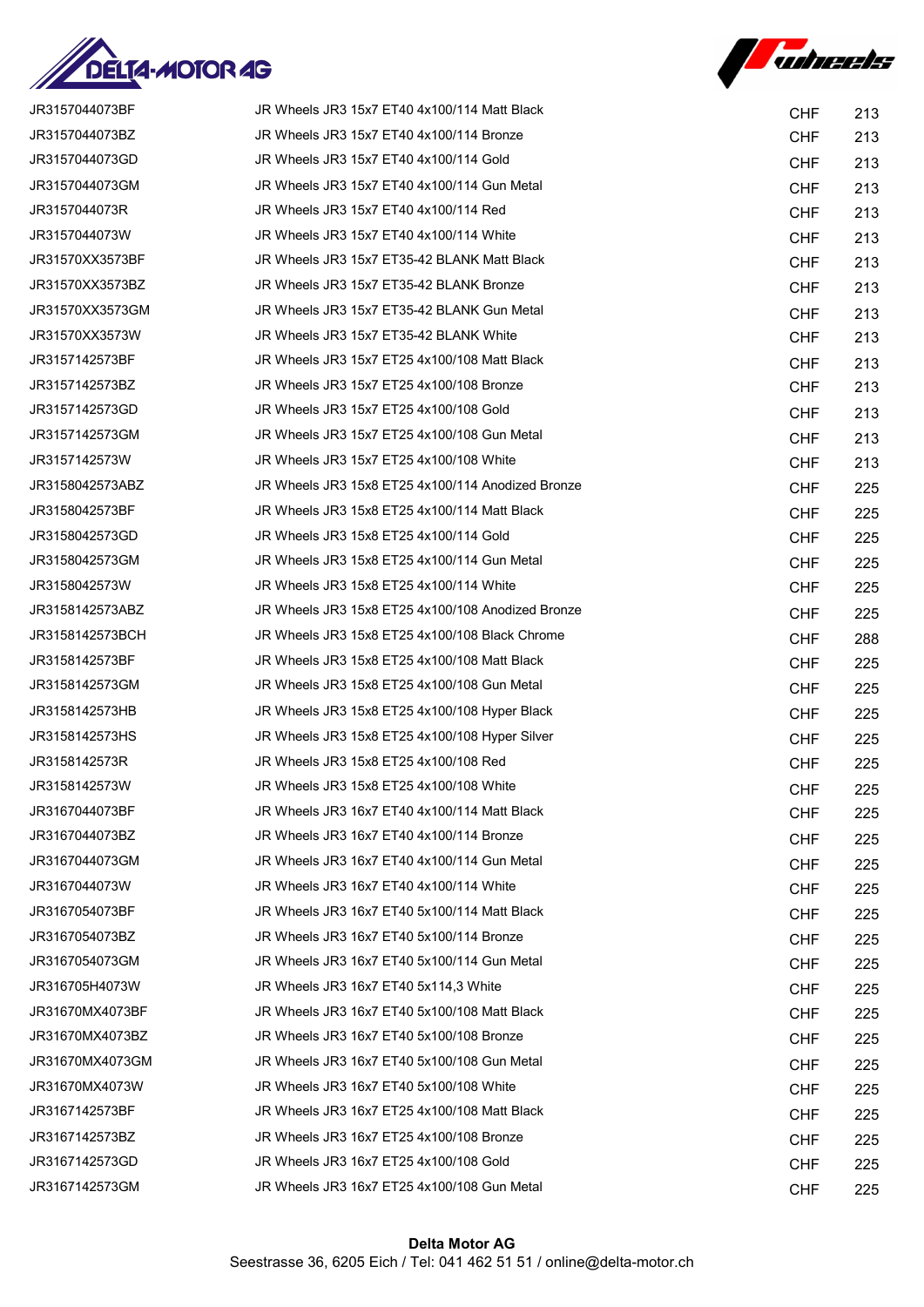| | | | |
|---|---|---|---|
| JR3157044073BF | JR Wheels JR3 15x7 ET40 4x100/114 Matt Black | CHF | 213 |
| JR3157044073BZ | JR Wheels JR3 15x7 ET40 4x100/114 Bronze | CHF | 213 |
| JR3157044073GD | JR Wheels JR3 15x7 ET40 4x100/114 Gold | CHF | 213 |
| JR3157044073GM | JR Wheels JR3 15x7 ET40 4x100/114 Gun Metal | CHF | 213 |
| JR3157044073R | JR Wheels JR3 15x7 ET40 4x100/114 Red | CHF | 213 |
| JR3157044073W | JR Wheels JR3 15x7 ET40 4x100/114 White | CHF | 213 |
| JR31570XX3573BF | JR Wheels JR3 15x7 ET35-42 BLANK Matt Black | CHF | 213 |
| JR31570XX3573BZ | JR Wheels JR3 15x7 ET35-42 BLANK Bronze | CHF | 213 |
| JR31570XX3573GM | JR Wheels JR3 15x7 ET35-42 BLANK Gun Metal | CHF | 213 |
| JR31570XX3573W | JR Wheels JR3 15x7 ET35-42 BLANK White | CHF | 213 |
| JR3157142573BF | JR Wheels JR3 15x7 ET25 4x100/108 Matt Black | CHF | 213 |
| JR3157142573BZ | JR Wheels JR3 15x7 ET25 4x100/108 Bronze | CHF | 213 |
| JR3157142573GD | JR Wheels JR3 15x7 ET25 4x100/108 Gold | CHF | 213 |
| JR3157142573GM | JR Wheels JR3 15x7 ET25 4x100/108 Gun Metal | CHF | 213 |
| JR3157142573W | JR Wheels JR3 15x7 ET25 4x100/108 White | CHF | 213 |
| JR3158042573ABZ | JR Wheels JR3 15x8 ET25 4x100/114 Anodized Bronze | CHF | 225 |
| JR3158042573BF | JR Wheels JR3 15x8 ET25 4x100/114 Matt Black | CHF | 225 |
| JR3158042573GD | JR Wheels JR3 15x8 ET25 4x100/114 Gold | CHF | 225 |
| JR3158042573GM | JR Wheels JR3 15x8 ET25 4x100/114 Gun Metal | CHF | 225 |
| JR3158042573W | JR Wheels JR3 15x8 ET25 4x100/114 White | CHF | 225 |
| JR3158142573ABZ | JR Wheels JR3 15x8 ET25 4x100/108 Anodized Bronze | CHF | 225 |
| JR3158142573BCH | JR Wheels JR3 15x8 ET25 4x100/108 Black Chrome | CHF | 288 |
| JR3158142573BF | JR Wheels JR3 15x8 ET25 4x100/108 Matt Black | CHF | 225 |
| JR3158142573GM | JR Wheels JR3 15x8 ET25 4x100/108 Gun Metal | CHF | 225 |
| JR3158142573HB | JR Wheels JR3 15x8 ET25 4x100/108 Hyper Black | CHF | 225 |
| JR3158142573HS | JR Wheels JR3 15x8 ET25 4x100/108 Hyper Silver | CHF | 225 |
| JR3158142573R | JR Wheels JR3 15x8 ET25 4x100/108 Red | CHF | 225 |
| JR3158142573W | JR Wheels JR3 15x8 ET25 4x100/108 White | CHF | 225 |
| JR3167044073BF | JR Wheels JR3 16x7 ET40 4x100/114 Matt Black | CHF | 225 |
| JR3167044073BZ | JR Wheels JR3 16x7 ET40 4x100/114 Bronze | CHF | 225 |
| JR3167044073GM | JR Wheels JR3 16x7 ET40 4x100/114 Gun Metal | CHF | 225 |
| JR3167044073W | JR Wheels JR3 16x7 ET40 4x100/114 White | CHF | 225 |
| JR3167054073BF | JR Wheels JR3 16x7 ET40 5x100/114 Matt Black | CHF | 225 |
| JR3167054073BZ | JR Wheels JR3 16x7 ET40 5x100/114 Bronze | CHF | 225 |
| JR3167054073GM | JR Wheels JR3 16x7 ET40 5x100/114 Gun Metal | CHF | 225 |
| JR316705H4073W | JR Wheels JR3 16x7 ET40 5x114,3 White | CHF | 225 |
| JR31670MX4073BF | JR Wheels JR3 16x7 ET40 5x100/108 Matt Black | CHF | 225 |
| JR31670MX4073BZ | JR Wheels JR3 16x7 ET40 5x100/108 Bronze | CHF | 225 |
| JR31670MX4073GM | JR Wheels JR3 16x7 ET40 5x100/108 Gun Metal | CHF | 225 |
| JR31670MX4073W | JR Wheels JR3 16x7 ET40 5x100/108 White | CHF | 225 |
| JR3167142573BF | JR Wheels JR3 16x7 ET25 4x100/108 Matt Black | CHF | 225 |
| JR3167142573BZ | JR Wheels JR3 16x7 ET25 4x100/108 Bronze | CHF | 225 |
| JR3167142573GD | JR Wheels JR3 16x7 ET25 4x100/108 Gold | CHF | 225 |
| JR3167142573GM | JR Wheels JR3 16x7 ET25 4x100/108 Gun Metal | CHF | 225 |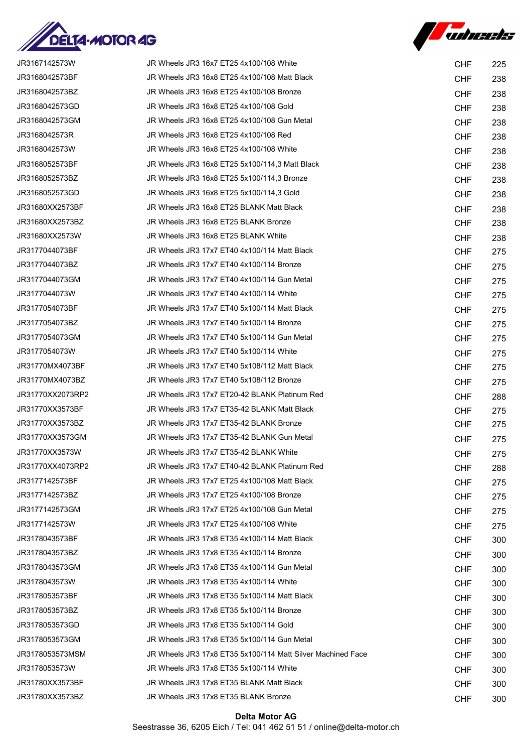| | | | |
|---|---|---|---|
| JR3167142573W | JR Wheels JR3 16x7 ET25 4x100/108 White | CHF | 225 |
| JR3168042573BF | JR Wheels JR3 16x8 ET25 4x100/108 Matt Black | CHF | 238 |
| JR3168042573BZ | JR Wheels JR3 16x8 ET25 4x100/108 Bronze | CHF | 238 |
| JR3168042573GD | JR Wheels JR3 16x8 ET25 4x100/108 Gold | CHF | 238 |
| JR3168042573GM | JR Wheels JR3 16x8 ET25 4x100/108 Gun Metal | CHF | 238 |
| JR3168042573R | JR Wheels JR3 16x8 ET25 4x100/108 Red | CHF | 238 |
| JR3168042573W | JR Wheels JR3 16x8 ET25 4x100/108 White | CHF | 238 |
| JR3168052573BF | JR Wheels JR3 16x8 ET25 5x100/114,3 Matt Black | CHF | 238 |
| JR3168052573BZ | JR Wheels JR3 16x8 ET25 5x100/114,3 Bronze | CHF | 238 |
| JR3168052573GD | JR Wheels JR3 16x8 ET25 5x100/114,3 Gold | CHF | 238 |
| JR31680XX2573BF | JR Wheels JR3 16x8 ET25 BLANK Matt Black | CHF | 238 |
| JR31680XX2573BZ | JR Wheels JR3 16x8 ET25 BLANK Bronze | CHF | 238 |
| JR31680XX2573W | JR Wheels JR3 16x8 ET25 BLANK White | CHF | 238 |
| JR3177044073BF | JR Wheels JR3 17x7 ET40 4x100/114 Matt Black | CHF | 275 |
| JR3177044073BZ | JR Wheels JR3 17x7 ET40 4x100/114 Bronze | CHF | 275 |
| JR3177044073GM | JR Wheels JR3 17x7 ET40 4x100/114 Gun Metal | CHF | 275 |
| JR3177044073W | JR Wheels JR3 17x7 ET40 4x100/114 White | CHF | 275 |
| JR3177054073BF | JR Wheels JR3 17x7 ET40 5x100/114 Matt Black | CHF | 275 |
| JR3177054073BZ | JR Wheels JR3 17x7 ET40 5x100/114 Bronze | CHF | 275 |
| JR3177054073GM | JR Wheels JR3 17x7 ET40 5x100/114 Gun Metal | CHF | 275 |
| JR3177054073W | JR Wheels JR3 17x7 ET40 5x100/114 White | CHF | 275 |
| JR31770MX4073BF | JR Wheels JR3 17x7 ET40 5x108/112 Matt Black | CHF | 275 |
| JR31770MX4073BZ | JR Wheels JR3 17x7 ET40 5x108/112 Bronze | CHF | 275 |
| JR31770XX2073RP2 | JR Wheels JR3 17x7 ET20-42 BLANK Platinum Red | CHF | 288 |
| JR31770XX3573BF | JR Wheels JR3 17x7 ET35-42 BLANK Matt Black | CHF | 275 |
| JR31770XX3573BZ | JR Wheels JR3 17x7 ET35-42 BLANK Bronze | CHF | 275 |
| JR31770XX3573GM | JR Wheels JR3 17x7 ET35-42 BLANK Gun Metal | CHF | 275 |
| JR31770XX3573W | JR Wheels JR3 17x7 ET35-42 BLANK White | CHF | 275 |
| JR31770XX4073RP2 | JR Wheels JR3 17x7 ET40-42 BLANK Platinum Red | CHF | 288 |
| JR3177142573BF | JR Wheels JR3 17x7 ET25 4x100/108 Matt Black | CHF | 275 |
| JR3177142573BZ | JR Wheels JR3 17x7 ET25 4x100/108 Bronze | CHF | 275 |
| JR3177142573GM | JR Wheels JR3 17x7 ET25 4x100/108 Gun Metal | CHF | 275 |
| JR3177142573W | JR Wheels JR3 17x7 ET25 4x100/108 White | CHF | 275 |
| JR3178043573BF | JR Wheels JR3 17x8 ET35 4x100/114 Matt Black | CHF | 300 |
| JR3178043573BZ | JR Wheels JR3 17x8 ET35 4x100/114 Bronze | CHF | 300 |
| JR3178043573GM | JR Wheels JR3 17x8 ET35 4x100/114 Gun Metal | CHF | 300 |
| JR3178043573W | JR Wheels JR3 17x8 ET35 4x100/114 White | CHF | 300 |
| JR3178053573BF | JR Wheels JR3 17x8 ET35 5x100/114 Matt Black | CHF | 300 |
| JR3178053573BZ | JR Wheels JR3 17x8 ET35 5x100/114 Bronze | CHF | 300 |
| JR3178053573GD | JR Wheels JR3 17x8 ET35 5x100/114 Gold | CHF | 300 |
| JR3178053573GM | JR Wheels JR3 17x8 ET35 5x100/114 Gun Metal | CHF | 300 |
| JR3178053573MSM | JR Wheels JR3 17x8 ET35 5x100/114 Matt Silver Machined Face | CHF | 300 |
| JR3178053573W | JR Wheels JR3 17x8 ET35 5x100/114 White | CHF | 300 |
| JR31780XX3573BF | JR Wheels JR3 17x8 ET35 BLANK Matt Black | CHF | 300 |
| JR31780XX3573BZ | JR Wheels JR3 17x8 ET35 BLANK Bronze | CHF | 300 |

**Delta Motor AG**
Seestrasse 36, 6205 Eich / Tel: 041 462 51 51 / online@delta-motor.ch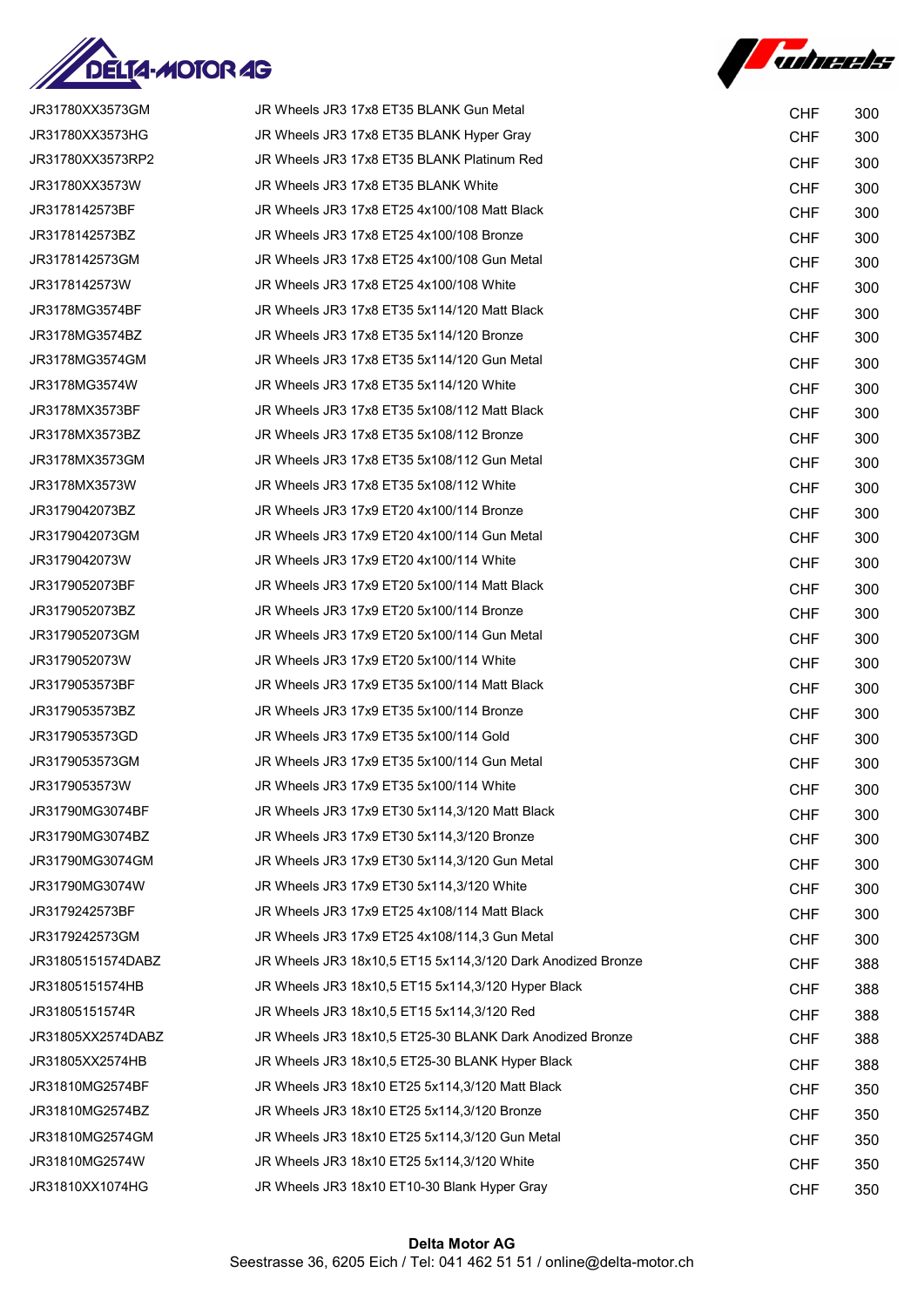| | | | |
|---|---|---|---|
| JR31780XX3573GM | JR Wheels JR3 17x8 ET35 BLANK Gun Metal | CHF | 300 |
| JR31780XX3573HG | JR Wheels JR3 17x8 ET35 BLANK Hyper Gray | CHF | 300 |
| JR31780XX3573RP2 | JR Wheels JR3 17x8 ET35 BLANK Platinum Red | CHF | 300 |
| JR31780XX3573W | JR Wheels JR3 17x8 ET35 BLANK White | CHF | 300 |
| JR3178142573BF | JR Wheels JR3 17x8 ET25 4x100/108 Matt Black | CHF | 300 |
| JR3178142573BZ | JR Wheels JR3 17x8 ET25 4x100/108 Bronze | CHF | 300 |
| JR3178142573GM | JR Wheels JR3 17x8 ET25 4x100/108 Gun Metal | CHF | 300 |
| JR3178142573W | JR Wheels JR3 17x8 ET25 4x100/108 White | CHF | 300 |
| JR3178MG3574BF | JR Wheels JR3 17x8 ET35 5x114/120 Matt Black | CHF | 300 |
| JR3178MG3574BZ | JR Wheels JR3 17x8 ET35 5x114/120 Bronze | CHF | 300 |
| JR3178MG3574GM | JR Wheels JR3 17x8 ET35 5x114/120 Gun Metal | CHF | 300 |
| JR3178MG3574W | JR Wheels JR3 17x8 ET35 5x114/120 White | CHF | 300 |
| JR3178MX3573BF | JR Wheels JR3 17x8 ET35 5x108/112 Matt Black | CHF | 300 |
| JR3178MX3573BZ | JR Wheels JR3 17x8 ET35 5x108/112 Bronze | CHF | 300 |
| JR3178MX3573GM | JR Wheels JR3 17x8 ET35 5x108/112 Gun Metal | CHF | 300 |
| JR3178MX3573W | JR Wheels JR3 17x8 ET35 5x108/112 White | CHF | 300 |
| JR3179042073BZ | JR Wheels JR3 17x9 ET20 4x100/114 Bronze | CHF | 300 |
| JR3179042073GM | JR Wheels JR3 17x9 ET20 4x100/114 Gun Metal | CHF | 300 |
| JR3179042073W | JR Wheels JR3 17x9 ET20 4x100/114 White | CHF | 300 |
| JR3179052073BF | JR Wheels JR3 17x9 ET20 5x100/114 Matt Black | CHF | 300 |
| JR3179052073BZ | JR Wheels JR3 17x9 ET20 5x100/114 Bronze | CHF | 300 |
| JR3179052073GM | JR Wheels JR3 17x9 ET20 5x100/114 Gun Metal | CHF | 300 |
| JR3179052073W | JR Wheels JR3 17x9 ET20 5x100/114 White | CHF | 300 |
| JR3179053573BF | JR Wheels JR3 17x9 ET35 5x100/114 Matt Black | CHF | 300 |
| JR3179053573BZ | JR Wheels JR3 17x9 ET35 5x100/114 Bronze | CHF | 300 |
| JR3179053573GD | JR Wheels JR3 17x9 ET35 5x100/114 Gold | CHF | 300 |
| JR3179053573GM | JR Wheels JR3 17x9 ET35 5x100/114 Gun Metal | CHF | 300 |
| JR3179053573W | JR Wheels JR3 17x9 ET35 5x100/114 White | CHF | 300 |
| JR31790MG3074BF | JR Wheels JR3 17x9 ET30 5x114,3/120 Matt Black | CHF | 300 |
| JR31790MG3074BZ | JR Wheels JR3 17x9 ET30 5x114,3/120 Bronze | CHF | 300 |
| JR31790MG3074GM | JR Wheels JR3 17x9 ET30 5x114,3/120 Gun Metal | CHF | 300 |
| JR31790MG3074W | JR Wheels JR3 17x9 ET30 5x114,3/120 White | CHF | 300 |
| JR3179242573BF | JR Wheels JR3 17x9 ET25 4x108/114 Matt Black | CHF | 300 |
| JR3179242573GM | JR Wheels JR3 17x9 ET25 4x108/114,3 Gun Metal | CHF | 300 |
| JR31805151574DABZ | JR Wheels JR3 18x10,5 ET15 5x114,3/120 Dark Anodized Bronze | CHF | 388 |
| JR31805151574HB | JR Wheels JR3 18x10,5 ET15 5x114,3/120 Hyper Black | CHF | 388 |
| JR31805151574R | JR Wheels JR3 18x10,5 ET15 5x114,3/120 Red | CHF | 388 |
| JR31805XX2574DABZ | JR Wheels JR3 18x10,5 ET25-30 BLANK Dark Anodized Bronze | CHF | 388 |
| JR31805XX2574HB | JR Wheels JR3 18x10,5 ET25-30 BLANK Hyper Black | CHF | 388 |
| JR31810MG2574BF | JR Wheels JR3 18x10 ET25 5x114,3/120 Matt Black | CHF | 350 |
| JR31810MG2574BZ | JR Wheels JR3 18x10 ET25 5x114,3/120 Bronze | CHF | 350 |
| JR31810MG2574GM | JR Wheels JR3 18x10 ET25 5x114,3/120 Gun Metal | CHF | 350 |
| JR31810MG2574W | JR Wheels JR3 18x10 ET25 5x114,3/120 White | CHF | 350 |
| JR31810XX1074HG | JR Wheels JR3 18x10 ET10-30 Blank Hyper Gray | CHF | 350 |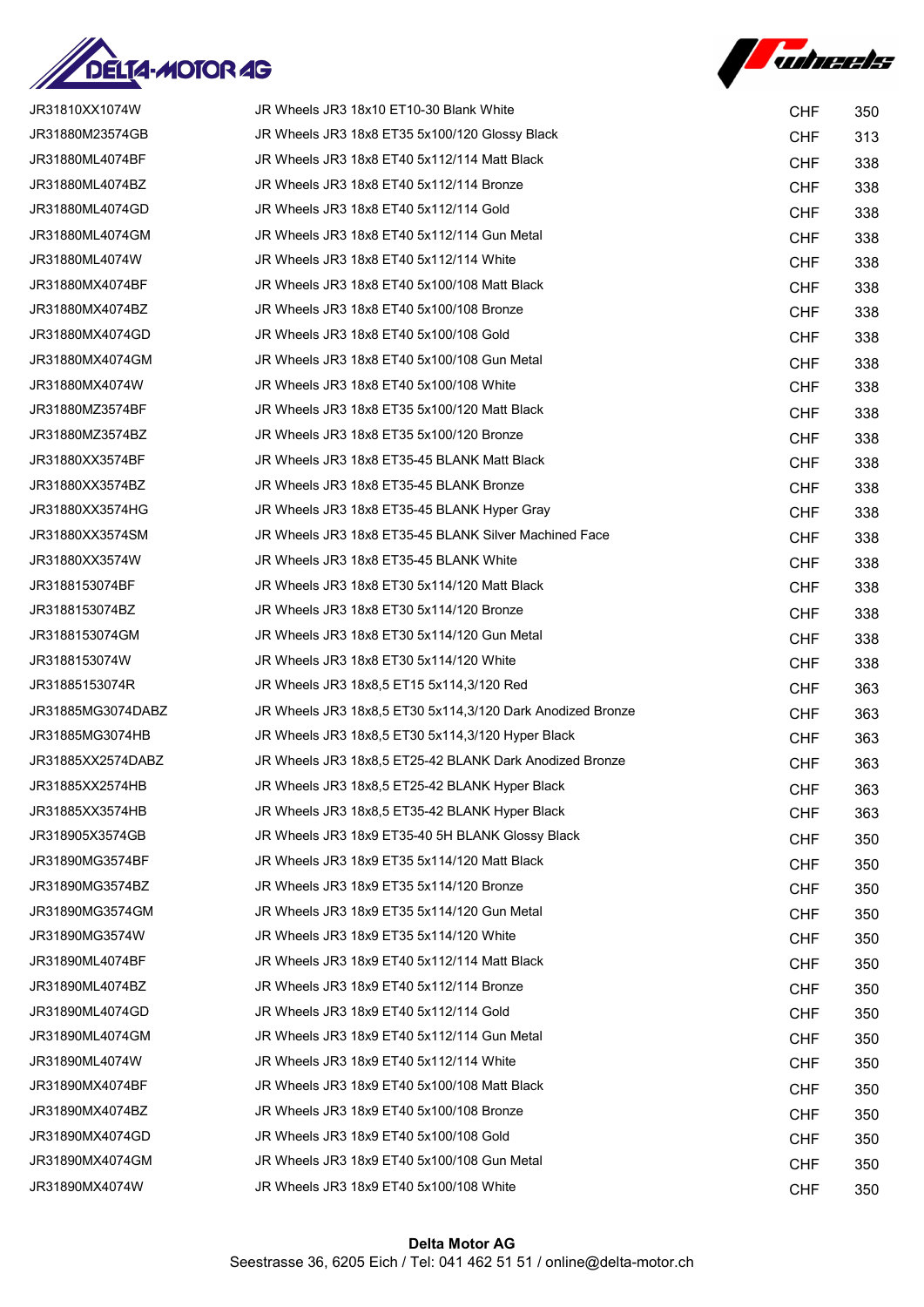| | | | |
|---|---|---|---|
| JR31810XX1074W | JR Wheels JR3 18x10 ET10-30 Blank White | CHF | 350 |
| JR31880M23574GB | JR Wheels JR3 18x8 ET35 5x100/120 Glossy Black | CHF | 313 |
| JR31880ML4074BF | JR Wheels JR3 18x8 ET40 5x112/114 Matt Black | CHF | 338 |
| JR31880ML4074BZ | JR Wheels JR3 18x8 ET40 5x112/114 Bronze | CHF | 338 |
| JR31880ML4074GD | JR Wheels JR3 18x8 ET40 5x112/114 Gold | CHF | 338 |
| JR31880ML4074GM | JR Wheels JR3 18x8 ET40 5x112/114 Gun Metal | CHF | 338 |
| JR31880ML4074W | JR Wheels JR3 18x8 ET40 5x112/114 White | CHF | 338 |
| JR31880MX4074BF | JR Wheels JR3 18x8 ET40 5x100/108 Matt Black | CHF | 338 |
| JR31880MX4074BZ | JR Wheels JR3 18x8 ET40 5x100/108 Bronze | CHF | 338 |
| JR31880MX4074GD | JR Wheels JR3 18x8 ET40 5x100/108 Gold | CHF | 338 |
| JR31880MX4074GM | JR Wheels JR3 18x8 ET40 5x100/108 Gun Metal | CHF | 338 |
| JR31880MX4074W | JR Wheels JR3 18x8 ET40 5x100/108 White | CHF | 338 |
| JR31880MZ3574BF | JR Wheels JR3 18x8 ET35 5x100/120 Matt Black | CHF | 338 |
| JR31880MZ3574BZ | JR Wheels JR3 18x8 ET35 5x100/120 Bronze | CHF | 338 |
| JR31880XX3574BF | JR Wheels JR3 18x8 ET35-45 BLANK Matt Black | CHF | 338 |
| JR31880XX3574BZ | JR Wheels JR3 18x8 ET35-45 BLANK Bronze | CHF | 338 |
| JR31880XX3574HG | JR Wheels JR3 18x8 ET35-45 BLANK Hyper Gray | CHF | 338 |
| JR31880XX3574SM | JR Wheels JR3 18x8 ET35-45 BLANK Silver Machined Face | CHF | 338 |
| JR31880XX3574W | JR Wheels JR3 18x8 ET35-45 BLANK White | CHF | 338 |
| JR3188153074BF | JR Wheels JR3 18x8 ET30 5x114/120 Matt Black | CHF | 338 |
| JR3188153074BZ | JR Wheels JR3 18x8 ET30 5x114/120 Bronze | CHF | 338 |
| JR3188153074GM | JR Wheels JR3 18x8 ET30 5x114/120 Gun Metal | CHF | 338 |
| JR3188153074W | JR Wheels JR3 18x8 ET30 5x114/120 White | CHF | 338 |
| JR31885153074R | JR Wheels JR3 18x8,5 ET15 5x114,3/120 Red | CHF | 363 |
| JR31885MG3074DABZ | JR Wheels JR3 18x8,5 ET30 5x114,3/120 Dark Anodized Bronze | CHF | 363 |
| JR31885MG3074HB | JR Wheels JR3 18x8,5 ET30 5x114,3/120 Hyper Black | CHF | 363 |
| JR31885XX2574DABZ | JR Wheels JR3 18x8,5 ET25-42 BLANK Dark Anodized Bronze | CHF | 363 |
| JR31885XX2574HB | JR Wheels JR3 18x8,5 ET25-42 BLANK Hyper Black | CHF | 363 |
| JR31885XX3574HB | JR Wheels JR3 18x8,5 ET35-42 BLANK Hyper Black | CHF | 363 |
| JR318905X3574GB | JR Wheels JR3 18x9 ET35-40 5H BLANK Glossy Black | CHF | 350 |
| JR31890MG3574BF | JR Wheels JR3 18x9 ET35 5x114/120 Matt Black | CHF | 350 |
| JR31890MG3574BZ | JR Wheels JR3 18x9 ET35 5x114/120 Bronze | CHF | 350 |
| JR31890MG3574GM | JR Wheels JR3 18x9 ET35 5x114/120 Gun Metal | CHF | 350 |
| JR31890MG3574W | JR Wheels JR3 18x9 ET35 5x114/120 White | CHF | 350 |
| JR31890ML4074BF | JR Wheels JR3 18x9 ET40 5x112/114 Matt Black | CHF | 350 |
| JR31890ML4074BZ | JR Wheels JR3 18x9 ET40 5x112/114 Bronze | CHF | 350 |
| JR31890ML4074GD | JR Wheels JR3 18x9 ET40 5x112/114 Gold | CHF | 350 |
| JR31890ML4074GM | JR Wheels JR3 18x9 ET40 5x112/114 Gun Metal | CHF | 350 |
| JR31890ML4074W | JR Wheels JR3 18x9 ET40 5x112/114 White | CHF | 350 |
| JR31890MX4074BF | JR Wheels JR3 18x9 ET40 5x100/108 Matt Black | CHF | 350 |
| JR31890MX4074BZ | JR Wheels JR3 18x9 ET40 5x100/108 Bronze | CHF | 350 |
| JR31890MX4074GD | JR Wheels JR3 18x9 ET40 5x100/108 Gold | CHF | 350 |
| JR31890MX4074GM | JR Wheels JR3 18x9 ET40 5x100/108 Gun Metal | CHF | 350 |
| JR31890MX4074W | JR Wheels JR3 18x9 ET40 5x100/108 White | CHF | 350 |

**Delta Motor AG**
Seestrasse 36, 6205 Eich / Tel: 041 462 51 51 / online@delta-motor.ch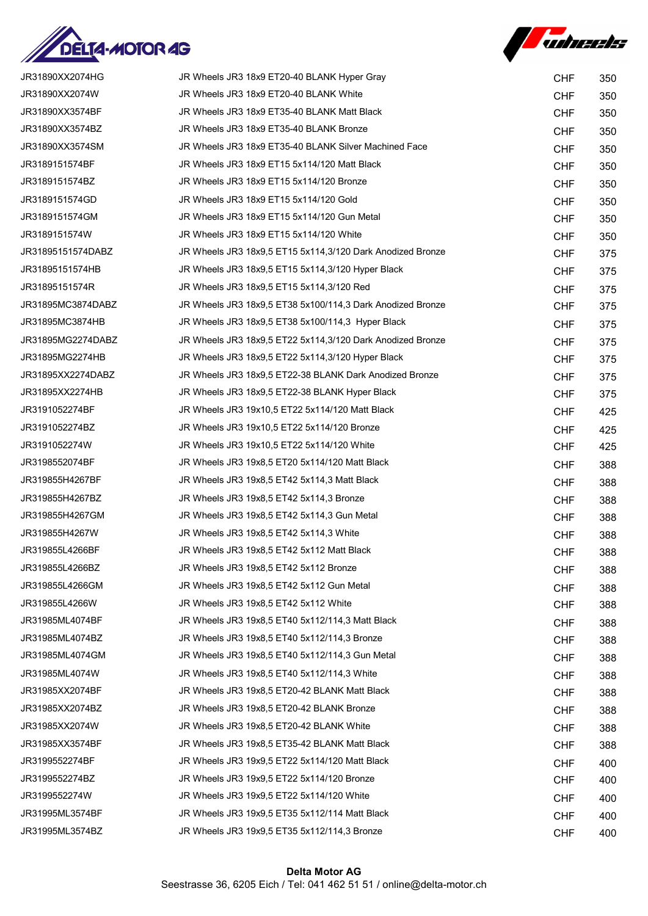| | | | |
|---|---|---|---|
| JR31890XX2074HG | JR Wheels JR3 18x9 ET20-40 BLANK Hyper Gray | CHF | 350 |
| JR31890XX2074W | JR Wheels JR3 18x9 ET20-40 BLANK White | CHF | 350 |
| JR31890XX3574BF | JR Wheels JR3 18x9 ET35-40 BLANK Matt Black | CHF | 350 |
| JR31890XX3574BZ | JR Wheels JR3 18x9 ET35-40 BLANK Bronze | CHF | 350 |
| JR31890XX3574SM | JR Wheels JR3 18x9 ET35-40 BLANK Silver Machined Face | CHF | 350 |
| JR3189151574BF | JR Wheels JR3 18x9 ET15 5x114/120 Matt Black | CHF | 350 |
| JR3189151574BZ | JR Wheels JR3 18x9 ET15 5x114/120 Bronze | CHF | 350 |
| JR3189151574GD | JR Wheels JR3 18x9 ET15 5x114/120 Gold | CHF | 350 |
| JR3189151574GM | JR Wheels JR3 18x9 ET15 5x114/120 Gun Metal | CHF | 350 |
| JR3189151574W | JR Wheels JR3 18x9 ET15 5x114/120 White | CHF | 350 |
| JR31895151574DABZ | JR Wheels JR3 18x9,5 ET15 5x114,3/120 Dark Anodized Bronze | CHF | 375 |
| JR31895151574HB | JR Wheels JR3 18x9,5 ET15 5x114,3/120 Hyper Black | CHF | 375 |
| JR31895151574R | JR Wheels JR3 18x9,5 ET15 5x114,3/120 Red | CHF | 375 |
| JR31895MC3874DABZ | JR Wheels JR3 18x9,5 ET38 5x100/114,3 Dark Anodized Bronze | CHF | 375 |
| JR31895MC3874HB | JR Wheels JR3 18x9,5 ET38 5x100/114,3 Hyper Black | CHF | 375 |
| JR31895MG2274DABZ | JR Wheels JR3 18x9,5 ET22 5x114,3/120 Dark Anodized Bronze | CHF | 375 |
| JR31895MG2274HB | JR Wheels JR3 18x9,5 ET22 5x114,3/120 Hyper Black | CHF | 375 |
| JR31895XX2274DABZ | JR Wheels JR3 18x9,5 ET22-38 BLANK Dark Anodized Bronze | CHF | 375 |
| JR31895XX2274HB | JR Wheels JR3 18x9,5 ET22-38 BLANK Hyper Black | CHF | 375 |
| JR3191052274BF | JR Wheels JR3 19x10,5 ET22 5x114/120 Matt Black | CHF | 425 |
| JR3191052274BZ | JR Wheels JR3 19x10,5 ET22 5x114/120 Bronze | CHF | 425 |
| JR3191052274W | JR Wheels JR3 19x10,5 ET22 5x114/120 White | CHF | 425 |
| JR3198552074BF | JR Wheels JR3 19x8,5 ET20 5x114/120 Matt Black | CHF | 388 |
| JR319855H4267BF | JR Wheels JR3 19x8,5 ET42 5x114,3 Matt Black | CHF | 388 |
| JR319855H4267BZ | JR Wheels JR3 19x8,5 ET42 5x114,3 Bronze | CHF | 388 |
| JR319855H4267GM | JR Wheels JR3 19x8,5 ET42 5x114,3 Gun Metal | CHF | 388 |
| JR319855H4267W | JR Wheels JR3 19x8,5 ET42 5x114,3 White | CHF | 388 |
| JR319855L4266BF | JR Wheels JR3 19x8,5 ET42 5x112 Matt Black | CHF | 388 |
| JR319855L4266BZ | JR Wheels JR3 19x8,5 ET42 5x112 Bronze | CHF | 388 |
| JR319855L4266GM | JR Wheels JR3 19x8,5 ET42 5x112 Gun Metal | CHF | 388 |
| JR319855L4266W | JR Wheels JR3 19x8,5 ET42 5x112 White | CHF | 388 |
| JR31985ML4074BF | JR Wheels JR3 19x8,5 ET40 5x112/114,3 Matt Black | CHF | 388 |
| JR31985ML4074BZ | JR Wheels JR3 19x8,5 ET40 5x112/114,3 Bronze | CHF | 388 |
| JR31985ML4074GM | JR Wheels JR3 19x8,5 ET40 5x112/114,3 Gun Metal | CHF | 388 |
| JR31985ML4074W | JR Wheels JR3 19x8,5 ET40 5x112/114,3 White | CHF | 388 |
| JR31985XX2074BF | JR Wheels JR3 19x8,5 ET20-42 BLANK Matt Black | CHF | 388 |
| JR31985XX2074BZ | JR Wheels JR3 19x8,5 ET20-42 BLANK Bronze | CHF | 388 |
| JR31985XX2074W | JR Wheels JR3 19x8,5 ET20-42 BLANK White | CHF | 388 |
| JR31985XX3574BF | JR Wheels JR3 19x8,5 ET35-42 BLANK Matt Black | CHF | 388 |
| JR3199552274BF | JR Wheels JR3 19x9,5 ET22 5x114/120 Matt Black | CHF | 400 |
| JR3199552274BZ | JR Wheels JR3 19x9,5 ET22 5x114/120 Bronze | CHF | 400 |
| JR3199552274W | JR Wheels JR3 19x9,5 ET22 5x114/120 White | CHF | 400 |
| JR31995ML3574BF | JR Wheels JR3 19x9,5 ET35 5x112/114 Matt Black | CHF | 400 |
| JR31995ML3574BZ | JR Wheels JR3 19x9,5 ET35 5x112/114,3 Bronze | CHF | 400 |

**Delta Motor AG**
Seestrasse 36, 6205 Eich / Tel: 041 462 51 51 / online@delta-motor.ch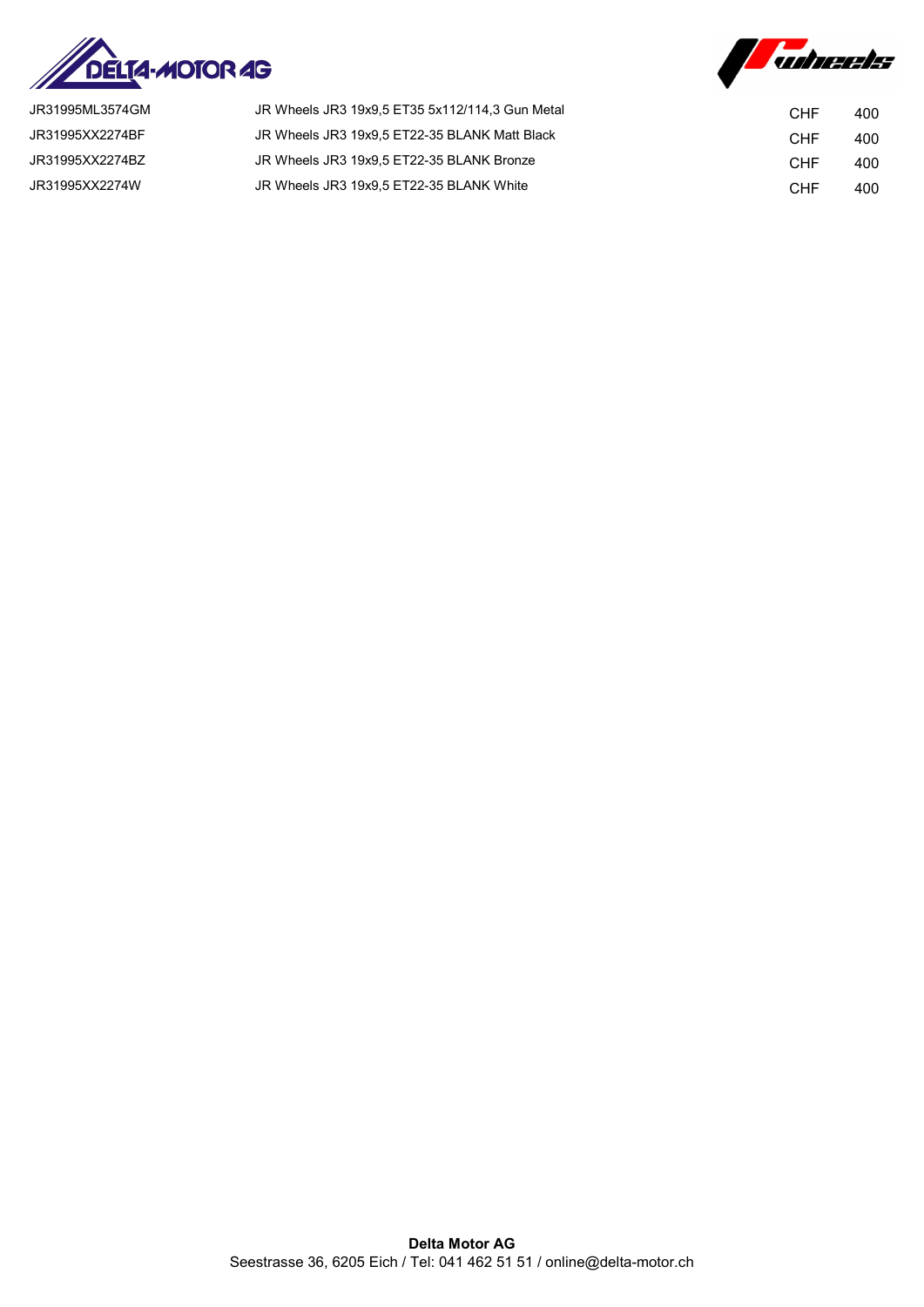| | | | |
|---|---|---|---|
| JR31995ML3574GM | JR Wheels JR3 19x9,5 ET35 5x112/114,3 Gun Metal | CHF | 400 |
| JR31995XX2274BF | JR Wheels JR3 19x9,5 ET22-35 BLANK Matt Black | CHF | 400 |
| JR31995XX2274BZ | JR Wheels JR3 19x9,5 ET22-35 BLANK Bronze | CHF | 400 |
| JR31995XX2274W | JR Wheels JR3 19x9,5 ET22-35 BLANK White | CHF | 400 |

**Delta Motor AG**
Seestrasse 36, 6205 Eich / Tel: 041 462 51 51 / online@delta-motor.ch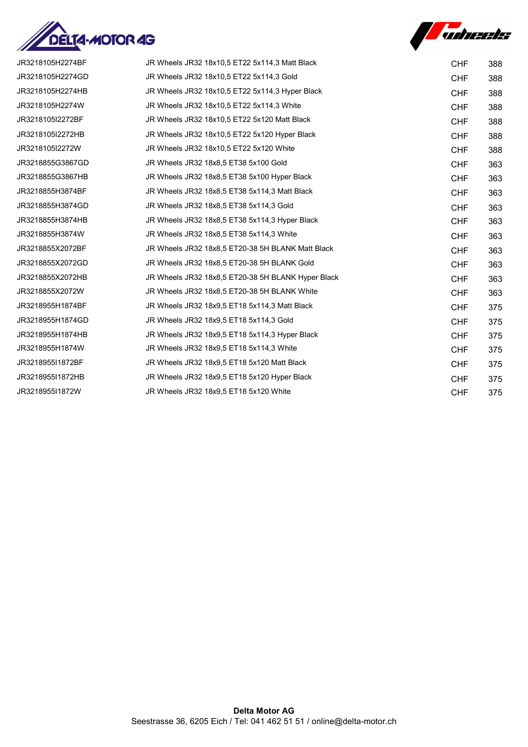| | | | |
|---|---|---|---|
| JR3218105H2274BF | JR Wheels JR32 18x10,5 ET22 5x114,3 Matt Black | CHF | 388 |
| JR3218105H2274GD | JR Wheels JR32 18x10,5 ET22 5x114,3 Gold | CHF | 388 |
| JR3218105H2274HB | JR Wheels JR32 18x10,5 ET22 5x114,3 Hyper Black | CHF | 388 |
| JR3218105H2274W | JR Wheels JR32 18x10,5 ET22 5x114,3 White | CHF | 388 |
| JR3218105I2272BF | JR Wheels JR32 18x10,5 ET22 5x120 Matt Black | CHF | 388 |
| JR3218105I2272HB | JR Wheels JR32 18x10,5 ET22 5x120 Hyper Black | CHF | 388 |
| JR3218105I2272W | JR Wheels JR32 18x10,5 ET22 5x120 White | CHF | 388 |
| JR3218855G3867GD | JR Wheels JR32 18x8,5 ET38 5x100 Gold | CHF | 363 |
| JR3218855G3867HB | JR Wheels JR32 18x8,5 ET38 5x100 Hyper Black | CHF | 363 |
| JR3218855H3874BF | JR Wheels JR32 18x8,5 ET38 5x114,3 Matt Black | CHF | 363 |
| JR3218855H3874GD | JR Wheels JR32 18x8,5 ET38 5x114,3 Gold | CHF | 363 |
| JR3218855H3874HB | JR Wheels JR32 18x8,5 ET38 5x114,3 Hyper Black | CHF | 363 |
| JR3218855H3874W | JR Wheels JR32 18x8,5 ET38 5x114,3 White | CHF | 363 |
| JR3218855X2072BF | JR Wheels JR32 18x8,5 ET20-38 5H BLANK Matt Black | CHF | 363 |
| JR3218855X2072GD | JR Wheels JR32 18x8,5 ET20-38 5H BLANK Gold | CHF | 363 |
| JR3218855X2072HB | JR Wheels JR32 18x8,5 ET20-38 5H BLANK Hyper Black | CHF | 363 |
| JR3218855X2072W | JR Wheels JR32 18x8,5 ET20-38 5H BLANK White | CHF | 363 |
| JR3218955H1874BF | JR Wheels JR32 18x9,5 ET18 5x114,3 Matt Black | CHF | 375 |
| JR3218955H1874GD | JR Wheels JR32 18x9,5 ET18 5x114,3 Gold | CHF | 375 |
| JR3218955H1874HB | JR Wheels JR32 18x9,5 ET18 5x114,3 Hyper Black | CHF | 375 |
| JR3218955H1874W | JR Wheels JR32 18x9,5 ET18 5x114,3 White | CHF | 375 |
| JR3218955I1872BF | JR Wheels JR32 18x9,5 ET18 5x120 Matt Black | CHF | 375 |
| JR3218955I1872HB | JR Wheels JR32 18x9,5 ET18 5x120 Hyper Black | CHF | 375 |
| JR3218955I1872W | JR Wheels JR32 18x9,5 ET18 5x120 White | CHF | 375 |

**Delta Motor AG**
Seestrasse 36, 6205 Eich / Tel: 041 462 51 51 / online@delta-motor.ch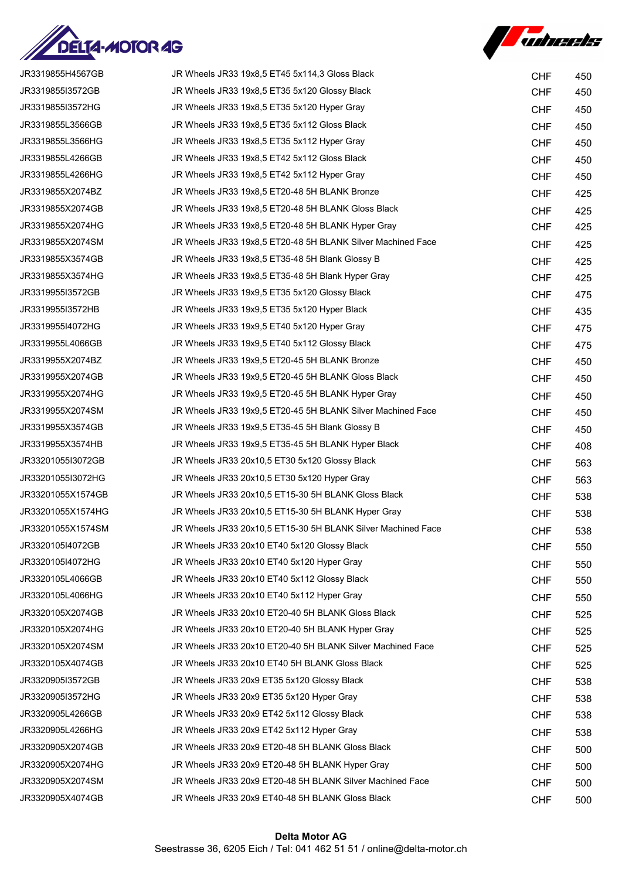| | | | |
|---|---|---|---|
| JR3319855H4567GB | JR Wheels JR33 19x8,5 ET45 5x114,3 Gloss Black | CHF | 450 |
| JR3319855I3572GB | JR Wheels JR33 19x8,5 ET35 5x120 Glossy Black | CHF | 450 |
| JR3319855I3572HG | JR Wheels JR33 19x8,5 ET35 5x120 Hyper Gray | CHF | 450 |
| JR3319855L3566GB | JR Wheels JR33 19x8,5 ET35 5x112 Gloss Black | CHF | 450 |
| JR3319855L3566HG | JR Wheels JR33 19x8,5 ET35 5x112 Hyper Gray | CHF | 450 |
| JR3319855L4266GB | JR Wheels JR33 19x8,5 ET42 5x112 Gloss Black | CHF | 450 |
| JR3319855L4266HG | JR Wheels JR33 19x8,5 ET42 5x112 Hyper Gray | CHF | 450 |
| JR3319855X2074BZ | JR Wheels JR33 19x8,5 ET20-48 5H BLANK Bronze | CHF | 425 |
| JR3319855X2074GB | JR Wheels JR33 19x8,5 ET20-48 5H BLANK Gloss Black | CHF | 425 |
| JR3319855X2074HG | JR Wheels JR33 19x8,5 ET20-48 5H BLANK Hyper Gray | CHF | 425 |
| JR3319855X2074SM | JR Wheels JR33 19x8,5 ET20-48 5H BLANK Silver Machined Face | CHF | 425 |
| JR3319855X3574GB | JR Wheels JR33 19x8,5 ET35-48 5H Blank Glossy B | CHF | 425 |
| JR3319855X3574HG | JR Wheels JR33 19x8,5 ET35-48 5H Blank Hyper Gray | CHF | 425 |
| JR3319955I3572GB | JR Wheels JR33 19x9,5 ET35 5x120 Glossy Black | CHF | 475 |
| JR3319955I3572HB | JR Wheels JR33 19x9,5 ET35 5x120 Hyper Black | CHF | 435 |
| JR3319955I4072HG | JR Wheels JR33 19x9,5 ET40 5x120 Hyper Gray | CHF | 475 |
| JR3319955L4066GB | JR Wheels JR33 19x9,5 ET40 5x112 Glossy Black | CHF | 475 |
| JR3319955X2074BZ | JR Wheels JR33 19x9,5 ET20-45 5H BLANK Bronze | CHF | 450 |
| JR3319955X2074GB | JR Wheels JR33 19x9,5 ET20-45 5H BLANK Gloss Black | CHF | 450 |
| JR3319955X2074HG | JR Wheels JR33 19x9,5 ET20-45 5H BLANK Hyper Gray | CHF | 450 |
| JR3319955X2074SM | JR Wheels JR33 19x9,5 ET20-45 5H BLANK Silver Machined Face | CHF | 450 |
| JR3319955X3574GB | JR Wheels JR33 19x9,5 ET35-45 5H Blank Glossy B | CHF | 450 |
| JR3319955X3574HB | JR Wheels JR33 19x9,5 ET35-45 5H BLANK Hyper Black | CHF | 408 |
| JR33201055I3072GB | JR Wheels JR33 20x10,5 ET30 5x120 Glossy Black | CHF | 563 |
| JR33201055I3072HG | JR Wheels JR33 20x10,5 ET30 5x120 Hyper Gray | CHF | 563 |
| JR33201055X1574GB | JR Wheels JR33 20x10,5 ET15-30 5H BLANK Gloss Black | CHF | 538 |
| JR33201055X1574HG | JR Wheels JR33 20x10,5 ET15-30 5H BLANK Hyper Gray | CHF | 538 |
| JR33201055X1574SM | JR Wheels JR33 20x10,5 ET15-30 5H BLANK Silver Machined Face | CHF | 538 |
| JR3320105I4072GB | JR Wheels JR33 20x10 ET40 5x120 Glossy Black | CHF | 550 |
| JR3320105I4072HG | JR Wheels JR33 20x10 ET40 5x120 Hyper Gray | CHF | 550 |
| JR3320105L4066GB | JR Wheels JR33 20x10 ET40 5x112 Glossy Black | CHF | 550 |
| JR3320105L4066HG | JR Wheels JR33 20x10 ET40 5x112 Hyper Gray | CHF | 550 |
| JR3320105X2074GB | JR Wheels JR33 20x10 ET20-40 5H BLANK Gloss Black | CHF | 525 |
| JR3320105X2074HG | JR Wheels JR33 20x10 ET20-40 5H BLANK Hyper Gray | CHF | 525 |
| JR3320105X2074SM | JR Wheels JR33 20x10 ET20-40 5H BLANK Silver Machined Face | CHF | 525 |
| JR3320105X4074GB | JR Wheels JR33 20x10 ET40 5H BLANK Gloss Black | CHF | 525 |
| JR3320905I3572GB | JR Wheels JR33 20x9 ET35 5x120 Glossy Black | CHF | 538 |
| JR3320905I3572HG | JR Wheels JR33 20x9 ET35 5x120 Hyper Gray | CHF | 538 |
| JR3320905L4266GB | JR Wheels JR33 20x9 ET42 5x112 Glossy Black | CHF | 538 |
| JR3320905L4266HG | JR Wheels JR33 20x9 ET42 5x112 Hyper Gray | CHF | 538 |
| JR3320905X2074GB | JR Wheels JR33 20x9 ET20-48 5H BLANK Gloss Black | CHF | 500 |
| JR3320905X2074HG | JR Wheels JR33 20x9 ET20-48 5H BLANK Hyper Gray | CHF | 500 |
| JR3320905X2074SM | JR Wheels JR33 20x9 ET20-48 5H BLANK Silver Machined Face | CHF | 500 |
| JR3320905X4074GB | JR Wheels JR33 20x9 ET40-48 5H BLANK Gloss Black | CHF | 500 |

**Delta Motor AG**
Seestrasse 36, 6205 Eich / Tel: 041 462 51 51 / online@delta-motor.ch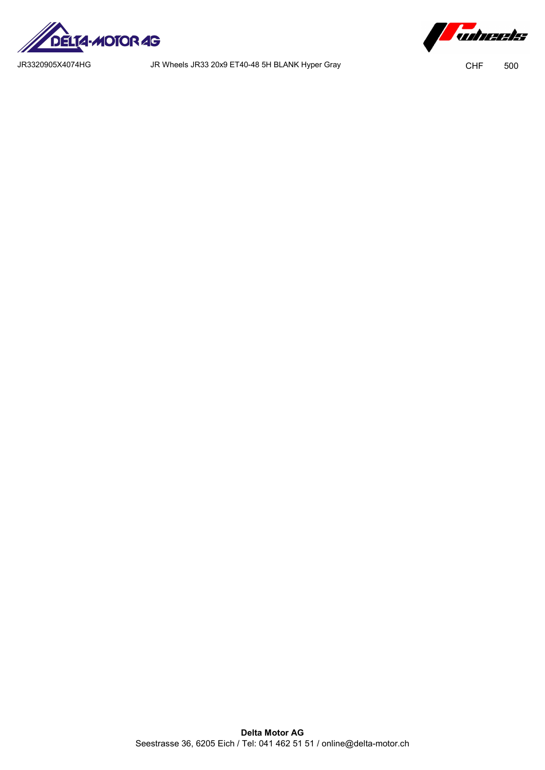| JR3320905X4074HG | JR Wheels JR33 20x9 ET40-48 5H BLANK Hyper Gray | CHF | 500 |
|---|---|---|---|

**Delta Motor AG**
Seestrasse 36, 6205 Eich / Tel: 041 462 51 51 / online@delta-motor.ch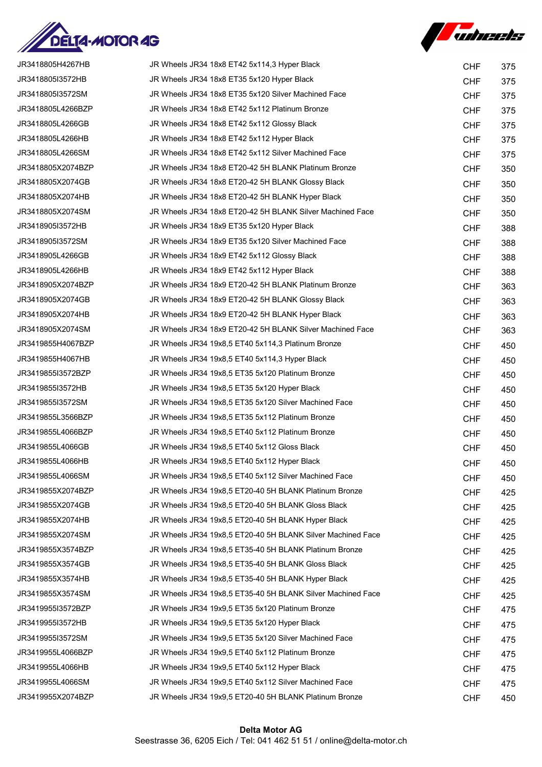| | | | |
|---|---|---|---|
| JR3418805H4267HB | JR Wheels JR34 18x8 ET42 5x114,3 Hyper Black | CHF | 375 |
| JR3418805I3572HB | JR Wheels JR34 18x8 ET35 5x120 Hyper Black | CHF | 375 |
| JR3418805I3572SM | JR Wheels JR34 18x8 ET35 5x120 Silver Machined Face | CHF | 375 |
| JR3418805L4266BZP | JR Wheels JR34 18x8 ET42 5x112 Platinum Bronze | CHF | 375 |
| JR3418805L4266GB | JR Wheels JR34 18x8 ET42 5x112 Glossy Black | CHF | 375 |
| JR3418805L4266HB | JR Wheels JR34 18x8 ET42 5x112 Hyper Black | CHF | 375 |
| JR3418805L4266SM | JR Wheels JR34 18x8 ET42 5x112 Silver Machined Face | CHF | 375 |
| JR3418805X2074BZP | JR Wheels JR34 18x8 ET20-42 5H BLANK Platinum Bronze | CHF | 350 |
| JR3418805X2074GB | JR Wheels JR34 18x8 ET20-42 5H BLANK Glossy Black | CHF | 350 |
| JR3418805X2074HB | JR Wheels JR34 18x8 ET20-42 5H BLANK Hyper Black | CHF | 350 |
| JR3418805X2074SM | JR Wheels JR34 18x8 ET20-42 5H BLANK Silver Machined Face | CHF | 350 |
| JR3418905I3572HB | JR Wheels JR34 18x9 ET35 5x120 Hyper Black | CHF | 388 |
| JR3418905I3572SM | JR Wheels JR34 18x9 ET35 5x120 Silver Machined Face | CHF | 388 |
| JR3418905L4266GB | JR Wheels JR34 18x9 ET42 5x112 Glossy Black | CHF | 388 |
| JR3418905L4266HB | JR Wheels JR34 18x9 ET42 5x112 Hyper Black | CHF | 388 |
| JR3418905X2074BZP | JR Wheels JR34 18x9 ET20-42 5H BLANK Platinum Bronze | CHF | 363 |
| JR3418905X2074GB | JR Wheels JR34 18x9 ET20-42 5H BLANK Glossy Black | CHF | 363 |
| JR3418905X2074HB | JR Wheels JR34 18x9 ET20-42 5H BLANK Hyper Black | CHF | 363 |
| JR3418905X2074SM | JR Wheels JR34 18x9 ET20-42 5H BLANK Silver Machined Face | CHF | 363 |
| JR3419855H4067BZP | JR Wheels JR34 19x8,5 ET40 5x114,3 Platinum Bronze | CHF | 450 |
| JR3419855H4067HB | JR Wheels JR34 19x8,5 ET40 5x114,3 Hyper Black | CHF | 450 |
| JR3419855I3572BZP | JR Wheels JR34 19x8,5 ET35 5x120 Platinum Bronze | CHF | 450 |
| JR3419855I3572HB | JR Wheels JR34 19x8,5 ET35 5x120 Hyper Black | CHF | 450 |
| JR3419855I3572SM | JR Wheels JR34 19x8,5 ET35 5x120 Silver Machined Face | CHF | 450 |
| JR3419855L3566BZP | JR Wheels JR34 19x8,5 ET35 5x112 Platinum Bronze | CHF | 450 |
| JR3419855L4066BZP | JR Wheels JR34 19x8,5 ET40 5x112 Platinum Bronze | CHF | 450 |
| JR3419855L4066GB | JR Wheels JR34 19x8,5 ET40 5x112 Gloss Black | CHF | 450 |
| JR3419855L4066HB | JR Wheels JR34 19x8,5 ET40 5x112 Hyper Black | CHF | 450 |
| JR3419855L4066SM | JR Wheels JR34 19x8,5 ET40 5x112 Silver Machined Face | CHF | 450 |
| JR3419855X2074BZP | JR Wheels JR34 19x8,5 ET20-40 5H BLANK Platinum Bronze | CHF | 425 |
| JR3419855X2074GB | JR Wheels JR34 19x8,5 ET20-40 5H BLANK Gloss Black | CHF | 425 |
| JR3419855X2074HB | JR Wheels JR34 19x8,5 ET20-40 5H BLANK Hyper Black | CHF | 425 |
| JR3419855X2074SM | JR Wheels JR34 19x8,5 ET20-40 5H BLANK Silver Machined Face | CHF | 425 |
| JR3419855X3574BZP | JR Wheels JR34 19x8,5 ET35-40 5H BLANK Platinum Bronze | CHF | 425 |
| JR3419855X3574GB | JR Wheels JR34 19x8,5 ET35-40 5H BLANK Gloss Black | CHF | 425 |
| JR3419855X3574HB | JR Wheels JR34 19x8,5 ET35-40 5H BLANK Hyper Black | CHF | 425 |
| JR3419855X3574SM | JR Wheels JR34 19x8,5 ET35-40 5H BLANK Silver Machined Face | CHF | 425 |
| JR3419955I3572BZP | JR Wheels JR34 19x9,5 ET35 5x120 Platinum Bronze | CHF | 475 |
| JR3419955I3572HB | JR Wheels JR34 19x9,5 ET35 5x120 Hyper Black | CHF | 475 |
| JR3419955I3572SM | JR Wheels JR34 19x9,5 ET35 5x120 Silver Machined Face | CHF | 475 |
| JR3419955L4066BZP | JR Wheels JR34 19x9,5 ET40 5x112 Platinum Bronze | CHF | 475 |
| JR3419955L4066HB | JR Wheels JR34 19x9,5 ET40 5x112 Hyper Black | CHF | 475 |
| JR3419955L4066SM | JR Wheels JR34 19x9,5 ET40 5x112 Silver Machined Face | CHF | 475 |
| JR3419955X2074BZP | JR Wheels JR34 19x9,5 ET20-40 5H BLANK Platinum Bronze | CHF | 450 |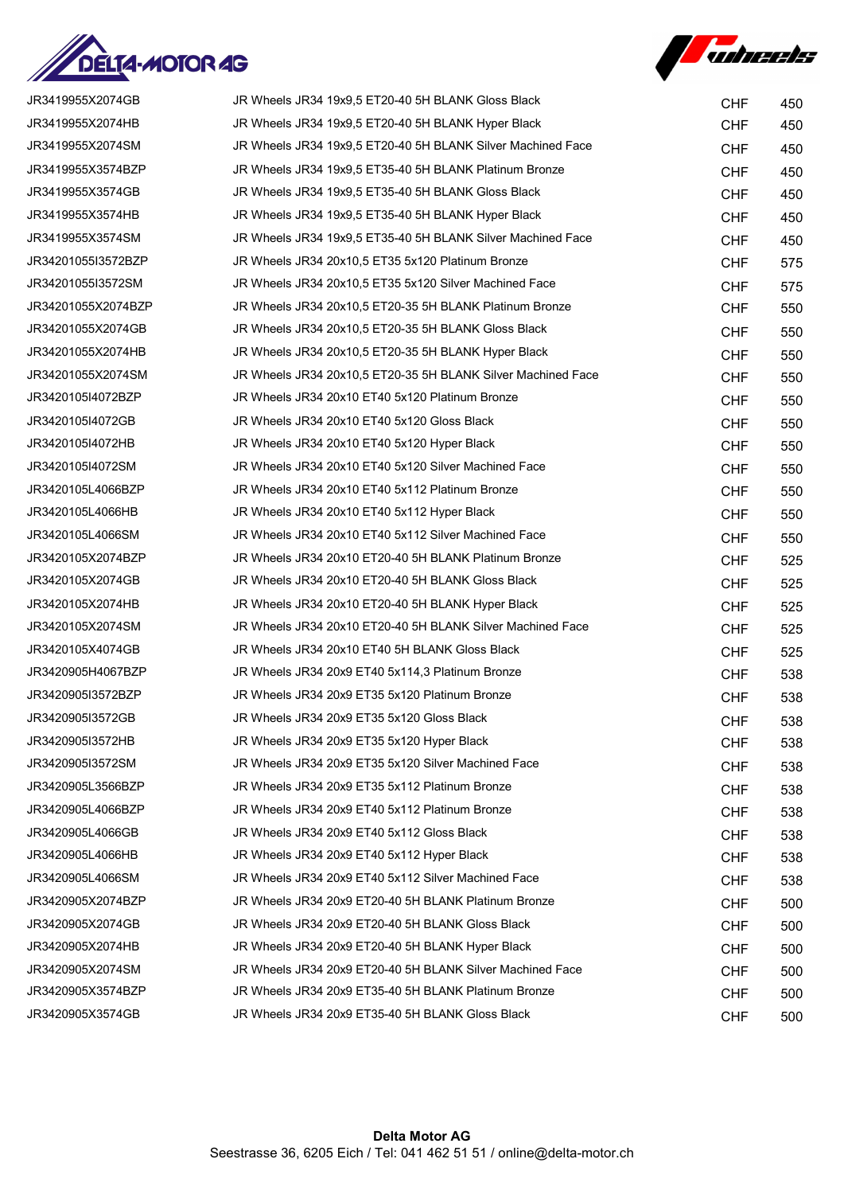| | | | |
|---|---|---|---|
| JR3419955X2074GB | JR Wheels JR34 19x9,5 ET20-40 5H BLANK Gloss Black | CHF | 450 |
| JR3419955X2074HB | JR Wheels JR34 19x9,5 ET20-40 5H BLANK Hyper Black | CHF | 450 |
| JR3419955X2074SM | JR Wheels JR34 19x9,5 ET20-40 5H BLANK Silver Machined Face | CHF | 450 |
| JR3419955X3574BZP | JR Wheels JR34 19x9,5 ET35-40 5H BLANK Platinum Bronze | CHF | 450 |
| JR3419955X3574GB | JR Wheels JR34 19x9,5 ET35-40 5H BLANK Gloss Black | CHF | 450 |
| JR3419955X3574HB | JR Wheels JR34 19x9,5 ET35-40 5H BLANK Hyper Black | CHF | 450 |
| JR3419955X3574SM | JR Wheels JR34 19x9,5 ET35-40 5H BLANK Silver Machined Face | CHF | 450 |
| JR34201055I3572BZP | JR Wheels JR34 20x10,5 ET35 5x120 Platinum Bronze | CHF | 575 |
| JR34201055I3572SM | JR Wheels JR34 20x10,5 ET35 5x120 Silver Machined Face | CHF | 575 |
| JR34201055X2074BZP | JR Wheels JR34 20x10,5 ET20-35 5H BLANK Platinum Bronze | CHF | 550 |
| JR34201055X2074GB | JR Wheels JR34 20x10,5 ET20-35 5H BLANK Gloss Black | CHF | 550 |
| JR34201055X2074HB | JR Wheels JR34 20x10,5 ET20-35 5H BLANK Hyper Black | CHF | 550 |
| JR34201055X2074SM | JR Wheels JR34 20x10,5 ET20-35 5H BLANK Silver Machined Face | CHF | 550 |
| JR3420105I4072BZP | JR Wheels JR34 20x10 ET40 5x120 Platinum Bronze | CHF | 550 |
| JR3420105I4072GB | JR Wheels JR34 20x10 ET40 5x120 Gloss Black | CHF | 550 |
| JR3420105I4072HB | JR Wheels JR34 20x10 ET40 5x120 Hyper Black | CHF | 550 |
| JR3420105I4072SM | JR Wheels JR34 20x10 ET40 5x120 Silver Machined Face | CHF | 550 |
| JR3420105L4066BZP | JR Wheels JR34 20x10 ET40 5x112 Platinum Bronze | CHF | 550 |
| JR3420105L4066HB | JR Wheels JR34 20x10 ET40 5x112 Hyper Black | CHF | 550 |
| JR3420105L4066SM | JR Wheels JR34 20x10 ET40 5x112 Silver Machined Face | CHF | 550 |
| JR3420105X2074BZP | JR Wheels JR34 20x10 ET20-40 5H BLANK Platinum Bronze | CHF | 525 |
| JR3420105X2074GB | JR Wheels JR34 20x10 ET20-40 5H BLANK Gloss Black | CHF | 525 |
| JR3420105X2074HB | JR Wheels JR34 20x10 ET20-40 5H BLANK Hyper Black | CHF | 525 |
| JR3420105X2074SM | JR Wheels JR34 20x10 ET20-40 5H BLANK Silver Machined Face | CHF | 525 |
| JR3420105X4074GB | JR Wheels JR34 20x10 ET40 5H BLANK Gloss Black | CHF | 525 |
| JR3420905H4067BZP | JR Wheels JR34 20x9 ET40 5x114,3 Platinum Bronze | CHF | 538 |
| JR3420905I3572BZP | JR Wheels JR34 20x9 ET35 5x120 Platinum Bronze | CHF | 538 |
| JR3420905I3572GB | JR Wheels JR34 20x9 ET35 5x120 Gloss Black | CHF | 538 |
| JR3420905I3572HB | JR Wheels JR34 20x9 ET35 5x120 Hyper Black | CHF | 538 |
| JR3420905I3572SM | JR Wheels JR34 20x9 ET35 5x120 Silver Machined Face | CHF | 538 |
| JR3420905L3566BZP | JR Wheels JR34 20x9 ET35 5x112 Platinum Bronze | CHF | 538 |
| JR3420905L4066BZP | JR Wheels JR34 20x9 ET40 5x112 Platinum Bronze | CHF | 538 |
| JR3420905L4066GB | JR Wheels JR34 20x9 ET40 5x112 Gloss Black | CHF | 538 |
| JR3420905L4066HB | JR Wheels JR34 20x9 ET40 5x112 Hyper Black | CHF | 538 |
| JR3420905L4066SM | JR Wheels JR34 20x9 ET40 5x112 Silver Machined Face | CHF | 538 |
| JR3420905X2074BZP | JR Wheels JR34 20x9 ET20-40 5H BLANK Platinum Bronze | CHF | 500 |
| JR3420905X2074GB | JR Wheels JR34 20x9 ET20-40 5H BLANK Gloss Black | CHF | 500 |
| JR3420905X2074HB | JR Wheels JR34 20x9 ET20-40 5H BLANK Hyper Black | CHF | 500 |
| JR3420905X2074SM | JR Wheels JR34 20x9 ET20-40 5H BLANK Silver Machined Face | CHF | 500 |
| JR3420905X3574BZP | JR Wheels JR34 20x9 ET35-40 5H BLANK Platinum Bronze | CHF | 500 |
| JR3420905X3574GB | JR Wheels JR34 20x9 ET35-40 5H BLANK Gloss Black | CHF | 500 |

**Delta Motor AG**
Seestrasse 36, 6205 Eich / Tel: 041 462 51 51 / online@delta-motor.ch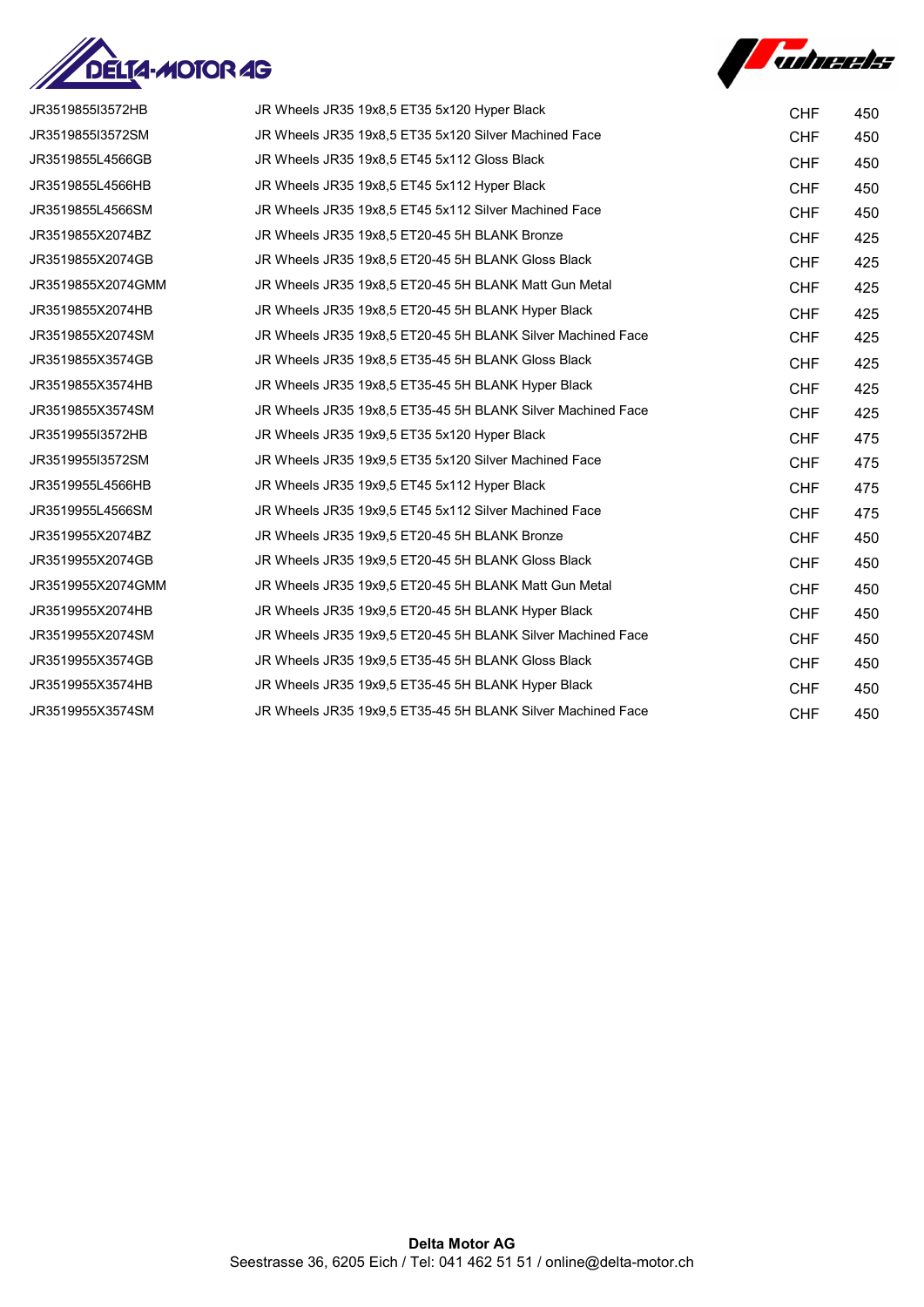| | | | |
|---|---|---|---|
| JR351985513572HB | JR Wheels JR35 19x8,5 ET35 5x120 Hyper Black | CHF | 450 |
| JR351985513572SM | JR Wheels JR35 19x8,5 ET35 5x120 Silver Machined Face | CHF | 450 |
| JR3519855L4566GB | JR Wheels JR35 19x8,5 ET45 5x112 Gloss Black | CHF | 450 |
| JR3519855L4566HB | JR Wheels JR35 19x8,5 ET45 5x112 Hyper Black | CHF | 450 |
| JR3519855L4566SM | JR Wheels JR35 19x8,5 ET45 5x112 Silver Machined Face | CHF | 450 |
| JR3519855X2074BZ | JR Wheels JR35 19x8,5 ET20-45 5H BLANK Bronze | CHF | 425 |
| JR3519855X2074GB | JR Wheels JR35 19x8,5 ET20-45 5H BLANK Gloss Black | CHF | 425 |
| JR3519855X2074GMM | JR Wheels JR35 19x8,5 ET20-45 5H BLANK Matt Gun Metal | CHF | 425 |
| JR3519855X2074HB | JR Wheels JR35 19x8,5 ET20-45 5H BLANK Hyper Black | CHF | 425 |
| JR3519855X2074SM | JR Wheels JR35 19x8,5 ET20-45 5H BLANK Silver Machined Face | CHF | 425 |
| JR3519855X3574GB | JR Wheels JR35 19x8,5 ET35-45 5H BLANK Gloss Black | CHF | 425 |
| JR3519855X3574HB | JR Wheels JR35 19x8,5 ET35-45 5H BLANK Hyper Black | CHF | 425 |
| JR3519855X3574SM | JR Wheels JR35 19x8,5 ET35-45 5H BLANK Silver Machined Face | CHF | 425 |
| JR351995513572HB | JR Wheels JR35 19x9,5 ET35 5x120 Hyper Black | CHF | 475 |
| JR351995513572SM | JR Wheels JR35 19x9,5 ET35 5x120 Silver Machined Face | CHF | 475 |
| JR3519955L4566HB | JR Wheels JR35 19x9,5 ET45 5x112 Hyper Black | CHF | 475 |
| JR3519955L4566SM | JR Wheels JR35 19x9,5 ET45 5x112 Silver Machined Face | CHF | 475 |
| JR3519955X2074BZ | JR Wheels JR35 19x9,5 ET20-45 5H BLANK Bronze | CHF | 450 |
| JR3519955X2074GB | JR Wheels JR35 19x9,5 ET20-45 5H BLANK Gloss Black | CHF | 450 |
| JR3519955X2074GMM | JR Wheels JR35 19x9,5 ET20-45 5H BLANK Matt Gun Metal | CHF | 450 |
| JR3519955X2074HB | JR Wheels JR35 19x9,5 ET20-45 5H BLANK Hyper Black | CHF | 450 |
| JR3519955X2074SM | JR Wheels JR35 19x9,5 ET20-45 5H BLANK Silver Machined Face | CHF | 450 |
| JR3519955X3574GB | JR Wheels JR35 19x9,5 ET35-45 5H BLANK Gloss Black | CHF | 450 |
| JR3519955X3574HB | JR Wheels JR35 19x9,5 ET35-45 5H BLANK Hyper Black | CHF | 450 |
| JR3519955X3574SM | JR Wheels JR35 19x9,5 ET35-45 5H BLANK Silver Machined Face | CHF | 450 |

**Delta Motor AG**
Seestrasse 36, 6205 Eich / Tel: 041 462 51 51 / online@delta-motor.ch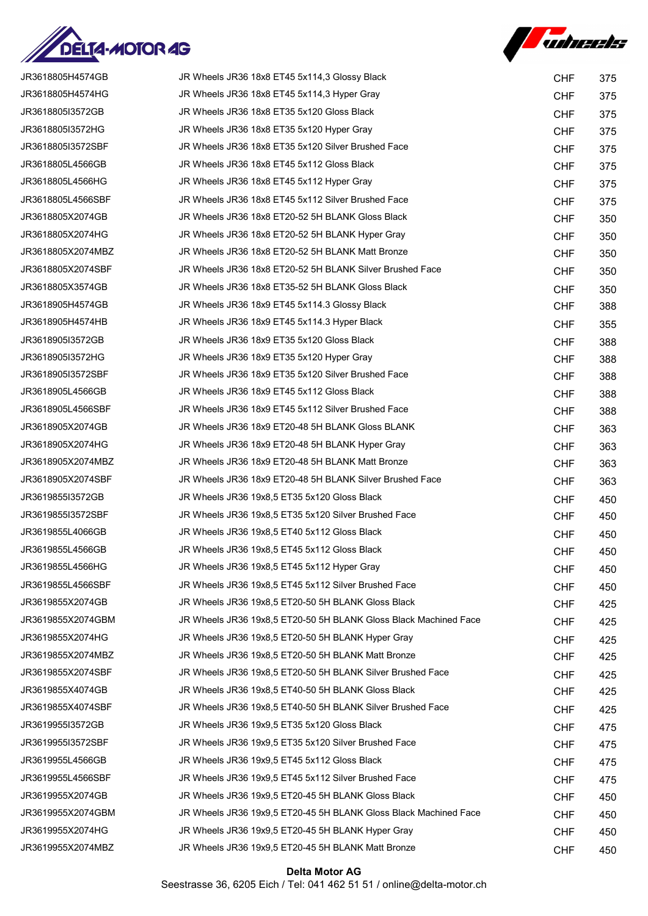| | | | |
|---|---|---|---|
| JR3618805H4574GB | JR Wheels JR36 18x8 ET45 5x114,3 Glossy Black | CHF | 375 |
| JR3618805H4574HG | JR Wheels JR36 18x8 ET45 5x114,3 Hyper Gray | CHF | 375 |
| JR3618805I3572GB | JR Wheels JR36 18x8 ET35 5x120 Gloss Black | CHF | 375 |
| JR3618805I3572HG | JR Wheels JR36 18x8 ET35 5x120 Hyper Gray | CHF | 375 |
| JR3618805I3572SBF | JR Wheels JR36 18x8 ET35 5x120 Silver Brushed Face | CHF | 375 |
| JR3618805L4566GB | JR Wheels JR36 18x8 ET45 5x112 Gloss Black | CHF | 375 |
| JR3618805L4566HG | JR Wheels JR36 18x8 ET45 5x112 Hyper Gray | CHF | 375 |
| JR3618805L4566SBF | JR Wheels JR36 18x8 ET45 5x112 Silver Brushed Face | CHF | 375 |
| JR3618805X2074GB | JR Wheels JR36 18x8 ET20-52 5H BLANK Gloss Black | CHF | 350 |
| JR3618805X2074HG | JR Wheels JR36 18x8 ET20-52 5H BLANK Hyper Gray | CHF | 350 |
| JR3618805X2074MBZ | JR Wheels JR36 18x8 ET20-52 5H BLANK Matt Bronze | CHF | 350 |
| JR3618805X2074SBF | JR Wheels JR36 18x8 ET20-52 5H BLANK Silver Brushed Face | CHF | 350 |
| JR3618805X3574GB | JR Wheels JR36 18x8 ET35-52 5H BLANK Gloss Black | CHF | 350 |
| JR3618905H4574GB | JR Wheels JR36 18x9 ET45 5x114.3 Glossy Black | CHF | 388 |
| JR3618905H4574HB | JR Wheels JR36 18x9 ET45 5x114.3 Hyper Black | CHF | 355 |
| JR3618905I3572GB | JR Wheels JR36 18x9 ET35 5x120 Gloss Black | CHF | 388 |
| JR3618905I3572HG | JR Wheels JR36 18x9 ET35 5x120 Hyper Gray | CHF | 388 |
| JR3618905I3572SBF | JR Wheels JR36 18x9 ET35 5x120 Silver Brushed Face | CHF | 388 |
| JR3618905L4566GB | JR Wheels JR36 18x9 ET45 5x112 Gloss Black | CHF | 388 |
| JR3618905L4566SBF | JR Wheels JR36 18x9 ET45 5x112 Silver Brushed Face | CHF | 388 |
| JR3618905X2074GB | JR Wheels JR36 18x9 ET20-48 5H BLANK Gloss BLANK | CHF | 363 |
| JR3618905X2074HG | JR Wheels JR36 18x9 ET20-48 5H BLANK Hyper Gray | CHF | 363 |
| JR3618905X2074MBZ | JR Wheels JR36 18x9 ET20-48 5H BLANK Matt Bronze | CHF | 363 |
| JR3618905X2074SBF | JR Wheels JR36 18x9 ET20-48 5H BLANK Silver Brushed Face | CHF | 363 |
| JR3619855I3572GB | JR Wheels JR36 19x8,5 ET35 5x120 Gloss Black | CHF | 450 |
| JR3619855I3572SBF | JR Wheels JR36 19x8,5 ET35 5x120 Silver Brushed Face | CHF | 450 |
| JR3619855L4066GB | JR Wheels JR36 19x8,5 ET40 5x112 Gloss Black | CHF | 450 |
| JR3619855L4566GB | JR Wheels JR36 19x8,5 ET45 5x112 Gloss Black | CHF | 450 |
| JR3619855L4566HG | JR Wheels JR36 19x8,5 ET45 5x112 Hyper Gray | CHF | 450 |
| JR3619855L4566SBF | JR Wheels JR36 19x8,5 ET45 5x112 Silver Brushed Face | CHF | 450 |
| JR3619855X2074GB | JR Wheels JR36 19x8,5 ET20-50 5H BLANK Gloss Black | CHF | 425 |
| JR3619855X2074GBM | JR Wheels JR36 19x8,5 ET20-50 5H BLANK Gloss Black Machined Face | CHF | 425 |
| JR3619855X2074HG | JR Wheels JR36 19x8,5 ET20-50 5H BLANK Hyper Gray | CHF | 425 |
| JR3619855X2074MBZ | JR Wheels JR36 19x8,5 ET20-50 5H BLANK Matt Bronze | CHF | 425 |
| JR3619855X2074SBF | JR Wheels JR36 19x8,5 ET20-50 5H BLANK Silver Brushed Face | CHF | 425 |
| JR3619855X4074GB | JR Wheels JR36 19x8,5 ET40-50 5H BLANK Gloss Black | CHF | 425 |
| JR3619855X4074SBF | JR Wheels JR36 19x8,5 ET40-50 5H BLANK Silver Brushed Face | CHF | 425 |
| JR3619955I3572GB | JR Wheels JR36 19x9,5 ET35 5x120 Gloss Black | CHF | 475 |
| JR3619955I3572SBF | JR Wheels JR36 19x9,5 ET35 5x120 Silver Brushed Face | CHF | 475 |
| JR3619955L4566GB | JR Wheels JR36 19x9,5 ET45 5x112 Gloss Black | CHF | 475 |
| JR3619955L4566SBF | JR Wheels JR36 19x9,5 ET45 5x112 Silver Brushed Face | CHF | 475 |
| JR3619955X2074GB | JR Wheels JR36 19x9,5 ET20-45 5H BLANK Gloss Black | CHF | 450 |
| JR3619955X2074GBM | JR Wheels JR36 19x9,5 ET20-45 5H BLANK Gloss Black Machined Face | CHF | 450 |
| JR3619955X2074HG | JR Wheels JR36 19x9,5 ET20-45 5H BLANK Hyper Gray | CHF | 450 |
| JR3619955X2074MBZ | JR Wheels JR36 19x9,5 ET20-45 5H BLANK Matt Bronze | CHF | 450 |

**Delta Motor AG**
Seestrasse 36, 6205 Eich / Tel: 041 462 51 51 / online@delta-motor.ch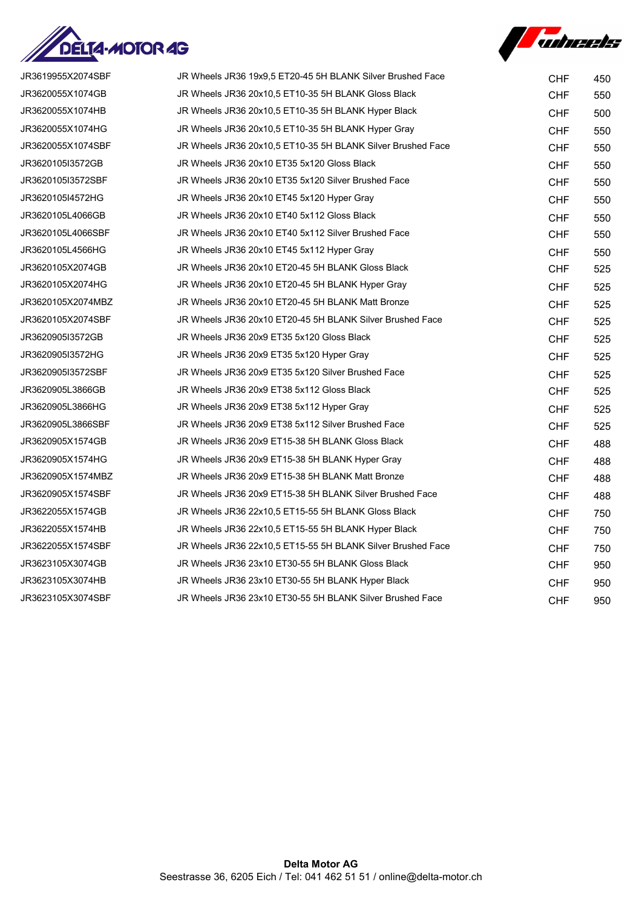| | | | |
|---|---|---|---|
| JR3619955X2074SBF | JR Wheels JR36 19x9,5 ET20-45 5H BLANK Silver Brushed Face | CHF | 450 |
| JR3620055X1074GB | JR Wheels JR36 20x10,5 ET10-35 5H BLANK Gloss Black | CHF | 550 |
| JR3620055X1074HB | JR Wheels JR36 20x10,5 ET10-35 5H BLANK Hyper Black | CHF | 500 |
| JR3620055X1074HG | JR Wheels JR36 20x10,5 ET10-35 5H BLANK Hyper Gray | CHF | 550 |
| JR3620055X1074SBF | JR Wheels JR36 20x10,5 ET10-35 5H BLANK Silver Brushed Face | CHF | 550 |
| JR3620105I3572GB | JR Wheels JR36 20x10 ET35 5x120 Gloss Black | CHF | 550 |
| JR3620105I3572SBF | JR Wheels JR36 20x10 ET35 5x120 Silver Brushed Face | CHF | 550 |
| JR3620105I4572HG | JR Wheels JR36 20x10 ET45 5x120 Hyper Gray | CHF | 550 |
| JR3620105L4066GB | JR Wheels JR36 20x10 ET40 5x112 Gloss Black | CHF | 550 |
| JR3620105L4066SBF | JR Wheels JR36 20x10 ET40 5x112 Silver Brushed Face | CHF | 550 |
| JR3620105L4566HG | JR Wheels JR36 20x10 ET45 5x112 Hyper Gray | CHF | 550 |
| JR3620105X2074GB | JR Wheels JR36 20x10 ET20-45 5H BLANK Gloss Black | CHF | 525 |
| JR3620105X2074HG | JR Wheels JR36 20x10 ET20-45 5H BLANK Hyper Gray | CHF | 525 |
| JR3620105X2074MBZ | JR Wheels JR36 20x10 ET20-45 5H BLANK Matt Bronze | CHF | 525 |
| JR3620105X2074SBF | JR Wheels JR36 20x10 ET20-45 5H BLANK Silver Brushed Face | CHF | 525 |
| JR3620905I3572GB | JR Wheels JR36 20x9 ET35 5x120 Gloss Black | CHF | 525 |
| JR3620905I3572HG | JR Wheels JR36 20x9 ET35 5x120 Hyper Gray | CHF | 525 |
| JR3620905I3572SBF | JR Wheels JR36 20x9 ET35 5x120 Silver Brushed Face | CHF | 525 |
| JR3620905L3866GB | JR Wheels JR36 20x9 ET38 5x112 Gloss Black | CHF | 525 |
| JR3620905L3866HG | JR Wheels JR36 20x9 ET38 5x112 Hyper Gray | CHF | 525 |
| JR3620905L3866SBF | JR Wheels JR36 20x9 ET38 5x112 Silver Brushed Face | CHF | 525 |
| JR3620905X1574GB | JR Wheels JR36 20x9 ET15-38 5H BLANK Gloss Black | CHF | 488 |
| JR3620905X1574HG | JR Wheels JR36 20x9 ET15-38 5H BLANK Hyper Gray | CHF | 488 |
| JR3620905X1574MBZ | JR Wheels JR36 20x9 ET15-38 5H BLANK Matt Bronze | CHF | 488 |
| JR3620905X1574SBF | JR Wheels JR36 20x9 ET15-38 5H BLANK Silver Brushed Face | CHF | 488 |
| JR3622055X1574GB | JR Wheels JR36 22x10,5 ET15-55 5H BLANK Gloss Black | CHF | 750 |
| JR3622055X1574HB | JR Wheels JR36 22x10,5 ET15-55 5H BLANK Hyper Black | CHF | 750 |
| JR3622055X1574SBF | JR Wheels JR36 22x10,5 ET15-55 5H BLANK Silver Brushed Face | CHF | 750 |
| JR3623105X3074GB | JR Wheels JR36 23x10 ET30-55 5H BLANK Gloss Black | CHF | 950 |
| JR3623105X3074HB | JR Wheels JR36 23x10 ET30-55 5H BLANK Hyper Black | CHF | 950 |
| JR3623105X3074SBF | JR Wheels JR36 23x10 ET30-55 5H BLANK Silver Brushed Face | CHF | 950 |

**Delta Motor AG**
Seestrasse 36, 6205 Eich / Tel: 041 462 51 51 / online@delta-motor.ch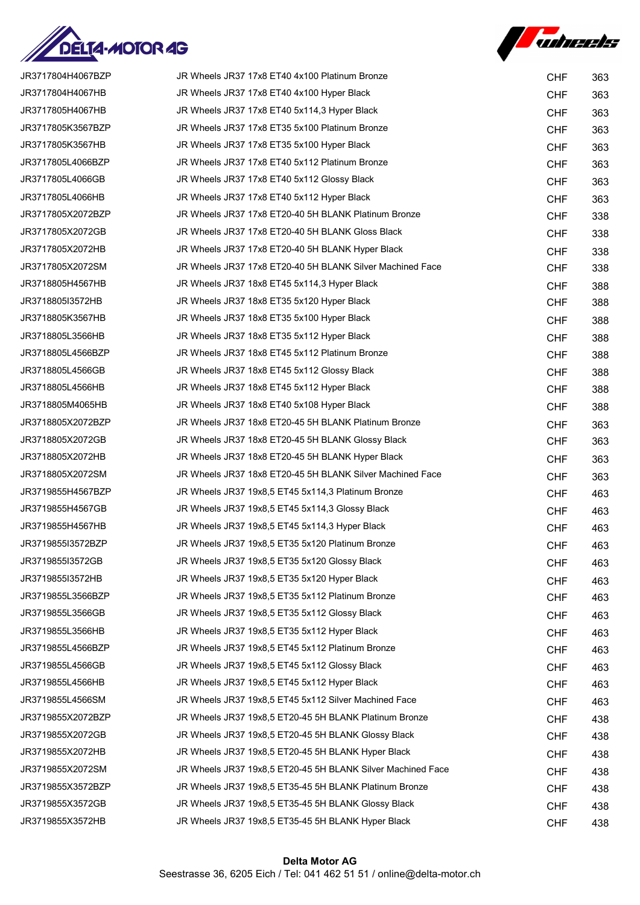| | | | |
|---|---|---|---|
| JR3717804H4067BZP | JR Wheels JR37 17x8 ET40 4x100 Platinum Bronze | CHF | 363 |
| JR3717804H4067HB | JR Wheels JR37 17x8 ET40 4x100 Hyper Black | CHF | 363 |
| JR3717805H4067HB | JR Wheels JR37 17x8 ET40 5x114,3 Hyper Black | CHF | 363 |
| JR3717805K3567BZP | JR Wheels JR37 17x8 ET35 5x100 Platinum Bronze | CHF | 363 |
| JR3717805K3567HB | JR Wheels JR37 17x8 ET35 5x100 Hyper Black | CHF | 363 |
| JR3717805L4066BZP | JR Wheels JR37 17x8 ET40 5x112 Platinum Bronze | CHF | 363 |
| JR3717805L4066GB | JR Wheels JR37 17x8 ET40 5x112 Glossy Black | CHF | 363 |
| JR3717805L4066HB | JR Wheels JR37 17x8 ET40 5x112 Hyper Black | CHF | 363 |
| JR3717805X2072BZP | JR Wheels JR37 17x8 ET20-40 5H BLANK Platinum Bronze | CHF | 338 |
| JR3717805X2072GB | JR Wheels JR37 17x8 ET20-40 5H BLANK Gloss Black | CHF | 338 |
| JR3717805X2072HB | JR Wheels JR37 17x8 ET20-40 5H BLANK Hyper Black | CHF | 338 |
| JR3717805X2072SM | JR Wheels JR37 17x8 ET20-40 5H BLANK Silver Machined Face | CHF | 338 |
| JR3718805H4567HB | JR Wheels JR37 18x8 ET45 5x114,3 Hyper Black | CHF | 388 |
| JR3718805I3572HB | JR Wheels JR37 18x8 ET35 5x120 Hyper Black | CHF | 388 |
| JR3718805K3567HB | JR Wheels JR37 18x8 ET35 5x100 Hyper Black | CHF | 388 |
| JR3718805L3566HB | JR Wheels JR37 18x8 ET35 5x112 Hyper Black | CHF | 388 |
| JR3718805L4566BZP | JR Wheels JR37 18x8 ET45 5x112 Platinum Bronze | CHF | 388 |
| JR3718805L4566GB | JR Wheels JR37 18x8 ET45 5x112 Glossy Black | CHF | 388 |
| JR3718805L4566HB | JR Wheels JR37 18x8 ET45 5x112 Hyper Black | CHF | 388 |
| JR3718805M4065HB | JR Wheels JR37 18x8 ET40 5x108 Hyper Black | CHF | 388 |
| JR3718805X2072BZP | JR Wheels JR37 18x8 ET20-45 5H BLANK Platinum Bronze | CHF | 363 |
| JR3718805X2072GB | JR Wheels JR37 18x8 ET20-45 5H BLANK Glossy Black | CHF | 363 |
| JR3718805X2072HB | JR Wheels JR37 18x8 ET20-45 5H BLANK Hyper Black | CHF | 363 |
| JR3718805X2072SM | JR Wheels JR37 18x8 ET20-45 5H BLANK Silver Machined Face | CHF | 363 |
| JR3719855H4567BZP | JR Wheels JR37 19x8,5 ET45 5x114,3 Platinum Bronze | CHF | 463 |
| JR3719855H4567GB | JR Wheels JR37 19x8,5 ET45 5x114,3 Glossy Black | CHF | 463 |
| JR3719855H4567HB | JR Wheels JR37 19x8,5 ET45 5x114,3 Hyper Black | CHF | 463 |
| JR3719855I3572BZP | JR Wheels JR37 19x8,5 ET35 5x120 Platinum Bronze | CHF | 463 |
| JR3719855I3572GB | JR Wheels JR37 19x8,5 ET35 5x120 Glossy Black | CHF | 463 |
| JR3719855I3572HB | JR Wheels JR37 19x8,5 ET35 5x120 Hyper Black | CHF | 463 |
| JR3719855L3566BZP | JR Wheels JR37 19x8,5 ET35 5x112 Platinum Bronze | CHF | 463 |
| JR3719855L3566GB | JR Wheels JR37 19x8,5 ET35 5x112 Glossy Black | CHF | 463 |
| JR3719855L3566HB | JR Wheels JR37 19x8,5 ET35 5x112 Hyper Black | CHF | 463 |
| JR3719855L4566BZP | JR Wheels JR37 19x8,5 ET45 5x112 Platinum Bronze | CHF | 463 |
| JR3719855L4566GB | JR Wheels JR37 19x8,5 ET45 5x112 Glossy Black | CHF | 463 |
| JR3719855L4566HB | JR Wheels JR37 19x8,5 ET45 5x112 Hyper Black | CHF | 463 |
| JR3719855L4566SM | JR Wheels JR37 19x8,5 ET45 5x112 Silver Machined Face | CHF | 463 |
| JR3719855X2072BZP | JR Wheels JR37 19x8,5 ET20-45 5H BLANK Platinum Bronze | CHF | 438 |
| JR3719855X2072GB | JR Wheels JR37 19x8,5 ET20-45 5H BLANK Glossy Black | CHF | 438 |
| JR3719855X2072HB | JR Wheels JR37 19x8,5 ET20-45 5H BLANK Hyper Black | CHF | 438 |
| JR3719855X2072SM | JR Wheels JR37 19x8,5 ET20-45 5H BLANK Silver Machined Face | CHF | 438 |
| JR3719855X3572BZP | JR Wheels JR37 19x8,5 ET35-45 5H BLANK Platinum Bronze | CHF | 438 |
| JR3719855X3572GB | JR Wheels JR37 19x8,5 ET35-45 5H BLANK Glossy Black | CHF | 438 |
| JR3719855X3572HB | JR Wheels JR37 19x8,5 ET35-45 5H BLANK Hyper Black | CHF | 438 |

**Delta Motor AG**
Seestrasse 36, 6205 Eich / Tel: 041 462 51 51 / online@delta-motor.ch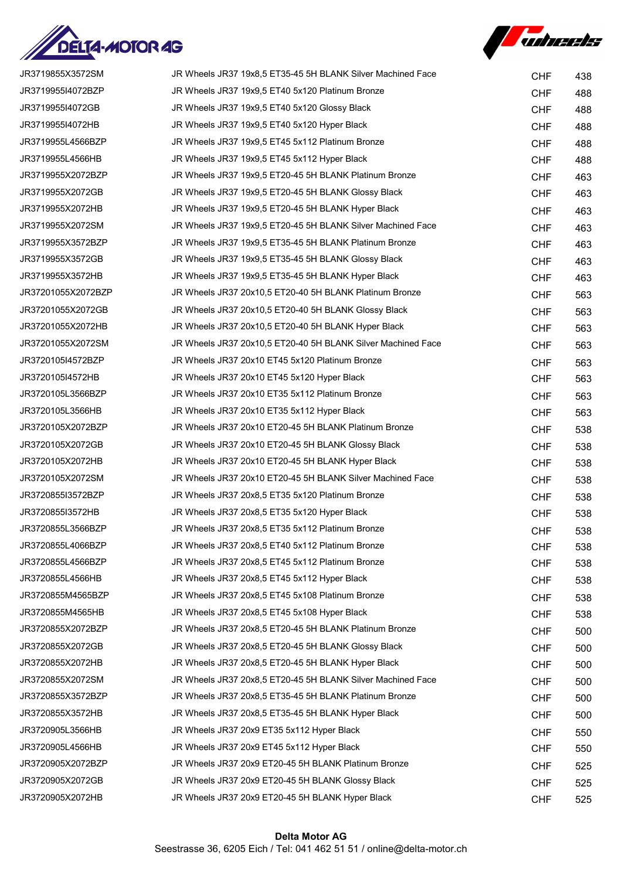| | | | |
|---|---|---|---|
| JR3719855X3572SM | JR Wheels JR37 19x8,5 ET35-45 5H BLANK Silver Machined Face | CHF | 438 |
| JR3719955I4072BZP | JR Wheels JR37 19x9,5 ET40 5x120 Platinum Bronze | CHF | 488 |
| JR3719955I4072GB | JR Wheels JR37 19x9,5 ET40 5x120 Glossy Black | CHF | 488 |
| JR3719955I4072HB | JR Wheels JR37 19x9,5 ET40 5x120 Hyper Black | CHF | 488 |
| JR3719955L4566BZP | JR Wheels JR37 19x9,5 ET45 5x112 Platinum Bronze | CHF | 488 |
| JR3719955L4566HB | JR Wheels JR37 19x9,5 ET45 5x112 Hyper Black | CHF | 488 |
| JR3719955X2072BZP | JR Wheels JR37 19x9,5 ET20-45 5H BLANK Platinum Bronze | CHF | 463 |
| JR3719955X2072GB | JR Wheels JR37 19x9,5 ET20-45 5H BLANK Glossy Black | CHF | 463 |
| JR3719955X2072HB | JR Wheels JR37 19x9,5 ET20-45 5H BLANK Hyper Black | CHF | 463 |
| JR3719955X2072SM | JR Wheels JR37 19x9,5 ET20-45 5H BLANK Silver Machined Face | CHF | 463 |
| JR3719955X3572BZP | JR Wheels JR37 19x9,5 ET35-45 5H BLANK Platinum Bronze | CHF | 463 |
| JR3719955X3572GB | JR Wheels JR37 19x9,5 ET35-45 5H BLANK Glossy Black | CHF | 463 |
| JR3719955X3572HB | JR Wheels JR37 19x9,5 ET35-45 5H BLANK Hyper Black | CHF | 463 |
| JR37201055X2072BZP | JR Wheels JR37 20x10,5 ET20-40 5H BLANK Platinum Bronze | CHF | 563 |
| JR37201055X2072GB | JR Wheels JR37 20x10,5 ET20-40 5H BLANK Glossy Black | CHF | 563 |
| JR37201055X2072HB | JR Wheels JR37 20x10,5 ET20-40 5H BLANK Hyper Black | CHF | 563 |
| JR37201055X2072SM | JR Wheels JR37 20x10,5 ET20-40 5H BLANK Silver Machined Face | CHF | 563 |
| JR372010514572BZP | JR Wheels JR37 20x10 ET45 5x120 Platinum Bronze | CHF | 563 |
| JR372010514572HB | JR Wheels JR37 20x10 ET45 5x120 Hyper Black | CHF | 563 |
| JR3720105L3566BZP | JR Wheels JR37 20x10 ET35 5x112 Platinum Bronze | CHF | 563 |
| JR3720105L3566HB | JR Wheels JR37 20x10 ET35 5x112 Hyper Black | CHF | 563 |
| JR3720105X2072BZP | JR Wheels JR37 20x10 ET20-45 5H BLANK Platinum Bronze | CHF | 538 |
| JR3720105X2072GB | JR Wheels JR37 20x10 ET20-45 5H BLANK Glossy Black | CHF | 538 |
| JR3720105X2072HB | JR Wheels JR37 20x10 ET20-45 5H BLANK Hyper Black | CHF | 538 |
| JR3720105X2072SM | JR Wheels JR37 20x10 ET20-45 5H BLANK Silver Machined Face | CHF | 538 |
| JR3720855I3572BZP | JR Wheels JR37 20x8,5 ET35 5x120 Platinum Bronze | CHF | 538 |
| JR3720855I3572HB | JR Wheels JR37 20x8,5 ET35 5x120 Hyper Black | CHF | 538 |
| JR3720855L3566BZP | JR Wheels JR37 20x8,5 ET35 5x112 Platinum Bronze | CHF | 538 |
| JR3720855L4066BZP | JR Wheels JR37 20x8,5 ET40 5x112 Platinum Bronze | CHF | 538 |
| JR3720855L4566BZP | JR Wheels JR37 20x8,5 ET45 5x112 Platinum Bronze | CHF | 538 |
| JR3720855L4566HB | JR Wheels JR37 20x8,5 ET45 5x112 Hyper Black | CHF | 538 |
| JR3720855M4565BZP | JR Wheels JR37 20x8,5 ET45 5x108 Platinum Bronze | CHF | 538 |
| JR3720855M4565HB | JR Wheels JR37 20x8,5 ET45 5x108 Hyper Black | CHF | 538 |
| JR3720855X2072BZP | JR Wheels JR37 20x8,5 ET20-45 5H BLANK Platinum Bronze | CHF | 500 |
| JR3720855X2072GB | JR Wheels JR37 20x8,5 ET20-45 5H BLANK Glossy Black | CHF | 500 |
| JR3720855X2072HB | JR Wheels JR37 20x8,5 ET20-45 5H BLANK Hyper Black | CHF | 500 |
| JR3720855X2072SM | JR Wheels JR37 20x8,5 ET20-45 5H BLANK Silver Machined Face | CHF | 500 |
| JR3720855X3572BZP | JR Wheels JR37 20x8,5 ET35-45 5H BLANK Platinum Bronze | CHF | 500 |
| JR3720855X3572HB | JR Wheels JR37 20x8,5 ET35-45 5H BLANK Hyper Black | CHF | 500 |
| JR3720905L3566HB | JR Wheels JR37 20x9 ET35 5x112 Hyper Black | CHF | 550 |
| JR3720905L4566HB | JR Wheels JR37 20x9 ET45 5x112 Hyper Black | CHF | 550 |
| JR3720905X2072BZP | JR Wheels JR37 20x9 ET20-45 5H BLANK Platinum Bronze | CHF | 525 |
| JR3720905X2072GB | JR Wheels JR37 20x9 ET20-45 5H BLANK Glossy Black | CHF | 525 |
| JR3720905X2072HB | JR Wheels JR37 20x9 ET20-45 5H BLANK Hyper Black | CHF | 525 |

**Delta Motor AG**
Seestrasse 36, 6205 Eich / Tel: 041 462 51 51 / online@delta-motor.ch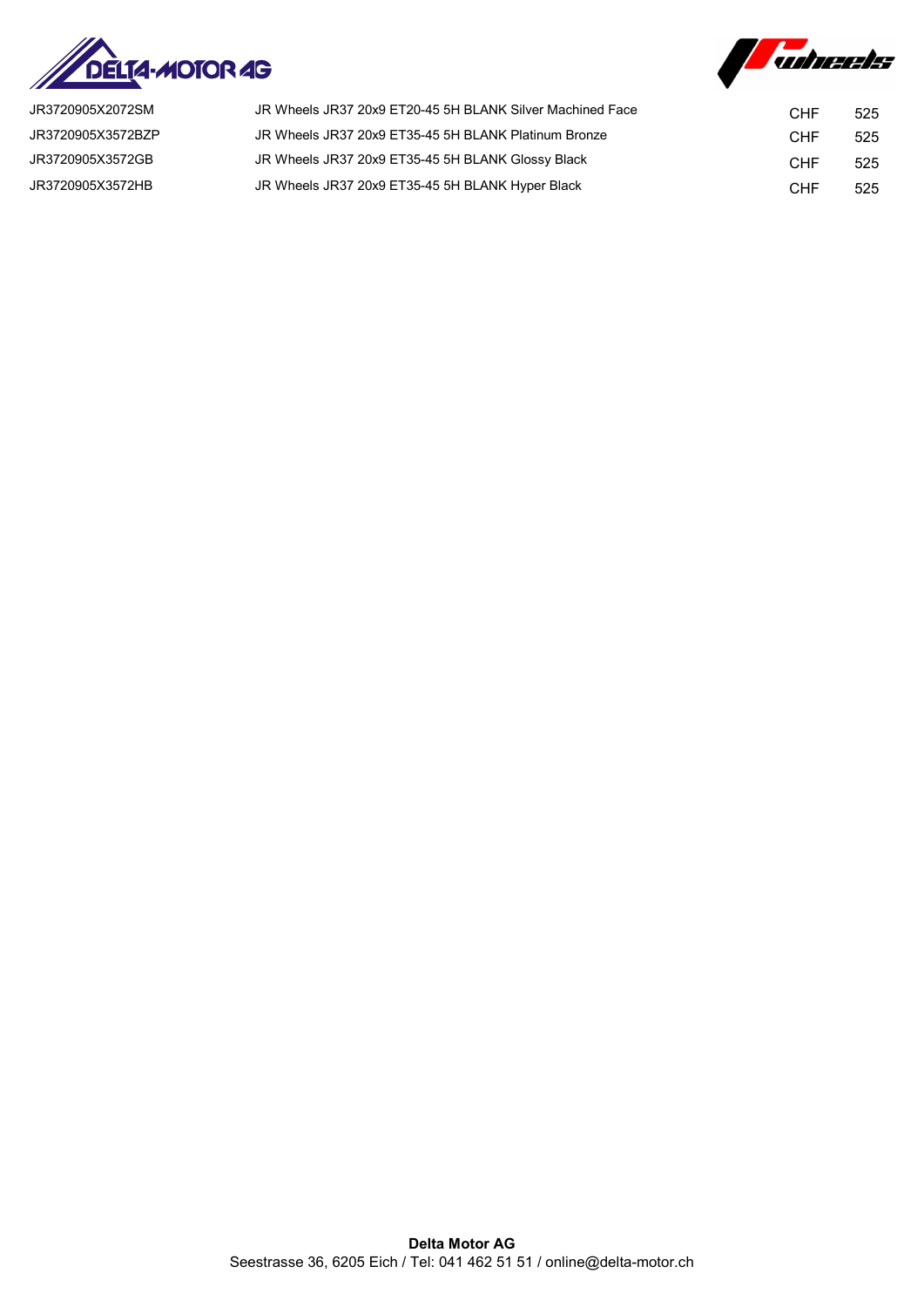| | | | |
|---|---|---|---|
| JR3720905X2072SM | JR Wheels JR37 20x9 ET20-45 5H BLANK Silver Machined Face | CHF | 525 |
| JR3720905X3572BZP | JR Wheels JR37 20x9 ET35-45 5H BLANK Platinum Bronze | CHF | 525 |
| JR3720905X3572GB | JR Wheels JR37 20x9 ET35-45 5H BLANK Glossy Black | CHF | 525 |
| JR3720905X3572HB | JR Wheels JR37 20x9 ET35-45 5H BLANK Hyper Black | CHF | 525 |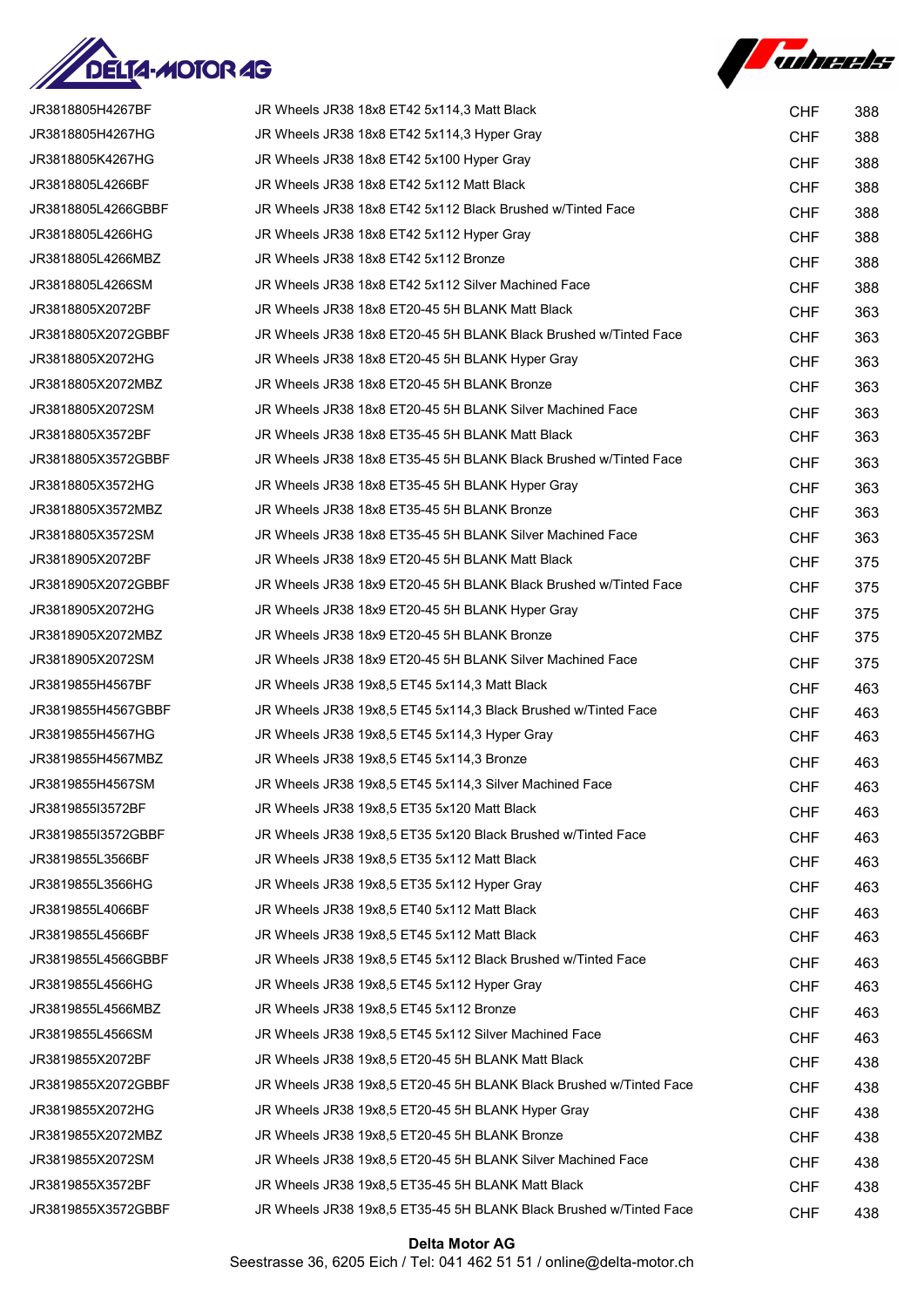| | | | |
|---|---|---|---|
| JR3818805H4267BF | JR Wheels JR38 18x8 ET42 5x114,3 Matt Black | CHF | 388 |
| JR3818805H4267HG | JR Wheels JR38 18x8 ET42 5x114,3 Hyper Gray | CHF | 388 |
| JR3818805K4267HG | JR Wheels JR38 18x8 ET42 5x100 Hyper Gray | CHF | 388 |
| JR3818805L4266BF | JR Wheels JR38 18x8 ET42 5x112 Matt Black | CHF | 388 |
| JR3818805L4266GBBF | JR Wheels JR38 18x8 ET42 5x112 Black Brushed w/Tinted Face | CHF | 388 |
| JR3818805L4266HG | JR Wheels JR38 18x8 ET42 5x112 Hyper Gray | CHF | 388 |
| JR3818805L4266MBZ | JR Wheels JR38 18x8 ET42 5x112 Bronze | CHF | 388 |
| JR3818805L4266SM | JR Wheels JR38 18x8 ET42 5x112 Silver Machined Face | CHF | 388 |
| JR3818805X2072BF | JR Wheels JR38 18x8 ET20-45 5H BLANK Matt Black | CHF | 363 |
| JR3818805X2072GBBF | JR Wheels JR38 18x8 ET20-45 5H BLANK Black Brushed w/Tinted Face | CHF | 363 |
| JR3818805X2072HG | JR Wheels JR38 18x8 ET20-45 5H BLANK Hyper Gray | CHF | 363 |
| JR3818805X2072MBZ | JR Wheels JR38 18x8 ET20-45 5H BLANK Bronze | CHF | 363 |
| JR3818805X2072SM | JR Wheels JR38 18x8 ET20-45 5H BLANK Silver Machined Face | CHF | 363 |
| JR3818805X3572BF | JR Wheels JR38 18x8 ET35-45 5H BLANK Matt Black | CHF | 363 |
| JR3818805X3572GBBF | JR Wheels JR38 18x8 ET35-45 5H BLANK Black Brushed w/Tinted Face | CHF | 363 |
| JR3818805X3572HG | JR Wheels JR38 18x8 ET35-45 5H BLANK Hyper Gray | CHF | 363 |
| JR3818805X3572MBZ | JR Wheels JR38 18x8 ET35-45 5H BLANK Bronze | CHF | 363 |
| JR3818805X3572SM | JR Wheels JR38 18x8 ET35-45 5H BLANK Silver Machined Face | CHF | 363 |
| JR3818905X2072BF | JR Wheels JR38 18x9 ET20-45 5H BLANK Matt Black | CHF | 375 |
| JR3818905X2072GBBF | JR Wheels JR38 18x9 ET20-45 5H BLANK Black Brushed w/Tinted Face | CHF | 375 |
| JR3818905X2072HG | JR Wheels JR38 18x9 ET20-45 5H BLANK Hyper Gray | CHF | 375 |
| JR3818905X2072MBZ | JR Wheels JR38 18x9 ET20-45 5H BLANK Bronze | CHF | 375 |
| JR3818905X2072SM | JR Wheels JR38 18x9 ET20-45 5H BLANK Silver Machined Face | CHF | 375 |
| JR3819855H4567BF | JR Wheels JR38 19x8,5 ET45 5x114,3 Matt Black | CHF | 463 |
| JR3819855H4567GBBF | JR Wheels JR38 19x8,5 ET45 5x114,3 Black Brushed w/Tinted Face | CHF | 463 |
| JR3819855H4567HG | JR Wheels JR38 19x8,5 ET45 5x114,3 Hyper Gray | CHF | 463 |
| JR3819855H4567MBZ | JR Wheels JR38 19x8,5 ET45 5x114,3 Bronze | CHF | 463 |
| JR3819855H4567SM | JR Wheels JR38 19x8,5 ET45 5x114,3 Silver Machined Face | CHF | 463 |
| JR3819855I3572BF | JR Wheels JR38 19x8,5 ET35 5x120 Matt Black | CHF | 463 |
| JR3819855I3572GBBF | JR Wheels JR38 19x8,5 ET35 5x120 Black Brushed w/Tinted Face | CHF | 463 |
| JR3819855L3566BF | JR Wheels JR38 19x8,5 ET35 5x112 Matt Black | CHF | 463 |
| JR3819855L3566HG | JR Wheels JR38 19x8,5 ET35 5x112 Hyper Gray | CHF | 463 |
| JR3819855L4066BF | JR Wheels JR38 19x8,5 ET40 5x112 Matt Black | CHF | 463 |
| JR3819855L4566BF | JR Wheels JR38 19x8,5 ET45 5x112 Matt Black | CHF | 463 |
| JR3819855L4566GBBF | JR Wheels JR38 19x8,5 ET45 5x112 Black Brushed w/Tinted Face | CHF | 463 |
| JR3819855L4566HG | JR Wheels JR38 19x8,5 ET45 5x112 Hyper Gray | CHF | 463 |
| JR3819855L4566MBZ | JR Wheels JR38 19x8,5 ET45 5x112 Bronze | CHF | 463 |
| JR3819855L4566SM | JR Wheels JR38 19x8,5 ET45 5x112 Silver Machined Face | CHF | 463 |
| JR3819855X2072BF | JR Wheels JR38 19x8,5 ET20-45 5H BLANK Matt Black | CHF | 438 |
| JR3819855X2072GBBF | JR Wheels JR38 19x8,5 ET20-45 5H BLANK Black Brushed w/Tinted Face | CHF | 438 |
| JR3819855X2072HG | JR Wheels JR38 19x8,5 ET20-45 5H BLANK Hyper Gray | CHF | 438 |
| JR3819855X2072MBZ | JR Wheels JR38 19x8,5 ET20-45 5H BLANK Bronze | CHF | 438 |
| JR3819855X2072SM | JR Wheels JR38 19x8,5 ET20-45 5H BLANK Silver Machined Face | CHF | 438 |
| JR3819855X3572BF | JR Wheels JR38 19x8,5 ET35-45 5H BLANK Matt Black | CHF | 438 |
| JR3819855X3572GBBF | JR Wheels JR38 19x8,5 ET35-45 5H BLANK Black Brushed w/Tinted Face | CHF | 438 |

**Delta Motor AG**
Seestrasse 36, 6205 Eich / Tel: 041 462 51 51 / online@delta-motor.ch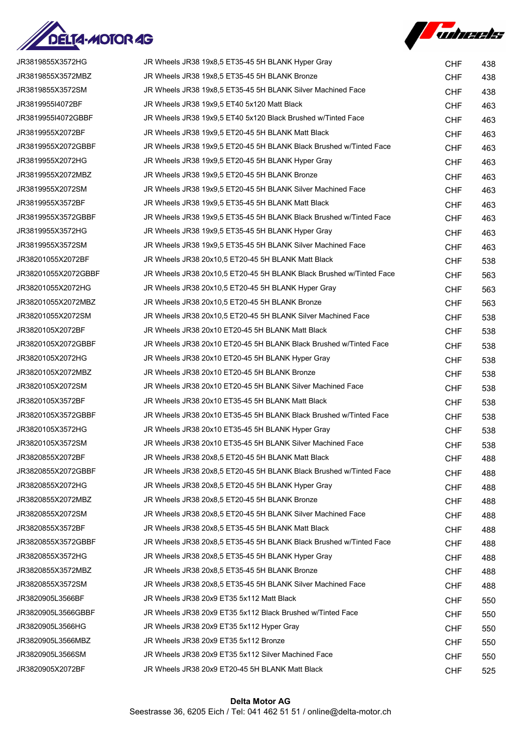| | | | |
|---|---|---|---|
| JR3819855X3572HG | JR Wheels JR38 19x8,5 ET35-45 5H BLANK Hyper Gray | CHF | 438 |
| JR3819855X3572MBZ | JR Wheels JR38 19x8,5 ET35-45 5H BLANK Bronze | CHF | 438 |
| JR3819855X3572SM | JR Wheels JR38 19x8,5 ET35-45 5H BLANK Silver Machined Face | CHF | 438 |
| JR3819955I4072BF | JR Wheels JR38 19x9,5 ET40 5x120 Matt Black | CHF | 463 |
| JR3819955I4072GBBF | JR Wheels JR38 19x9,5 ET40 5x120 Black Brushed w/Tinted Face | CHF | 463 |
| JR3819955X2072BF | JR Wheels JR38 19x9,5 ET20-45 5H BLANK Matt Black | CHF | 463 |
| JR3819955X2072GBBF | JR Wheels JR38 19x9,5 ET20-45 5H BLANK Black Brushed w/Tinted Face | CHF | 463 |
| JR3819955X2072HG | JR Wheels JR38 19x9,5 ET20-45 5H BLANK Hyper Gray | CHF | 463 |
| JR3819955X2072MBZ | JR Wheels JR38 19x9,5 ET20-45 5H BLANK Bronze | CHF | 463 |
| JR3819955X2072SM | JR Wheels JR38 19x9,5 ET20-45 5H BLANK Silver Machined Face | CHF | 463 |
| JR3819955X3572BF | JR Wheels JR38 19x9,5 ET35-45 5H BLANK Matt Black | CHF | 463 |
| JR3819955X3572GBBF | JR Wheels JR38 19x9,5 ET35-45 5H BLANK Black Brushed w/Tinted Face | CHF | 463 |
| JR3819955X3572HG | JR Wheels JR38 19x9,5 ET35-45 5H BLANK Hyper Gray | CHF | 463 |
| JR3819955X3572SM | JR Wheels JR38 19x9,5 ET35-45 5H BLANK Silver Machined Face | CHF | 463 |
| JR38201055X2072BF | JR Wheels JR38 20x10,5 ET20-45 5H BLANK Matt Black | CHF | 538 |
| JR38201055X2072GBBF | JR Wheels JR38 20x10,5 ET20-45 5H BLANK Black Brushed w/Tinted Face | CHF | 563 |
| JR38201055X2072HG | JR Wheels JR38 20x10,5 ET20-45 5H BLANK Hyper Gray | CHF | 563 |
| JR38201055X2072MBZ | JR Wheels JR38 20x10,5 ET20-45 5H BLANK Bronze | CHF | 563 |
| JR38201055X2072SM | JR Wheels JR38 20x10,5 ET20-45 5H BLANK Silver Machined Face | CHF | 538 |
| JR3820105X2072BF | JR Wheels JR38 20x10 ET20-45 5H BLANK Matt Black | CHF | 538 |
| JR3820105X2072GBBF | JR Wheels JR38 20x10 ET20-45 5H BLANK Black Brushed w/Tinted Face | CHF | 538 |
| JR3820105X2072HG | JR Wheels JR38 20x10 ET20-45 5H BLANK Hyper Gray | CHF | 538 |
| JR3820105X2072MBZ | JR Wheels JR38 20x10 ET20-45 5H BLANK Bronze | CHF | 538 |
| JR3820105X2072SM | JR Wheels JR38 20x10 ET20-45 5H BLANK Silver Machined Face | CHF | 538 |
| JR3820105X3572BF | JR Wheels JR38 20x10 ET35-45 5H BLANK Matt Black | CHF | 538 |
| JR3820105X3572GBBF | JR Wheels JR38 20x10 ET35-45 5H BLANK Black Brushed w/Tinted Face | CHF | 538 |
| JR3820105X3572HG | JR Wheels JR38 20x10 ET35-45 5H BLANK Hyper Gray | CHF | 538 |
| JR3820105X3572SM | JR Wheels JR38 20x10 ET35-45 5H BLANK Silver Machined Face | CHF | 538 |
| JR3820855X2072BF | JR Wheels JR38 20x8,5 ET20-45 5H BLANK Matt Black | CHF | 488 |
| JR3820855X2072GBBF | JR Wheels JR38 20x8,5 ET20-45 5H BLANK Black Brushed w/Tinted Face | CHF | 488 |
| JR3820855X2072HG | JR Wheels JR38 20x8,5 ET20-45 5H BLANK Hyper Gray | CHF | 488 |
| JR3820855X2072MBZ | JR Wheels JR38 20x8,5 ET20-45 5H BLANK Bronze | CHF | 488 |
| JR3820855X2072SM | JR Wheels JR38 20x8,5 ET20-45 5H BLANK Silver Machined Face | CHF | 488 |
| JR3820855X3572BF | JR Wheels JR38 20x8,5 ET35-45 5H BLANK Matt Black | CHF | 488 |
| JR3820855X3572GBBF | JR Wheels JR38 20x8,5 ET35-45 5H BLANK Black Brushed w/Tinted Face | CHF | 488 |
| JR3820855X3572HG | JR Wheels JR38 20x8,5 ET35-45 5H BLANK Hyper Gray | CHF | 488 |
| JR3820855X3572MBZ | JR Wheels JR38 20x8,5 ET35-45 5H BLANK Bronze | CHF | 488 |
| JR3820855X3572SM | JR Wheels JR38 20x8,5 ET35-45 5H BLANK Silver Machined Face | CHF | 488 |
| JR3820905L3566BF | JR Wheels JR38 20x9 ET35 5x112 Matt Black | CHF | 550 |
| JR3820905L3566GBBF | JR Wheels JR38 20x9 ET35 5x112 Black Brushed w/Tinted Face | CHF | 550 |
| JR3820905L3566HG | JR Wheels JR38 20x9 ET35 5x112 Hyper Gray | CHF | 550 |
| JR3820905L3566MBZ | JR Wheels JR38 20x9 ET35 5x112 Bronze | CHF | 550 |
| JR3820905L3566SM | JR Wheels JR38 20x9 ET35 5x112 Silver Machined Face | CHF | 550 |
| JR3820905X2072BF | JR Wheels JR38 20x9 ET20-45 5H BLANK Matt Black | CHF | 525 |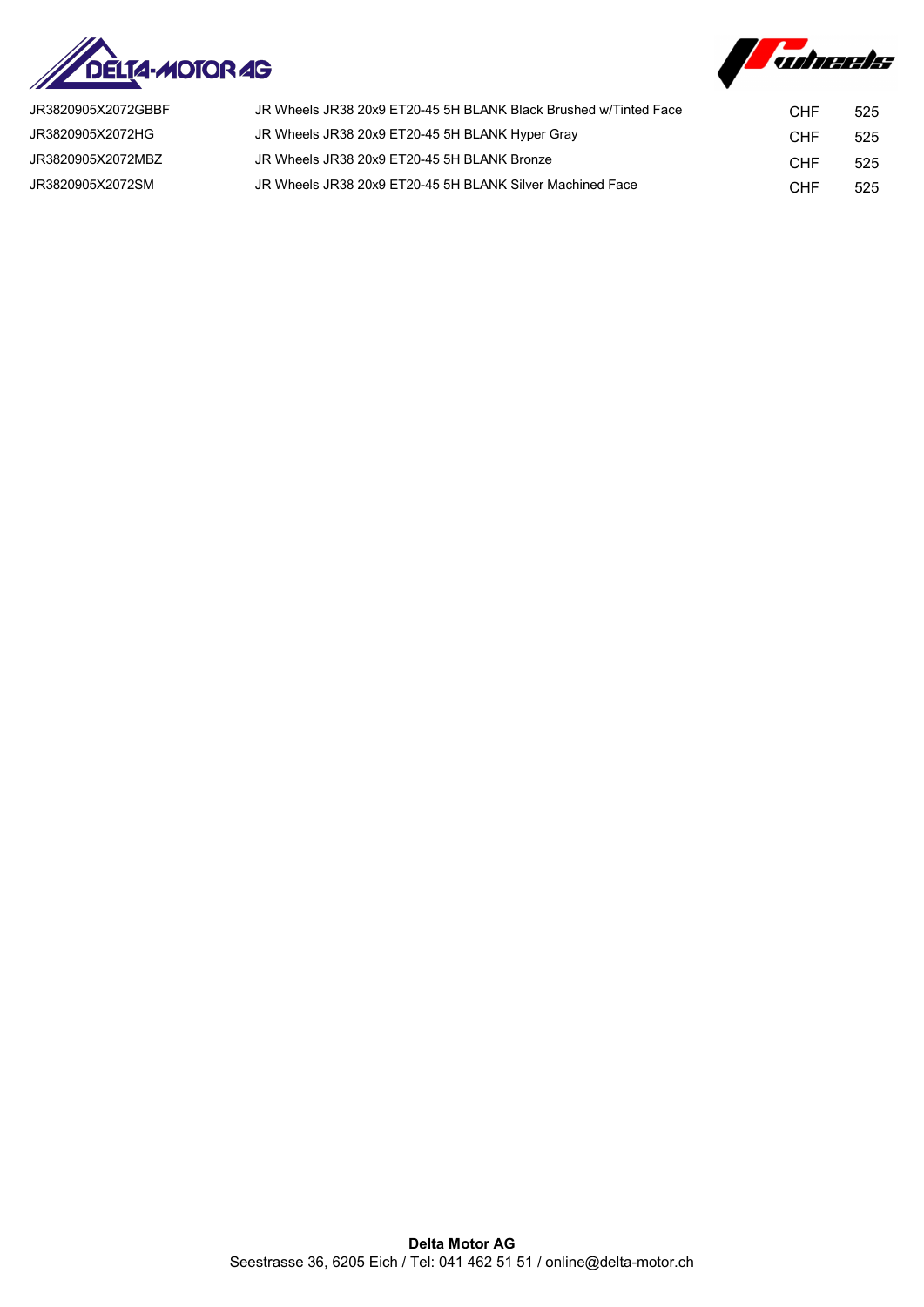| | | | |
|---|---|---|---|
| JR3820905X2072GBBF | JR Wheels JR38 20x9 ET20-45 5H BLANK Black Brushed w/Tinted Face | CHF | 525 |
| JR3820905X2072HG | JR Wheels JR38 20x9 ET20-45 5H BLANK Hyper Gray | CHF | 525 |
| JR3820905X2072MBZ | JR Wheels JR38 20x9 ET20-45 5H BLANK Bronze | CHF | 525 |
| JR3820905X2072SM | JR Wheels JR38 20x9 ET20-45 5H BLANK Silver Machined Face | CHF | 525 |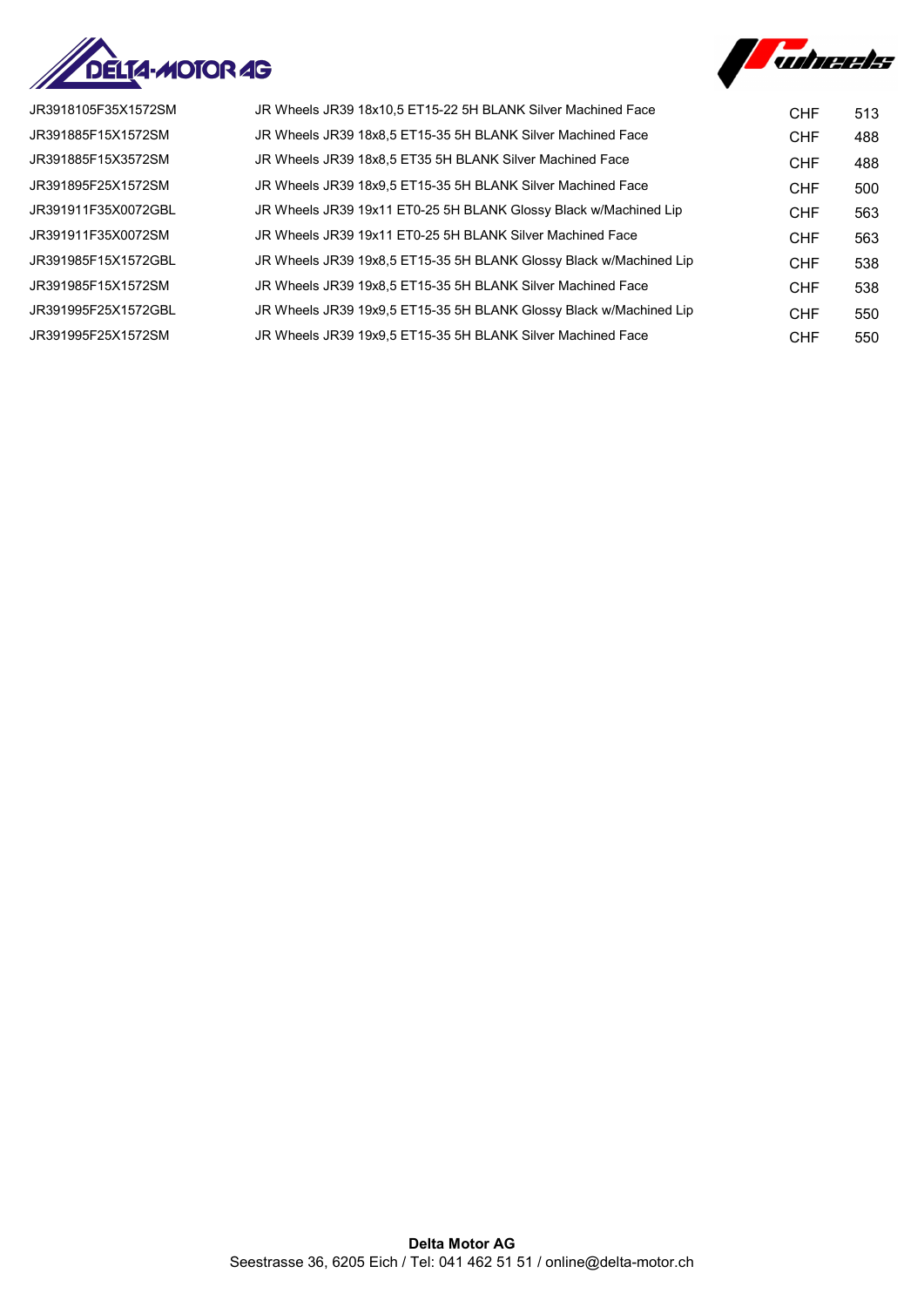| | | | |
|---|---|---|---|
| JR3918105F35X1572SM | JR Wheels JR39 18x10,5 ET15-22 5H BLANK Silver Machined Face | CHF | 513 |
| JR391885F15X1572SM | JR Wheels JR39 18x8,5 ET15-35 5H BLANK Silver Machined Face | CHF | 488 |
| JR391885F15X3572SM | JR Wheels JR39 18x8,5 ET35 5H BLANK Silver Machined Face | CHF | 488 |
| JR391895F25X1572SM | JR Wheels JR39 18x9,5 ET15-35 5H BLANK Silver Machined Face | CHF | 500 |
| JR391911F35X0072GBL | JR Wheels JR39 19x11 ET0-25 5H BLANK Glossy Black w/Machined Lip | CHF | 563 |
| JR391911F35X0072SM | JR Wheels JR39 19x11 ET0-25 5H BLANK Silver Machined Face | CHF | 563 |
| JR391985F15X1572GBL | JR Wheels JR39 19x8,5 ET15-35 5H BLANK Glossy Black w/Machined Lip | CHF | 538 |
| JR391985F15X1572SM | JR Wheels JR39 19x8,5 ET15-35 5H BLANK Silver Machined Face | CHF | 538 |
| JR391995F25X1572GBL | JR Wheels JR39 19x9,5 ET15-35 5H BLANK Glossy Black w/Machined Lip | CHF | 550 |
| JR391995F25X1572SM | JR Wheels JR39 19x9,5 ET15-35 5H BLANK Silver Machined Face | CHF | 550 |

**Delta Motor AG**
Seestrasse 36, 6205 Eich / Tel: 041 462 51 51 / online@delta-motor.ch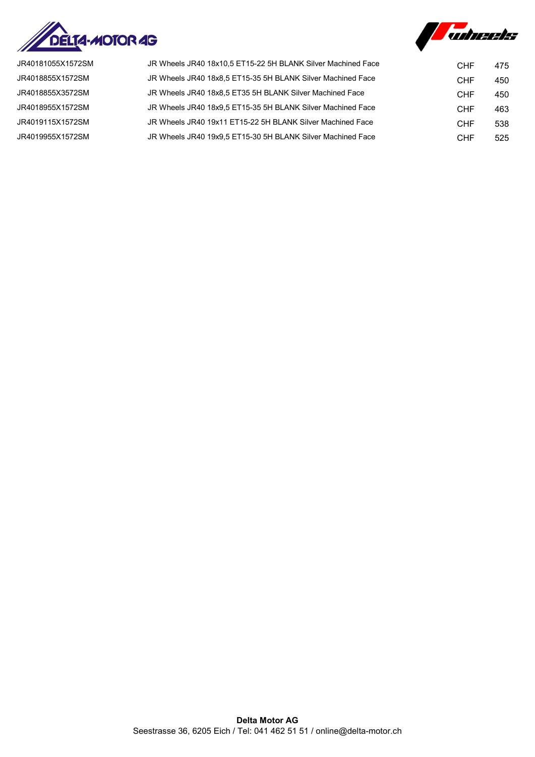| | | | |
|---|---|---|---|
| JR40181055X1572SM | JR Wheels JR40 18x10,5 ET15-22 5H BLANK Silver Machined Face | CHF | 475 |
| JR4018855X1572SM | JR Wheels JR40 18x8,5 ET15-35 5H BLANK Silver Machined Face | CHF | 450 |
| JR4018855X3572SM | JR Wheels JR40 18x8,5 ET35 5H BLANK Silver Machined Face | CHF | 450 |
| JR4018955X1572SM | JR Wheels JR40 18x9,5 ET15-35 5H BLANK Silver Machined Face | CHF | 463 |
| JR4019115X1572SM | JR Wheels JR40 19x11 ET15-22 5H BLANK Silver Machined Face | CHF | 538 |
| JR4019955X1572SM | JR Wheels JR40 19x9,5 ET15-30 5H BLANK Silver Machined Face | CHF | 525 |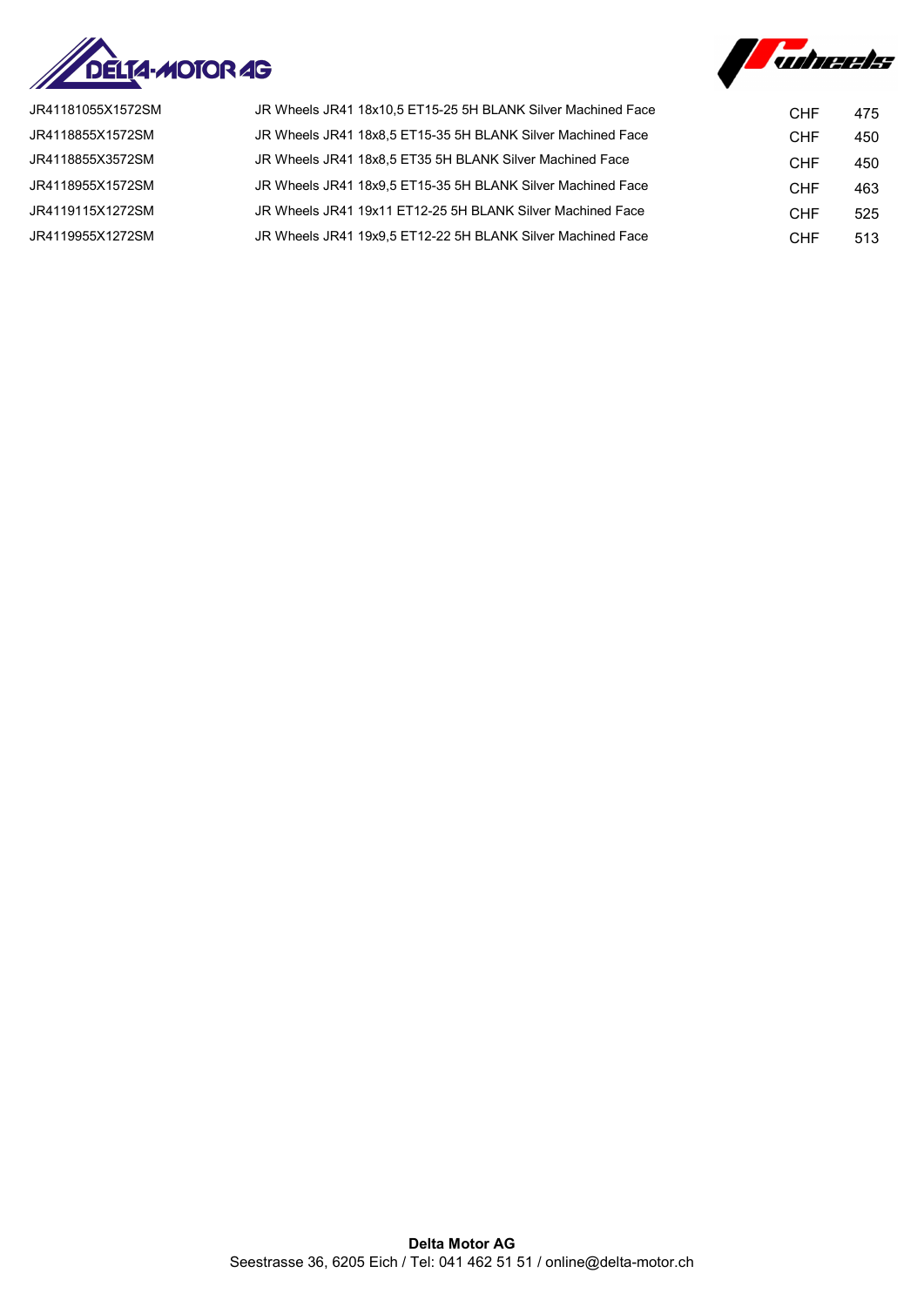| | | | |
|---|---|---|---|
| JR41181055X1572SM | JR Wheels JR41 18x10,5 ET15-25 5H BLANK Silver Machined Face | CHF | 475 |
| JR4118855X1572SM | JR Wheels JR41 18x8,5 ET15-35 5H BLANK Silver Machined Face | CHF | 450 |
| JR4118855X3572SM | JR Wheels JR41 18x8,5 ET35 5H BLANK Silver Machined Face | CHF | 450 |
| JR4118955X1572SM | JR Wheels JR41 18x9,5 ET15-35 5H BLANK Silver Machined Face | CHF | 463 |
| JR4119115X1272SM | JR Wheels JR41 19x11 ET12-25 5H BLANK Silver Machined Face | CHF | 525 |
| JR4119955X1272SM | JR Wheels JR41 19x9,5 ET12-22 5H BLANK Silver Machined Face | CHF | 513 |

**Delta Motor AG**
Seestrasse 36, 6205 Eich / Tel: 041 462 51 51 / online@delta-motor.ch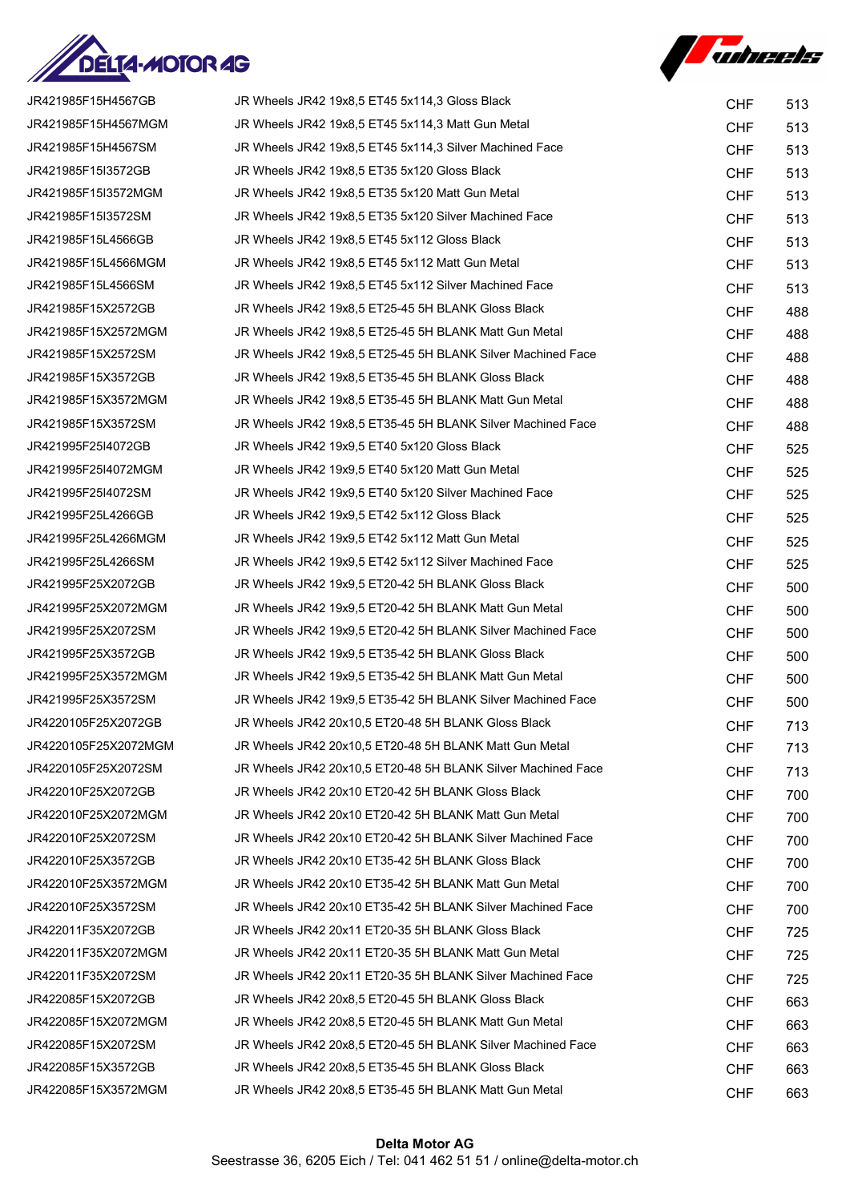| | | | |
|---|---|---|---|
| JR421985F15H4567GB | JR Wheels JR42 19x8,5 ET45 5x114,3 Gloss Black | CHF | 513 |
| JR421985F15H4567MGM | JR Wheels JR42 19x8,5 ET45 5x114,3 Matt Gun Metal | CHF | 513 |
| JR421985F15H4567SM | JR Wheels JR42 19x8,5 ET45 5x114,3 Silver Machined Face | CHF | 513 |
| JR421985F15I3572GB | JR Wheels JR42 19x8,5 ET35 5x120 Gloss Black | CHF | 513 |
| JR421985F15I3572MGM | JR Wheels JR42 19x8,5 ET35 5x120 Matt Gun Metal | CHF | 513 |
| JR421985F15I3572SM | JR Wheels JR42 19x8,5 ET35 5x120 Silver Machined Face | CHF | 513 |
| JR421985F15L4566GB | JR Wheels JR42 19x8,5 ET45 5x112 Gloss Black | CHF | 513 |
| JR421985F15L4566MGM | JR Wheels JR42 19x8,5 ET45 5x112 Matt Gun Metal | CHF | 513 |
| JR421985F15L4566SM | JR Wheels JR42 19x8,5 ET45 5x112 Silver Machined Face | CHF | 513 |
| JR421985F15X2572GB | JR Wheels JR42 19x8,5 ET25-45 5H BLANK Gloss Black | CHF | 488 |
| JR421985F15X2572MGM | JR Wheels JR42 19x8,5 ET25-45 5H BLANK Matt Gun Metal | CHF | 488 |
| JR421985F15X2572SM | JR Wheels JR42 19x8,5 ET25-45 5H BLANK Silver Machined Face | CHF | 488 |
| JR421985F15X3572GB | JR Wheels JR42 19x8,5 ET35-45 5H BLANK Gloss Black | CHF | 488 |
| JR421985F15X3572MGM | JR Wheels JR42 19x8,5 ET35-45 5H BLANK Matt Gun Metal | CHF | 488 |
| JR421985F15X3572SM | JR Wheels JR42 19x8,5 ET35-45 5H BLANK Silver Machined Face | CHF | 488 |
| JR421995F25I4072GB | JR Wheels JR42 19x9,5 ET40 5x120 Gloss Black | CHF | 525 |
| JR421995F25I4072MGM | JR Wheels JR42 19x9,5 ET40 5x120 Matt Gun Metal | CHF | 525 |
| JR421995F25I4072SM | JR Wheels JR42 19x9,5 ET40 5x120 Silver Machined Face | CHF | 525 |
| JR421995F25L4266GB | JR Wheels JR42 19x9,5 ET42 5x112 Gloss Black | CHF | 525 |
| JR421995F25L4266MGM | JR Wheels JR42 19x9,5 ET42 5x112 Matt Gun Metal | CHF | 525 |
| JR421995F25L4266SM | JR Wheels JR42 19x9,5 ET42 5x112 Silver Machined Face | CHF | 525 |
| JR421995F25X2072GB | JR Wheels JR42 19x9,5 ET20-42 5H BLANK Gloss Black | CHF | 500 |
| JR421995F25X2072MGM | JR Wheels JR42 19x9,5 ET20-42 5H BLANK Matt Gun Metal | CHF | 500 |
| JR421995F25X2072SM | JR Wheels JR42 19x9,5 ET20-42 5H BLANK Silver Machined Face | CHF | 500 |
| JR421995F25X3572GB | JR Wheels JR42 19x9,5 ET35-42 5H BLANK Gloss Black | CHF | 500 |
| JR421995F25X3572MGM | JR Wheels JR42 19x9,5 ET35-42 5H BLANK Matt Gun Metal | CHF | 500 |
| JR421995F25X3572SM | JR Wheels JR42 19x9,5 ET35-42 5H BLANK Silver Machined Face | CHF | 500 |
| JR4220105F25X2072GB | JR Wheels JR42 20x10,5 ET20-48 5H BLANK Gloss Black | CHF | 713 |
| JR4220105F25X2072MGM | JR Wheels JR42 20x10,5 ET20-48 5H BLANK Matt Gun Metal | CHF | 713 |
| JR4220105F25X2072SM | JR Wheels JR42 20x10,5 ET20-48 5H BLANK Silver Machined Face | CHF | 713 |
| JR422010F25X2072GB | JR Wheels JR42 20x10 ET20-42 5H BLANK Gloss Black | CHF | 700 |
| JR422010F25X2072MGM | JR Wheels JR42 20x10 ET20-42 5H BLANK Matt Gun Metal | CHF | 700 |
| JR422010F25X2072SM | JR Wheels JR42 20x10 ET20-42 5H BLANK Silver Machined Face | CHF | 700 |
| JR422010F25X3572GB | JR Wheels JR42 20x10 ET35-42 5H BLANK Gloss Black | CHF | 700 |
| JR422010F25X3572MGM | JR Wheels JR42 20x10 ET35-42 5H BLANK Matt Gun Metal | CHF | 700 |
| JR422010F25X3572SM | JR Wheels JR42 20x10 ET35-42 5H BLANK Silver Machined Face | CHF | 700 |
| JR422011F35X2072GB | JR Wheels JR42 20x11 ET20-35 5H BLANK Gloss Black | CHF | 725 |
| JR422011F35X2072MGM | JR Wheels JR42 20x11 ET20-35 5H BLANK Matt Gun Metal | CHF | 725 |
| JR422011F35X2072SM | JR Wheels JR42 20x11 ET20-35 5H BLANK Silver Machined Face | CHF | 725 |
| JR422085F15X2072GB | JR Wheels JR42 20x8,5 ET20-45 5H BLANK Gloss Black | CHF | 663 |
| JR422085F15X2072MGM | JR Wheels JR42 20x8,5 ET20-45 5H BLANK Matt Gun Metal | CHF | 663 |
| JR422085F15X2072SM | JR Wheels JR42 20x8,5 ET20-45 5H BLANK Silver Machined Face | CHF | 663 |
| JR422085F15X3572GB | JR Wheels JR42 20x8,5 ET35-45 5H BLANK Gloss Black | CHF | 663 |
| JR422085F15X3572MGM | JR Wheels JR42 20x8,5 ET35-45 5H BLANK Matt Gun Metal | CHF | 663 |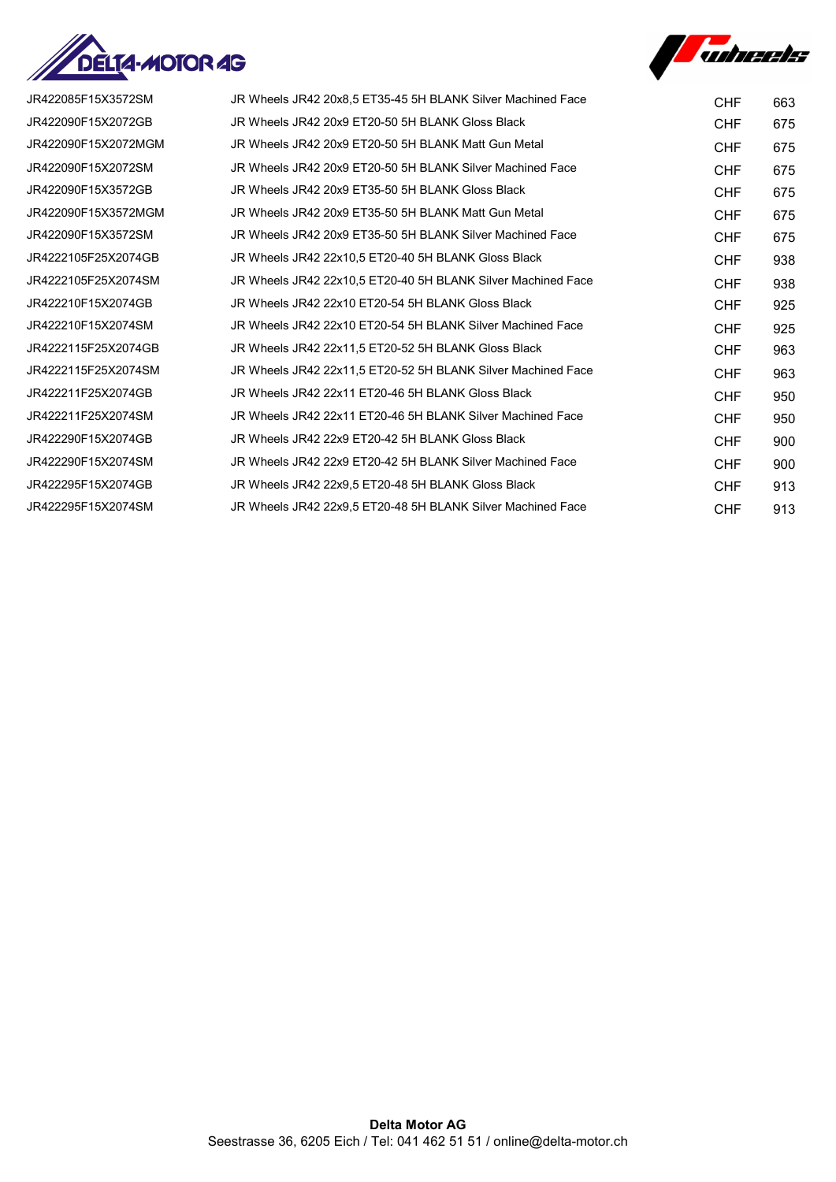| | | | |
|---|---|---|---|
| JR422085F15X3572SM | JR Wheels JR42 20x8,5 ET35-45 5H BLANK Silver Machined Face | CHF | 663 |
| JR422090F15X2072GB | JR Wheels JR42 20x9 ET20-50 5H BLANK Gloss Black | CHF | 675 |
| JR422090F15X2072MGM | JR Wheels JR42 20x9 ET20-50 5H BLANK Matt Gun Metal | CHF | 675 |
| JR422090F15X2072SM | JR Wheels JR42 20x9 ET20-50 5H BLANK Silver Machined Face | CHF | 675 |
| JR422090F15X3572GB | JR Wheels JR42 20x9 ET35-50 5H BLANK Gloss Black | CHF | 675 |
| JR422090F15X3572MGM | JR Wheels JR42 20x9 ET35-50 5H BLANK Matt Gun Metal | CHF | 675 |
| JR422090F15X3572SM | JR Wheels JR42 20x9 ET35-50 5H BLANK Silver Machined Face | CHF | 675 |
| JR4222105F25X2074GB | JR Wheels JR42 22x10,5 ET20-40 5H BLANK Gloss Black | CHF | 938 |
| JR4222105F25X2074SM | JR Wheels JR42 22x10,5 ET20-40 5H BLANK Silver Machined Face | CHF | 938 |
| JR422210F15X2074GB | JR Wheels JR42 22x10 ET20-54 5H BLANK Gloss Black | CHF | 925 |
| JR422210F15X2074SM | JR Wheels JR42 22x10 ET20-54 5H BLANK Silver Machined Face | CHF | 925 |
| JR4222115F25X2074GB | JR Wheels JR42 22x11,5 ET20-52 5H BLANK Gloss Black | CHF | 963 |
| JR4222115F25X2074SM | JR Wheels JR42 22x11,5 ET20-52 5H BLANK Silver Machined Face | CHF | 963 |
| JR422211F25X2074GB | JR Wheels JR42 22x11 ET20-46 5H BLANK Gloss Black | CHF | 950 |
| JR422211F25X2074SM | JR Wheels JR42 22x11 ET20-46 5H BLANK Silver Machined Face | CHF | 950 |
| JR422290F15X2074GB | JR Wheels JR42 22x9 ET20-42 5H BLANK Gloss Black | CHF | 900 |
| JR422290F15X2074SM | JR Wheels JR42 22x9 ET20-42 5H BLANK Silver Machined Face | CHF | 900 |
| JR422295F15X2074GB | JR Wheels JR42 22x9,5 ET20-48 5H BLANK Gloss Black | CHF | 913 |
| JR422295F15X2074SM | JR Wheels JR42 22x9,5 ET20-48 5H BLANK Silver Machined Face | CHF | 913 |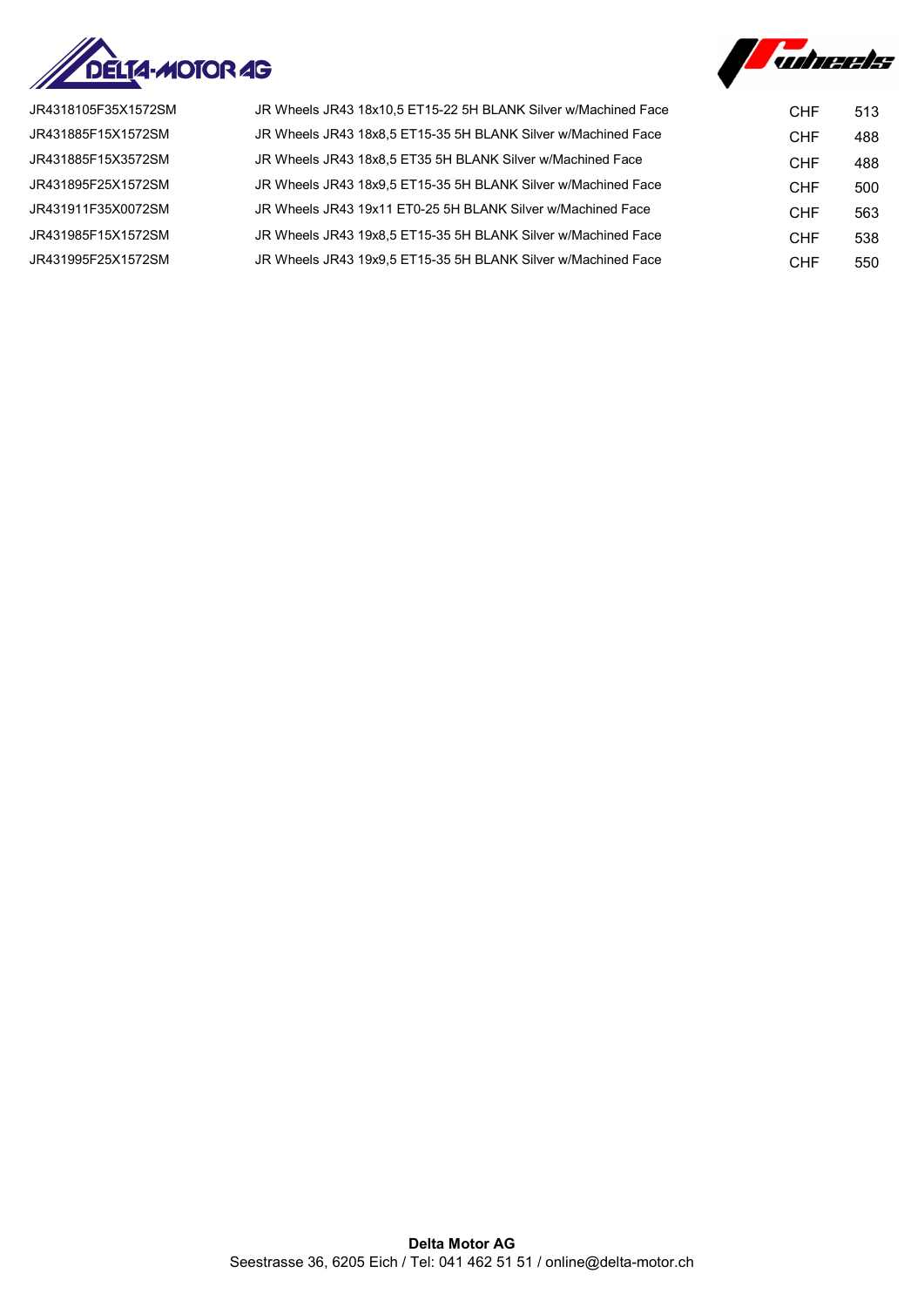| | | | |
|---|---|---|---|
| JR4318105F35X1572SM | JR Wheels JR43 18x10,5 ET15-22 5H BLANK Silver w/Machined Face | CHF | 513 |
| JR431885F15X1572SM | JR Wheels JR43 18x8,5 ET15-35 5H BLANK Silver w/Machined Face | CHF | 488 |
| JR431885F15X3572SM | JR Wheels JR43 18x8,5 ET35 5H BLANK Silver w/Machined Face | CHF | 488 |
| JR431895F25X1572SM | JR Wheels JR43 18x9,5 ET15-35 5H BLANK Silver w/Machined Face | CHF | 500 |
| JR431911F35X0072SM | JR Wheels JR43 19x11 ET0-25 5H BLANK Silver w/Machined Face | CHF | 563 |
| JR431985F15X1572SM | JR Wheels JR43 19x8,5 ET15-35 5H BLANK Silver w/Machined Face | CHF | 538 |
| JR431995F25X1572SM | JR Wheels JR43 19x9,5 ET15-35 5H BLANK Silver w/Machined Face | CHF | 550 |

**Delta Motor AG**
Seestrasse 36, 6205 Eich / Tel: 041 462 51 51 / online@delta-motor.ch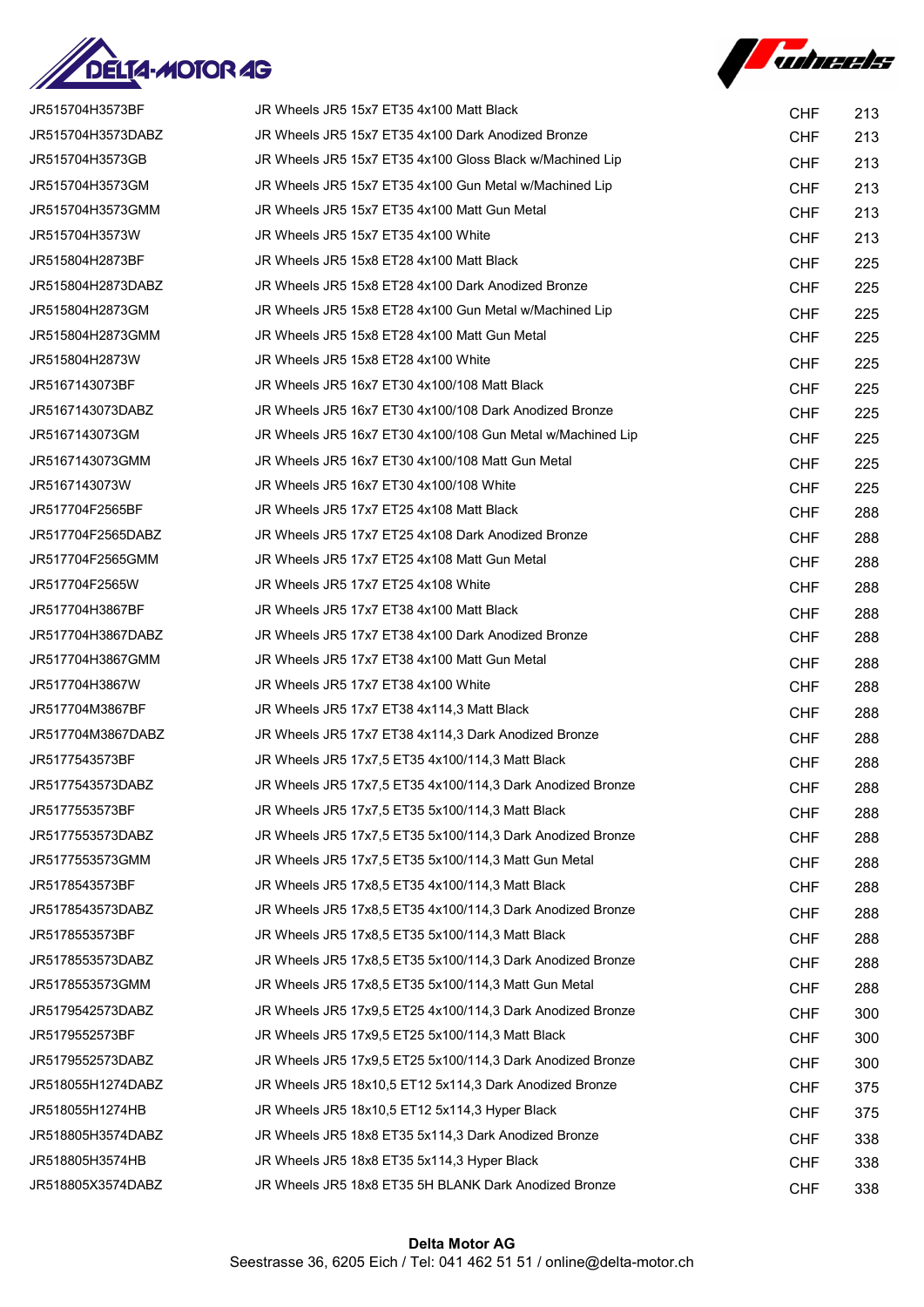| | | | |
|---|---|---|---|
| JR515704H3573BF | JR Wheels JR5 15x7 ET35 4x100 Matt Black | CHF | 213 |
| JR515704H3573DABZ | JR Wheels JR5 15x7 ET35 4x100 Dark Anodized Bronze | CHF | 213 |
| JR515704H3573GB | JR Wheels JR5 15x7 ET35 4x100 Gloss Black w/Machined Lip | CHF | 213 |
| JR515704H3573GM | JR Wheels JR5 15x7 ET35 4x100 Gun Metal w/Machined Lip | CHF | 213 |
| JR515704H3573GMM | JR Wheels JR5 15x7 ET35 4x100 Matt Gun Metal | CHF | 213 |
| JR515704H3573W | JR Wheels JR5 15x7 ET35 4x100 White | CHF | 213 |
| JR515804H2873BF | JR Wheels JR5 15x8 ET28 4x100 Matt Black | CHF | 225 |
| JR515804H2873DABZ | JR Wheels JR5 15x8 ET28 4x100 Dark Anodized Bronze | CHF | 225 |
| JR515804H2873GM | JR Wheels JR5 15x8 ET28 4x100 Gun Metal w/Machined Lip | CHF | 225 |
| JR515804H2873GMM | JR Wheels JR5 15x8 ET28 4x100 Matt Gun Metal | CHF | 225 |
| JR515804H2873W | JR Wheels JR5 15x8 ET28 4x100 White | CHF | 225 |
| JR5167143073BF | JR Wheels JR5 16x7 ET30 4x100/108 Matt Black | CHF | 225 |
| JR5167143073DABZ | JR Wheels JR5 16x7 ET30 4x100/108 Dark Anodized Bronze | CHF | 225 |
| JR5167143073GM | JR Wheels JR5 16x7 ET30 4x100/108 Gun Metal w/Machined Lip | CHF | 225 |
| JR5167143073GMM | JR Wheels JR5 16x7 ET30 4x100/108 Matt Gun Metal | CHF | 225 |
| JR5167143073W | JR Wheels JR5 16x7 ET30 4x100/108 White | CHF | 225 |
| JR517704F2565BF | JR Wheels JR5 17x7 ET25 4x108 Matt Black | CHF | 288 |
| JR517704F2565DABZ | JR Wheels JR5 17x7 ET25 4x108 Dark Anodized Bronze | CHF | 288 |
| JR517704F2565GMM | JR Wheels JR5 17x7 ET25 4x108 Matt Gun Metal | CHF | 288 |
| JR517704F2565W | JR Wheels JR5 17x7 ET25 4x108 White | CHF | 288 |
| JR517704H3867BF | JR Wheels JR5 17x7 ET38 4x100 Matt Black | CHF | 288 |
| JR517704H3867DABZ | JR Wheels JR5 17x7 ET38 4x100 Dark Anodized Bronze | CHF | 288 |
| JR517704H3867GMM | JR Wheels JR5 17x7 ET38 4x100 Matt Gun Metal | CHF | 288 |
| JR517704H3867W | JR Wheels JR5 17x7 ET38 4x100 White | CHF | 288 |
| JR517704M3867BF | JR Wheels JR5 17x7 ET38 4x114,3 Matt Black | CHF | 288 |
| JR517704M3867DABZ | JR Wheels JR5 17x7 ET38 4x114,3 Dark Anodized Bronze | CHF | 288 |
| JR5177543573BF | JR Wheels JR5 17x7,5 ET35 4x100/114,3 Matt Black | CHF | 288 |
| JR5177543573DABZ | JR Wheels JR5 17x7,5 ET35 4x100/114,3 Dark Anodized Bronze | CHF | 288 |
| JR5177553573BF | JR Wheels JR5 17x7,5 ET35 5x100/114,3 Matt Black | CHF | 288 |
| JR5177553573DABZ | JR Wheels JR5 17x7,5 ET35 5x100/114,3 Dark Anodized Bronze | CHF | 288 |
| JR5177553573GMM | JR Wheels JR5 17x7,5 ET35 5x100/114,3 Matt Gun Metal | CHF | 288 |
| JR5178543573BF | JR Wheels JR5 17x8,5 ET35 4x100/114,3 Matt Black | CHF | 288 |
| JR5178543573DABZ | JR Wheels JR5 17x8,5 ET35 4x100/114,3 Dark Anodized Bronze | CHF | 288 |
| JR5178553573BF | JR Wheels JR5 17x8,5 ET35 5x100/114,3 Matt Black | CHF | 288 |
| JR5178553573DABZ | JR Wheels JR5 17x8,5 ET35 5x100/114,3 Dark Anodized Bronze | CHF | 288 |
| JR5178553573GMM | JR Wheels JR5 17x8,5 ET35 5x100/114,3 Matt Gun Metal | CHF | 288 |
| JR5179542573DABZ | JR Wheels JR5 17x9,5 ET25 4x100/114,3 Dark Anodized Bronze | CHF | 300 |
| JR5179552573BF | JR Wheels JR5 17x9,5 ET25 5x100/114,3 Matt Black | CHF | 300 |
| JR5179552573DABZ | JR Wheels JR5 17x9,5 ET25 5x100/114,3 Dark Anodized Bronze | CHF | 300 |
| JR518055H1274DABZ | JR Wheels JR5 18x10,5 ET12 5x114,3 Dark Anodized Bronze | CHF | 375 |
| JR518055H1274HB | JR Wheels JR5 18x10,5 ET12 5x114,3 Hyper Black | CHF | 375 |
| JR518805H3574DABZ | JR Wheels JR5 18x8 ET35 5x114,3 Dark Anodized Bronze | CHF | 338 |
| JR518805H3574HB | JR Wheels JR5 18x8 ET35 5x114,3 Hyper Black | CHF | 338 |
| JR518805X3574DABZ | JR Wheels JR5 18x8 ET35 5H BLANK Dark Anodized Bronze | CHF | 338 |

**Delta Motor AG**
Seestrasse 36, 6205 Eich / Tel: 041 462 51 51 / online@delta-motor.ch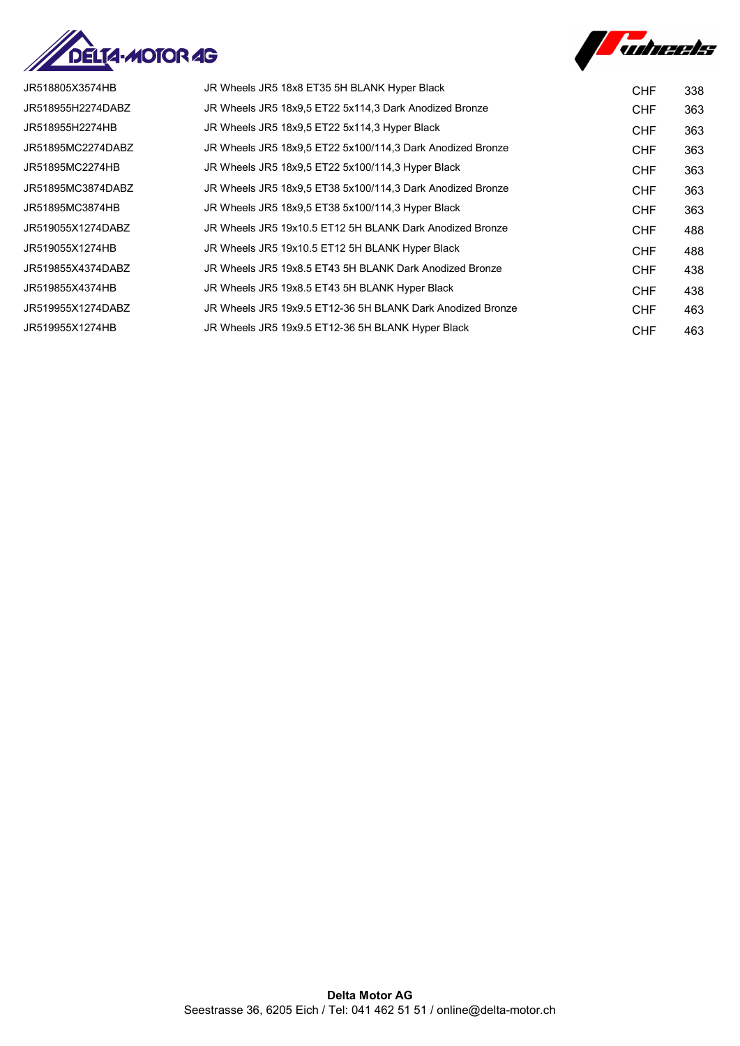| | | | |
|---|---|---|---|
| JR518805X3574HB | JR Wheels JR5 18x8 ET35 5H BLANK Hyper Black | CHF | 338 |
| JR518955H2274DABZ | JR Wheels JR5 18x9,5 ET22 5x114,3 Dark Anodized Bronze | CHF | 363 |
| JR518955H2274HB | JR Wheels JR5 18x9,5 ET22 5x114,3 Hyper Black | CHF | 363 |
| JR51895MC2274DABZ | JR Wheels JR5 18x9,5 ET22 5x100/114,3 Dark Anodized Bronze | CHF | 363 |
| JR51895MC2274HB | JR Wheels JR5 18x9,5 ET22 5x100/114,3 Hyper Black | CHF | 363 |
| JR51895MC3874DABZ | JR Wheels JR5 18x9,5 ET38 5x100/114,3 Dark Anodized Bronze | CHF | 363 |
| JR51895MC3874HB | JR Wheels JR5 18x9,5 ET38 5x100/114,3 Hyper Black | CHF | 363 |
| JR519055X1274DABZ | JR Wheels JR5 19x10.5 ET12 5H BLANK Dark Anodized Bronze | CHF | 488 |
| JR519055X1274HB | JR Wheels JR5 19x10.5 ET12 5H BLANK Hyper Black | CHF | 488 |
| JR519855X4374DABZ | JR Wheels JR5 19x8.5 ET43 5H BLANK Dark Anodized Bronze | CHF | 438 |
| JR519855X4374HB | JR Wheels JR5 19x8.5 ET43 5H BLANK Hyper Black | CHF | 438 |
| JR519955X1274DABZ | JR Wheels JR5 19x9.5 ET12-36 5H BLANK Dark Anodized Bronze | CHF | 463 |
| JR519955X1274HB | JR Wheels JR5 19x9.5 ET12-36 5H BLANK Hyper Black | CHF | 463 |

**Delta Motor AG**
Seestrasse 36, 6205 Eich / Tel: 041 462 51 51 / online@delta-motor.ch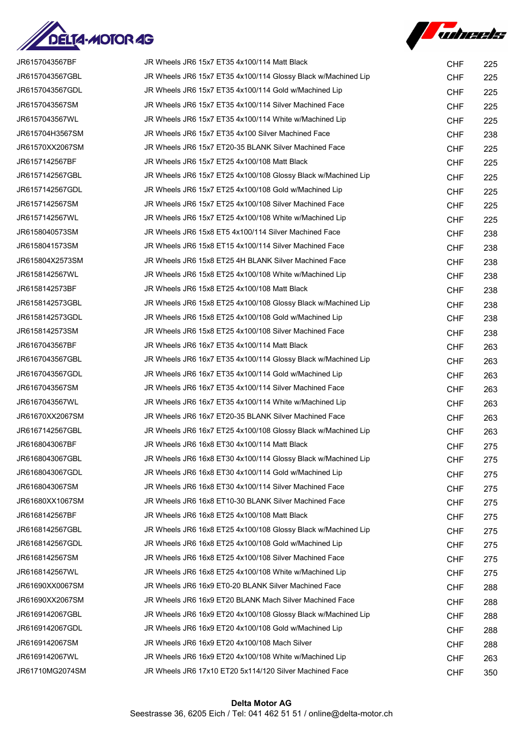| | | | |
|---|---|---|---|
| JR6157043567BF | JR Wheels JR6 15x7 ET35 4x100/114 Matt Black | CHF | 225 |
| JR6157043567GBL | JR Wheels JR6 15x7 ET35 4x100/114 Glossy Black w/Machined Lip | CHF | 225 |
| JR6157043567GDL | JR Wheels JR6 15x7 ET35 4x100/114 Gold w/Machined Lip | CHF | 225 |
| JR6157043567SM | JR Wheels JR6 15x7 ET35 4x100/114 Silver Machined Face | CHF | 225 |
| JR6157043567WL | JR Wheels JR6 15x7 ET35 4x100/114 White w/Machined Lip | CHF | 225 |
| JR615704H3567SM | JR Wheels JR6 15x7 ET35 4x100 Silver Machined Face | CHF | 238 |
| JR61570XX2067SM | JR Wheels JR6 15x7 ET20-35 BLANK Silver Machined Face | CHF | 225 |
| JR6157142567BF | JR Wheels JR6 15x7 ET25 4x100/108 Matt Black | CHF | 225 |
| JR6157142567GBL | JR Wheels JR6 15x7 ET25 4x100/108 Glossy Black w/Machined Lip | CHF | 225 |
| JR6157142567GDL | JR Wheels JR6 15x7 ET25 4x100/108 Gold w/Machined Lip | CHF | 225 |
| JR6157142567SM | JR Wheels JR6 15x7 ET25 4x100/108 Silver Machined Face | CHF | 225 |
| JR6157142567WL | JR Wheels JR6 15x7 ET25 4x100/108 White w/Machined Lip | CHF | 225 |
| JR6158040573SM | JR Wheels JR6 15x8 ET5 4x100/114 Silver Machined Face | CHF | 238 |
| JR6158041573SM | JR Wheels JR6 15x8 ET15 4x100/114 Silver Machined Face | CHF | 238 |
| JR615804X2573SM | JR Wheels JR6 15x8 ET25 4H BLANK Silver Machined Face | CHF | 238 |
| JR6158142567WL | JR Wheels JR6 15x8 ET25 4x100/108 White w/Machined Lip | CHF | 238 |
| JR6158142573BF | JR Wheels JR6 15x8 ET25 4x100/108 Matt Black | CHF | 238 |
| JR6158142573GBL | JR Wheels JR6 15x8 ET25 4x100/108 Glossy Black w/Machined Lip | CHF | 238 |
| JR6158142573GDL | JR Wheels JR6 15x8 ET25 4x100/108 Gold w/Machined Lip | CHF | 238 |
| JR6158142573SM | JR Wheels JR6 15x8 ET25 4x100/108 Silver Machined Face | CHF | 238 |
| JR6167043567BF | JR Wheels JR6 16x7 ET35 4x100/114 Matt Black | CHF | 263 |
| JR6167043567GBL | JR Wheels JR6 16x7 ET35 4x100/114 Glossy Black w/Machined Lip | CHF | 263 |
| JR6167043567GDL | JR Wheels JR6 16x7 ET35 4x100/114 Gold w/Machined Lip | CHF | 263 |
| JR6167043567SM | JR Wheels JR6 16x7 ET35 4x100/114 Silver Machined Face | CHF | 263 |
| JR6167043567WL | JR Wheels JR6 16x7 ET35 4x100/114 White w/Machined Lip | CHF | 263 |
| JR61670XX2067SM | JR Wheels JR6 16x7 ET20-35 BLANK Silver Machined Face | CHF | 263 |
| JR6167142567GBL | JR Wheels JR6 16x7 ET25 4x100/108 Glossy Black w/Machined Lip | CHF | 263 |
| JR6168043067BF | JR Wheels JR6 16x8 ET30 4x100/114 Matt Black | CHF | 275 |
| JR6168043067GBL | JR Wheels JR6 16x8 ET30 4x100/114 Glossy Black w/Machined Lip | CHF | 275 |
| JR6168043067GDL | JR Wheels JR6 16x8 ET30 4x100/114 Gold w/Machined Lip | CHF | 275 |
| JR6168043067SM | JR Wheels JR6 16x8 ET30 4x100/114 Silver Machined Face | CHF | 275 |
| JR61680XX1067SM | JR Wheels JR6 16x8 ET10-30 BLANK Silver Machined Face | CHF | 275 |
| JR6168142567BF | JR Wheels JR6 16x8 ET25 4x100/108 Matt Black | CHF | 275 |
| JR6168142567GBL | JR Wheels JR6 16x8 ET25 4x100/108 Glossy Black w/Machined Lip | CHF | 275 |
| JR6168142567GDL | JR Wheels JR6 16x8 ET25 4x100/108 Gold w/Machined Lip | CHF | 275 |
| JR6168142567SM | JR Wheels JR6 16x8 ET25 4x100/108 Silver Machined Face | CHF | 275 |
| JR6168142567WL | JR Wheels JR6 16x8 ET25 4x100/108 White w/Machined Lip | CHF | 275 |
| JR61690XX0067SM | JR Wheels JR6 16x9 ET0-20 BLANK Silver Machined Face | CHF | 288 |
| JR61690XX2067SM | JR Wheels JR6 16x9 ET20 BLANK Mach Silver Machined Face | CHF | 288 |
| JR6169142067GBL | JR Wheels JR6 16x9 ET20 4x100/108 Glossy Black w/Machined Lip | CHF | 288 |
| JR6169142067GDL | JR Wheels JR6 16x9 ET20 4x100/108 Gold w/Machined Lip | CHF | 288 |
| JR6169142067SM | JR Wheels JR6 16x9 ET20 4x100/108 Mach Silver | CHF | 288 |
| JR6169142067WL | JR Wheels JR6 16x9 ET20 4x100/108 White w/Machined Lip | CHF | 263 |
| JR61710MG2074SM | JR Wheels JR6 17x10 ET20 5x114/120 Silver Machined Face | CHF | 350 |

**Delta Motor AG**
Seestrasse 36, 6205 Eich / Tel: 041 462 51 51 / online@delta-motor.ch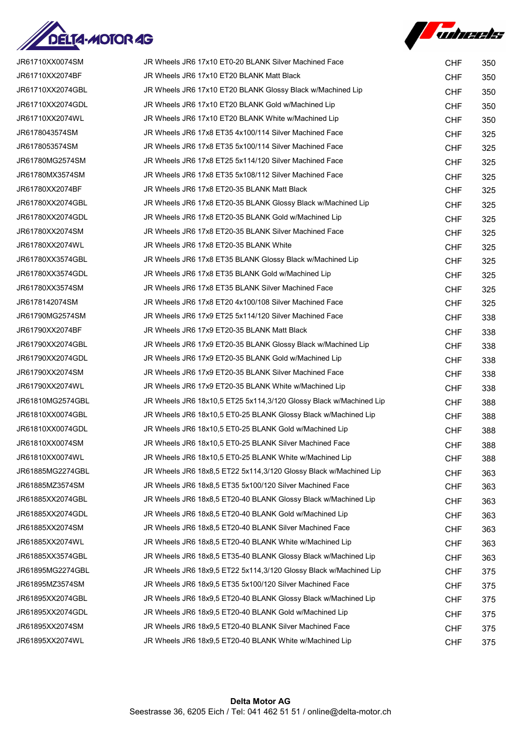| | | | |
|---|---|---|---|
| JR61710XX0074SM | JR Wheels JR6 17x10 ET0-20 BLANK Silver Machined Face | CHF | 350 |
| JR61710XX2074BF | JR Wheels JR6 17x10 ET20 BLANK Matt Black | CHF | 350 |
| JR61710XX2074GBL | JR Wheels JR6 17x10 ET20 BLANK Glossy Black w/Machined Lip | CHF | 350 |
| JR61710XX2074GDL | JR Wheels JR6 17x10 ET20 BLANK Gold w/Machined Lip | CHF | 350 |
| JR61710XX2074WL | JR Wheels JR6 17x10 ET20 BLANK White w/Machined Lip | CHF | 350 |
| JR6178043574SM | JR Wheels JR6 17x8 ET35 4x100/114 Silver Machined Face | CHF | 325 |
| JR6178053574SM | JR Wheels JR6 17x8 ET35 5x100/114 Silver Machined Face | CHF | 325 |
| JR61780MG2574SM | JR Wheels JR6 17x8 ET25 5x114/120 Silver Machined Face | CHF | 325 |
| JR61780MX3574SM | JR Wheels JR6 17x8 ET35 5x108/112 Silver Machined Face | CHF | 325 |
| JR61780XX2074BF | JR Wheels JR6 17x8 ET20-35 BLANK Matt Black | CHF | 325 |
| JR61780XX2074GBL | JR Wheels JR6 17x8 ET20-35 BLANK Glossy Black w/Machined Lip | CHF | 325 |
| JR61780XX2074GDL | JR Wheels JR6 17x8 ET20-35 BLANK Gold w/Machined Lip | CHF | 325 |
| JR61780XX2074SM | JR Wheels JR6 17x8 ET20-35 BLANK Silver Machined Face | CHF | 325 |
| JR61780XX2074WL | JR Wheels JR6 17x8 ET20-35 BLANK White | CHF | 325 |
| JR61780XX3574GBL | JR Wheels JR6 17x8 ET35 BLANK Glossy Black w/Machined Lip | CHF | 325 |
| JR61780XX3574GDL | JR Wheels JR6 17x8 ET35 BLANK Gold w/Machined Lip | CHF | 325 |
| JR61780XX3574SM | JR Wheels JR6 17x8 ET35 BLANK Silver Machined Face | CHF | 325 |
| JR6178142074SM | JR Wheels JR6 17x8 ET20 4x100/108 Silver Machined Face | CHF | 325 |
| JR61790MG2574SM | JR Wheels JR6 17x9 ET25 5x114/120 Silver Machined Face | CHF | 338 |
| JR61790XX2074BF | JR Wheels JR6 17x9 ET20-35 BLANK Matt Black | CHF | 338 |
| JR61790XX2074GBL | JR Wheels JR6 17x9 ET20-35 BLANK Glossy Black w/Machined Lip | CHF | 338 |
| JR61790XX2074GDL | JR Wheels JR6 17x9 ET20-35 BLANK Gold w/Machined Lip | CHF | 338 |
| JR61790XX2074SM | JR Wheels JR6 17x9 ET20-35 BLANK Silver Machined Face | CHF | 338 |
| JR61790XX2074WL | JR Wheels JR6 17x9 ET20-35 BLANK White w/Machined Lip | CHF | 338 |
| JR61810MG2574GBL | JR Wheels JR6 18x10,5 ET25 5x114,3/120 Glossy Black w/Machined Lip | CHF | 388 |
| JR61810XX0074GBL | JR Wheels JR6 18x10,5 ET0-25 BLANK Glossy Black w/Machined Lip | CHF | 388 |
| JR61810XX0074GDL | JR Wheels JR6 18x10,5 ET0-25 BLANK Gold w/Machined Lip | CHF | 388 |
| JR61810XX0074SM | JR Wheels JR6 18x10,5 ET0-25 BLANK Silver Machined Face | CHF | 388 |
| JR61810XX0074WL | JR Wheels JR6 18x10,5 ET0-25 BLANK White w/Machined Lip | CHF | 388 |
| JR61885MG2274GBL | JR Wheels JR6 18x8,5 ET22 5x114,3/120 Glossy Black w/Machined Lip | CHF | 363 |
| JR61885MZ3574SM | JR Wheels JR6 18x8,5 ET35 5x100/120 Silver Machined Face | CHF | 363 |
| JR61885XX2074GBL | JR Wheels JR6 18x8,5 ET20-40 BLANK Glossy Black w/Machined Lip | CHF | 363 |
| JR61885XX2074GDL | JR Wheels JR6 18x8,5 ET20-40 BLANK Gold w/Machined Lip | CHF | 363 |
| JR61885XX2074SM | JR Wheels JR6 18x8,5 ET20-40 BLANK Silver Machined Face | CHF | 363 |
| JR61885XX2074WL | JR Wheels JR6 18x8,5 ET20-40 BLANK White w/Machined Lip | CHF | 363 |
| JR61885XX3574GBL | JR Wheels JR6 18x8,5 ET35-40 BLANK Glossy Black w/Machined Lip | CHF | 363 |
| JR61895MG2274GBL | JR Wheels JR6 18x9,5 ET22 5x114,3/120 Glossy Black w/Machined Lip | CHF | 375 |
| JR61895MZ3574SM | JR Wheels JR6 18x9,5 ET35 5x100/120 Silver Machined Face | CHF | 375 |
| JR61895XX2074GBL | JR Wheels JR6 18x9,5 ET20-40 BLANK Glossy Black w/Machined Lip | CHF | 375 |
| JR61895XX2074GDL | JR Wheels JR6 18x9,5 ET20-40 BLANK Gold w/Machined Lip | CHF | 375 |
| JR61895XX2074SM | JR Wheels JR6 18x9,5 ET20-40 BLANK Silver Machined Face | CHF | 375 |
| JR61895XX2074WL | JR Wheels JR6 18x9,5 ET20-40 BLANK White w/Machined Lip | CHF | 375 |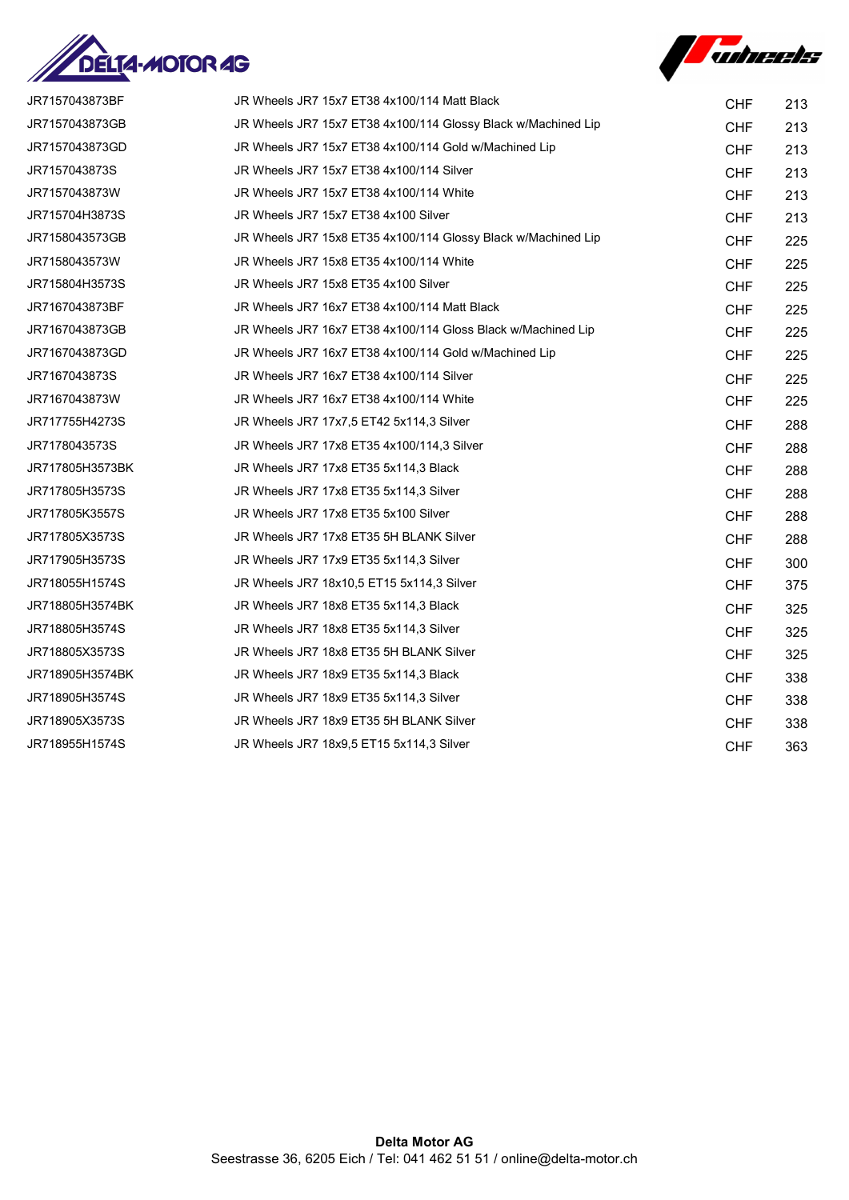| | | | |
|---|---|---|---|
| JR7157043873BF | JR Wheels JR7 15x7 ET38 4x100/114 Matt Black | CHF | 213 |
| JR7157043873GB | JR Wheels JR7 15x7 ET38 4x100/114 Glossy Black w/Machined Lip | CHF | 213 |
| JR7157043873GD | JR Wheels JR7 15x7 ET38 4x100/114 Gold w/Machined Lip | CHF | 213 |
| JR7157043873S | JR Wheels JR7 15x7 ET38 4x100/114 Silver | CHF | 213 |
| JR7157043873W | JR Wheels JR7 15x7 ET38 4x100/114 White | CHF | 213 |
| JR715704H3873S | JR Wheels JR7 15x7 ET38 4x100 Silver | CHF | 213 |
| JR7158043573GB | JR Wheels JR7 15x8 ET35 4x100/114 Glossy Black w/Machined Lip | CHF | 225 |
| JR7158043573W | JR Wheels JR7 15x8 ET35 4x100/114 White | CHF | 225 |
| JR715804H3573S | JR Wheels JR7 15x8 ET35 4x100 Silver | CHF | 225 |
| JR7167043873BF | JR Wheels JR7 16x7 ET38 4x100/114 Matt Black | CHF | 225 |
| JR7167043873GB | JR Wheels JR7 16x7 ET38 4x100/114 Gloss Black w/Machined Lip | CHF | 225 |
| JR7167043873GD | JR Wheels JR7 16x7 ET38 4x100/114 Gold w/Machined Lip | CHF | 225 |
| JR7167043873S | JR Wheels JR7 16x7 ET38 4x100/114 Silver | CHF | 225 |
| JR7167043873W | JR Wheels JR7 16x7 ET38 4x100/114 White | CHF | 225 |
| JR717755H4273S | JR Wheels JR7 17x7,5 ET42 5x114,3 Silver | CHF | 288 |
| JR7178043573S | JR Wheels JR7 17x8 ET35 4x100/114,3 Silver | CHF | 288 |
| JR717805H3573BK | JR Wheels JR7 17x8 ET35 5x114,3 Black | CHF | 288 |
| JR717805H3573S | JR Wheels JR7 17x8 ET35 5x114,3 Silver | CHF | 288 |
| JR717805K3557S | JR Wheels JR7 17x8 ET35 5x100 Silver | CHF | 288 |
| JR717805X3573S | JR Wheels JR7 17x8 ET35 5H BLANK Silver | CHF | 288 |
| JR717905H3573S | JR Wheels JR7 17x9 ET35 5x114,3 Silver | CHF | 300 |
| JR718055H1574S | JR Wheels JR7 18x10,5 ET15 5x114,3 Silver | CHF | 375 |
| JR718805H3574BK | JR Wheels JR7 18x8 ET35 5x114,3 Black | CHF | 325 |
| JR718805H3574S | JR Wheels JR7 18x8 ET35 5x114,3 Silver | CHF | 325 |
| JR718805X3573S | JR Wheels JR7 18x8 ET35 5H BLANK Silver | CHF | 325 |
| JR718905H3574BK | JR Wheels JR7 18x9 ET35 5x114,3 Black | CHF | 338 |
| JR718905H3574S | JR Wheels JR7 18x9 ET35 5x114,3 Silver | CHF | 338 |
| JR718905X3573S | JR Wheels JR7 18x9 ET35 5H BLANK Silver | CHF | 338 |
| JR718955H1574S | JR Wheels JR7 18x9,5 ET15 5x114,3 Silver | CHF | 363 |

**Delta Motor AG**
Seestrasse 36, 6205 Eich / Tel: 041 462 51 51 / online@delta-motor.ch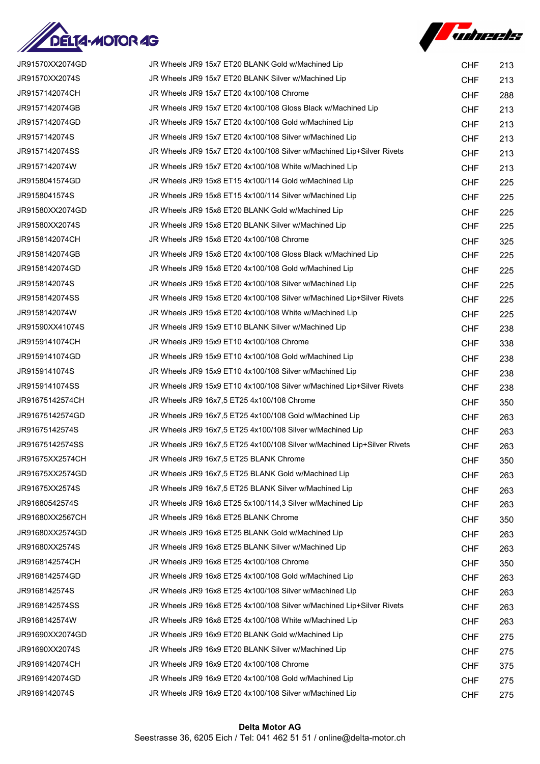| | | | |
|---|---|---|---|
| JR91570XX2074GD | JR Wheels JR9 15x7 ET20 BLANK Gold w/Machined Lip | CHF | 213 |
| JR91570XX2074S | JR Wheels JR9 15x7 ET20 BLANK Silver w/Machined Lip | CHF | 213 |
| JR9157142074CH | JR Wheels JR9 15x7 ET20 4x100/108 Chrome | CHF | 288 |
| JR9157142074GB | JR Wheels JR9 15x7 ET20 4x100/108 Gloss Black w/Machined Lip | CHF | 213 |
| JR9157142074GD | JR Wheels JR9 15x7 ET20 4x100/108 Gold w/Machined Lip | CHF | 213 |
| JR9157142074S | JR Wheels JR9 15x7 ET20 4x100/108 Silver w/Machined Lip | CHF | 213 |
| JR9157142074SS | JR Wheels JR9 15x7 ET20 4x100/108 Silver w/Machined Lip+Silver Rivets | CHF | 213 |
| JR9157142074W | JR Wheels JR9 15x7 ET20 4x100/108 White w/Machined Lip | CHF | 213 |
| JR9158041574GD | JR Wheels JR9 15x8 ET15 4x100/114 Gold w/Machined Lip | CHF | 225 |
| JR9158041574S | JR Wheels JR9 15x8 ET15 4x100/114 Silver w/Machined Lip | CHF | 225 |
| JR91580XX2074GD | JR Wheels JR9 15x8 ET20 BLANK Gold w/Machined Lip | CHF | 225 |
| JR91580XX2074S | JR Wheels JR9 15x8 ET20 BLANK Silver w/Machined Lip | CHF | 225 |
| JR9158142074CH | JR Wheels JR9 15x8 ET20 4x100/108 Chrome | CHF | 325 |
| JR9158142074GB | JR Wheels JR9 15x8 ET20 4x100/108 Gloss Black w/Machined Lip | CHF | 225 |
| JR9158142074GD | JR Wheels JR9 15x8 ET20 4x100/108 Gold w/Machined Lip | CHF | 225 |
| JR9158142074S | JR Wheels JR9 15x8 ET20 4x100/108 Silver w/Machined Lip | CHF | 225 |
| JR9158142074SS | JR Wheels JR9 15x8 ET20 4x100/108 Silver w/Machined Lip+Silver Rivets | CHF | 225 |
| JR9158142074W | JR Wheels JR9 15x8 ET20 4x100/108 White w/Machined Lip | CHF | 225 |
| JR91590XX41074S | JR Wheels JR9 15x9 ET10 BLANK Silver w/Machined Lip | CHF | 238 |
| JR9159141074CH | JR Wheels JR9 15x9 ET10 4x100/108 Chrome | CHF | 338 |
| JR9159141074GD | JR Wheels JR9 15x9 ET10 4x100/108 Gold w/Machined Lip | CHF | 238 |
| JR9159141074S | JR Wheels JR9 15x9 ET10 4x100/108 Silver w/Machined Lip | CHF | 238 |
| JR9159141074SS | JR Wheels JR9 15x9 ET10 4x100/108 Silver w/Machined Lip+Silver Rivets | CHF | 238 |
| JR91675142574CH | JR Wheels JR9 16x7,5 ET25 4x100/108 Chrome | CHF | 350 |
| JR91675142574GD | JR Wheels JR9 16x7,5 ET25 4x100/108 Gold w/Machined Lip | CHF | 263 |
| JR91675142574S | JR Wheels JR9 16x7,5 ET25 4x100/108 Silver w/Machined Lip | CHF | 263 |
| JR91675142574SS | JR Wheels JR9 16x7,5 ET25 4x100/108 Silver w/Machined Lip+Silver Rivets | CHF | 263 |
| JR91675XX2574CH | JR Wheels JR9 16x7,5 ET25 BLANK Chrome | CHF | 350 |
| JR91675XX2574GD | JR Wheels JR9 16x7,5 ET25 BLANK Gold w/Machined Lip | CHF | 263 |
| JR91675XX2574S | JR Wheels JR9 16x7,5 ET25 BLANK Silver w/Machined Lip | CHF | 263 |
| JR91680542574S | JR Wheels JR9 16x8 ET25 5x100/114,3 Silver w/Machined Lip | CHF | 263 |
| JR91680XX2567CH | JR Wheels JR9 16x8 ET25 BLANK Chrome | CHF | 350 |
| JR91680XX2574GD | JR Wheels JR9 16x8 ET25 BLANK Gold w/Machined Lip | CHF | 263 |
| JR91680XX2574S | JR Wheels JR9 16x8 ET25 BLANK Silver w/Machined Lip | CHF | 263 |
| JR9168142574CH | JR Wheels JR9 16x8 ET25 4x100/108 Chrome | CHF | 350 |
| JR9168142574GD | JR Wheels JR9 16x8 ET25 4x100/108 Gold w/Machined Lip | CHF | 263 |
| JR9168142574S | JR Wheels JR9 16x8 ET25 4x100/108 Silver w/Machined Lip | CHF | 263 |
| JR9168142574SS | JR Wheels JR9 16x8 ET25 4x100/108 Silver w/Machined Lip+Silver Rivets | CHF | 263 |
| JR9168142574W | JR Wheels JR9 16x8 ET25 4x100/108 White w/Machined Lip | CHF | 263 |
| JR91690XX2074GD | JR Wheels JR9 16x9 ET20 BLANK Gold w/Machined Lip | CHF | 275 |
| JR91690XX2074S | JR Wheels JR9 16x9 ET20 BLANK Silver w/Machined Lip | CHF | 275 |
| JR9169142074CH | JR Wheels JR9 16x9 ET20 4x100/108 Chrome | CHF | 375 |
| JR9169142074GD | JR Wheels JR9 16x9 ET20 4x100/108 Gold w/Machined Lip | CHF | 275 |
| JR9169142074S | JR Wheels JR9 16x9 ET20 4x100/108 Silver w/Machined Lip | CHF | 275 |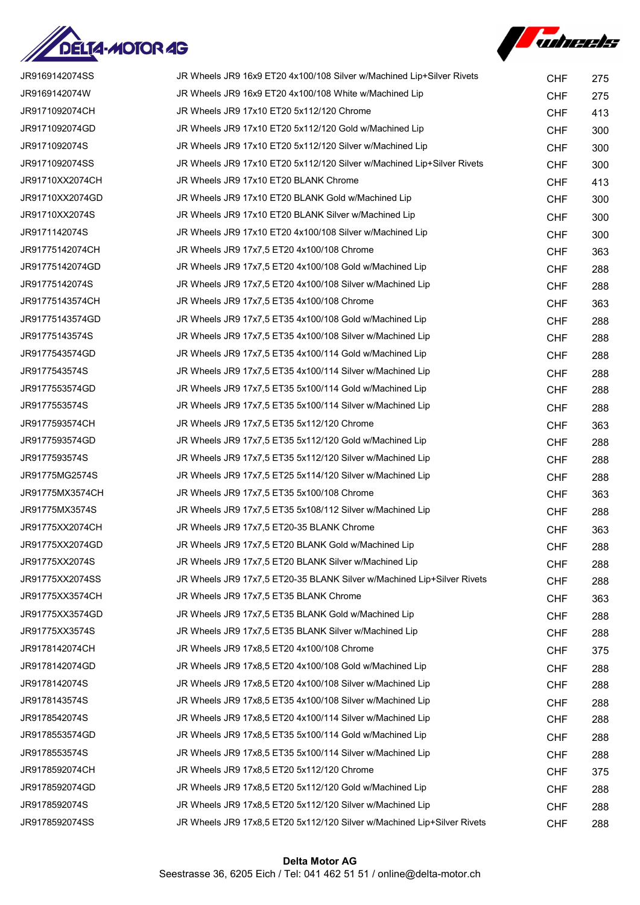| | | | |
|---|---|---|---|
| JR9169142074SS | JR Wheels JR9 16x9 ET20 4x100/108 Silver w/Machined Lip+Silver Rivets | CHF | 275 |
| JR9169142074W | JR Wheels JR9 16x9 ET20 4x100/108 White w/Machined Lip | CHF | 275 |
| JR9171092074CH | JR Wheels JR9 17x10 ET20 5x112/120 Chrome | CHF | 413 |
| JR9171092074GD | JR Wheels JR9 17x10 ET20 5x112/120 Gold w/Machined Lip | CHF | 300 |
| JR9171092074S | JR Wheels JR9 17x10 ET20 5x112/120 Silver w/Machined Lip | CHF | 300 |
| JR9171092074SS | JR Wheels JR9 17x10 ET20 5x112/120 Silver w/Machined Lip+Silver Rivets | CHF | 300 |
| JR91710XX2074CH | JR Wheels JR9 17x10 ET20 BLANK Chrome | CHF | 413 |
| JR91710XX2074GD | JR Wheels JR9 17x10 ET20 BLANK Gold w/Machined Lip | CHF | 300 |
| JR91710XX2074S | JR Wheels JR9 17x10 ET20 BLANK Silver w/Machined Lip | CHF | 300 |
| JR9171142074S | JR Wheels JR9 17x10 ET20 4x100/108 Silver w/Machined Lip | CHF | 300 |
| JR91775142074CH | JR Wheels JR9 17x7,5 ET20 4x100/108 Chrome | CHF | 363 |
| JR91775142074GD | JR Wheels JR9 17x7,5 ET20 4x100/108 Gold w/Machined Lip | CHF | 288 |
| JR91775142074S | JR Wheels JR9 17x7,5 ET20 4x100/108 Silver w/Machined Lip | CHF | 288 |
| JR91775143574CH | JR Wheels JR9 17x7,5 ET35 4x100/108 Chrome | CHF | 363 |
| JR91775143574GD | JR Wheels JR9 17x7,5 ET35 4x100/108 Gold w/Machined Lip | CHF | 288 |
| JR91775143574S | JR Wheels JR9 17x7,5 ET35 4x100/108 Silver w/Machined Lip | CHF | 288 |
| JR9177543574GD | JR Wheels JR9 17x7,5 ET35 4x100/114 Gold w/Machined Lip | CHF | 288 |
| JR9177543574S | JR Wheels JR9 17x7,5 ET35 4x100/114 Silver w/Machined Lip | CHF | 288 |
| JR9177553574GD | JR Wheels JR9 17x7,5 ET35 5x100/114 Gold w/Machined Lip | CHF | 288 |
| JR9177553574S | JR Wheels JR9 17x7,5 ET35 5x100/114 Silver w/Machined Lip | CHF | 288 |
| JR9177593574CH | JR Wheels JR9 17x7,5 ET35 5x112/120 Chrome | CHF | 363 |
| JR9177593574GD | JR Wheels JR9 17x7,5 ET35 5x112/120 Gold w/Machined Lip | CHF | 288 |
| JR9177593574S | JR Wheels JR9 17x7,5 ET35 5x112/120 Silver w/Machined Lip | CHF | 288 |
| JR91775MG2574S | JR Wheels JR9 17x7,5 ET25 5x114/120 Silver w/Machined Lip | CHF | 288 |
| JR91775MX3574CH | JR Wheels JR9 17x7,5 ET35 5x100/108 Chrome | CHF | 363 |
| JR91775MX3574S | JR Wheels JR9 17x7,5 ET35 5x108/112 Silver w/Machined Lip | CHF | 288 |
| JR91775XX2074CH | JR Wheels JR9 17x7,5 ET20-35 BLANK Chrome | CHF | 363 |
| JR91775XX2074GD | JR Wheels JR9 17x7,5 ET20 BLANK Gold w/Machined Lip | CHF | 288 |
| JR91775XX2074S | JR Wheels JR9 17x7,5 ET20 BLANK Silver w/Machined Lip | CHF | 288 |
| JR91775XX2074SS | JR Wheels JR9 17x7,5 ET20-35 BLANK Silver w/Machined Lip+Silver Rivets | CHF | 288 |
| JR91775XX3574CH | JR Wheels JR9 17x7,5 ET35 BLANK Chrome | CHF | 363 |
| JR91775XX3574GD | JR Wheels JR9 17x7,5 ET35 BLANK Gold w/Machined Lip | CHF | 288 |
| JR91775XX3574S | JR Wheels JR9 17x7,5 ET35 BLANK Silver w/Machined Lip | CHF | 288 |
| JR9178142074CH | JR Wheels JR9 17x8,5 ET20 4x100/108 Chrome | CHF | 375 |
| JR9178142074GD | JR Wheels JR9 17x8,5 ET20 4x100/108 Gold w/Machined Lip | CHF | 288 |
| JR9178142074S | JR Wheels JR9 17x8,5 ET20 4x100/108 Silver w/Machined Lip | CHF | 288 |
| JR9178143574S | JR Wheels JR9 17x8,5 ET35 4x100/108 Silver w/Machined Lip | CHF | 288 |
| JR9178542074S | JR Wheels JR9 17x8,5 ET20 4x100/114 Silver w/Machined Lip | CHF | 288 |
| JR9178553574GD | JR Wheels JR9 17x8,5 ET35 5x100/114 Gold w/Machined Lip | CHF | 288 |
| JR9178553574S | JR Wheels JR9 17x8,5 ET35 5x100/114 Silver w/Machined Lip | CHF | 288 |
| JR9178592074CH | JR Wheels JR9 17x8,5 ET20 5x112/120 Chrome | CHF | 375 |
| JR9178592074GD | JR Wheels JR9 17x8,5 ET20 5x112/120 Gold w/Machined Lip | CHF | 288 |
| JR9178592074S | JR Wheels JR9 17x8,5 ET20 5x112/120 Silver w/Machined Lip | CHF | 288 |
| JR9178592074SS | JR Wheels JR9 17x8,5 ET20 5x112/120 Silver w/Machined Lip+Silver Rivets | CHF | 288 |

**Delta Motor AG**
Seestrasse 36, 6205 Eich / Tel: 041 462 51 51 / online@delta-motor.ch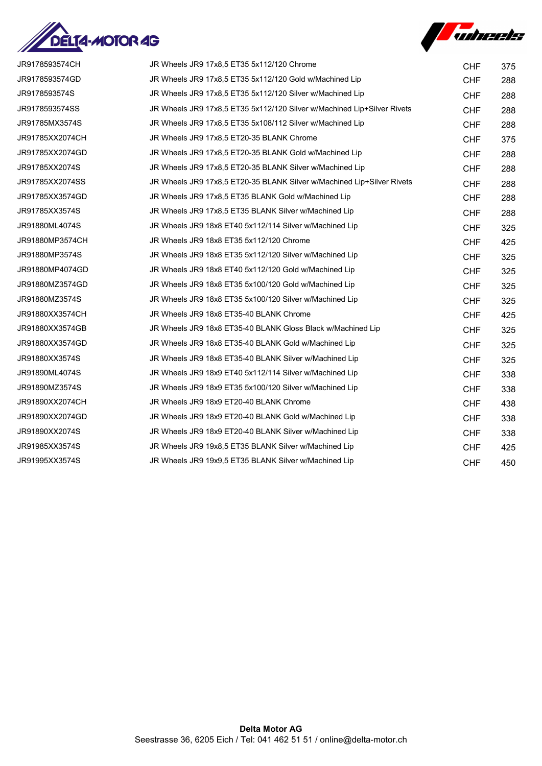| | | | |
|---|---|---|---|
| JR9178593574CH | JR Wheels JR9 17x8,5 ET35 5x112/120 Chrome | CHF | 375 |
| JR9178593574GD | JR Wheels JR9 17x8,5 ET35 5x112/120 Gold w/Machined Lip | CHF | 288 |
| JR9178593574S | JR Wheels JR9 17x8,5 ET35 5x112/120 Silver w/Machined Lip | CHF | 288 |
| JR9178593574SS | JR Wheels JR9 17x8,5 ET35 5x112/120 Silver w/Machined Lip+Silver Rivets | CHF | 288 |
| JR91785MX3574S | JR Wheels JR9 17x8,5 ET35 5x108/112 Silver w/Machined Lip | CHF | 288 |
| JR91785XX2074CH | JR Wheels JR9 17x8,5 ET20-35 BLANK Chrome | CHF | 375 |
| JR91785XX2074GD | JR Wheels JR9 17x8,5 ET20-35 BLANK Gold w/Machined Lip | CHF | 288 |
| JR91785XX2074S | JR Wheels JR9 17x8,5 ET20-35 BLANK Silver w/Machined Lip | CHF | 288 |
| JR91785XX2074SS | JR Wheels JR9 17x8,5 ET20-35 BLANK Silver w/Machined Lip+Silver Rivets | CHF | 288 |
| JR91785XX3574GD | JR Wheels JR9 17x8,5 ET35 BLANK Gold w/Machined Lip | CHF | 288 |
| JR91785XX3574S | JR Wheels JR9 17x8,5 ET35 BLANK Silver w/Machined Lip | CHF | 288 |
| JR91880ML4074S | JR Wheels JR9 18x8 ET40 5x112/114 Silver w/Machined Lip | CHF | 325 |
| JR91880MP3574CH | JR Wheels JR9 18x8 ET35 5x112/120 Chrome | CHF | 425 |
| JR91880MP3574S | JR Wheels JR9 18x8 ET35 5x112/120 Silver w/Machined Lip | CHF | 325 |
| JR91880MP4074GD | JR Wheels JR9 18x8 ET40 5x112/120 Gold w/Machined Lip | CHF | 325 |
| JR91880MZ3574GD | JR Wheels JR9 18x8 ET35 5x100/120 Gold w/Machined Lip | CHF | 325 |
| JR91880MZ3574S | JR Wheels JR9 18x8 ET35 5x100/120 Silver w/Machined Lip | CHF | 325 |
| JR91880XX3574CH | JR Wheels JR9 18x8 ET35-40 BLANK Chrome | CHF | 425 |
| JR91880XX3574GB | JR Wheels JR9 18x8 ET35-40 BLANK Gloss Black w/Machined Lip | CHF | 325 |
| JR91880XX3574GD | JR Wheels JR9 18x8 ET35-40 BLANK Gold w/Machined Lip | CHF | 325 |
| JR91880XX3574S | JR Wheels JR9 18x8 ET35-40 BLANK Silver w/Machined Lip | CHF | 325 |
| JR91890ML4074S | JR Wheels JR9 18x9 ET40 5x112/114 Silver w/Machined Lip | CHF | 338 |
| JR91890MZ3574S | JR Wheels JR9 18x9 ET35 5x100/120 Silver w/Machined Lip | CHF | 338 |
| JR91890XX2074CH | JR Wheels JR9 18x9 ET20-40 BLANK Chrome | CHF | 438 |
| JR91890XX2074GD | JR Wheels JR9 18x9 ET20-40 BLANK Gold w/Machined Lip | CHF | 338 |
| JR91890XX2074S | JR Wheels JR9 18x9 ET20-40 BLANK Silver w/Machined Lip | CHF | 338 |
| JR91985XX3574S | JR Wheels JR9 19x8,5 ET35 BLANK Silver w/Machined Lip | CHF | 425 |
| JR91995XX3574S | JR Wheels JR9 19x9,5 ET35 BLANK Silver w/Machined Lip | CHF | 450 |

**Delta Motor AG**
Seestrasse 36, 6205 Eich / Tel: 041 462 51 51 / online@delta-motor.ch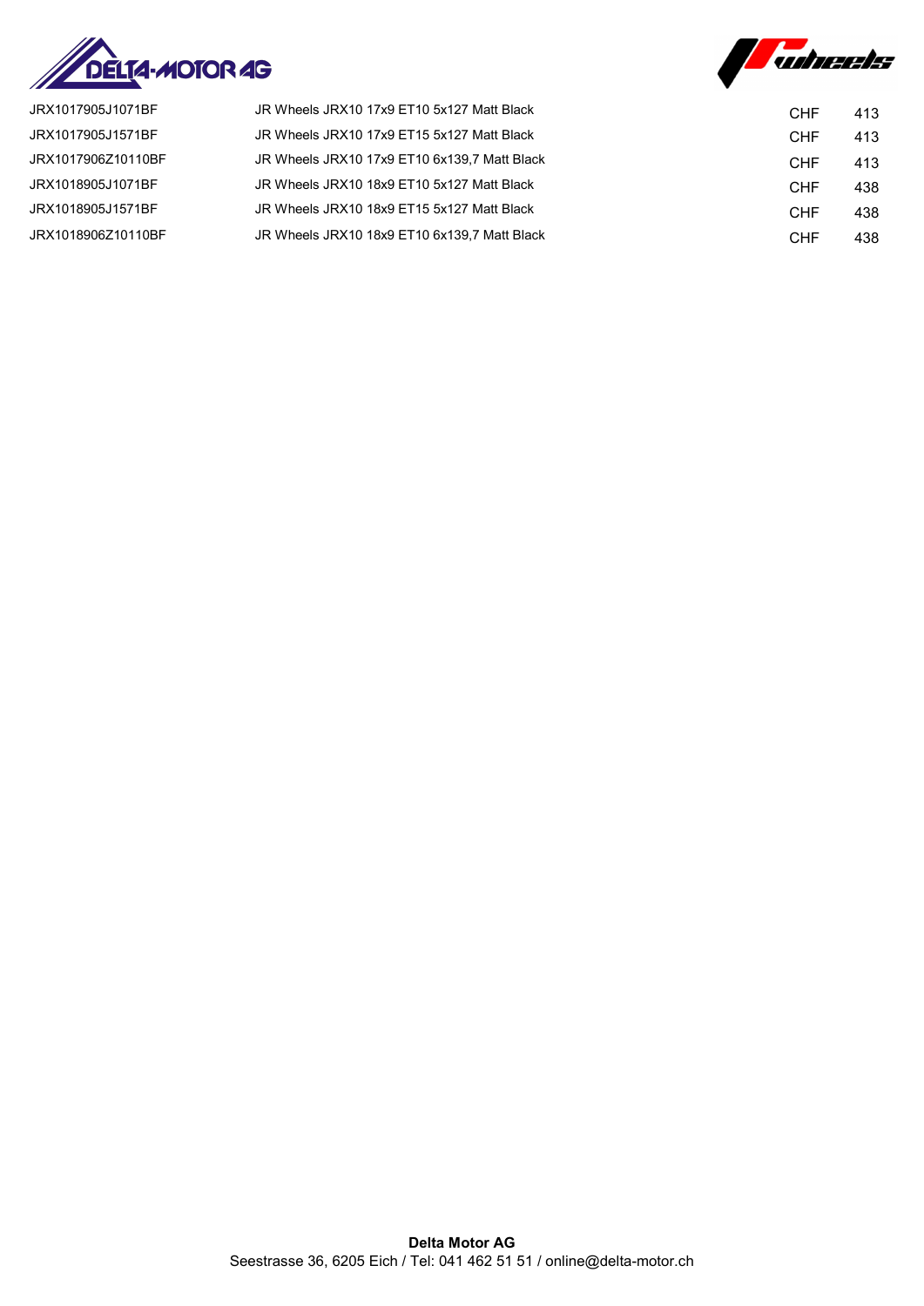| | | | |
|---|---|---|---|
| JRX1017905J1071BF | JR Wheels JRX10 17x9 ET10 5x127 Matt Black | CHF | 413 |
| JRX1017905J1571BF | JR Wheels JRX10 17x9 ET15 5x127 Matt Black | CHF | 413 |
| JRX1017906Z10110BF | JR Wheels JRX10 17x9 ET10 6x139,7 Matt Black | CHF | 413 |
| JRX1018905J1071BF | JR Wheels JRX10 18x9 ET10 5x127 Matt Black | CHF | 438 |
| JRX1018905J1571BF | JR Wheels JRX10 18x9 ET15 5x127 Matt Black | CHF | 438 |
| JRX1018906Z10110BF | JR Wheels JRX10 18x9 ET10 6x139,7 Matt Black | CHF | 438 |

**Delta Motor AG**
Seestrasse 36, 6205 Eich / Tel: 041 462 51 51 / online@delta-motor.ch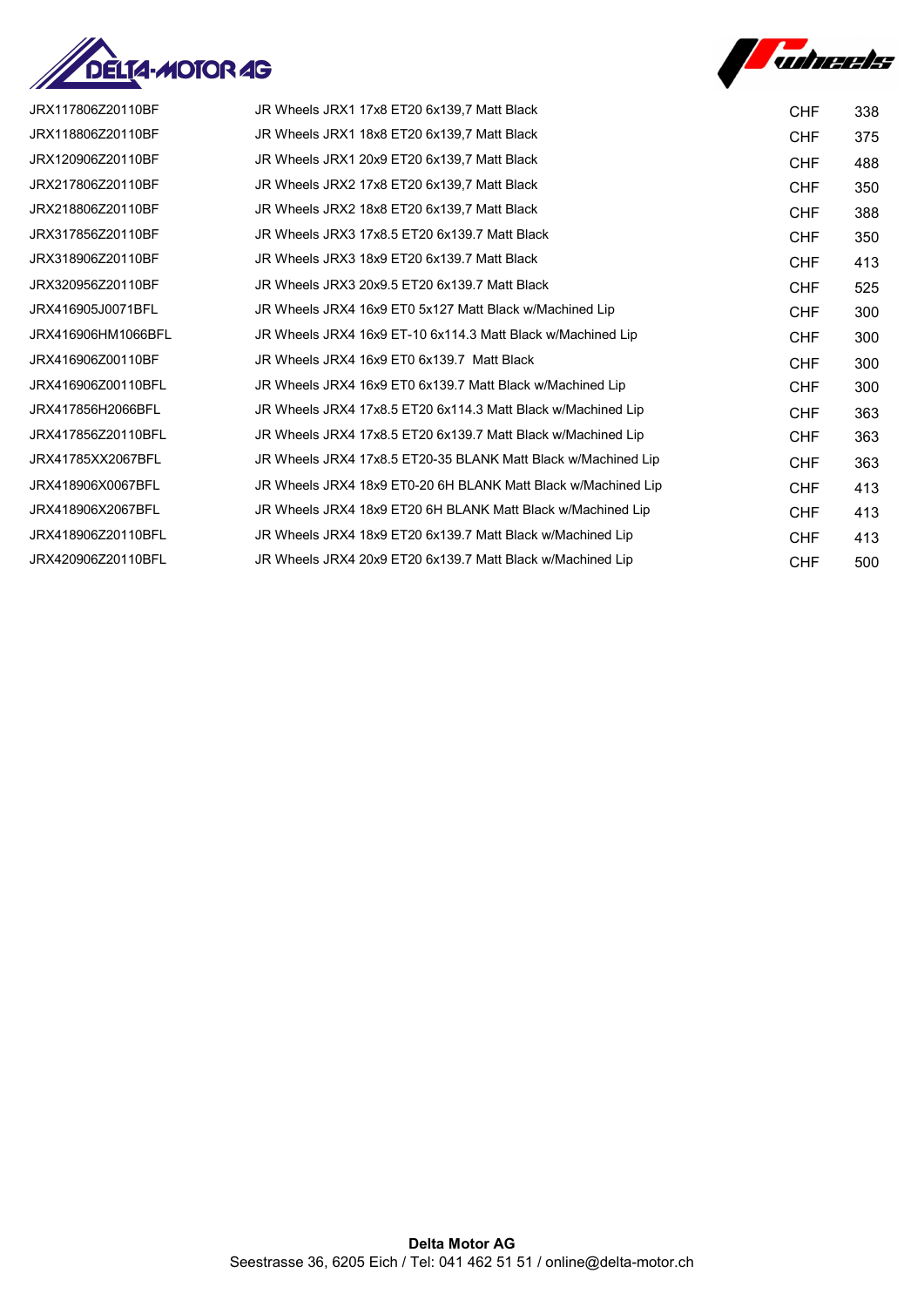| | | | |
|---|---|---|---|
| JRX117806Z20110BF | JR Wheels JRX1 17x8 ET20 6x139,7 Matt Black | CHF | 338 |
| JRX118806Z20110BF | JR Wheels JRX1 18x8 ET20 6x139,7 Matt Black | CHF | 375 |
| JRX120906Z20110BF | JR Wheels JRX1 20x9 ET20 6x139,7 Matt Black | CHF | 488 |
| JRX217806Z20110BF | JR Wheels JRX2 17x8 ET20 6x139,7 Matt Black | CHF | 350 |
| JRX218806Z20110BF | JR Wheels JRX2 18x8 ET20 6x139,7 Matt Black | CHF | 388 |
| JRX317856Z20110BF | JR Wheels JRX3 17x8.5 ET20 6x139.7 Matt Black | CHF | 350 |
| JRX318906Z20110BF | JR Wheels JRX3 18x9 ET20 6x139.7 Matt Black | CHF | 413 |
| JRX320956Z20110BF | JR Wheels JRX3 20x9.5 ET20 6x139.7 Matt Black | CHF | 525 |
| JRX416905J0071BFL | JR Wheels JRX4 16x9 ET0 5x127 Matt Black w/Machined Lip | CHF | 300 |
| JRX416906HM1066BFL | JR Wheels JRX4 16x9 ET-10 6x114.3 Matt Black w/Machined Lip | CHF | 300 |
| JRX416906Z00110BF | JR Wheels JRX4 16x9 ET0 6x139.7  Matt Black | CHF | 300 |
| JRX416906Z00110BFL | JR Wheels JRX4 16x9 ET0 6x139.7 Matt Black w/Machined Lip | CHF | 300 |
| JRX417856H2066BFL | JR Wheels JRX4 17x8.5 ET20 6x114.3 Matt Black w/Machined Lip | CHF | 363 |
| JRX417856Z20110BFL | JR Wheels JRX4 17x8.5 ET20 6x139.7 Matt Black w/Machined Lip | CHF | 363 |
| JRX41785XX2067BFL | JR Wheels JRX4 17x8.5 ET20-35 BLANK Matt Black w/Machined Lip | CHF | 363 |
| JRX418906X0067BFL | JR Wheels JRX4 18x9 ET0-20 6H BLANK Matt Black w/Machined Lip | CHF | 413 |
| JRX418906X2067BFL | JR Wheels JRX4 18x9 ET20 6H BLANK Matt Black w/Machined Lip | CHF | 413 |
| JRX418906Z20110BFL | JR Wheels JRX4 18x9 ET20 6x139.7 Matt Black w/Machined Lip | CHF | 413 |
| JRX420906Z20110BFL | JR Wheels JRX4 20x9 ET20 6x139.7 Matt Black w/Machined Lip | CHF | 500 |

**Delta Motor AG**
Seestrasse 36, 6205 Eich / Tel: 041 462 51 51 / online@delta-motor.ch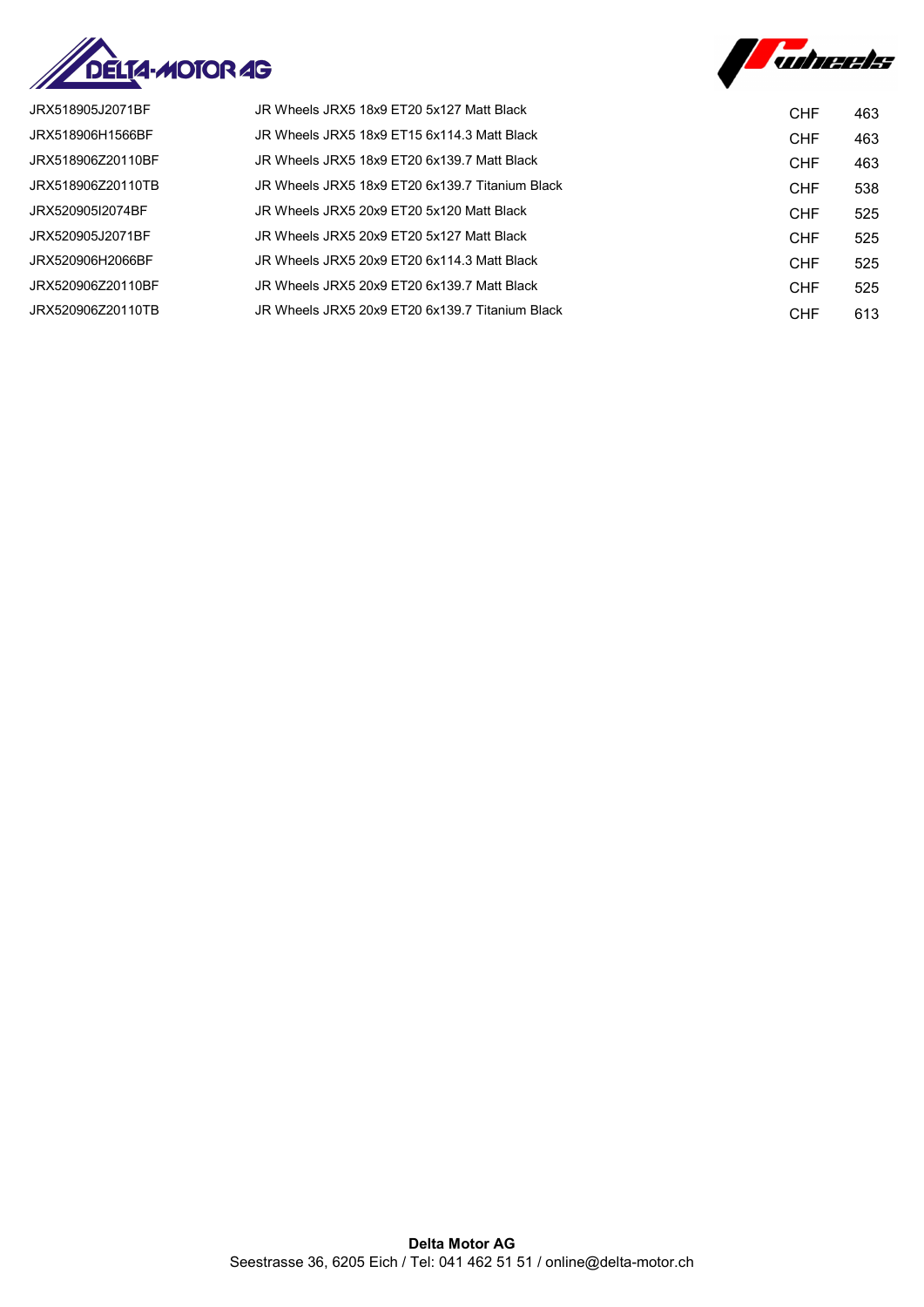| | | | |
|---|---|---|---|
| JRX518905J2071BF | JR Wheels JRX5 18x9 ET20 5x127 Matt Black | CHF | 463 |
| JRX518906H1566BF | JR Wheels JRX5 18x9 ET15 6x114.3 Matt Black | CHF | 463 |
| JRX518906Z20110BF | JR Wheels JRX5 18x9 ET20 6x139.7 Matt Black | CHF | 463 |
| JRX518906Z20110TB | JR Wheels JRX5 18x9 ET20 6x139.7 Titanium Black | CHF | 538 |
| JRX520905I2074BF | JR Wheels JRX5 20x9 ET20 5x120 Matt Black | CHF | 525 |
| JRX520905J2071BF | JR Wheels JRX5 20x9 ET20 5x127 Matt Black | CHF | 525 |
| JRX520906H2066BF | JR Wheels JRX5 20x9 ET20 6x114.3 Matt Black | CHF | 525 |
| JRX520906Z20110BF | JR Wheels JRX5 20x9 ET20 6x139.7 Matt Black | CHF | 525 |
| JRX520906Z20110TB | JR Wheels JRX5 20x9 ET20 6x139.7 Titanium Black | CHF | 613 |

**Delta Motor AG**
Seestrasse 36, 6205 Eich / Tel: 041 462 51 51 / online@delta-motor.ch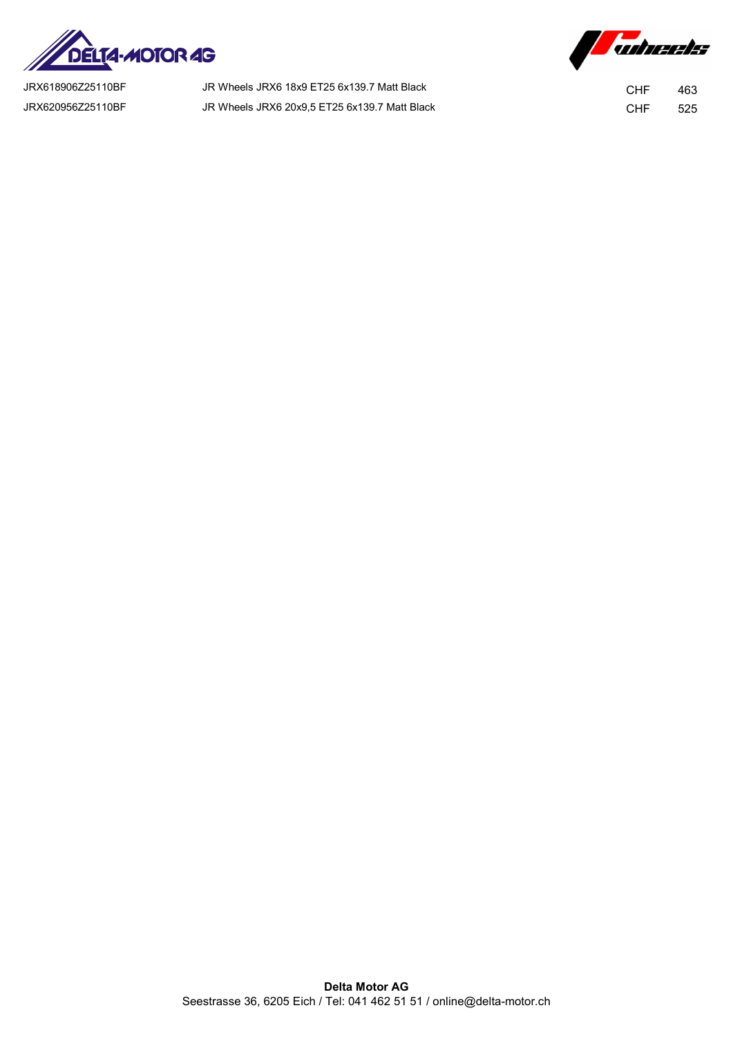| | | | |
|---|---|---|---|
| JRX618906Z25110BF | JR Wheels JRX6 18x9 ET25 6x139.7 Matt Black | CHF | 463 |
| JRX620956Z25110BF | JR Wheels JRX6 20x9,5 ET25 6x139.7 Matt Black | CHF | 525 |

**Delta Motor AG**
Seestrasse 36, 6205 Eich / Tel: 041 462 51 51 / online@delta-motor.ch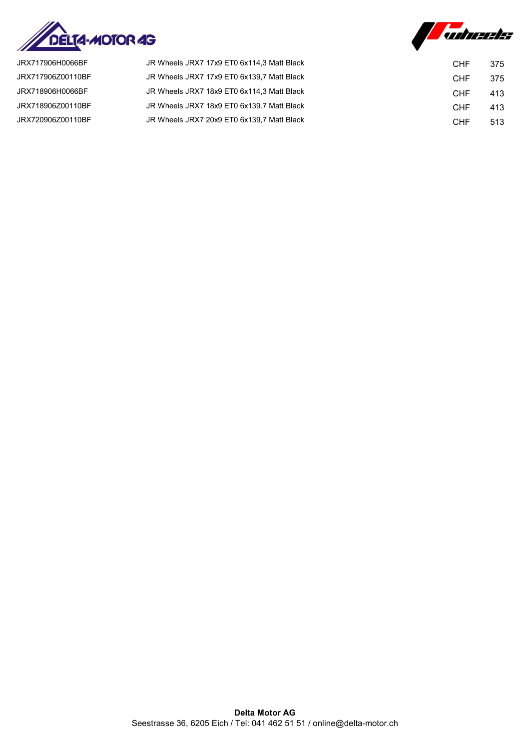| | | | |
|---|---|---|---|
| JRX717906H0066BF | JR Wheels JRX7 17x9 ET0 6x114,3 Matt Black | CHF | 375 |
| JRX717906Z00110BF | JR Wheels JRX7 17x9 ET0 6x139,7 Matt Black | CHF | 375 |
| JRX718906H0066BF | JR Wheels JRX7 18x9 ET0 6x114,3 Matt Black | CHF | 413 |
| JRX718906Z00110BF | JR Wheels JRX7 18x9 ET0 6x139.7 Matt Black | CHF | 413 |
| JRX720906Z00110BF | JR Wheels JRX7 20x9 ET0 6x139,7 Matt Black | CHF | 513 |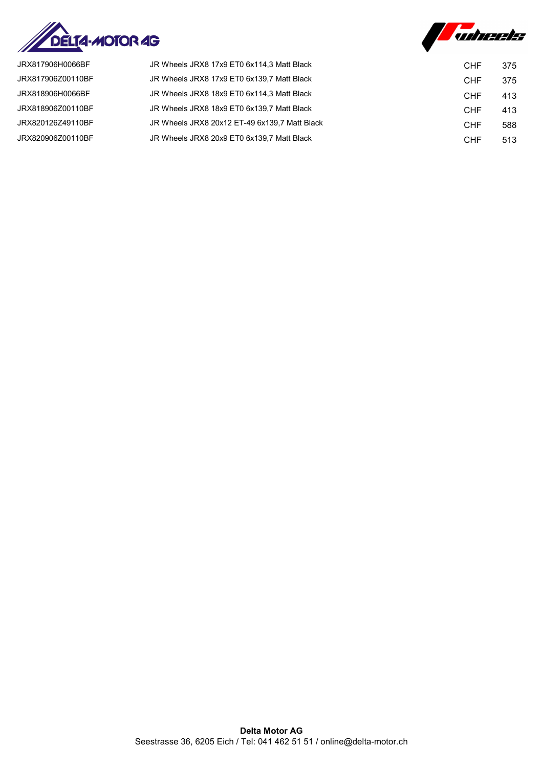| | | | |
|---|---|---|---|
| JRX817906H0066BF | JR Wheels JRX8 17x9 ET0 6x114,3 Matt Black | CHF | 375 |
| JRX817906Z00110BF | JR Wheels JRX8 17x9 ET0 6x139,7 Matt Black | CHF | 375 |
| JRX818906H0066BF | JR Wheels JRX8 18x9 ET0 6x114,3 Matt Black | CHF | 413 |
| JRX818906Z00110BF | JR Wheels JRX8 18x9 ET0 6x139,7 Matt Black | CHF | 413 |
| JRX820126Z49110BF | JR Wheels JRX8 20x12 ET-49 6x139,7 Matt Black | CHF | 588 |
| JRX820906Z00110BF | JR Wheels JRX8 20x9 ET0 6x139,7 Matt Black | CHF | 513 |

**Delta Motor AG**
Seestrasse 36, 6205 Eich / Tel: 041 462 51 51 / online@delta-motor.ch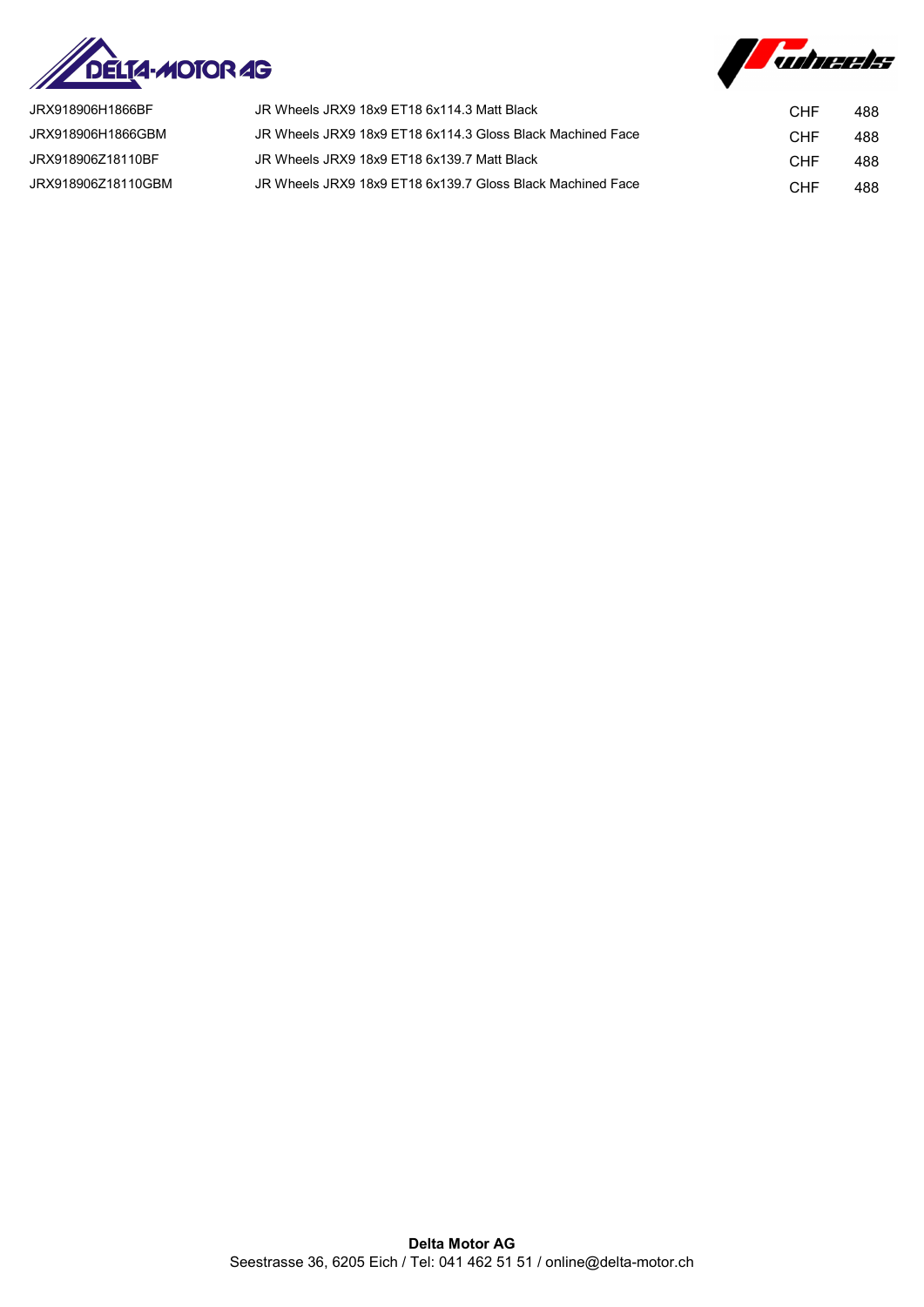| | | | |
|---|---|---|---|
| JRX918906H1866BF | JR Wheels JRX9 18x9 ET18 6x114.3 Matt Black | CHF | 488 |
| JRX918906H1866GBM | JR Wheels JRX9 18x9 ET18 6x114.3 Gloss Black Machined Face | CHF | 488 |
| JRX918906Z18110BF | JR Wheels JRX9 18x9 ET18 6x139.7 Matt Black | CHF | 488 |
| JRX918906Z18110GBM | JR Wheels JRX9 18x9 ET18 6x139.7 Gloss Black Machined Face | CHF | 488 |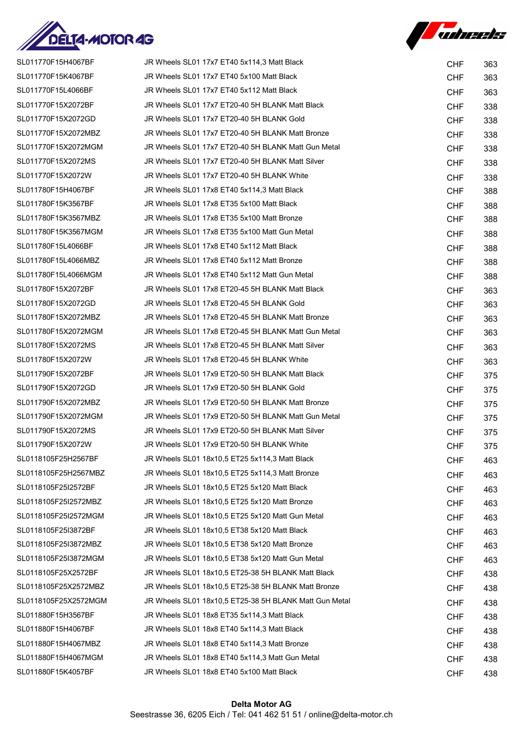| | | | |
|---|---|---|---|
| SL011770F15H4067BF | JR Wheels SL01 17x7 ET40 5x114,3 Matt Black | CHF | 363 |
| SL011770F15K4067BF | JR Wheels SL01 17x7 ET40 5x100 Matt Black | CHF | 363 |
| SL011770F15L4066BF | JR Wheels SL01 17x7 ET40 5x112 Matt Black | CHF | 363 |
| SL011770F15X2072BF | JR Wheels SL01 17x7 ET20-40 5H BLANK Matt Black | CHF | 338 |
| SL011770F15X2072GD | JR Wheels SL01 17x7 ET20-40 5H BLANK Gold | CHF | 338 |
| SL011770F15X2072MBZ | JR Wheels SL01 17x7 ET20-40 5H BLANK Matt Bronze | CHF | 338 |
| SL011770F15X2072MGM | JR Wheels SL01 17x7 ET20-40 5H BLANK Matt Gun Metal | CHF | 338 |
| SL011770F15X2072MS | JR Wheels SL01 17x7 ET20-40 5H BLANK Matt Silver | CHF | 338 |
| SL011770F15X2072W | JR Wheels SL01 17x7 ET20-40 5H BLANK White | CHF | 338 |
| SL011780F15H4067BF | JR Wheels SL01 17x8 ET40 5x114,3 Matt Black | CHF | 388 |
| SL011780F15K3567BF | JR Wheels SL01 17x8 ET35 5x100 Matt Black | CHF | 388 |
| SL011780F15K3567MBZ | JR Wheels SL01 17x8 ET35 5x100 Matt Bronze | CHF | 388 |
| SL011780F15K3567MGM | JR Wheels SL01 17x8 ET35 5x100 Matt Gun Metal | CHF | 388 |
| SL011780F15L4066BF | JR Wheels SL01 17x8 ET40 5x112 Matt Black | CHF | 388 |
| SL011780F15L4066MBZ | JR Wheels SL01 17x8 ET40 5x112 Matt Bronze | CHF | 388 |
| SL011780F15L4066MGM | JR Wheels SL01 17x8 ET40 5x112 Matt Gun Metal | CHF | 388 |
| SL011780F15X2072BF | JR Wheels SL01 17x8 ET20-45 5H BLANK Matt Black | CHF | 363 |
| SL011780F15X2072GD | JR Wheels SL01 17x8 ET20-45 5H BLANK Gold | CHF | 363 |
| SL011780F15X2072MBZ | JR Wheels SL01 17x8 ET20-45 5H BLANK Matt Bronze | CHF | 363 |
| SL011780F15X2072MGM | JR Wheels SL01 17x8 ET20-45 5H BLANK Matt Gun Metal | CHF | 363 |
| SL011780F15X2072MS | JR Wheels SL01 17x8 ET20-45 5H BLANK Matt Silver | CHF | 363 |
| SL011780F15X2072W | JR Wheels SL01 17x8 ET20-45 5H BLANK White | CHF | 363 |
| SL011790F15X2072BF | JR Wheels SL01 17x9 ET20-50 5H BLANK Matt Black | CHF | 375 |
| SL011790F15X2072GD | JR Wheels SL01 17x9 ET20-50 5H BLANK Gold | CHF | 375 |
| SL011790F15X2072MBZ | JR Wheels SL01 17x9 ET20-50 5H BLANK Matt Bronze | CHF | 375 |
| SL011790F15X2072MGM | JR Wheels SL01 17x9 ET20-50 5H BLANK Matt Gun Metal | CHF | 375 |
| SL011790F15X2072MS | JR Wheels SL01 17x9 ET20-50 5H BLANK Matt Silver | CHF | 375 |
| SL011790F15X2072W | JR Wheels SL01 17x9 ET20-50 5H BLANK White | CHF | 375 |
| SL0118105F25H2567BF | JR Wheels SL01 18x10,5 ET25 5x114,3 Matt Black | CHF | 463 |
| SL0118105F25H2567MBZ | JR Wheels SL01 18x10,5 ET25 5x114,3 Matt Bronze | CHF | 463 |
| SL0118105F25I2572BF | JR Wheels SL01 18x10,5 ET25 5x120 Matt Black | CHF | 463 |
| SL0118105F25I2572MBZ | JR Wheels SL01 18x10,5 ET25 5x120 Matt Bronze | CHF | 463 |
| SL0118105F25I2572MGM | JR Wheels SL01 18x10,5 ET25 5x120 Matt Gun Metal | CHF | 463 |
| SL0118105F25I3872BF | JR Wheels SL01 18x10,5 ET38 5x120 Matt Black | CHF | 463 |
| SL0118105F25I3872MBZ | JR Wheels SL01 18x10,5 ET38 5x120 Matt Bronze | CHF | 463 |
| SL0118105F25I3872MGM | JR Wheels SL01 18x10,5 ET38 5x120 Matt Gun Metal | CHF | 463 |
| SL0118105F25X2572BF | JR Wheels SL01 18x10,5 ET25-38 5H BLANK Matt Black | CHF | 438 |
| SL0118105F25X2572MBZ | JR Wheels SL01 18x10,5 ET25-38 5H BLANK Matt Bronze | CHF | 438 |
| SL0118105F25X2572MGM | JR Wheels SL01 18x10,5 ET25-38 5H BLANK Matt Gun Metal | CHF | 438 |
| SL011880F15H3567BF | JR Wheels SL01 18x8 ET35 5x114,3 Matt Black | CHF | 438 |
| SL011880F15H4067BF | JR Wheels SL01 18x8 ET40 5x114,3 Matt Black | CHF | 438 |
| SL011880F15H4067MBZ | JR Wheels SL01 18x8 ET40 5x114,3 Matt Bronze | CHF | 438 |
| SL011880F15H4067MGM | JR Wheels SL01 18x8 ET40 5x114,3 Matt Gun Metal | CHF | 438 |
| SL011880F15K4057BF | JR Wheels SL01 18x8 ET40 5x100 Matt Black | CHF | 438 |

**Delta Motor AG**
Seestrasse 36, 6205 Eich / Tel: 041 462 51 51 / online@delta-motor.ch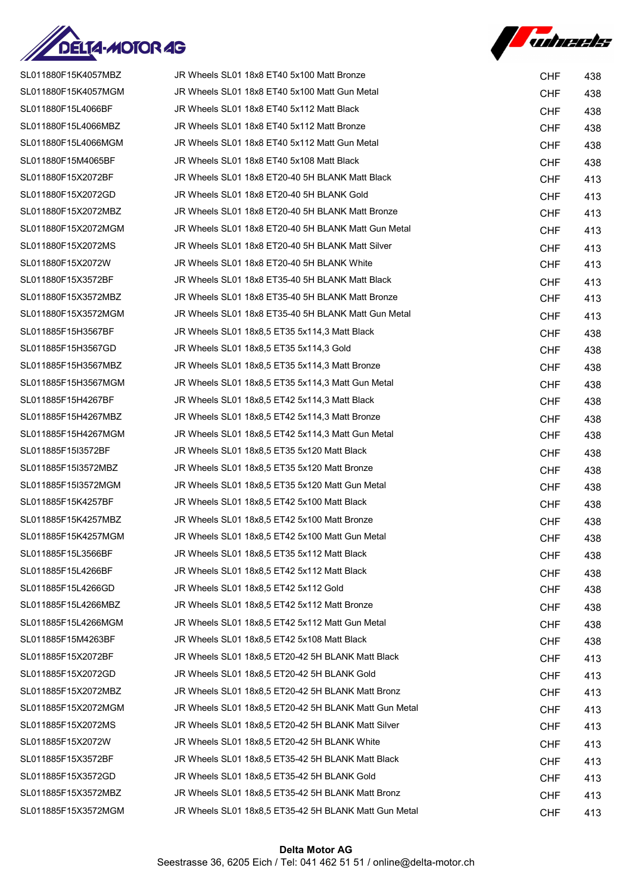| | | | |
|---|---|---|---|
| SL011880F15K4057MBZ | JR Wheels SL01 18x8 ET40 5x100 Matt Bronze | CHF | 438 |
| SL011880F15K4057MGM | JR Wheels SL01 18x8 ET40 5x100 Matt Gun Metal | CHF | 438 |
| SL011880F15L4066BF | JR Wheels SL01 18x8 ET40 5x112 Matt Black | CHF | 438 |
| SL011880F15L4066MBZ | JR Wheels SL01 18x8 ET40 5x112 Matt Bronze | CHF | 438 |
| SL011880F15L4066MGM | JR Wheels SL01 18x8 ET40 5x112 Matt Gun Metal | CHF | 438 |
| SL011880F15M4065BF | JR Wheels SL01 18x8 ET40 5x108 Matt Black | CHF | 438 |
| SL011880F15X2072BF | JR Wheels SL01 18x8 ET20-40 5H BLANK Matt Black | CHF | 413 |
| SL011880F15X2072GD | JR Wheels SL01 18x8 ET20-40 5H BLANK Gold | CHF | 413 |
| SL011880F15X2072MBZ | JR Wheels SL01 18x8 ET20-40 5H BLANK Matt Bronze | CHF | 413 |
| SL011880F15X2072MGM | JR Wheels SL01 18x8 ET20-40 5H BLANK Matt Gun Metal | CHF | 413 |
| SL011880F15X2072MS | JR Wheels SL01 18x8 ET20-40 5H BLANK Matt Silver | CHF | 413 |
| SL011880F15X2072W | JR Wheels SL01 18x8 ET20-40 5H BLANK White | CHF | 413 |
| SL011880F15X3572BF | JR Wheels SL01 18x8 ET35-40 5H BLANK Matt Black | CHF | 413 |
| SL011880F15X3572MBZ | JR Wheels SL01 18x8 ET35-40 5H BLANK Matt Bronze | CHF | 413 |
| SL011880F15X3572MGM | JR Wheels SL01 18x8 ET35-40 5H BLANK Matt Gun Metal | CHF | 413 |
| SL011885F15H3567BF | JR Wheels SL01 18x8,5 ET35 5x114,3 Matt Black | CHF | 438 |
| SL011885F15H3567GD | JR Wheels SL01 18x8,5 ET35 5x114,3 Gold | CHF | 438 |
| SL011885F15H3567MBZ | JR Wheels SL01 18x8,5 ET35 5x114,3 Matt Bronze | CHF | 438 |
| SL011885F15H3567MGM | JR Wheels SL01 18x8,5 ET35 5x114,3 Matt Gun Metal | CHF | 438 |
| SL011885F15H4267BF | JR Wheels SL01 18x8,5 ET42 5x114,3 Matt Black | CHF | 438 |
| SL011885F15H4267MBZ | JR Wheels SL01 18x8,5 ET42 5x114,3 Matt Bronze | CHF | 438 |
| SL011885F15H4267MGM | JR Wheels SL01 18x8,5 ET42 5x114,3 Matt Gun Metal | CHF | 438 |
| SL011885F15I3572BF | JR Wheels SL01 18x8,5 ET35 5x120 Matt Black | CHF | 438 |
| SL011885F15I3572MBZ | JR Wheels SL01 18x8,5 ET35 5x120 Matt Bronze | CHF | 438 |
| SL011885F15I3572MGM | JR Wheels SL01 18x8,5 ET35 5x120 Matt Gun Metal | CHF | 438 |
| SL011885F15K4257BF | JR Wheels SL01 18x8,5 ET42 5x100 Matt Black | CHF | 438 |
| SL011885F15K4257MBZ | JR Wheels SL01 18x8,5 ET42 5x100 Matt Bronze | CHF | 438 |
| SL011885F15K4257MGM | JR Wheels SL01 18x8,5 ET42 5x100 Matt Gun Metal | CHF | 438 |
| SL011885F15L3566BF | JR Wheels SL01 18x8,5 ET35 5x112 Matt Black | CHF | 438 |
| SL011885F15L4266BF | JR Wheels SL01 18x8,5 ET42 5x112 Matt Black | CHF | 438 |
| SL011885F15L4266GD | JR Wheels SL01 18x8,5 ET42 5x112 Gold | CHF | 438 |
| SL011885F15L4266MBZ | JR Wheels SL01 18x8,5 ET42 5x112 Matt Bronze | CHF | 438 |
| SL011885F15L4266MGM | JR Wheels SL01 18x8,5 ET42 5x112 Matt Gun Metal | CHF | 438 |
| SL011885F15M4263BF | JR Wheels SL01 18x8,5 ET42 5x108 Matt Black | CHF | 438 |
| SL011885F15X2072BF | JR Wheels SL01 18x8,5 ET20-42 5H BLANK Matt Black | CHF | 413 |
| SL011885F15X2072GD | JR Wheels SL01 18x8,5 ET20-42 5H BLANK Gold | CHF | 413 |
| SL011885F15X2072MBZ | JR Wheels SL01 18x8,5 ET20-42 5H BLANK Matt Bronz | CHF | 413 |
| SL011885F15X2072MGM | JR Wheels SL01 18x8,5 ET20-42 5H BLANK Matt Gun Metal | CHF | 413 |
| SL011885F15X2072MS | JR Wheels SL01 18x8,5 ET20-42 5H BLANK Matt Silver | CHF | 413 |
| SL011885F15X2072W | JR Wheels SL01 18x8,5 ET20-42 5H BLANK White | CHF | 413 |
| SL011885F15X3572BF | JR Wheels SL01 18x8,5 ET35-42 5H BLANK Matt Black | CHF | 413 |
| SL011885F15X3572GD | JR Wheels SL01 18x8,5 ET35-42 5H BLANK Gold | CHF | 413 |
| SL011885F15X3572MBZ | JR Wheels SL01 18x8,5 ET35-42 5H BLANK Matt Bronz | CHF | 413 |
| SL011885F15X3572MGM | JR Wheels SL01 18x8,5 ET35-42 5H BLANK Matt Gun Metal | CHF | 413 |

**Delta Motor AG**
Seestrasse 36, 6205 Eich / Tel: 041 462 51 51 / online@delta-motor.ch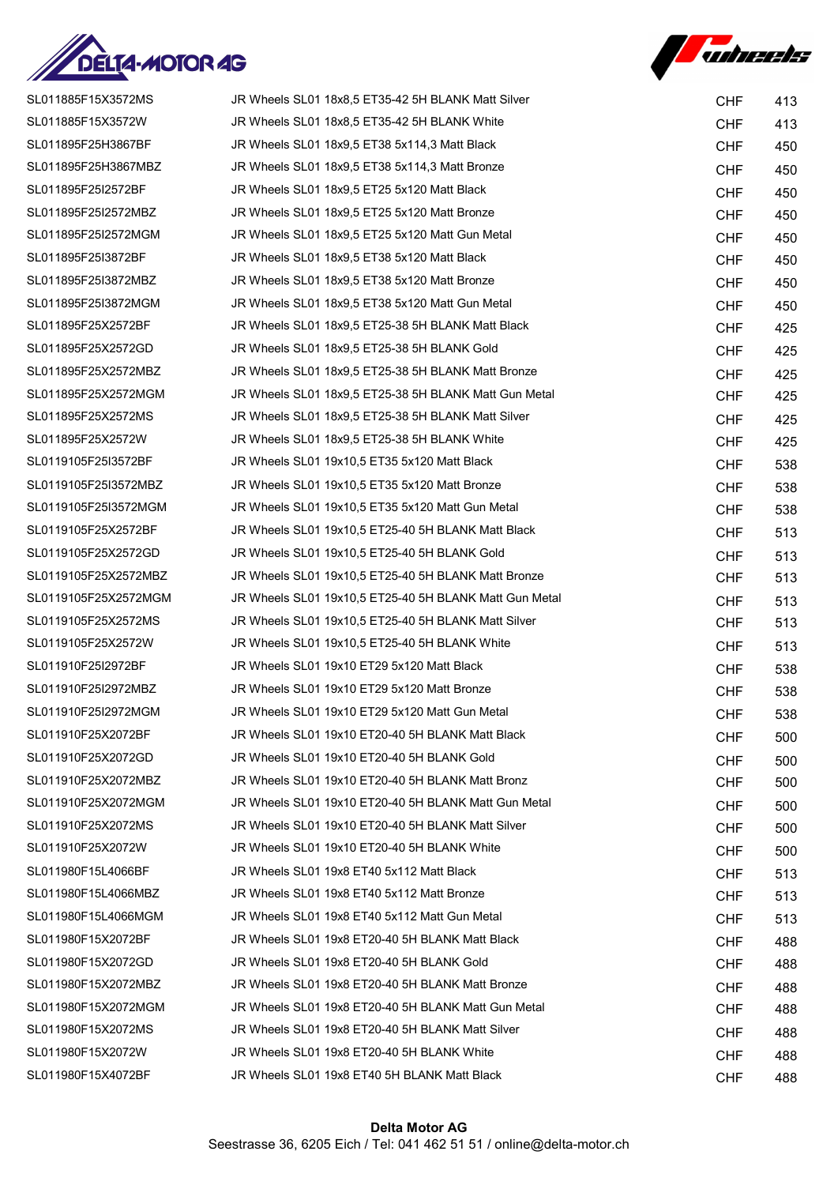| | | | |
|---|---|---|---|
| SL011885F15X3572MS | JR Wheels SL01 18x8,5 ET35-42 5H BLANK Matt Silver | CHF | 413 |
| SL011885F15X3572W | JR Wheels SL01 18x8,5 ET35-42 5H BLANK White | CHF | 413 |
| SL011895F25H3867BF | JR Wheels SL01 18x9,5 ET38 5x114,3 Matt Black | CHF | 450 |
| SL011895F25H3867MBZ | JR Wheels SL01 18x9,5 ET38 5x114,3 Matt Bronze | CHF | 450 |
| SL011895F25I2572BF | JR Wheels SL01 18x9,5 ET25 5x120 Matt Black | CHF | 450 |
| SL011895F25I2572MBZ | JR Wheels SL01 18x9,5 ET25 5x120 Matt Bronze | CHF | 450 |
| SL011895F25I2572MGM | JR Wheels SL01 18x9,5 ET25 5x120 Matt Gun Metal | CHF | 450 |
| SL011895F25I3872BF | JR Wheels SL01 18x9,5 ET38 5x120 Matt Black | CHF | 450 |
| SL011895F25I3872MBZ | JR Wheels SL01 18x9,5 ET38 5x120 Matt Bronze | CHF | 450 |
| SL011895F25I3872MGM | JR Wheels SL01 18x9,5 ET38 5x120 Matt Gun Metal | CHF | 450 |
| SL011895F25X2572BF | JR Wheels SL01 18x9,5 ET25-38 5H BLANK Matt Black | CHF | 425 |
| SL011895F25X2572GD | JR Wheels SL01 18x9,5 ET25-38 5H BLANK Gold | CHF | 425 |
| SL011895F25X2572MBZ | JR Wheels SL01 18x9,5 ET25-38 5H BLANK Matt Bronze | CHF | 425 |
| SL011895F25X2572MGM | JR Wheels SL01 18x9,5 ET25-38 5H BLANK Matt Gun Metal | CHF | 425 |
| SL011895F25X2572MS | JR Wheels SL01 18x9,5 ET25-38 5H BLANK Matt Silver | CHF | 425 |
| SL011895F25X2572W | JR Wheels SL01 18x9,5 ET25-38 5H BLANK White | CHF | 425 |
| SL0119105F25I3572BF | JR Wheels SL01 19x10,5 ET35 5x120 Matt Black | CHF | 538 |
| SL0119105F25I3572MBZ | JR Wheels SL01 19x10,5 ET35 5x120 Matt Bronze | CHF | 538 |
| SL0119105F25I3572MGM | JR Wheels SL01 19x10,5 ET35 5x120 Matt Gun Metal | CHF | 538 |
| SL0119105F25X2572BF | JR Wheels SL01 19x10,5 ET25-40 5H BLANK Matt Black | CHF | 513 |
| SL0119105F25X2572GD | JR Wheels SL01 19x10,5 ET25-40 5H BLANK Gold | CHF | 513 |
| SL0119105F25X2572MBZ | JR Wheels SL01 19x10,5 ET25-40 5H BLANK Matt Bronze | CHF | 513 |
| SL0119105F25X2572MGM | JR Wheels SL01 19x10,5 ET25-40 5H BLANK Matt Gun Metal | CHF | 513 |
| SL0119105F25X2572MS | JR Wheels SL01 19x10,5 ET25-40 5H BLANK Matt Silver | CHF | 513 |
| SL0119105F25X2572W | JR Wheels SL01 19x10,5 ET25-40 5H BLANK White | CHF | 513 |
| SL011910F25I2972BF | JR Wheels SL01 19x10 ET29 5x120 Matt Black | CHF | 538 |
| SL011910F25I2972MBZ | JR Wheels SL01 19x10 ET29 5x120 Matt Bronze | CHF | 538 |
| SL011910F25I2972MGM | JR Wheels SL01 19x10 ET29 5x120 Matt Gun Metal | CHF | 538 |
| SL011910F25X2072BF | JR Wheels SL01 19x10 ET20-40 5H BLANK Matt Black | CHF | 500 |
| SL011910F25X2072GD | JR Wheels SL01 19x10 ET20-40 5H BLANK Gold | CHF | 500 |
| SL011910F25X2072MBZ | JR Wheels SL01 19x10 ET20-40 5H BLANK Matt Bronz | CHF | 500 |
| SL011910F25X2072MGM | JR Wheels SL01 19x10 ET20-40 5H BLANK Matt Gun Metal | CHF | 500 |
| SL011910F25X2072MS | JR Wheels SL01 19x10 ET20-40 5H BLANK Matt Silver | CHF | 500 |
| SL011910F25X2072W | JR Wheels SL01 19x10 ET20-40 5H BLANK White | CHF | 500 |
| SL011980F15L4066BF | JR Wheels SL01 19x8 ET40 5x112 Matt Black | CHF | 513 |
| SL011980F15L4066MBZ | JR Wheels SL01 19x8 ET40 5x112 Matt Bronze | CHF | 513 |
| SL011980F15L4066MGM | JR Wheels SL01 19x8 ET40 5x112 Matt Gun Metal | CHF | 513 |
| SL011980F15X2072BF | JR Wheels SL01 19x8 ET20-40 5H BLANK Matt Black | CHF | 488 |
| SL011980F15X2072GD | JR Wheels SL01 19x8 ET20-40 5H BLANK Gold | CHF | 488 |
| SL011980F15X2072MBZ | JR Wheels SL01 19x8 ET20-40 5H BLANK Matt Bronze | CHF | 488 |
| SL011980F15X2072MGM | JR Wheels SL01 19x8 ET20-40 5H BLANK Matt Gun Metal | CHF | 488 |
| SL011980F15X2072MS | JR Wheels SL01 19x8 ET20-40 5H BLANK Matt Silver | CHF | 488 |
| SL011980F15X2072W | JR Wheels SL01 19x8 ET20-40 5H BLANK White | CHF | 488 |
| SL011980F15X4072BF | JR Wheels SL01 19x8 ET40 5H BLANK Matt Black | CHF | 488 |

**Delta Motor AG**
Seestrasse 36, 6205 Eich / Tel: 041 462 51 51 / online@delta-motor.ch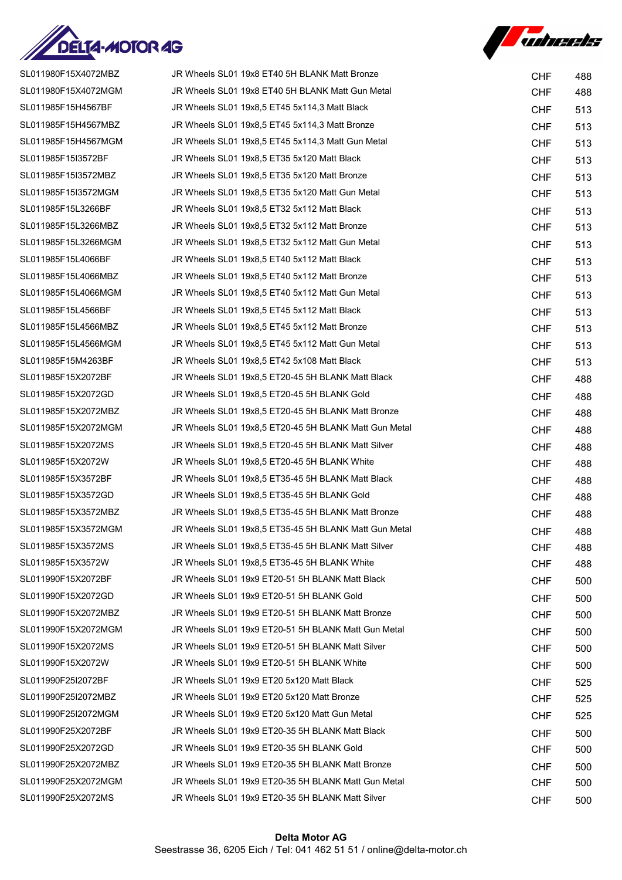| | | | |
|---|---|---|---|
| SL011980F15X4072MBZ | JR Wheels SL01 19x8 ET40 5H BLANK Matt Bronze | CHF | 488 |
| SL011980F15X4072MGM | JR Wheels SL01 19x8 ET40 5H BLANK Matt Gun Metal | CHF | 488 |
| SL011985F15H4567BF | JR Wheels SL01 19x8,5 ET45 5x114,3 Matt Black | CHF | 513 |
| SL011985F15H4567MBZ | JR Wheels SL01 19x8,5 ET45 5x114,3 Matt Bronze | CHF | 513 |
| SL011985F15H4567MGM | JR Wheels SL01 19x8,5 ET45 5x114,3 Matt Gun Metal | CHF | 513 |
| SL011985F15I3572BF | JR Wheels SL01 19x8,5 ET35 5x120 Matt Black | CHF | 513 |
| SL011985F15I3572MBZ | JR Wheels SL01 19x8,5 ET35 5x120 Matt Bronze | CHF | 513 |
| SL011985F15I3572MGM | JR Wheels SL01 19x8,5 ET35 5x120 Matt Gun Metal | CHF | 513 |
| SL011985F15L3266BF | JR Wheels SL01 19x8,5 ET32 5x112 Matt Black | CHF | 513 |
| SL011985F15L3266MBZ | JR Wheels SL01 19x8,5 ET32 5x112 Matt Bronze | CHF | 513 |
| SL011985F15L3266MGM | JR Wheels SL01 19x8,5 ET32 5x112 Matt Gun Metal | CHF | 513 |
| SL011985F15L4066BF | JR Wheels SL01 19x8,5 ET40 5x112 Matt Black | CHF | 513 |
| SL011985F15L4066MBZ | JR Wheels SL01 19x8,5 ET40 5x112 Matt Bronze | CHF | 513 |
| SL011985F15L4066MGM | JR Wheels SL01 19x8,5 ET40 5x112 Matt Gun Metal | CHF | 513 |
| SL011985F15L4566BF | JR Wheels SL01 19x8,5 ET45 5x112 Matt Black | CHF | 513 |
| SL011985F15L4566MBZ | JR Wheels SL01 19x8,5 ET45 5x112 Matt Bronze | CHF | 513 |
| SL011985F15L4566MGM | JR Wheels SL01 19x8,5 ET45 5x112 Matt Gun Metal | CHF | 513 |
| SL011985F15M4263BF | JR Wheels SL01 19x8,5 ET42 5x108 Matt Black | CHF | 513 |
| SL011985F15X2072BF | JR Wheels SL01 19x8,5 ET20-45 5H BLANK Matt Black | CHF | 488 |
| SL011985F15X2072GD | JR Wheels SL01 19x8,5 ET20-45 5H BLANK Gold | CHF | 488 |
| SL011985F15X2072MBZ | JR Wheels SL01 19x8,5 ET20-45 5H BLANK Matt Bronze | CHF | 488 |
| SL011985F15X2072MGM | JR Wheels SL01 19x8,5 ET20-45 5H BLANK Matt Gun Metal | CHF | 488 |
| SL011985F15X2072MS | JR Wheels SL01 19x8,5 ET20-45 5H BLANK Matt Silver | CHF | 488 |
| SL011985F15X2072W | JR Wheels SL01 19x8,5 ET20-45 5H BLANK White | CHF | 488 |
| SL011985F15X3572BF | JR Wheels SL01 19x8,5 ET35-45 5H BLANK Matt Black | CHF | 488 |
| SL011985F15X3572GD | JR Wheels SL01 19x8,5 ET35-45 5H BLANK Gold | CHF | 488 |
| SL011985F15X3572MBZ | JR Wheels SL01 19x8,5 ET35-45 5H BLANK Matt Bronze | CHF | 488 |
| SL011985F15X3572MGM | JR Wheels SL01 19x8,5 ET35-45 5H BLANK Matt Gun Metal | CHF | 488 |
| SL011985F15X3572MS | JR Wheels SL01 19x8,5 ET35-45 5H BLANK Matt Silver | CHF | 488 |
| SL011985F15X3572W | JR Wheels SL01 19x8,5 ET35-45 5H BLANK White | CHF | 488 |
| SL011990F15X2072BF | JR Wheels SL01 19x9 ET20-51 5H BLANK Matt Black | CHF | 500 |
| SL011990F15X2072GD | JR Wheels SL01 19x9 ET20-51 5H BLANK Gold | CHF | 500 |
| SL011990F15X2072MBZ | JR Wheels SL01 19x9 ET20-51 5H BLANK Matt Bronze | CHF | 500 |
| SL011990F15X2072MGM | JR Wheels SL01 19x9 ET20-51 5H BLANK Matt Gun Metal | CHF | 500 |
| SL011990F15X2072MS | JR Wheels SL01 19x9 ET20-51 5H BLANK Matt Silver | CHF | 500 |
| SL011990F15X2072W | JR Wheels SL01 19x9 ET20-51 5H BLANK White | CHF | 500 |
| SL011990F25I2072BF | JR Wheels SL01 19x9 ET20 5x120 Matt Black | CHF | 525 |
| SL011990F25I2072MBZ | JR Wheels SL01 19x9 ET20 5x120 Matt Bronze | CHF | 525 |
| SL011990F25I2072MGM | JR Wheels SL01 19x9 ET20 5x120 Matt Gun Metal | CHF | 525 |
| SL011990F25X2072BF | JR Wheels SL01 19x9 ET20-35 5H BLANK Matt Black | CHF | 500 |
| SL011990F25X2072GD | JR Wheels SL01 19x9 ET20-35 5H BLANK Gold | CHF | 500 |
| SL011990F25X2072MBZ | JR Wheels SL01 19x9 ET20-35 5H BLANK Matt Bronze | CHF | 500 |
| SL011990F25X2072MGM | JR Wheels SL01 19x9 ET20-35 5H BLANK Matt Gun Metal | CHF | 500 |
| SL011990F25X2072MS | JR Wheels SL01 19x9 ET20-35 5H BLANK Matt Silver | CHF | 500 |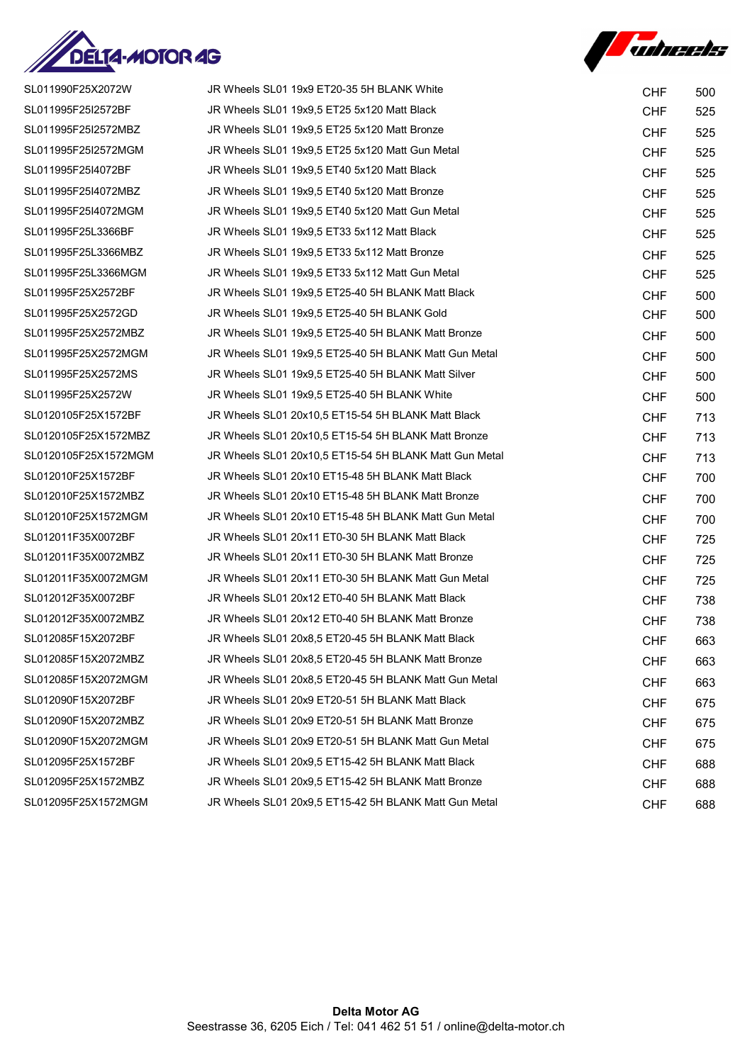| | | | |
|---|---|---|---|
| SL011990F25X2072W | JR Wheels SL01 19x9 ET20-35 5H BLANK White | CHF | 500 |
| SL011995F25I2572BF | JR Wheels SL01 19x9,5 ET25 5x120 Matt Black | CHF | 525 |
| SL011995F25I2572MBZ | JR Wheels SL01 19x9,5 ET25 5x120 Matt Bronze | CHF | 525 |
| SL011995F25I2572MGM | JR Wheels SL01 19x9,5 ET25 5x120 Matt Gun Metal | CHF | 525 |
| SL011995F25I4072BF | JR Wheels SL01 19x9,5 ET40 5x120 Matt Black | CHF | 525 |
| SL011995F25I4072MBZ | JR Wheels SL01 19x9,5 ET40 5x120 Matt Bronze | CHF | 525 |
| SL011995F25I4072MGM | JR Wheels SL01 19x9,5 ET40 5x120 Matt Gun Metal | CHF | 525 |
| SL011995F25L3366BF | JR Wheels SL01 19x9,5 ET33 5x112 Matt Black | CHF | 525 |
| SL011995F25L3366MBZ | JR Wheels SL01 19x9,5 ET33 5x112 Matt Bronze | CHF | 525 |
| SL011995F25L3366MGM | JR Wheels SL01 19x9,5 ET33 5x112 Matt Gun Metal | CHF | 525 |
| SL011995F25X2572BF | JR Wheels SL01 19x9,5 ET25-40 5H BLANK Matt Black | CHF | 500 |
| SL011995F25X2572GD | JR Wheels SL01 19x9,5 ET25-40 5H BLANK Gold | CHF | 500 |
| SL011995F25X2572MBZ | JR Wheels SL01 19x9,5 ET25-40 5H BLANK Matt Bronze | CHF | 500 |
| SL011995F25X2572MGM | JR Wheels SL01 19x9,5 ET25-40 5H BLANK Matt Gun Metal | CHF | 500 |
| SL011995F25X2572MS | JR Wheels SL01 19x9,5 ET25-40 5H BLANK Matt Silver | CHF | 500 |
| SL011995F25X2572W | JR Wheels SL01 19x9,5 ET25-40 5H BLANK White | CHF | 500 |
| SL0120105F25X1572BF | JR Wheels SL01 20x10,5 ET15-54 5H BLANK Matt Black | CHF | 713 |
| SL0120105F25X1572MBZ | JR Wheels SL01 20x10,5 ET15-54 5H BLANK Matt Bronze | CHF | 713 |
| SL0120105F25X1572MGM | JR Wheels SL01 20x10,5 ET15-54 5H BLANK Matt Gun Metal | CHF | 713 |
| SL012010F25X1572BF | JR Wheels SL01 20x10 ET15-48 5H BLANK Matt Black | CHF | 700 |
| SL012010F25X1572MBZ | JR Wheels SL01 20x10 ET15-48 5H BLANK Matt Bronze | CHF | 700 |
| SL012010F25X1572MGM | JR Wheels SL01 20x10 ET15-48 5H BLANK Matt Gun Metal | CHF | 700 |
| SL012011F35X0072BF | JR Wheels SL01 20x11 ET0-30 5H BLANK Matt Black | CHF | 725 |
| SL012011F35X0072MBZ | JR Wheels SL01 20x11 ET0-30 5H BLANK Matt Bronze | CHF | 725 |
| SL012011F35X0072MGM | JR Wheels SL01 20x11 ET0-30 5H BLANK Matt Gun Metal | CHF | 725 |
| SL012012F35X0072BF | JR Wheels SL01 20x12 ET0-40 5H BLANK Matt Black | CHF | 738 |
| SL012012F35X0072MBZ | JR Wheels SL01 20x12 ET0-40 5H BLANK Matt Bronze | CHF | 738 |
| SL012085F15X2072BF | JR Wheels SL01 20x8,5 ET20-45 5H BLANK Matt Black | CHF | 663 |
| SL012085F15X2072MBZ | JR Wheels SL01 20x8,5 ET20-45 5H BLANK Matt Bronze | CHF | 663 |
| SL012085F15X2072MGM | JR Wheels SL01 20x8,5 ET20-45 5H BLANK Matt Gun Metal | CHF | 663 |
| SL012090F15X2072BF | JR Wheels SL01 20x9 ET20-51 5H BLANK Matt Black | CHF | 675 |
| SL012090F15X2072MBZ | JR Wheels SL01 20x9 ET20-51 5H BLANK Matt Bronze | CHF | 675 |
| SL012090F15X2072MGM | JR Wheels SL01 20x9 ET20-51 5H BLANK Matt Gun Metal | CHF | 675 |
| SL012095F25X1572BF | JR Wheels SL01 20x9,5 ET15-42 5H BLANK Matt Black | CHF | 688 |
| SL012095F25X1572MBZ | JR Wheels SL01 20x9,5 ET15-42 5H BLANK Matt Bronze | CHF | 688 |
| SL012095F25X1572MGM | JR Wheels SL01 20x9,5 ET15-42 5H BLANK Matt Gun Metal | CHF | 688 |

**Delta Motor AG**
Seestrasse 36, 6205 Eich / Tel: 041 462 51 51 / online@delta-motor.ch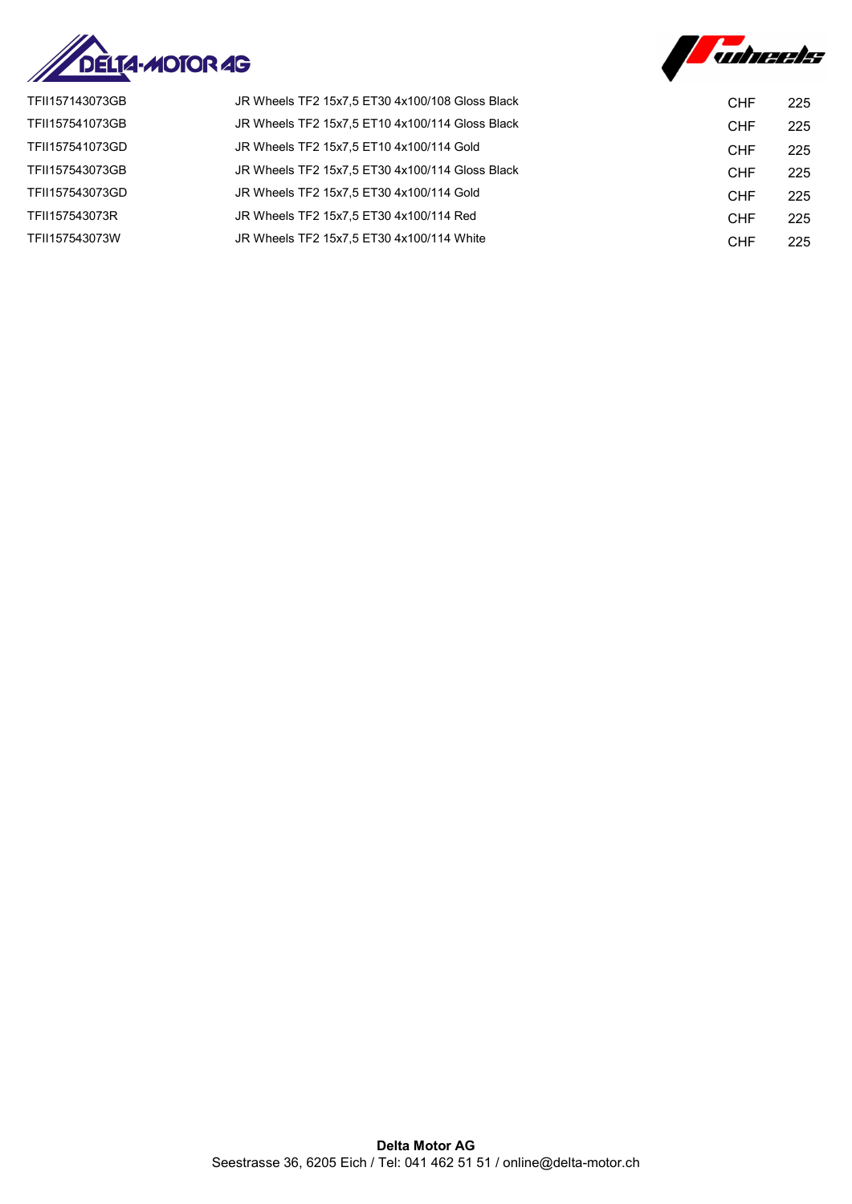| | | | |
|---|---|---|---|
| TFII157143073GB | JR Wheels TF2 15x7,5 ET30 4x100/108 Gloss Black | CHF | 225 |
| TFII157541073GB | JR Wheels TF2 15x7,5 ET10 4x100/114 Gloss Black | CHF | 225 |
| TFII157541073GD | JR Wheels TF2 15x7,5 ET10 4x100/114 Gold | CHF | 225 |
| TFII157543073GB | JR Wheels TF2 15x7,5 ET30 4x100/114 Gloss Black | CHF | 225 |
| TFII157543073GD | JR Wheels TF2 15x7,5 ET30 4x100/114 Gold | CHF | 225 |
| TFII157543073R | JR Wheels TF2 15x7,5 ET30 4x100/114 Red | CHF | 225 |
| TFII157543073W | JR Wheels TF2 15x7,5 ET30 4x100/114 White | CHF | 225 |